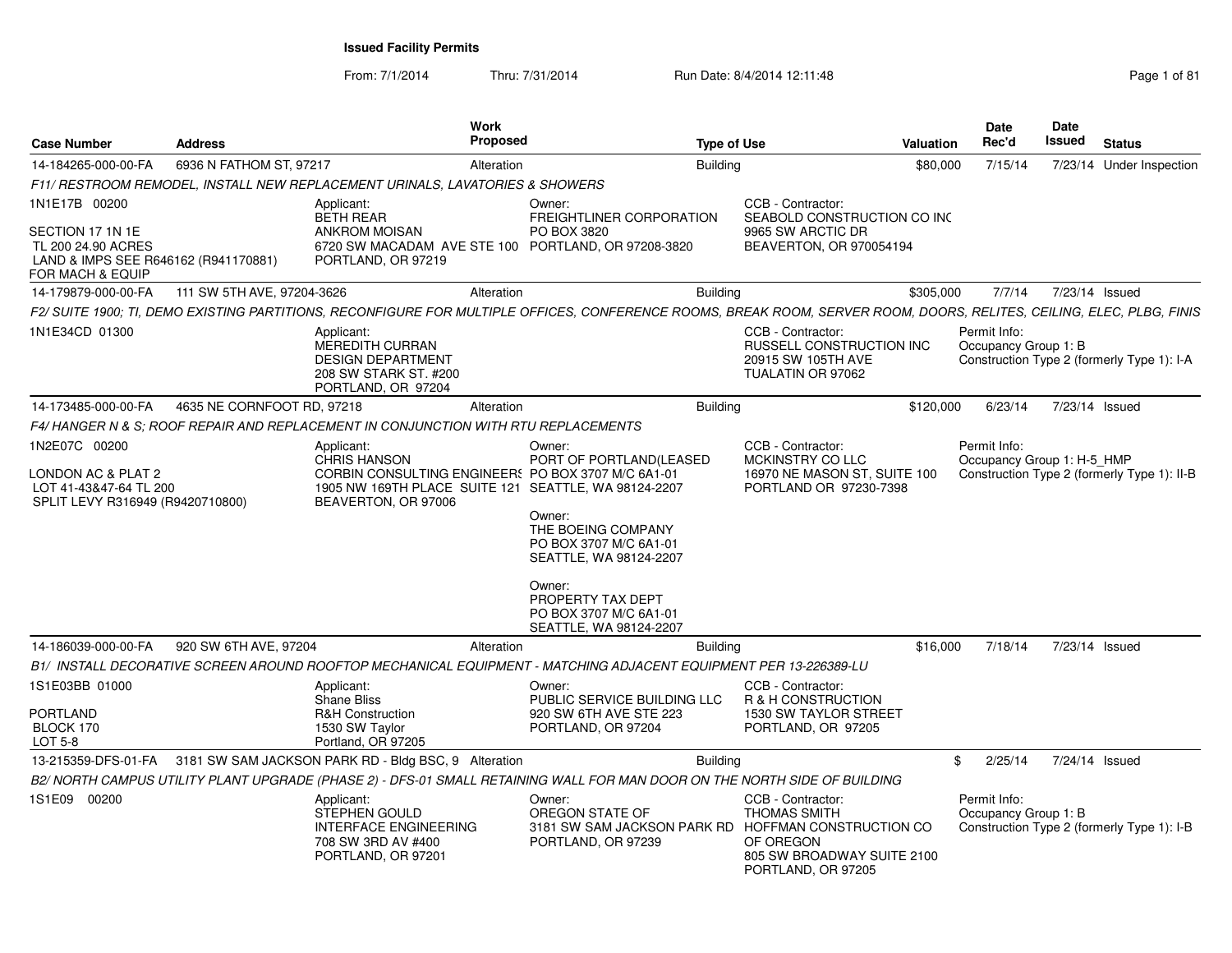# Issued Facility Permits

From: 7/1/2014 Thru: 7/31/2014 Run Date: 8/4/2014 12:11:48

| Case Number | Address | Work Proposed | Type of Use | Valuation | Date Rec'd | Date Issued | Status |
|---|---|---|---|---|---|---|---|
| 14-184265-000-00-FA | 6936 N FATHOM ST, 97217 | Alteration | Building | $80,000 | 7/15/14 | 7/23/14 | Under Inspection |

*F11/ RESTROOM REMODEL, INSTALL NEW REPLACEMENT URINALS, LAVATORIES & SHOWERS*

1N1E17B 00200

SECTION 17 1N 1E
TL 200 24.90 ACRES
LAND & IMPS SEE R646162 (R941170881)
FOR MACH & EQUIP

Applicant:
BETH REAR
ANKROM MOISAN
6720 SW MACADAM AVE STE 100
PORTLAND, OR 97219

Owner:
FREIGHTLINER CORPORATION
PO BOX 3820
PORTLAND, OR 97208-3820

CCB - Contractor:
SEABOLD CONSTRUCTION CO INC
9965 SW ARCTIC DR
BEAVERTON, OR 970054194

| Case Number | Address | Work Proposed | Type of Use | Valuation | Date Rec'd | Date Issued | Status |
|---|---|---|---|---|---|---|---|
| 14-179879-000-00-FA | 111 SW 5TH AVE, 97204-3626 | Alteration | Building | $305,000 | 7/7/14 | 7/23/14 | Issued |

*F2/ SUITE 1900; TI, DEMO EXISTING PARTITIONS, RECONFIGURE FOR MULTIPLE OFFICES, CONFERENCE ROOMS, BREAK ROOM, SERVER ROOM, DOORS, RELITES, CEILING, ELEC, PLBG, FINIS*

1N1E34CD 01300

Applicant:
MEREDITH CURRAN
DESIGN DEPARTMENT
208 SW STARK ST. #200
PORTLAND, OR 97204

CCB - Contractor:
RUSSELL CONSTRUCTION INC
20915 SW 105TH AVE
TUALATIN OR 97062

Permit Info:
Occupancy Group 1: B
Construction Type 2 (formerly Type 1): I-A

| Case Number | Address | Work Proposed | Type of Use | Valuation | Date Rec'd | Date Issued | Status |
|---|---|---|---|---|---|---|---|
| 14-173485-000-00-FA | 4635 NE CORNFOOT RD, 97218 | Alteration | Building | $120,000 | 6/23/14 | 7/23/14 | Issued |

*F4/ HANGER N & S; ROOF REPAIR AND REPLACEMENT IN CONJUNCTION WITH RTU REPLACEMENTS*

1N2E07C 00200

LONDON AC & PLAT 2
LOT 41-43&47-64 TL 200
SPLIT LEVY R316949 (R9420710800)

Applicant:
CHRIS HANSON
CORBIN CONSULTING ENGINEERS
1905 NW 169TH PLACE SUITE 121
BEAVERTON, OR 97006

Owner:
PORT OF PORTLAND(LEASED
PO BOX 3707 M/C 6A1-01
SEATTLE, WA 98124-2207

Owner:
THE BOEING COMPANY
PO BOX 3707 M/C 6A1-01
SEATTLE, WA 98124-2207

Owner:
PROPERTY TAX DEPT
PO BOX 3707 M/C 6A1-01
SEATTLE, WA 98124-2207

CCB - Contractor:
MCKINSTRY CO LLC
16970 NE MASON ST, SUITE 100
PORTLAND OR 97230-7398

Permit Info:
Occupancy Group 1: H-5_HMP
Construction Type 2 (formerly Type 1): II-B

| Case Number | Address | Work Proposed | Type of Use | Valuation | Date Rec'd | Date Issued | Status |
|---|---|---|---|---|---|---|---|
| 14-186039-000-00-FA | 920 SW 6TH AVE, 97204 | Alteration | Building | $16,000 | 7/18/14 | 7/23/14 | Issued |

*B1/ INSTALL DECORATIVE SCREEN AROUND ROOFTOP MECHANICAL EQUIPMENT - MATCHING ADJACENT EQUIPMENT PER 13-226389-LU*

1S1E03BB 01000

PORTLAND
BLOCK 170
LOT 5-8

Applicant:
Shane Bliss
R&H Construction
1530 SW Taylor
Portland, OR 97205

Owner:
PUBLIC SERVICE BUILDING LLC
920 SW 6TH AVE STE 223
PORTLAND, OR 97204

CCB - Contractor:
R & H CONSTRUCTION
1530 SW TAYLOR STREET
PORTLAND, OR 97205

| Case Number | Address | Work Proposed | Type of Use | Valuation | Date Rec'd | Date Issued | Status |
|---|---|---|---|---|---|---|---|
| 13-215359-DFS-01-FA | 3181 SW SAM JACKSON PARK RD - Bldg BSC, 9 | Alteration | Building | $ | 2/25/14 | 7/24/14 | Issued |

*B2/ NORTH CAMPUS UTILITY PLANT UPGRADE (PHASE 2) - DFS-01 SMALL RETAINING WALL FOR MAN DOOR ON THE NORTH SIDE OF BUILDING*

1S1E09 00200

Applicant:
STEPHEN GOULD
INTERFACE ENGINEERING
708 SW 3RD AV #400
PORTLAND, OR 97201

Owner:
OREGON STATE OF
3181 SW SAM JACKSON PARK RD
PORTLAND, OR 97239

CCB - Contractor:
THOMAS SMITH
HOFFMAN CONSTRUCTION CO
OF OREGON
805 SW BROADWAY SUITE 2100
PORTLAND, OR 97205

Permit Info:
Occupancy Group 1: B
Construction Type 2 (formerly Type 1): I-B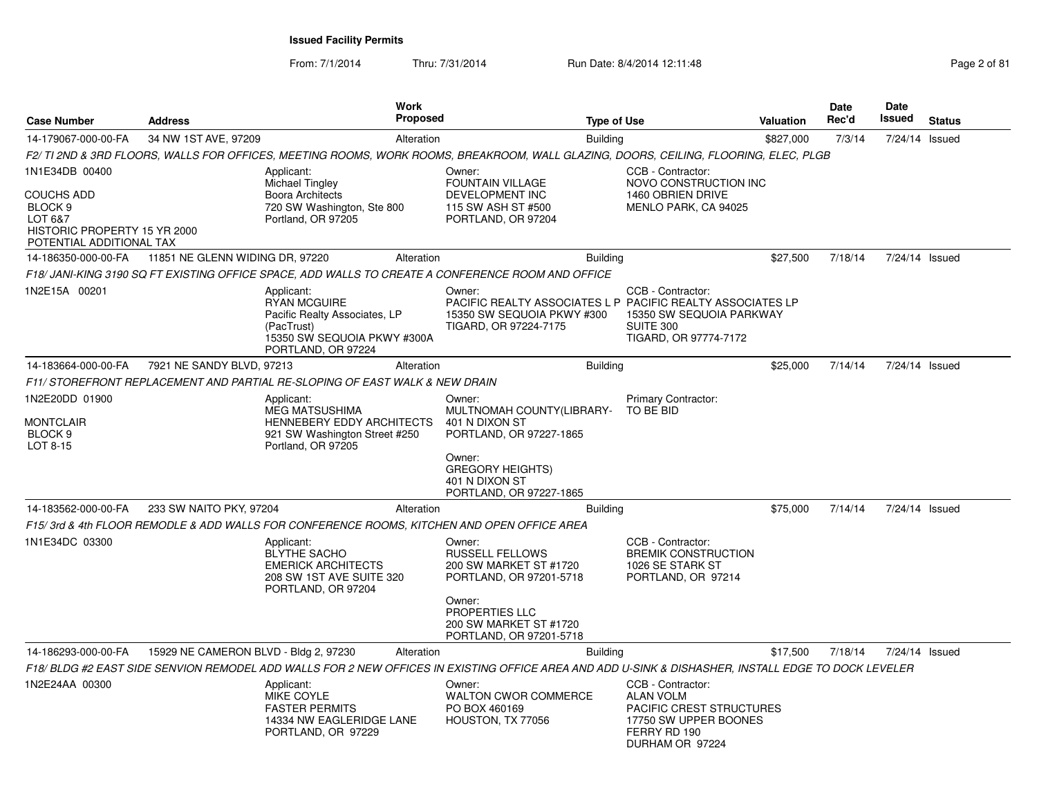**Issued Facility Permits**

From: 7/1/2014 Thru: 7/31/2014 Run Date: 8/4/2014 12:11:48

| Case Number | Address | Work Proposed | Type of Use | Valuation | Date Rec'd | Date Issued | Status |
|---|---|---|---|---|---|---|---|
| 14-179067-000-00-FA | 34 NW 1ST AVE, 97209 | Alteration | Building | $827,000 | 7/3/14 | 7/24/14 | Issued |

F2/ TI 2ND & 3RD FLOORS, WALLS FOR OFFICES, MEETING ROOMS, WORK ROOMS, BREAKROOM, WALL GLAZING, DOORS, CEILING, FLOORING, ELEC, PLGB

1N1E34DB 00400

COUCHS ADD
BLOCK 9
LOT 6&7
HISTORIC PROPERTY 15 YR 2000
POTENTIAL ADDITIONAL TAX

Applicant:
Michael Tingley
Boora Architects
720 SW Washington, Ste 800
Portland, OR 97205

Owner:
FOUNTAIN VILLAGE
DEVELOPMENT INC
115 SW ASH ST #500
PORTLAND, OR 97204

CCB - Contractor:
NOVO CONSTRUCTION INC
1460 OBRIEN DRIVE
MENLO PARK, CA 94025

| Case Number | Address | Work Proposed | Type of Use | Valuation | Date Rec'd | Date Issued | Status |
|---|---|---|---|---|---|---|---|
| 14-186350-000-00-FA | 11851 NE GLENN WIDING DR, 97220 | Alteration | Building | $27,500 | 7/18/14 | 7/24/14 | Issued |

F18/ JANI-KING 3190 SQ FT EXISTING OFFICE SPACE, ADD WALLS TO CREATE A CONFERENCE ROOM AND OFFICE

1N2E15A 00201

Applicant:
RYAN MCGUIRE
Pacific Realty Associates, LP
(PacTrust)
15350 SW SEQUOIA PKWY #300A
PORTLAND, OR 97224

Owner:
PACIFIC REALTY ASSOCIATES L P
15350 SW SEQUOIA PKWY #300
TIGARD, OR 97224-7175

CCB - Contractor:
PACIFIC REALTY ASSOCIATES LP
15350 SW SEQUOIA PARKWAY
SUITE 300
TIGARD, OR 97774-7172

| Case Number | Address | Work Proposed | Type of Use | Valuation | Date Rec'd | Date Issued | Status |
|---|---|---|---|---|---|---|---|
| 14-183664-000-00-FA | 7921 NE SANDY BLVD, 97213 | Alteration | Building | $25,000 | 7/14/14 | 7/24/14 | Issued |

F11/ STOREFRONT REPLACEMENT AND PARTIAL RE-SLOPING OF EAST WALK & NEW DRAIN

1N2E20DD 01900

MONTCLAIR
BLOCK 9
LOT 8-15

Applicant:
MEG MATSUSHIMA
HENNEBERY EDDY ARCHITECTS
921 SW Washington Street #250
Portland, OR 97205

Owner:
MULTNOMAH COUNTY(LIBRARY-
401 N DIXON ST
PORTLAND, OR 97227-1865

Owner:
GREGORY HEIGHTS)
401 N DIXON ST
PORTLAND, OR 97227-1865

Primary Contractor:
TO BE BID

| Case Number | Address | Work Proposed | Type of Use | Valuation | Date Rec'd | Date Issued | Status |
|---|---|---|---|---|---|---|---|
| 14-183562-000-00-FA | 233 SW NAITO PKY, 97204 | Alteration | Building | $75,000 | 7/14/14 | 7/24/14 | Issued |

F15/ 3rd & 4th FLOOR REMODLE & ADD WALLS FOR CONFERENCE ROOMS, KITCHEN AND OPEN OFFICE AREA

1N1E34DC 03300

Applicant:
BLYTHE SACHO
EMERICK ARCHITECTS
208 SW 1ST AVE SUITE 320
PORTLAND, OR 97204

Owner:
RUSSELL FELLOWS
200 SW MARKET ST #1720
PORTLAND, OR 97201-5718

Owner:
PROPERTIES LLC
200 SW MARKET ST #1720
PORTLAND, OR 97201-5718

CCB - Contractor:
BREMIK CONSTRUCTION
1026 SE STARK ST
PORTLAND, OR 97214

| Case Number | Address | Work Proposed | Type of Use | Valuation | Date Rec'd | Date Issued | Status |
|---|---|---|---|---|---|---|---|
| 14-186293-000-00-FA | 15929 NE CAMERON BLVD - Bldg 2, 97230 | Alteration | Building | $17,500 | 7/18/14 | 7/24/14 | Issued |

F18/ BLDG #2 EAST SIDE SENVION REMODEL ADD WALLS FOR 2 NEW OFFICES IN EXISTING OFFICE AREA AND ADD U-SINK & DISHASHER, INSTALL EDGE TO DOCK LEVELER

1N2E24AA 00300

Applicant:
MIKE COYLE
FASTER PERMITS
14334 NW EAGLERIDGE LANE
PORTLAND, OR 97229

Owner:
WALTON CWOR COMMERCE
PO BOX 460169
HOUSTON, TX 77056

CCB - Contractor:
ALAN VOLM
PACIFIC CREST STRUCTURES
17750 SW UPPER BOONES
FERRY RD 190
DURHAM OR 97224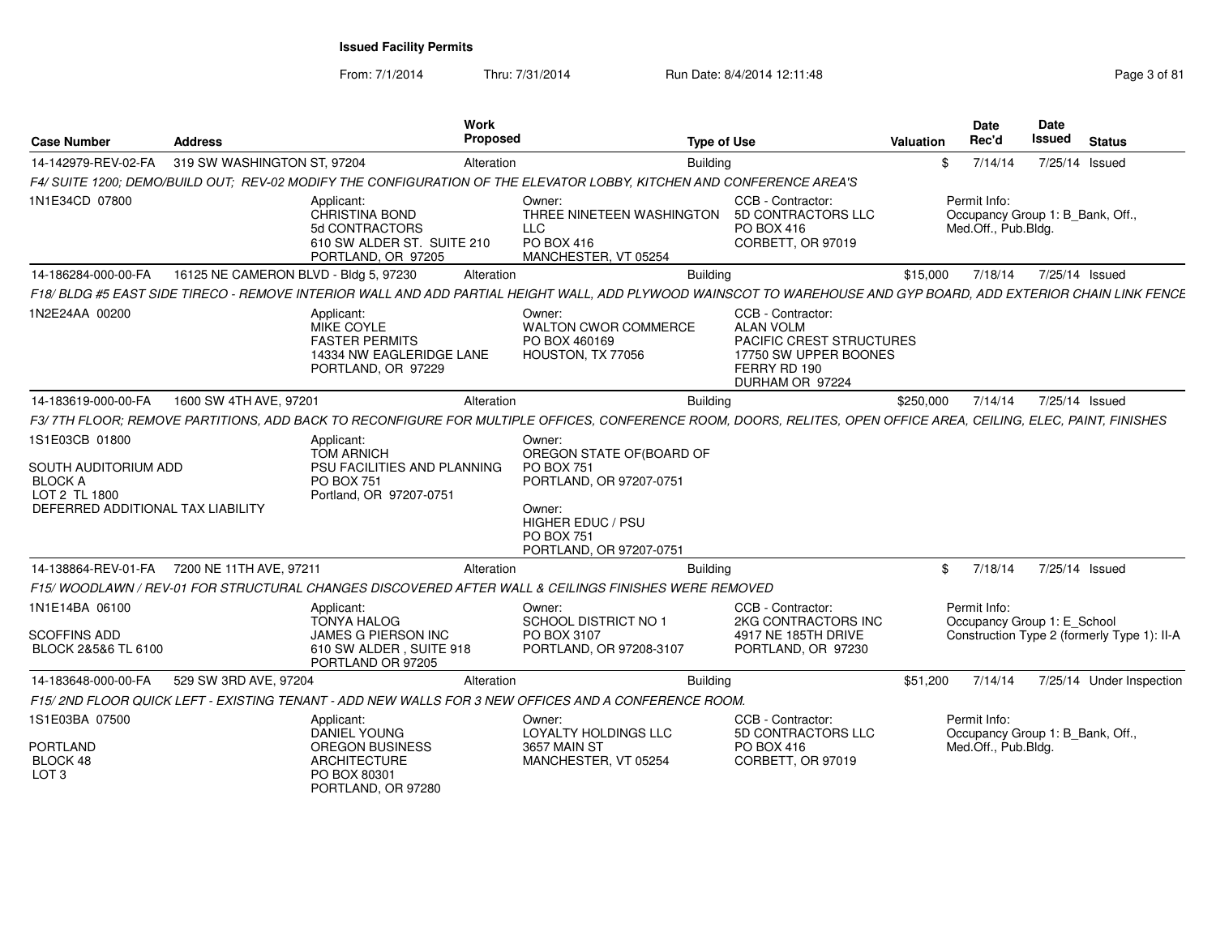**Issued Facility Permits**

From: 7/1/2014 Thru: 7/31/2014 Run Date: 8/4/2014 12:11:48

| Case Number | Address | Work Proposed | Type of Use | Valuation | Date Rec'd | Date Issued | Status |
|---|---|---|---|---|---|---|---|
| 14-142979-REV-02-FA | 319 SW WASHINGTON ST, 97204 | Alteration | Building | $ | 7/14/14 | 7/25/14 | Issued |

F4/ SUITE 1200; DEMO/BUILD OUT; REV-02 MODIFY THE CONFIGURATION OF THE ELEVATOR LOBBY, KITCHEN AND CONFERENCE AREA'S

1N1E34CD 07800

Applicant: CHRISTINA BOND, 5d CONTRACTORS, 610 SW ALDER ST. SUITE 210, PORTLAND, OR 97205

Owner: THREE NINETEEN WASHINGTON LLC, PO BOX 416, MANCHESTER, VT 05254

CCB - Contractor: 5D CONTRACTORS LLC, PO BOX 416, CORBETT, OR 97019

Permit Info: Occupancy Group 1: B_Bank, Off., Med.Off., Pub.Bldg.

| Case Number | Address | Work Proposed | Type of Use | Valuation | Date Rec'd | Date Issued | Status |
|---|---|---|---|---|---|---|---|
| 14-186284-000-00-FA | 16125 NE CAMERON BLVD - Bldg 5, 97230 | Alteration | Building | $15,000 | 7/18/14 | 7/25/14 | Issued |

F18/ BLDG #5 EAST SIDE TIRECO - REMOVE INTERIOR WALL AND ADD PARTIAL HEIGHT WALL, ADD PLYWOOD WAINSCOT TO WAREHOUSE AND GYP BOARD, ADD EXTERIOR CHAIN LINK FENCE

1N2E24AA 00200

Applicant: MIKE COYLE, FASTER PERMITS, 14334 NW EAGLERIDGE LANE, PORTLAND, OR 97229

Owner: WALTON CWOR COMMERCE, PO BOX 460169, HOUSTON, TX 77056

CCB - Contractor: ALAN VOLM, PACIFIC CREST STRUCTURES, 17750 SW UPPER BOONES FERRY RD 190, DURHAM OR 97224

| Case Number | Address | Work Proposed | Type of Use | Valuation | Date Rec'd | Date Issued | Status |
|---|---|---|---|---|---|---|---|
| 14-183619-000-00-FA | 1600 SW 4TH AVE, 97201 | Alteration | Building | $250,000 | 7/14/14 | 7/25/14 | Issued |

F3/ 7TH FLOOR; REMOVE PARTITIONS, ADD BACK TO RECONFIGURE FOR MULTIPLE OFFICES, CONFERENCE ROOM, DOORS, RELITES, OPEN OFFICE AREA, CEILING, ELEC, PAINT, FINISHES

1S1E03CB 01800

SOUTH AUDITORIUM ADD
BLOCK A
LOT 2 TL 1800
DEFERRED ADDITIONAL TAX LIABILITY

Applicant: TOM ARNICH, PSU FACILITIES AND PLANNING, PO BOX 751, Portland, OR 97207-0751

Owner: OREGON STATE OF(BOARD OF, PO BOX 751, PORTLAND, OR 97207-0751

Owner: HIGHER EDUC / PSU, PO BOX 751, PORTLAND, OR 97207-0751

| Case Number | Address | Work Proposed | Type of Use | Valuation | Date Rec'd | Date Issued | Status |
|---|---|---|---|---|---|---|---|
| 14-138864-REV-01-FA | 7200 NE 11TH AVE, 97211 | Alteration | Building | $ | 7/18/14 | 7/25/14 | Issued |

F15/ WOODLAWN / REV-01 FOR STRUCTURAL CHANGES DISCOVERED AFTER WALL & CEILINGS FINISHES WERE REMOVED

1N1E14BA 06100

SCOFFINS ADD
BLOCK 2&5&6 TL 6100

Applicant: TONYA HALOG, JAMES G PIERSON INC, 610 SW ALDER , SUITE 918, PORTLAND OR 97205

Owner: SCHOOL DISTRICT NO 1, PO BOX 3107, PORTLAND, OR 97208-3107

CCB - Contractor: 2KG CONTRACTORS INC, 4917 NE 185TH DRIVE, PORTLAND, OR 97230

Permit Info: Occupancy Group 1: E_School, Construction Type 2 (formerly Type 1): II-A

| Case Number | Address | Work Proposed | Type of Use | Valuation | Date Rec'd | Date Issued | Status |
|---|---|---|---|---|---|---|---|
| 14-183648-000-00-FA | 529 SW 3RD AVE, 97204 | Alteration | Building | $51,200 | 7/14/14 | 7/25/14 | Under Inspection |

F15/ 2ND FLOOR QUICK LEFT - EXISTING TENANT - ADD NEW WALLS FOR 3 NEW OFFICES AND A CONFERENCE ROOM.

1S1E03BA 07500

PORTLAND
BLOCK 48
LOT 3

Applicant: DANIEL YOUNG, OREGON BUSINESS ARCHITECTURE, PO BOX 80301, PORTLAND, OR 97280

Owner: LOYALTY HOLDINGS LLC, 3657 MAIN ST, MANCHESTER, VT 05254

CCB - Contractor: 5D CONTRACTORS LLC, PO BOX 416, CORBETT, OR 97019

Permit Info: Occupancy Group 1: B_Bank, Off., Med.Off., Pub.Bldg.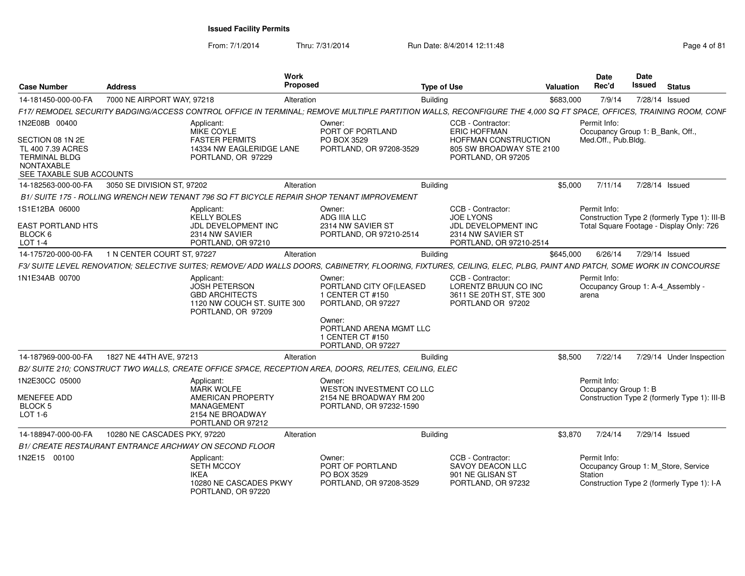**Issued Facility Permits**

From: 7/1/2014 Thru: 7/31/2014 Run Date: 8/4/2014 12:11:48

| Case Number | Address | Work Proposed | Type of Use | Valuation | Date Rec'd | Date Issued | Status |
|---|---|---|---|---|---|---|---|
| 14-181450-000-00-FA | 7000 NE AIRPORT WAY, 97218 | Alteration | Building | $683,000 | 7/9/14 | 7/28/14 | Issued |

F17/ REMODEL SECURITY BADGING/ACCESS CONTROL OFFICE IN TERMINAL; REMOVE MULTIPLE PARTITION WALLS, RECONFIGURE THE 4,000 SQ FT SPACE, OFFICES, TRAINING ROOM, CONF

1N2E08B 00400

SECTION 08 1N 2E
TL 400 7.39 ACRES
TERMINAL BLDG
NONTAXABLE
SEE TAXABLE SUB ACCOUNTS

Applicant:
MIKE COYLE
FASTER PERMITS
14334 NW EAGLERIDGE LANE
PORTLAND, OR 97229

Owner:
PORT OF PORTLAND
PO BOX 3529
PORTLAND, OR 97208-3529

CCB - Contractor:
ERIC HOFFMAN
HOFFMAN CONSTRUCTION
805 SW BROADWAY STE 2100
PORTLAND, OR 97205

Permit Info:
Occupancy Group 1: B_Bank, Off., Med.Off., Pub.Bldg.

| Case Number | Address | Work Proposed | Type of Use | Valuation | Date Rec'd | Date Issued | Status |
|---|---|---|---|---|---|---|---|
| 14-182563-000-00-FA | 3050 SE DIVISION ST, 97202 | Alteration | Building | $5,000 | 7/11/14 | 7/28/14 | Issued |

B1/ SUITE 175 - ROLLING WRENCH NEW TENANT 796 SQ FT BICYCLE REPAIR SHOP TENANT IMPROVEMENT

1S1E12BA 06000

EAST PORTLAND HTS
BLOCK 6
LOT 1-4

Applicant:
KELLY BOLES
JDL DEVELOPMENT INC
2314 NW SAVIER
PORTLAND, OR 97210

Owner:
ADG IIIA LLC
2314 NW SAVIER ST
PORTLAND, OR 97210-2514

CCB - Contractor:
JOE LYONS
JDL DEVELOPMENT INC
2314 NW SAVIER ST
PORTLAND, OR 97210-2514

Permit Info:
Construction Type 2 (formerly Type 1): III-B
Total Square Footage - Display Only: 726

| Case Number | Address | Work Proposed | Type of Use | Valuation | Date Rec'd | Date Issued | Status |
|---|---|---|---|---|---|---|---|
| 14-175720-000-00-FA | 1 N CENTER COURT ST, 97227 | Alteration | Building | $645,000 | 6/26/14 | 7/29/14 | Issued |

F3/ SUITE LEVEL RENOVATION; SELECTIVE SUITES; REMOVE/ ADD WALLS DOORS, CABINETRY, FLOORING, FIXTURES, CEILING, ELEC, PLBG, PAINT AND PATCH, SOME WORK IN CONCOURSE

1N1E34AB 00700

Applicant:
JOSH PETERSON
GBD ARCHITECTS
1120 NW COUCH ST. SUITE 300
PORTLAND, OR 97209

Owner:
PORTLAND CITY OF(LEASED
1 CENTER CT #150
PORTLAND, OR 97227

Owner:
PORTLAND ARENA MGMT LLC
1 CENTER CT #150
PORTLAND, OR 97227

CCB - Contractor:
LORENTZ BRUUN CO INC
3611 SE 20TH ST, STE 300
PORTLAND OR 97202

Permit Info:
Occupancy Group 1: A-4_Assembly - arena

| Case Number | Address | Work Proposed | Type of Use | Valuation | Date Rec'd | Date Issued | Status |
|---|---|---|---|---|---|---|---|
| 14-187969-000-00-FA | 1827 NE 44TH AVE, 97213 | Alteration | Building | $8,500 | 7/22/14 | 7/29/14 | Under Inspection |

B2/ SUITE 210; CONSTRUCT TWO WALLS, CREATE OFFICE SPACE, RECEPTION AREA, DOORS, RELITES, CEILING, ELEC

1N2E30CC 05000

MENEFEE ADD
BLOCK 5
LOT 1-6

Applicant:
MARK WOLFE
AMERICAN PROPERTY MANAGEMENT
2154 NE BROADWAY
PORTLAND OR 97212

Owner:
WESTON INVESTMENT CO LLC
2154 NE BROADWAY RM 200
PORTLAND, OR 97232-1590

Permit Info:
Occupancy Group 1: B
Construction Type 2 (formerly Type 1): III-B

| Case Number | Address | Work Proposed | Type of Use | Valuation | Date Rec'd | Date Issued | Status |
|---|---|---|---|---|---|---|---|
| 14-188947-000-00-FA | 10280 NE CASCADES PKY, 97220 | Alteration | Building | $3,870 | 7/24/14 | 7/29/14 | Issued |

B1/ CREATE RESTAURANT ENTRANCE ARCHWAY ON SECOND FLOOR

1N2E15 00100

Applicant:
SETH MCCOY
IKEA
10280 NE CASCADES PKWY
PORTLAND, OR 97220

Owner:
PORT OF PORTLAND
PO BOX 3529
PORTLAND, OR 97208-3529

CCB - Contractor:
SAVOY DEACON LLC
901 NE GLISAN ST
PORTLAND, OR 97232

Permit Info:
Occupancy Group 1: M_Store, Service Station
Construction Type 2 (formerly Type 1): I-A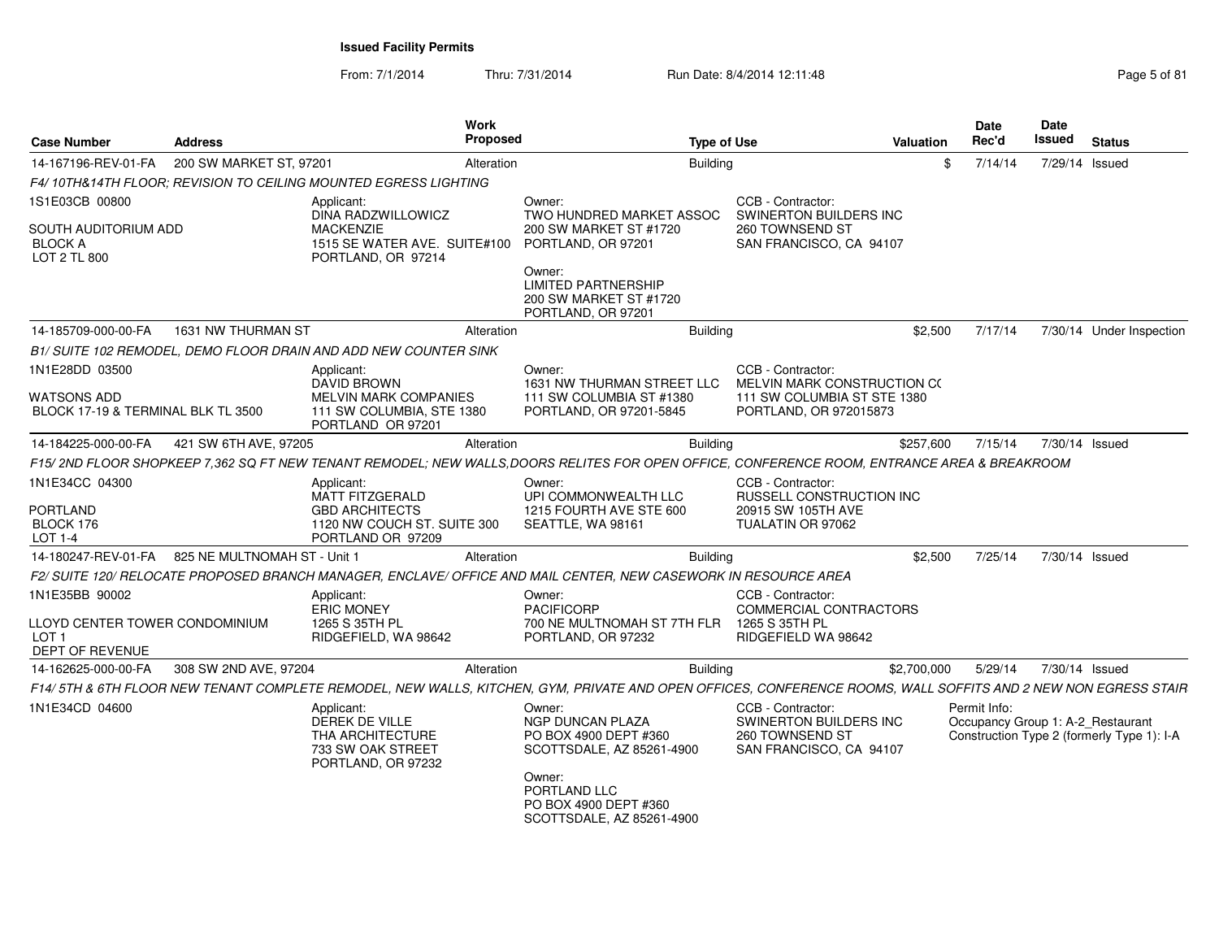# Issued Facility Permits

From: 7/1/2014 Thru: 7/31/2014 Run Date: 8/4/2014 12:11:48

| Case Number | Address | Work Proposed | Type of Use | Valuation | Date Rec'd | Date Issued | Status |
|---|---|---|---|---|---|---|---|
| 14-167196-REV-01-FA | 200 SW MARKET ST, 97201 | Alteration | Building | $ | 7/14/14 | 7/29/14 | Issued |
| F4/ 10TH&14TH FLOOR; REVISION TO CEILING MOUNTED EGRESS LIGHTING | | | | | | | |
| 1S1E03CB 00800<br>SOUTH AUDITORIUM ADD<br>BLOCK A<br>LOT 2 TL 800 | Applicant:<br>DINA RADZWILLOWICZ<br>MACKENZIE<br>1515 SE WATER AVE. SUITE#100<br>PORTLAND, OR 97214 | Owner:<br>TWO HUNDRED MARKET ASSOC<br>200 SW MARKET ST #1720<br>PORTLAND, OR 97201<br>Owner:<br>LIMITED PARTNERSHIP<br>200 SW MARKET ST #1720<br>PORTLAND, OR 97201 | CCB - Contractor:<br>SWINERTON BUILDERS INC<br>260 TOWNSEND ST<br>SAN FRANCISCO, CA 94107 | | | | |
| 14-185709-000-00-FA | 1631 NW THURMAN ST | Alteration | Building | $2,500 | 7/17/14 | 7/30/14 | Under Inspection |
| B1/ SUITE 102 REMODEL, DEMO FLOOR DRAIN AND ADD NEW COUNTER SINK | | | | | | | |
| 1N1E28DD 03500<br>WATSONS ADD<br>BLOCK 17-19 & TERMINAL BLK TL 3500 | Applicant:<br>DAVID BROWN<br>MELVIN MARK COMPANIES<br>111 SW COLUMBIA, STE 1380<br>PORTLAND OR 97201 | Owner:<br>1631 NW THURMAN STREET LLC<br>111 SW COLUMBIA ST #1380<br>PORTLAND, OR 97201-5845 | CCB - Contractor:<br>MELVIN MARK CONSTRUCTION C(<br>111 SW COLUMBIA ST STE 1380<br>PORTLAND, OR 972015873 | | | | |
| 14-184225-000-00-FA | 421 SW 6TH AVE, 97205 | Alteration | Building | $257,600 | 7/15/14 | 7/30/14 | Issued |
| F15/ 2ND FLOOR SHOPKEEP 7,362 SQ FT NEW TENANT REMODEL; NEW WALLS,DOORS RELITES FOR OPEN OFFICE, CONFERENCE ROOM, ENTRANCE AREA & BREAKROOM | | | | | | | |
| 1N1E34CC 04300<br>PORTLAND<br>BLOCK 176<br>LOT 1-4 | Applicant:<br>MATT FITZGERALD<br>GBD ARCHITECTS<br>1120 NW COUCH ST. SUITE 300<br>PORTLAND OR 97209 | Owner:<br>UPI COMMONWEALTH LLC<br>1215 FOURTH AVE STE 600<br>SEATTLE, WA 98161 | CCB - Contractor:<br>RUSSELL CONSTRUCTION INC<br>20915 SW 105TH AVE<br>TUALATIN OR 97062 | | | | |
| 14-180247-REV-01-FA | 825 NE MULTNOMAH ST - Unit 1 | Alteration | Building | $2,500 | 7/25/14 | 7/30/14 | Issued |
| F2/ SUITE 120/ RELOCATE PROPOSED BRANCH MANAGER, ENCLAVE/ OFFICE AND MAIL CENTER, NEW CASEWORK IN RESOURCE AREA | | | | | | | |
| 1N1E35BB 90002<br>LLOYD CENTER TOWER CONDOMINIUM<br>LOT 1<br>DEPT OF REVENUE | Applicant:<br>ERIC MONEY<br>1265 S 35TH PL<br>RIDGEFIELD, WA 98642 | Owner:<br>PACIFICORP<br>700 NE MULTNOMAH ST 7TH FLR<br>PORTLAND, OR 97232 | CCB - Contractor:<br>COMMERCIAL CONTRACTORS<br>1265 S 35TH PL<br>RIDGEFIELD WA 98642 | | | | |
| 14-162625-000-00-FA | 308 SW 2ND AVE, 97204 | Alteration | Building | $2,700,000 | 5/29/14 | 7/30/14 | Issued |
| F14/ 5TH & 6TH FLOOR NEW TENANT COMPLETE REMODEL, NEW WALLS, KITCHEN, GYM, PRIVATE AND OPEN OFFICES, CONFERENCE ROOMS, WALL SOFFITS AND 2 NEW NON EGRESS STAIR | | | | | | | |
| 1N1E34CD 04600 | Applicant:<br>DEREK DE VILLE<br>THA ARCHITECTURE<br>733 SW OAK STREET<br>PORTLAND, OR 97232 | Owner:<br>NGP DUNCAN PLAZA<br>PO BOX 4900 DEPT #360<br>SCOTTSDALE, AZ 85261-4900<br>Owner:<br>PORTLAND LLC<br>PO BOX 4900 DEPT #360<br>SCOTTSDALE, AZ 85261-4900 | CCB - Contractor:<br>SWINERTON BUILDERS INC<br>260 TOWNSEND ST<br>SAN FRANCISCO, CA 94107 | Permit Info:<br>Occupancy Group 1: A-2_Restaurant<br>Construction Type 2 (formerly Type 1): I-A | | | |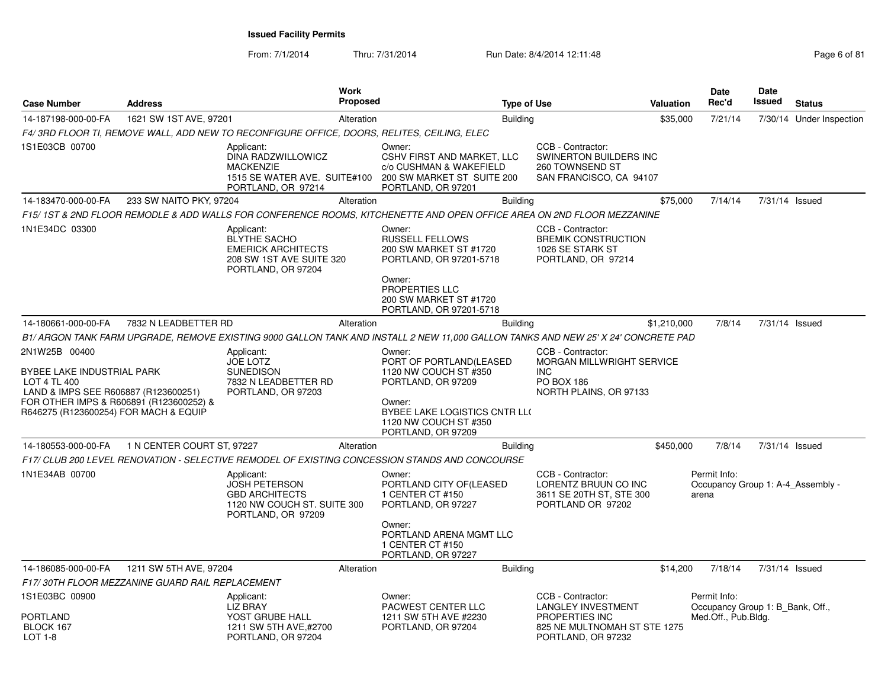**Issued Facility Permits**

From: 7/1/2014 Thru: 7/31/2014 Run Date: 8/4/2014 12:11:48

| Case Number | Address | Work Proposed | Type of Use | Valuation | Date Rec'd | Date Issued | Status |
|---|---|---|---|---|---|---|---|
| 14-187198-000-00-FA | 1621 SW 1ST AVE, 97201 | Alteration | Building | $35,000 | 7/21/14 | 7/30/14 | Under Inspection |

*F4/ 3RD FLOOR TI, REMOVE WALL, ADD NEW TO RECONFIGURE OFFICE, DOORS, RELITES, CEILING, ELEC*

1S1E03CB 00700

Applicant: DINA RADZWILLOWICZ, MACKENZIE, 1515 SE WATER AVE. SUITE#100, PORTLAND, OR 97214

Owner: CSHV FIRST AND MARKET, LLC, c/o CUSHMAN & WAKEFIELD, 200 SW MARKET ST SUITE 200, PORTLAND, OR 97201

CCB - Contractor: SWINERTON BUILDERS INC, 260 TOWNSEND ST, SAN FRANCISCO, CA 94107

| Case Number | Address | Work Proposed | Type of Use | Valuation | Date Rec'd | Date Issued | Status |
|---|---|---|---|---|---|---|---|
| 14-183470-000-00-FA | 233 SW NAITO PKY, 97204 | Alteration | Building | $75,000 | 7/14/14 | 7/31/14 | Issued |

*F15/ 1ST & 2ND FLOOR REMODEL & ADD WALLS FOR CONFERENCE ROOMS, KITCHENETTE AND OPEN OFFICE AREA ON 2ND FLOOR MEZZANINE*

1N1E34DC 03300

Applicant: BLYTHE SACHO, EMERICK ARCHITECTS, 208 SW 1ST AVE SUITE 320, PORTLAND, OR 97204

Owner: RUSSELL FELLOWS, 200 SW MARKET ST #1720, PORTLAND, OR 97201-5718

Owner: PROPERTIES LLC, 200 SW MARKET ST #1720, PORTLAND, OR 97201-5718

CCB - Contractor: BREMIK CONSTRUCTION, 1026 SE STARK ST, PORTLAND, OR 97214

| Case Number | Address | Work Proposed | Type of Use | Valuation | Date Rec'd | Date Issued | Status |
|---|---|---|---|---|---|---|---|
| 14-180661-000-00-FA | 7832 N LEADBETTER RD | Alteration | Building | $1,210,000 | 7/8/14 | 7/31/14 | Issued |

*B1/ ARGON TANK FARM UPGRADE, REMOVE EXISTING 9000 GALLON TANK AND INSTALL 2 NEW 11,000 GALLON TANKS AND NEW 25' X 24' CONCRETE PAD*

2N1W25B 00400

BYBEE LAKE INDUSTRIAL PARK
LOT 4 TL 400
LAND & IMPS SEE R606887 (R123600251) FOR OTHER IMPS & R606891 (R123600252) & R646275 (R123600254) FOR MACH & EQUIP

Applicant: JOE LOTZ, SUNEDISON, 7832 N LEADBETTER RD, PORTLAND, OR 97203

Owner: PORT OF PORTLAND(LEASED, 1120 NW COUCH ST #350, PORTLAND, OR 97209

Owner: BYBEE LAKE LOGISTICS CNTR LL(, 1120 NW COUCH ST #350, PORTLAND, OR 97209

CCB - Contractor: MORGAN MILLWRIGHT SERVICE INC, PO BOX 186, NORTH PLAINS, OR 97133

| Case Number | Address | Work Proposed | Type of Use | Valuation | Date Rec'd | Date Issued | Status |
|---|---|---|---|---|---|---|---|
| 14-180553-000-00-FA | 1 N CENTER COURT ST, 97227 | Alteration | Building | $450,000 | 7/8/14 | 7/31/14 | Issued |

*F17/ CLUB 200 LEVEL RENOVATION - SELECTIVE REMODEL OF EXISTING CONCESSION STANDS AND CONCOURSE*

1N1E34AB 00700

Applicant: JOSH PETERSON, GBD ARCHITECTS, 1120 NW COUCH ST. SUITE 300, PORTLAND, OR 97209

Owner: PORTLAND CITY OF(LEASED, 1 CENTER CT #150, PORTLAND, OR 97227

Owner: PORTLAND ARENA MGMT LLC, 1 CENTER CT #150, PORTLAND, OR 97227

CCB - Contractor: LORENTZ BRUUN CO INC, 3611 SE 20TH ST, STE 300, PORTLAND OR 97202

Permit Info: Occupancy Group 1: A-4_Assembly - arena

| Case Number | Address | Work Proposed | Type of Use | Valuation | Date Rec'd | Date Issued | Status |
|---|---|---|---|---|---|---|---|
| 14-186085-000-00-FA | 1211 SW 5TH AVE, 97204 | Alteration | Building | $14,200 | 7/18/14 | 7/31/14 | Issued |

*F17/ 30TH FLOOR MEZZANINE GUARD RAIL REPLACEMENT*

1S1E03BC 00900

PORTLAND
BLOCK 167
LOT 1-8

Applicant: LIZ BRAY, YOST GRUBE HALL, 1211 SW 5TH AVE,#2700, PORTLAND, OR 97204

Owner: PACWEST CENTER LLC, 1211 SW 5TH AVE #2230, PORTLAND, OR 97204

CCB - Contractor: LANGLEY INVESTMENT PROPERTIES INC, 825 NE MULTNOMAH ST STE 1275, PORTLAND, OR 97232

Permit Info: Occupancy Group 1: B_Bank, Off., Med.Off., Pub.Bldg.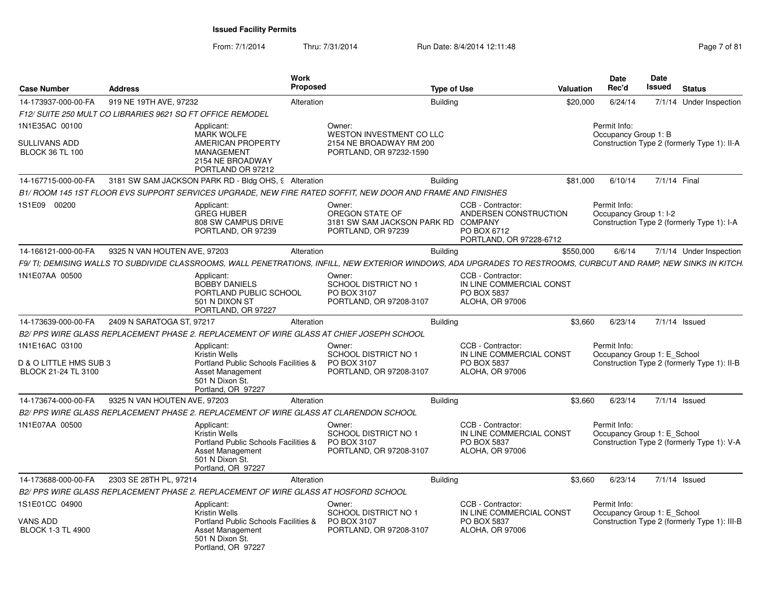**Issued Facility Permits**

From: 7/1/2014 Thru: 7/31/2014 Run Date: 8/4/2014 12:11:48

| Case Number | Address | Work Proposed | Type of Use | Valuation | Date Rec'd | Date Issued | Status |
|---|---|---|---|---|---|---|---|
| 14-173937-000-00-FA | 919 NE 19TH AVE, 97232 | Alteration | Building | $20,000 | 6/24/14 | 7/1/14 | Under Inspection |
| *F12/ SUITE 250 MULT CO LIBRARIES 9621 SQ FT OFFICE REMODEL* | | | | | | | |
| 1N1E35AC 00100<br>SULLIVANS ADD<br>BLOCK 36 TL 100 | Applicant:<br>MARK WOLFE<br>AMERICAN PROPERTY MANAGEMENT<br>2154 NE BROADWAY<br>PORTLAND OR 97212 | Owner:<br>WESTON INVESTMENT CO LLC<br>2154 NE BROADWAY RM 200<br>PORTLAND, OR 97232-1590 | | Permit Info:<br>Occupancy Group 1: B<br>Construction Type 2 (formerly Type 1): II-A | | | |
| 14-167715-000-00-FA | 3181 SW SAM JACKSON PARK RD - Bldg OHS, 9 | Alteration | Building | $81,000 | 6/10/14 | 7/1/14 | Final |
| *B1/ ROOM 145 1ST FLOOR EVS SUPPORT SERVICES UPGRADE, NEW FIRE RATED SOFFIT, NEW DOOR AND FRAME AND FINISHES* | | | | | | | |
| 1S1E09 00200 | Applicant:<br>GREG HUBER<br>808 SW CAMPUS DRIVE<br>PORTLAND, OR 97239 | Owner:<br>OREGON STATE OF<br>3181 SW SAM JACKSON PARK RD<br>PORTLAND, OR 97239 | CCB - Contractor:<br>ANDERSEN CONSTRUCTION COMPANY<br>PO BOX 6712<br>PORTLAND, OR 97228-6712 | Permit Info:<br>Occupancy Group 1: I-2<br>Construction Type 2 (formerly Type 1): I-A | | | |
| 14-166121-000-00-FA | 9325 N VAN HOUTEN AVE, 97203 | Alteration | Building | $550,000 | 6/6/14 | 7/1/14 | Under Inspection |
| *F9/ TI; DEMISING WALLS TO SUBDIVIDE CLASSROOMS, WALL PENETRATIONS, INFILL, NEW EXTERIOR WINDOWS, ADA UPGRADES TO RESTROOMS, CURBCUT AND RAMP, NEW SINKS IN KITCH* | | | | | | | |
| 1N1E07AA 00500 | Applicant:<br>BOBBY DANIELS<br>PORTLAND PUBLIC SCHOOL<br>501 N DIXON ST<br>PORTLAND, OR 97227 | Owner:<br>SCHOOL DISTRICT NO 1<br>PO BOX 3107<br>PORTLAND, OR 97208-3107 | CCB - Contractor:<br>IN LINE COMMERCIAL CONST<br>PO BOX 5837<br>ALOHA, OR 97006 | | | | |
| 14-173639-000-00-FA | 2409 N SARATOGA ST, 97217 | Alteration | Building | $3,660 | 6/23/14 | 7/1/14 | Issued |
| *B2/ PPS WIRE GLASS REPLACEMENT PHASE 2. REPLACEMENT OF WIRE GLASS AT CHIEF JOSEPH SCHOOL* | | | | | | | |
| 1N1E16AC 03100<br>D & O LITTLE HMS SUB 3<br>BLOCK 21-24 TL 3100 | Applicant:<br>Kristin Wells<br>Portland Public Schools Facilities & Asset Management<br>501 N Dixon St.<br>Portland, OR 97227 | Owner:<br>SCHOOL DISTRICT NO 1<br>PO BOX 3107<br>PORTLAND, OR 97208-3107 | CCB - Contractor:<br>IN LINE COMMERCIAL CONST<br>PO BOX 5837<br>ALOHA, OR 97006 | Permit Info:<br>Occupancy Group 1: E_School<br>Construction Type 2 (formerly Type 1): II-B | | | |
| 14-173674-000-00-FA | 9325 N VAN HOUTEN AVE, 97203 | Alteration | Building | $3,660 | 6/23/14 | 7/1/14 | Issued |
| *B2/ PPS WIRE GLASS REPLACEMENT PHASE 2. REPLACEMENT OF WIRE GLASS AT CLARENDON SCHOOL* | | | | | | | |
| 1N1E07AA 00500 | Applicant:<br>Kristin Wells<br>Portland Public Schools Facilities & Asset Management<br>501 N Dixon St.<br>Portland, OR 97227 | Owner:<br>SCHOOL DISTRICT NO 1<br>PO BOX 3107<br>PORTLAND, OR 97208-3107 | CCB - Contractor:<br>IN LINE COMMERCIAL CONST<br>PO BOX 5837<br>ALOHA, OR 97006 | Permit Info:<br>Occupancy Group 1: E_School<br>Construction Type 2 (formerly Type 1): V-A | | | |
| 14-173688-000-00-FA | 2303 SE 28TH PL, 97214 | Alteration | Building | $3,660 | 6/23/14 | 7/1/14 | Issued |
| *B2/ PPS WIRE GLASS REPLACEMENT PHASE 2. REPLACEMENT OF WIRE GLASS AT HOSFORD SCHOOL* | | | | | | | |
| 1S1E01CC 04900<br>VANS ADD<br>BLOCK 1-3 TL 4900 | Applicant:<br>Kristin Wells<br>Portland Public Schools Facilities & Asset Management<br>501 N Dixon St.<br>Portland, OR 97227 | Owner:<br>SCHOOL DISTRICT NO 1<br>PO BOX 3107<br>PORTLAND, OR 97208-3107 | CCB - Contractor:<br>IN LINE COMMERCIAL CONST<br>PO BOX 5837<br>ALOHA, OR 97006 | Permit Info:<br>Occupancy Group 1: E_School<br>Construction Type 2 (formerly Type 1): III-B | | | |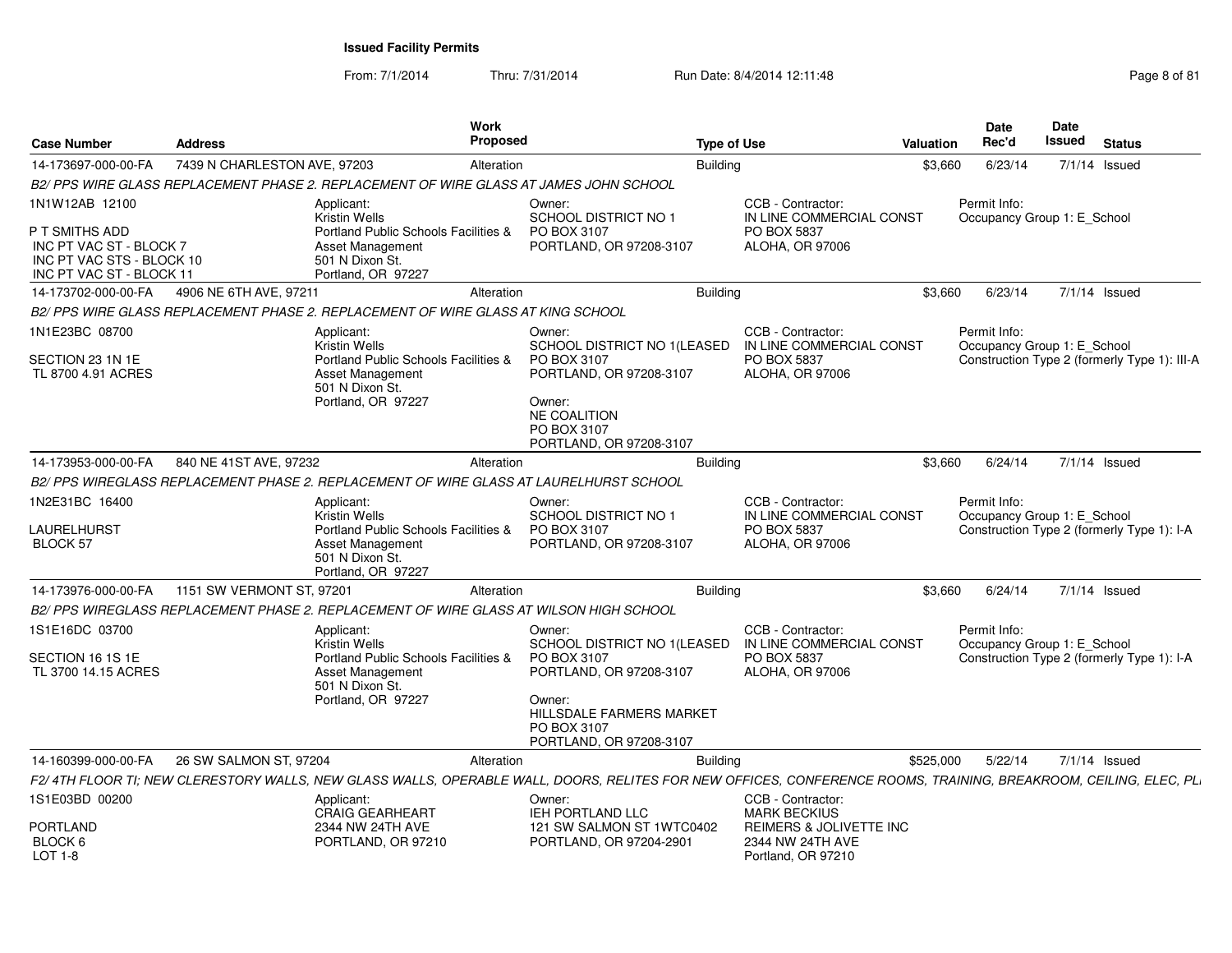**Issued Facility Permits**

From: 7/1/2014 Thru: 7/31/2014 Run Date: 8/4/2014 12:11:48

| Case Number | Address | Work Proposed | Type of Use | Valuation | Date Rec'd | Date Issued | Status |
|---|---|---|---|---|---|---|---|
| 14-173697-000-00-FA | 7439 N CHARLESTON AVE, 97203 | Alteration | Building | $3,660 | 6/23/14 | 7/1/14 | Issued |

*B2/ PPS WIRE GLASS REPLACEMENT PHASE 2. REPLACEMENT OF WIRE GLASS AT JAMES JOHN SCHOOL*

1N1W12AB 12100

P T SMITHS ADD
INC PT VAC ST - BLOCK 7
INC PT VAC STS - BLOCK 10
INC PT VAC ST - BLOCK 11

Applicant:
Kristin Wells
Portland Public Schools Facilities & Asset Management
501 N Dixon St.
Portland, OR 97227

Owner:
SCHOOL DISTRICT NO 1
PO BOX 3107
PORTLAND, OR 97208-3107

CCB - Contractor:
IN LINE COMMERCIAL CONST
PO BOX 5837
ALOHA, OR 97006

Permit Info:
Occupancy Group 1: E_School

| Case Number | Address | Work Proposed | Type of Use | Valuation | Date Rec'd | Date Issued | Status |
|---|---|---|---|---|---|---|---|
| 14-173702-000-00-FA | 4906 NE 6TH AVE, 97211 | Alteration | Building | $3,660 | 6/23/14 | 7/1/14 | Issued |

*B2/ PPS WIRE GLASS REPLACEMENT PHASE 2. REPLACEMENT OF WIRE GLASS AT KING SCHOOL*

1N1E23BC 08700

SECTION 23 1N 1E
TL 8700 4.91 ACRES

Applicant:
Kristin Wells
Portland Public Schools Facilities & Asset Management
501 N Dixon St.
Portland, OR 97227

Owner:
SCHOOL DISTRICT NO 1(LEASED
PO BOX 3107
PORTLAND, OR 97208-3107

Owner:
NE COALITION
PO BOX 3107
PORTLAND, OR 97208-3107

CCB - Contractor:
IN LINE COMMERCIAL CONST
PO BOX 5837
ALOHA, OR 97006

Permit Info:
Occupancy Group 1: E_School
Construction Type 2 (formerly Type 1): III-A

| Case Number | Address | Work Proposed | Type of Use | Valuation | Date Rec'd | Date Issued | Status |
|---|---|---|---|---|---|---|---|
| 14-173953-000-00-FA | 840 NE 41ST AVE, 97232 | Alteration | Building | $3,660 | 6/24/14 | 7/1/14 | Issued |

*B2/ PPS WIREGLASS REPLACEMENT PHASE 2. REPLACEMENT OF WIRE GLASS AT LAURELHURST SCHOOL*

1N2E31BC 16400

LAURELHURST
BLOCK 57

Applicant:
Kristin Wells
Portland Public Schools Facilities & Asset Management
501 N Dixon St.
Portland, OR 97227

Owner:
SCHOOL DISTRICT NO 1
PO BOX 3107
PORTLAND, OR 97208-3107

CCB - Contractor:
IN LINE COMMERCIAL CONST
PO BOX 5837
ALOHA, OR 97006

Permit Info:
Occupancy Group 1: E_School
Construction Type 2 (formerly Type 1): I-A

| Case Number | Address | Work Proposed | Type of Use | Valuation | Date Rec'd | Date Issued | Status |
|---|---|---|---|---|---|---|---|
| 14-173976-000-00-FA | 1151 SW VERMONT ST, 97201 | Alteration | Building | $3,660 | 6/24/14 | 7/1/14 | Issued |

*B2/ PPS WIREGLASS REPLACEMENT PHASE 2. REPLACEMENT OF WIRE GLASS AT WILSON HIGH SCHOOL*

1S1E16DC 03700

SECTION 16 1S 1E
TL 3700 14.15 ACRES

Applicant:
Kristin Wells
Portland Public Schools Facilities & Asset Management
501 N Dixon St.
Portland, OR 97227

Owner:
SCHOOL DISTRICT NO 1(LEASED
PO BOX 3107
PORTLAND, OR 97208-3107

Owner:
HILLSDALE FARMERS MARKET
PO BOX 3107
PORTLAND, OR 97208-3107

CCB - Contractor:
IN LINE COMMERCIAL CONST
PO BOX 5837
ALOHA, OR 97006

Permit Info:
Occupancy Group 1: E_School
Construction Type 2 (formerly Type 1): I-A

| Case Number | Address | Work Proposed | Type of Use | Valuation | Date Rec'd | Date Issued | Status |
|---|---|---|---|---|---|---|---|
| 14-160399-000-00-FA | 26 SW SALMON ST, 97204 | Alteration | Building | $525,000 | 5/22/14 | 7/1/14 | Issued |

*F2/ 4TH FLOOR TI; NEW CLERESTORY WALLS, NEW GLASS WALLS, OPERABLE WALL, DOORS, RELITES FOR NEW OFFICES, CONFERENCE ROOMS, TRAINING, BREAKROOM, CEILING, ELEC, PL*

1S1E03BD 00200

PORTLAND
BLOCK 6
LOT 1-8

Applicant:
CRAIG GEARHEART
2344 NW 24TH AVE
PORTLAND, OR 97210

Owner:
IEH PORTLAND LLC
121 SW SALMON ST 1WTC0402
PORTLAND, OR 97204-2901

CCB - Contractor:
MARK BECKIUS
REIMERS & JOLIVETTE INC
2344 NW 24TH AVE
Portland, OR 97210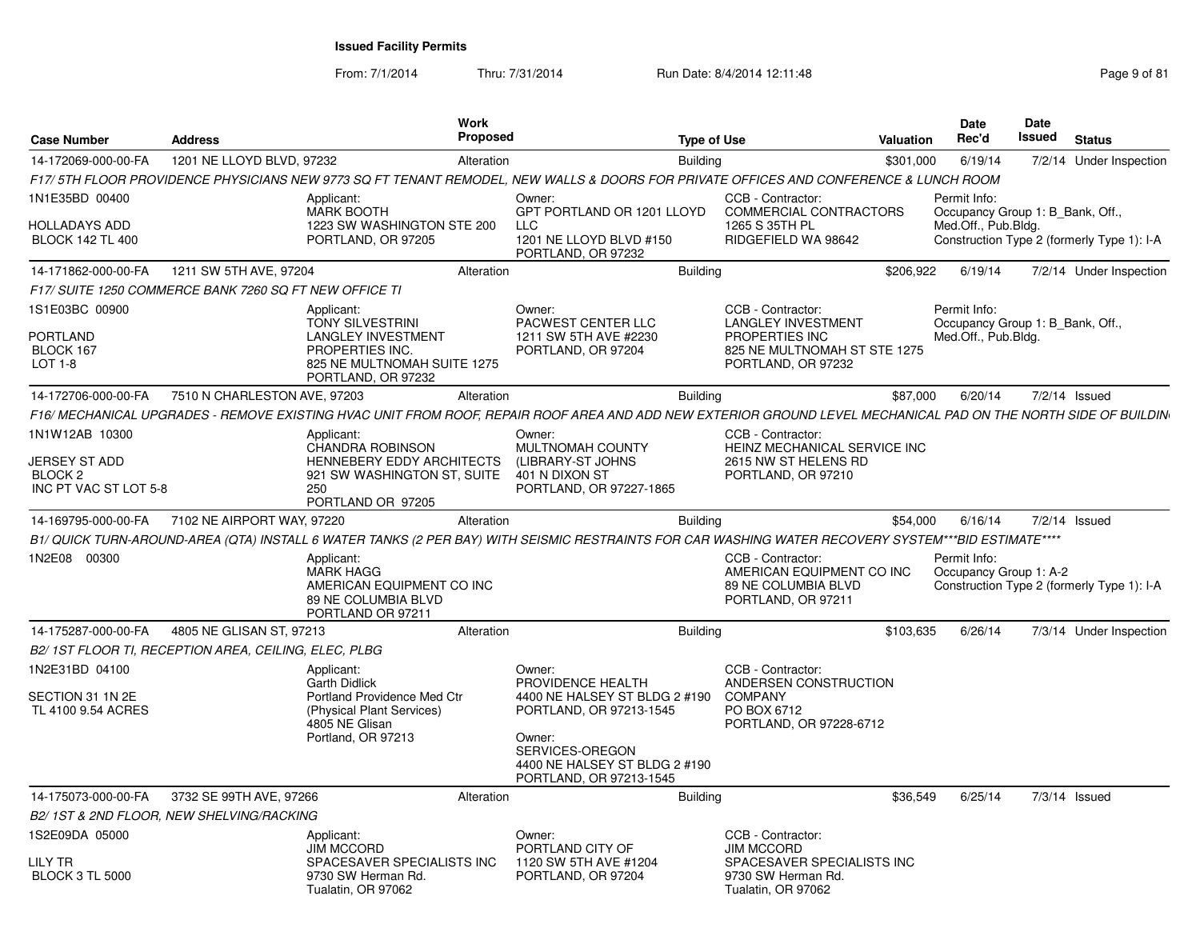**Issued Facility Permits**

From: 7/1/2014 Thru: 7/31/2014 Run Date: 8/4/2014 12:11:48

| Case Number | Address | Work Proposed | Type of Use | Valuation | Date Rec'd | Date Issued | Status |
|---|---|---|---|---|---|---|---|
| 14-172069-000-00-FA | 1201 NE LLOYD BLVD, 97232 | Alteration | Building | $301,000 | 6/19/14 | 7/2/14 | Under Inspection |

*F17/ 5TH FLOOR PROVIDENCE PHYSICIANS NEW 9773 SQ FT TENANT REMODEL, NEW WALLS & DOORS FOR PRIVATE OFFICES AND CONFERENCE & LUNCH ROOM*

1N1E35BD 00400
HOLLADAYS ADD
BLOCK 142 TL 400

Applicant: MARK BOOTH, 1223 SW WASHINGTON STE 200, PORTLAND, OR 97205

Owner: GPT PORTLAND OR 1201 LLOYD LLC, 1201 NE LLOYD BLVD #150, PORTLAND, OR 97232

CCB - Contractor: COMMERCIAL CONTRACTORS, 1265 S 35TH PL, RIDGEFIELD WA 98642

Permit Info: Occupancy Group 1: B_Bank, Off., Med.Off., Pub.Bldg. Construction Type 2 (formerly Type 1): I-A

| Case Number | Address | Work Proposed | Type of Use | Valuation | Date Rec'd | Date Issued | Status |
|---|---|---|---|---|---|---|---|
| 14-171862-000-00-FA | 1211 SW 5TH AVE, 97204 | Alteration | Building | $206,922 | 6/19/14 | 7/2/14 | Under Inspection |

*F17/ SUITE 1250 COMMERCE BANK 7260 SQ FT NEW OFFICE TI*

1S1E03BC 00900
PORTLAND
BLOCK 167
LOT 1-8

Applicant: TONY SILVESTRINI, LANGLEY INVESTMENT PROPERTIES INC., 825 NE MULTNOMAH SUITE 1275, PORTLAND, OR 97232

Owner: PACWEST CENTER LLC, 1211 SW 5TH AVE #2230, PORTLAND, OR 97204

CCB - Contractor: LANGLEY INVESTMENT PROPERTIES INC, 825 NE MULTNOMAH ST STE 1275, PORTLAND, OR 97232

Permit Info: Occupancy Group 1: B_Bank, Off., Med.Off., Pub.Bldg.

| Case Number | Address | Work Proposed | Type of Use | Valuation | Date Rec'd | Date Issued | Status |
|---|---|---|---|---|---|---|---|
| 14-172706-000-00-FA | 7510 N CHARLESTON AVE, 97203 | Alteration | Building | $87,000 | 6/20/14 | 7/2/14 | Issued |

*F16/ MECHANICAL UPGRADES - REMOVE EXISTING HVAC UNIT FROM ROOF, REPAIR ROOF AREA AND ADD NEW EXTERIOR GROUND LEVEL MECHANICAL PAD ON THE NORTH SIDE OF BUILDIN*

1N1W12AB 10300
JERSEY ST ADD
BLOCK 2
INC PT VAC ST LOT 5-8

Applicant: CHANDRA ROBINSON, HENNEBERY EDDY ARCHITECTS, 921 SW WASHINGTON ST, SUITE 250, PORTLAND OR 97205

Owner: MULTNOMAH COUNTY (LIBRARY-ST JOHNS, 401 N DIXON ST, PORTLAND, OR 97227-1865

CCB - Contractor: HEINZ MECHANICAL SERVICE INC, 2615 NW ST HELENS RD, PORTLAND, OR 97210

| Case Number | Address | Work Proposed | Type of Use | Valuation | Date Rec'd | Date Issued | Status |
|---|---|---|---|---|---|---|---|
| 14-169795-000-00-FA | 7102 NE AIRPORT WAY, 97220 | Alteration | Building | $54,000 | 6/16/14 | 7/2/14 | Issued |

*B1/ QUICK TURN-AROUND-AREA (QTA) INSTALL 6 WATER TANKS (2 PER BAY) WITH SEISMIC RESTRAINTS FOR CAR WASHING WATER RECOVERY SYSTEM***BID ESTIMATE*****

1N2E08 00300

Applicant: MARK HAGG, AMERICAN EQUIPMENT CO INC, 89 NE COLUMBIA BLVD, PORTLAND OR 97211

CCB - Contractor: AMERICAN EQUIPMENT CO INC, 89 NE COLUMBIA BLVD, PORTLAND, OR 97211

Permit Info: Occupancy Group 1: A-2. Construction Type 2 (formerly Type 1): I-A

| Case Number | Address | Work Proposed | Type of Use | Valuation | Date Rec'd | Date Issued | Status |
|---|---|---|---|---|---|---|---|
| 14-175287-000-00-FA | 4805 NE GLISAN ST, 97213 | Alteration | Building | $103,635 | 6/26/14 | 7/3/14 | Under Inspection |

*B2/ 1ST FLOOR TI, RECEPTION AREA, CEILING, ELEC, PLBG*

1N2E31BD 04100
SECTION 31 1N 2E
TL 4100 9.54 ACRES

Applicant: Garth Didlick, Portland Providence Med Ctr (Physical Plant Services), 4805 NE Glisan, Portland, OR 97213

Owner: PROVIDENCE HEALTH, 4400 NE HALSEY ST BLDG 2 #190, PORTLAND, OR 97213-1545

Owner: SERVICES-OREGON, 4400 NE HALSEY ST BLDG 2 #190, PORTLAND, OR 97213-1545

CCB - Contractor: ANDERSEN CONSTRUCTION COMPANY, PO BOX 6712, PORTLAND, OR 97228-6712

| Case Number | Address | Work Proposed | Type of Use | Valuation | Date Rec'd | Date Issued | Status |
|---|---|---|---|---|---|---|---|
| 14-175073-000-00-FA | 3732 SE 99TH AVE, 97266 | Alteration | Building | $36,549 | 6/25/14 | 7/3/14 | Issued |

*B2/ 1ST & 2ND FLOOR, NEW SHELVING/RACKING*

1S2E09DA 05000
LILY TR
BLOCK 3 TL 5000

Applicant: JIM MCCORD, SPACESAVER SPECIALISTS INC, 9730 SW Herman Rd., Tualatin, OR 97062

Owner: PORTLAND CITY OF, 1120 SW 5TH AVE #1204, PORTLAND, OR 97204

CCB - Contractor: JIM MCCORD, SPACESAVER SPECIALISTS INC, 9730 SW Herman Rd., Tualatin, OR 97062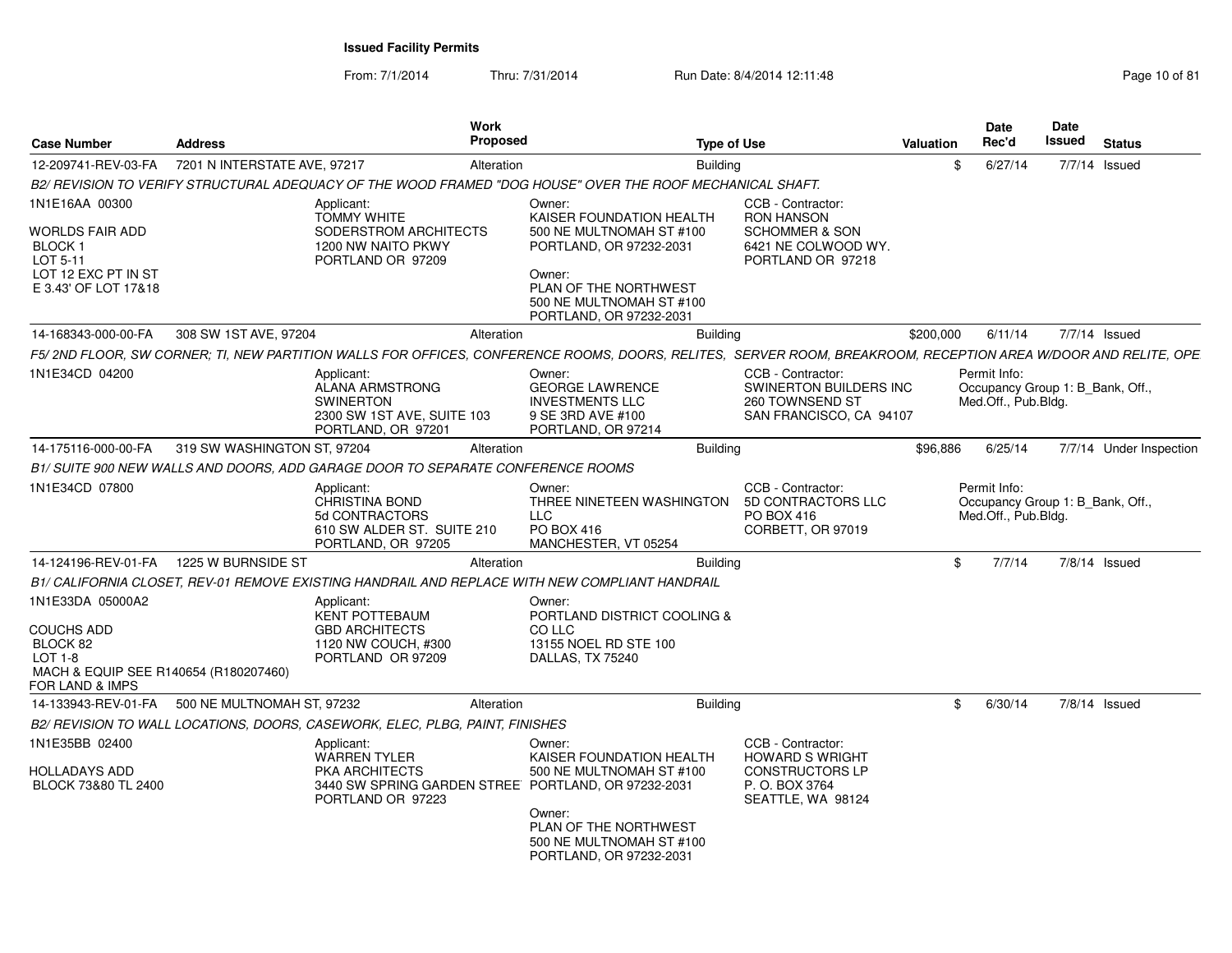**Issued Facility Permits**

From: 7/1/2014 Thru: 7/31/2014 Run Date: 8/4/2014 12:11:48

| Case Number | Address | Work Proposed | Type of Use | Valuation | Date Rec'd | Date Issued | Status |
|---|---|---|---|---|---|---|---|
| 12-209741-REV-03-FA | 7201 N INTERSTATE AVE, 97217 | Alteration | Building | $ | 6/27/14 | 7/7/14 | Issued |

*B2/ REVISION TO VERIFY STRUCTURAL ADEQUACY OF THE WOOD FRAMED "DOG HOUSE" OVER THE ROOF MECHANICAL SHAFT.*

1N1E16AA 00300

WORLDS FAIR ADD
BLOCK 1
LOT 5-11
LOT 12 EXC PT IN ST
E 3.43' OF LOT 17&18

Applicant:
TOMMY WHITE
SODERSTROM ARCHITECTS
1200 NW NAITO PKWY
PORTLAND OR 97209

Owner:
KAISER FOUNDATION HEALTH
500 NE MULTNOMAH ST #100
PORTLAND, OR 97232-2031

Owner:
PLAN OF THE NORTHWEST
500 NE MULTNOMAH ST #100
PORTLAND, OR 97232-2031

CCB - Contractor:
RON HANSON
SCHOMMER & SON
6421 NE COLWOOD WY.
PORTLAND OR 97218

| Case Number | Address | Work Proposed | Type of Use | Valuation | Date Rec'd | Date Issued | Status |
|---|---|---|---|---|---|---|---|
| 14-168343-000-00-FA | 308 SW 1ST AVE, 97204 | Alteration | Building | $200,000 | 6/11/14 | 7/7/14 | Issued |

*F5/ 2ND FLOOR, SW CORNER; TI, NEW PARTITION WALLS FOR OFFICES, CONFERENCE ROOMS, DOORS, RELITES, SERVER ROOM, BREAKROOM, RECEPTION AREA W/DOOR AND RELITE, OPE*

1N1E34CD 04200

Applicant:
ALANA ARMSTRONG
SWINERTON
2300 SW 1ST AVE, SUITE 103
PORTLAND, OR 97201

Owner:
GEORGE LAWRENCE
INVESTMENTS LLC
9 SE 3RD AVE #100
PORTLAND, OR 97214

CCB - Contractor:
SWINERTON BUILDERS INC
260 TOWNSEND ST
SAN FRANCISCO, CA 94107

Permit Info:
Occupancy Group 1: B_Bank, Off., Med.Off., Pub.Bldg.

| Case Number | Address | Work Proposed | Type of Use | Valuation | Date Rec'd | Date Issued | Status |
|---|---|---|---|---|---|---|---|
| 14-175116-000-00-FA | 319 SW WASHINGTON ST, 97204 | Alteration | Building | $96,886 | 6/25/14 | 7/7/14 | Under Inspection |

*B1/ SUITE 900 NEW WALLS AND DOORS, ADD GARAGE DOOR TO SEPARATE CONFERENCE ROOMS*

1N1E34CD 07800

Applicant:
CHRISTINA BOND
5d CONTRACTORS
610 SW ALDER ST. SUITE 210
PORTLAND, OR 97205

Owner:
THREE NINETEEN WASHINGTON LLC
PO BOX 416
MANCHESTER, VT 05254

CCB - Contractor:
5D CONTRACTORS LLC
PO BOX 416
CORBETT, OR 97019

Permit Info:
Occupancy Group 1: B_Bank, Off., Med.Off., Pub.Bldg.

| Case Number | Address | Work Proposed | Type of Use | Valuation | Date Rec'd | Date Issued | Status |
|---|---|---|---|---|---|---|---|
| 14-124196-REV-01-FA | 1225 W BURNSIDE ST | Alteration | Building | $ | 7/7/14 | 7/8/14 | Issued |

*B1/ CALIFORNIA CLOSET, REV-01 REMOVE EXISTING HANDRAIL AND REPLACE WITH NEW COMPLIANT HANDRAIL*

1N1E33DA 05000A2

COUCHS ADD
BLOCK 82
LOT 1-8
MACH & EQUIP SEE R140654 (R180207460)
FOR LAND & IMPS

Applicant:
KENT POTTEBAUM
GBD ARCHITECTS
1120 NW COUCH, #300
PORTLAND OR 97209

Owner:
PORTLAND DISTRICT COOLING & CO LLC
13155 NOEL RD STE 100
DALLAS, TX 75240

| Case Number | Address | Work Proposed | Type of Use | Valuation | Date Rec'd | Date Issued | Status |
|---|---|---|---|---|---|---|---|
| 14-133943-REV-01-FA | 500 NE MULTNOMAH ST, 97232 | Alteration | Building | $ | 6/30/14 | 7/8/14 | Issued |

*B2/ REVISION TO WALL LOCATIONS, DOORS, CASEWORK, ELEC, PLBG, PAINT, FINISHES*

1N1E35BB 02400

HOLLADAYS ADD
BLOCK 73&80 TL 2400

Applicant:
WARREN TYLER
PKA ARCHITECTS
3440 SW SPRING GARDEN STREE
PORTLAND OR 97223

Owner:
KAISER FOUNDATION HEALTH
500 NE MULTNOMAH ST #100
PORTLAND, OR 97232-2031

Owner:
PLAN OF THE NORTHWEST
500 NE MULTNOMAH ST #100
PORTLAND, OR 97232-2031

CCB - Contractor:
HOWARD S WRIGHT
CONSTRUCTORS LP
P. O. BOX 3764
SEATTLE, WA 98124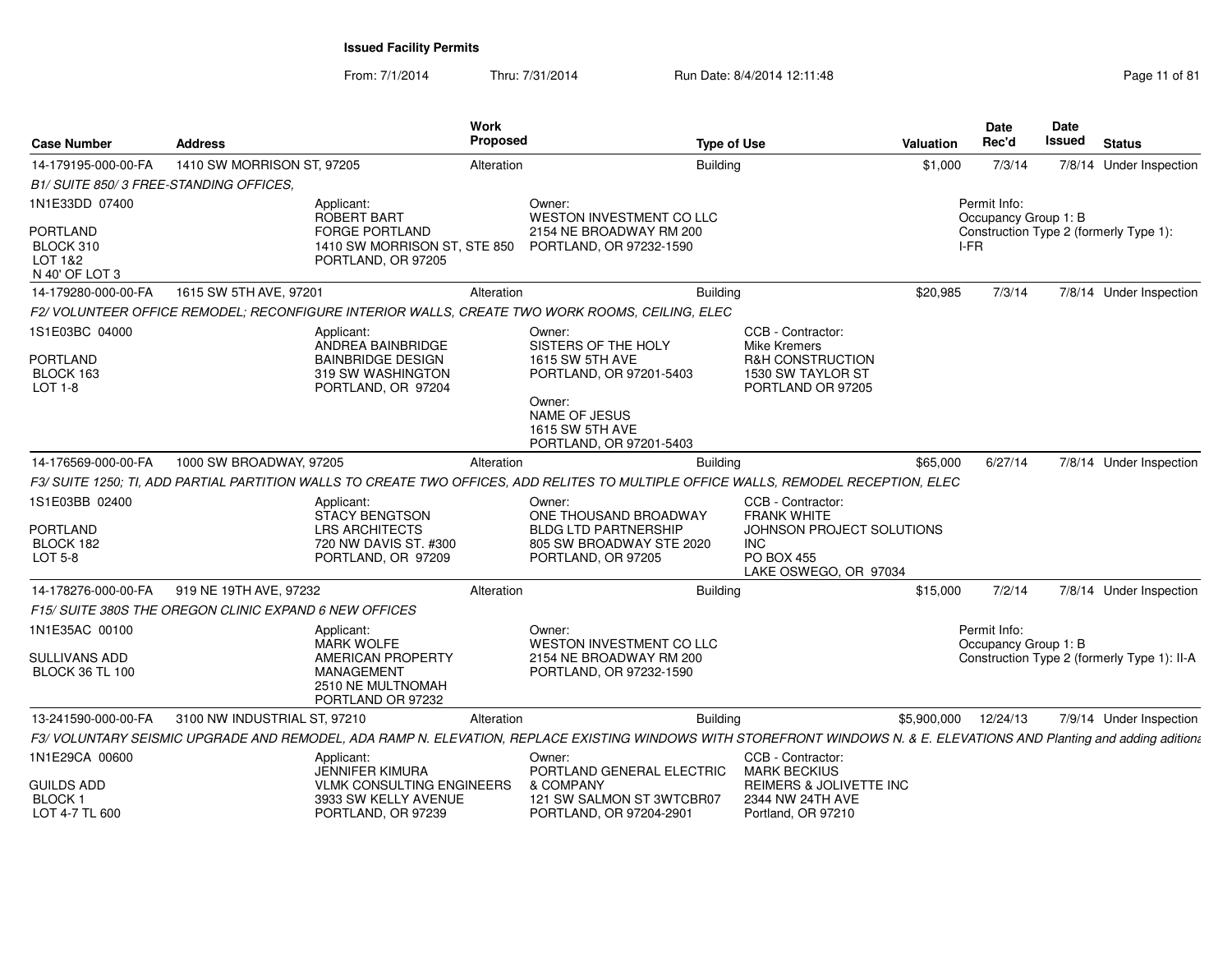**Issued Facility Permits**

From: 7/1/2014 Thru: 7/31/2014 Run Date: 8/4/2014 12:11:48

| Case Number | Address | Work Proposed | Type of Use | Valuation | Date Rec'd | Date Issued | Status |
|---|---|---|---|---|---|---|---|
| 14-179195-000-00-FA | 1410 SW MORRISON ST, 97205 | Alteration | Building | $1,000 | 7/3/14 | 7/8/14 | Under Inspection |

*B1/ SUITE 850/ 3 FREE-STANDING OFFICES,*

1N1E33DD 07400
PORTLAND
BLOCK 310
LOT 1&2
N 40' OF LOT 3

Applicant:
ROBERT BART
FORGE PORTLAND
1410 SW MORRISON ST, STE 850
PORTLAND, OR 97205

Owner:
WESTON INVESTMENT CO LLC
2154 NE BROADWAY RM 200
PORTLAND, OR 97232-1590

Permit Info:
Occupancy Group 1: B
Construction Type 2 (formerly Type 1): I-FR

| Case Number | Address | Work Proposed | Type of Use | Valuation | Date Rec'd | Date Issued | Status |
|---|---|---|---|---|---|---|---|
| 14-179280-000-00-FA | 1615 SW 5TH AVE, 97201 | Alteration | Building | $20,985 | 7/3/14 | 7/8/14 | Under Inspection |

*F2/ VOLUNTEER OFFICE REMODEL; RECONFIGURE INTERIOR WALLS, CREATE TWO WORK ROOMS, CEILING, ELEC*

1S1E03BC 04000
PORTLAND
BLOCK 163
LOT 1-8

Applicant:
ANDREA BAINBRIDGE
BAINBRIDGE DESIGN
319 SW WASHINGTON
PORTLAND, OR 97204

Owner:
SISTERS OF THE HOLY
1615 SW 5TH AVE
PORTLAND, OR 97201-5403

Owner:
NAME OF JESUS
1615 SW 5TH AVE
PORTLAND, OR 97201-5403

CCB - Contractor:
Mike Kremers
R&H CONSTRUCTION
1530 SW TAYLOR ST
PORTLAND OR 97205

| Case Number | Address | Work Proposed | Type of Use | Valuation | Date Rec'd | Date Issued | Status |
|---|---|---|---|---|---|---|---|
| 14-176569-000-00-FA | 1000 SW BROADWAY, 97205 | Alteration | Building | $65,000 | 6/27/14 | 7/8/14 | Under Inspection |

*F3/ SUITE 1250; TI, ADD PARTIAL PARTITION WALLS TO CREATE TWO OFFICES, ADD RELITES TO MULTIPLE OFFICE WALLS, REMODEL RECEPTION, ELEC*

1S1E03BB 02400
PORTLAND
BLOCK 182
LOT 5-8

Applicant:
STACY BENGTSON
LRS ARCHITECTS
720 NW DAVIS ST. #300
PORTLAND, OR 97209

Owner:
ONE THOUSAND BROADWAY
BLDG LTD PARTNERSHIP
805 SW BROADWAY STE 2020
PORTLAND, OR 97205

CCB - Contractor:
FRANK WHITE
JOHNSON PROJECT SOLUTIONS INC
PO BOX 455
LAKE OSWEGO, OR 97034

| Case Number | Address | Work Proposed | Type of Use | Valuation | Date Rec'd | Date Issued | Status |
|---|---|---|---|---|---|---|---|
| 14-178276-000-00-FA | 919 NE 19TH AVE, 97232 | Alteration | Building | $15,000 | 7/2/14 | 7/8/14 | Under Inspection |

*F15/ SUITE 380S THE OREGON CLINIC EXPAND 6 NEW OFFICES*

1N1E35AC 00100
SULLIVANS ADD
BLOCK 36 TL 100

Applicant:
MARK WOLFE
AMERICAN PROPERTY MANAGEMENT
2510 NE MULTNOMAH
PORTLAND OR 97232

Owner:
WESTON INVESTMENT CO LLC
2154 NE BROADWAY RM 200
PORTLAND, OR 97232-1590

Permit Info:
Occupancy Group 1: B
Construction Type 2 (formerly Type 1): II-A

| Case Number | Address | Work Proposed | Type of Use | Valuation | Date Rec'd | Date Issued | Status |
|---|---|---|---|---|---|---|---|
| 13-241590-000-00-FA | 3100 NW INDUSTRIAL ST, 97210 | Alteration | Building | $5,900,000 | 12/24/13 | 7/9/14 | Under Inspection |

*F3/ VOLUNTARY SEISMIC UPGRADE AND REMODEL, ADA RAMP N. ELEVATION, REPLACE EXISTING WINDOWS WITH STOREFRONT WINDOWS N. & E. ELEVATIONS AND Planting and adding additiona*

1N1E29CA 00600
GUILDS ADD
BLOCK 1
LOT 4-7 TL 600

Applicant:
JENNIFER KIMURA
VLMK CONSULTING ENGINEERS
3933 SW KELLY AVENUE
PORTLAND, OR 97239

Owner:
PORTLAND GENERAL ELECTRIC & COMPANY
121 SW SALMON ST 3WTCBR07
PORTLAND, OR 97204-2901

CCB - Contractor:
MARK BECKIUS
REIMERS & JOLIVETTE INC
2344 NW 24TH AVE
Portland, OR 97210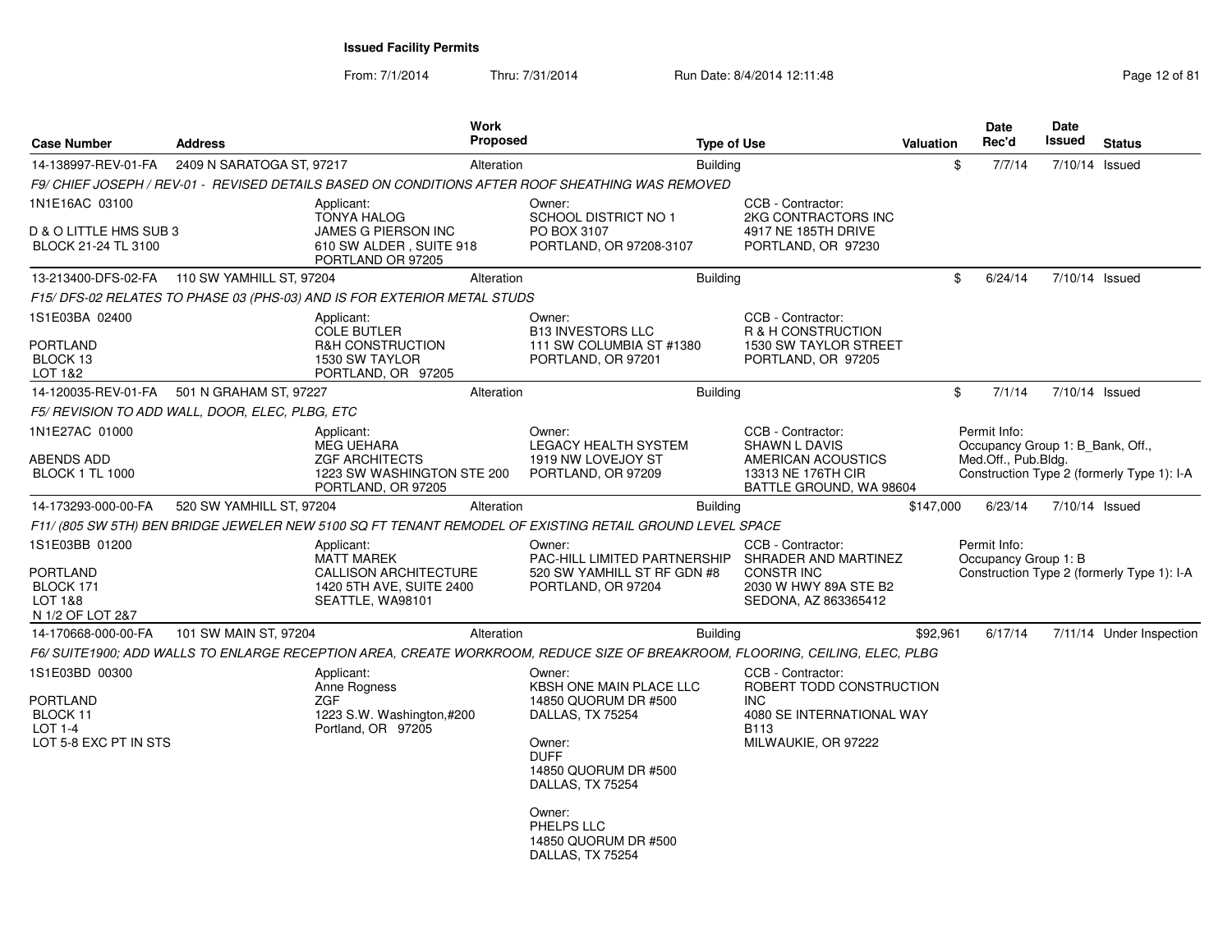**Issued Facility Permits**

From: 7/1/2014 Thru: 7/31/2014 Run Date: 8/4/2014 12:11:48

| Case Number | Address | Work Proposed | Type of Use | Valuation | Date Rec'd | Date Issued | Status |
|---|---|---|---|---|---|---|---|
| 14-138997-REV-01-FA | 2409 N SARATOGA ST, 97217 | Alteration | Building | $ | 7/7/14 | 7/10/14 | Issued |

F9/ CHIEF JOSEPH / REV-01 - REVISED DETAILS BASED ON CONDITIONS AFTER ROOF SHEATHING WAS REMOVED

1N1E16AC 03100
D & O LITTLE HMS SUB 3
BLOCK 21-24 TL 3100

Applicant:
TONYA HALOG
JAMES G PIERSON INC
610 SW ALDER , SUITE 918
PORTLAND OR 97205

Owner:
SCHOOL DISTRICT NO 1
PO BOX 3107
PORTLAND, OR 97208-3107

CCB - Contractor:
2KG CONTRACTORS INC
4917 NE 185TH DRIVE
PORTLAND, OR 97230

| Case Number | Address | Work Proposed | Type of Use | Valuation | Date Rec'd | Date Issued | Status |
|---|---|---|---|---|---|---|---|
| 13-213400-DFS-02-FA | 110 SW YAMHILL ST, 97204 | Alteration | Building | $ | 6/24/14 | 7/10/14 | Issued |

F15/ DFS-02 RELATES TO PHASE 03 (PHS-03) AND IS FOR EXTERIOR METAL STUDS

1S1E03BA 02400
PORTLAND
BLOCK 13
LOT 1&2

Applicant:
COLE BUTLER
R&H CONSTRUCTION
1530 SW TAYLOR
PORTLAND, OR 97205

Owner:
B13 INVESTORS LLC
111 SW COLUMBIA ST #1380
PORTLAND, OR 97201

CCB - Contractor:
R & H CONSTRUCTION
1530 SW TAYLOR STREET
PORTLAND, OR 97205

| Case Number | Address | Work Proposed | Type of Use | Valuation | Date Rec'd | Date Issued | Status |
|---|---|---|---|---|---|---|---|
| 14-120035-REV-01-FA | 501 N GRAHAM ST, 97227 | Alteration | Building | $ | 7/1/14 | 7/10/14 | Issued |

F5/ REVISION TO ADD WALL, DOOR, ELEC, PLBG, ETC

1N1E27AC 01000
ABENDS ADD
BLOCK 1 TL 1000

Applicant:
MEG UEHARA
ZGF ARCHITECTS
1223 SW WASHINGTON STE 200
PORTLAND, OR 97205

Owner:
LEGACY HEALTH SYSTEM
1919 NW LOVEJOY ST
PORTLAND, OR 97209

CCB - Contractor:
SHAWN L DAVIS
AMERICAN ACOUSTICS
13313 NE 176TH CIR
BATTLE GROUND, WA 98604

Permit Info:
Occupancy Group 1: B_Bank, Off., Med.Off., Pub.Bldg.
Construction Type 2 (formerly Type 1): I-A

| Case Number | Address | Work Proposed | Type of Use | Valuation | Date Rec'd | Date Issued | Status |
|---|---|---|---|---|---|---|---|
| 14-173293-000-00-FA | 520 SW YAMHILL ST, 97204 | Alteration | Building | $147,000 | 6/23/14 | 7/10/14 | Issued |

F11/ (805 SW 5TH) BEN BRIDGE JEWELER NEW 5100 SQ FT TENANT REMODEL OF EXISTING RETAIL GROUND LEVEL SPACE

1S1E03BB 01200
PORTLAND
BLOCK 171
LOT 1&8
N 1/2 OF LOT 2&7

Applicant:
MATT MAREK
CALLISON ARCHITECTURE
1420 5TH AVE, SUITE 2400
SEATTLE, WA98101

Owner:
PAC-HILL LIMITED PARTNERSHIP
520 SW YAMHILL ST RF GDN #8
PORTLAND, OR 97204

CCB - Contractor:
SHRADER AND MARTINEZ CONSTR INC
2030 W HWY 89A STE B2
SEDONA, AZ 863365412

Permit Info:
Occupancy Group 1: B
Construction Type 2 (formerly Type 1): I-A

| Case Number | Address | Work Proposed | Type of Use | Valuation | Date Rec'd | Date Issued | Status |
|---|---|---|---|---|---|---|---|
| 14-170668-000-00-FA | 101 SW MAIN ST, 97204 | Alteration | Building | $92,961 | 6/17/14 | 7/11/14 | Under Inspection |

F6/ SUITE1900; ADD WALLS TO ENLARGE RECEPTION AREA, CREATE WORKROOM, REDUCE SIZE OF BREAKROOM, FLOORING, CEILING, ELEC, PLBG

1S1E03BD 00300
PORTLAND
BLOCK 11
LOT 1-4
LOT 5-8 EXC PT IN STS

Applicant:
Anne Rogness
ZGF
1223 S.W. Washington,#200
Portland, OR 97205

Owner:
KBSH ONE MAIN PLACE LLC
14850 QUORUM DR #500
DALLAS, TX 75254

Owner:
DUFF
14850 QUORUM DR #500
DALLAS, TX 75254

Owner:
PHELPS LLC
14850 QUORUM DR #500
DALLAS, TX 75254

CCB - Contractor:
ROBERT TODD CONSTRUCTION INC
4080 SE INTERNATIONAL WAY B113
MILWAUKIE, OR 97222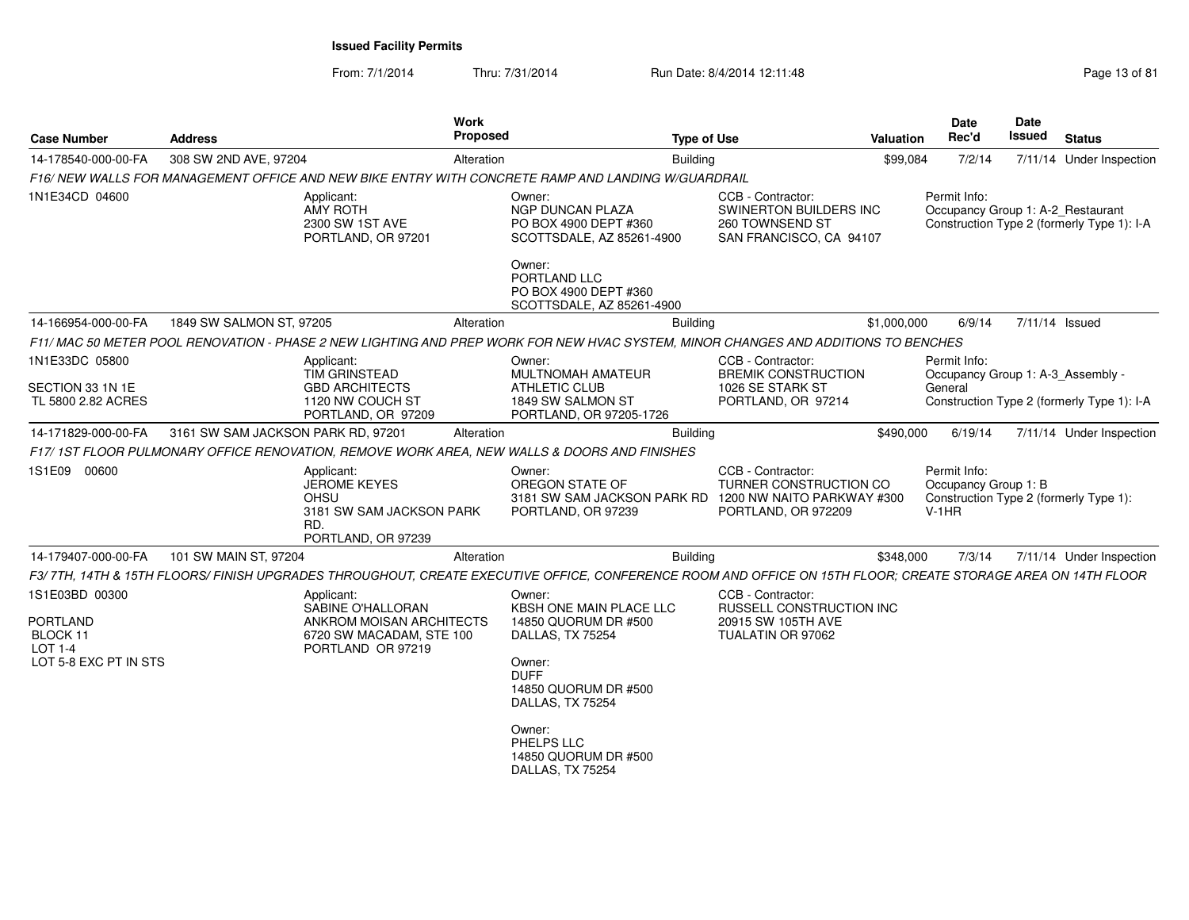# Issued Facility Permits

From: 7/1/2014 Thru: 7/31/2014 Run Date: 8/4/2014 12:11:48

| Case Number | Address | Work Proposed | Type of Use | Valuation | Date Rec'd | Date Issued | Status |
|---|---|---|---|---|---|---|---|
| 14-178540-000-00-FA | 308 SW 2ND AVE, 97204 | Alteration | Building | $99,084 | 7/2/14 | 7/11/14 | Under Inspection |
| F16/ NEW WALLS FOR MANAGEMENT OFFICE AND NEW BIKE ENTRY WITH CONCRETE RAMP AND LANDING W/GUARDRAIL | | | | | | | |
| 1N1E34CD 04600 | Applicant: AMY ROTH 2300 SW 1ST AVE PORTLAND, OR 97201 | Owner: NGP DUNCAN PLAZA PO BOX 4900 DEPT #360 SCOTTSDALE, AZ 85261-4900; Owner: PORTLAND LLC PO BOX 4900 DEPT #360 SCOTTSDALE, AZ 85261-4900 | CCB - Contractor: SWINERTON BUILDERS INC 260 TOWNSEND ST SAN FRANCISCO, CA 94107 | Permit Info: Occupancy Group 1: A-2_Restaurant Construction Type 2 (formerly Type 1): I-A | | | |
| 14-166954-000-00-FA | 1849 SW SALMON ST, 97205 | Alteration | Building | $1,000,000 | 6/9/14 | 7/11/14 | Issued |
| F11/ MAC 50 METER POOL RENOVATION - PHASE 2 NEW LIGHTING AND PREP WORK FOR NEW HVAC SYSTEM, MINOR CHANGES AND ADDITIONS TO BENCHES | | | | | | | |
| 1N1E33DC 05800 SECTION 33 1N 1E TL 5800 2.82 ACRES | Applicant: TIM GRINSTEAD GBD ARCHITECTS 1120 NW COUCH ST PORTLAND, OR 97209 | Owner: MULTNOMAH AMATEUR ATHLETIC CLUB 1849 SW SALMON ST PORTLAND, OR 97205-1726 | CCB - Contractor: BREMIK CONSTRUCTION 1026 SE STARK ST PORTLAND, OR 97214 | Permit Info: Occupancy Group 1: A-3_Assembly - General Construction Type 2 (formerly Type 1): I-A | | | |
| 14-171829-000-00-FA | 3161 SW SAM JACKSON PARK RD, 97201 | Alteration | Building | $490,000 | 6/19/14 | 7/11/14 | Under Inspection |
| F17/ 1ST FLOOR PULMONARY OFFICE RENOVATION, REMOVE WORK AREA, NEW WALLS & DOORS AND FINISHES | | | | | | | |
| 1S1E09 00600 | Applicant: JEROME KEYES OHSU 3181 SW SAM JACKSON PARK RD. PORTLAND, OR 97239 | Owner: OREGON STATE OF 3181 SW SAM JACKSON PARK RD PORTLAND, OR 97239 | CCB - Contractor: TURNER CONSTRUCTION CO 1200 NW NAITO PARKWAY #300 PORTLAND, OR 972209 | Permit Info: Occupancy Group 1: B Construction Type 2 (formerly Type 1): V-1HR | | | |
| 14-179407-000-00-FA | 101 SW MAIN ST, 97204 | Alteration | Building | $348,000 | 7/3/14 | 7/11/14 | Under Inspection |
| F3/ 7TH, 14TH & 15TH FLOORS/ FINISH UPGRADES THROUGHOUT, CREATE EXECUTIVE OFFICE, CONFERENCE ROOM AND OFFICE ON 15TH FLOOR; CREATE STORAGE AREA ON 14TH FLOOR | | | | | | | |
| 1S1E03BD 00300 PORTLAND BLOCK 11 LOT 1-4 LOT 5-8 EXC PT IN STS | Applicant: SABINE O'HALLORAN ANKROM MOISAN ARCHITECTS 6720 SW MACADAM, STE 100 PORTLAND OR 97219 | Owner: KBSH ONE MAIN PLACE LLC 14850 QUORUM DR #500 DALLAS, TX 75254; Owner: DUFF 14850 QUORUM DR #500 DALLAS, TX 75254; Owner: PHELPS LLC 14850 QUORUM DR #500 DALLAS, TX 75254 | CCB - Contractor: RUSSELL CONSTRUCTION INC 20915 SW 105TH AVE TUALATIN OR 97062 | | | | |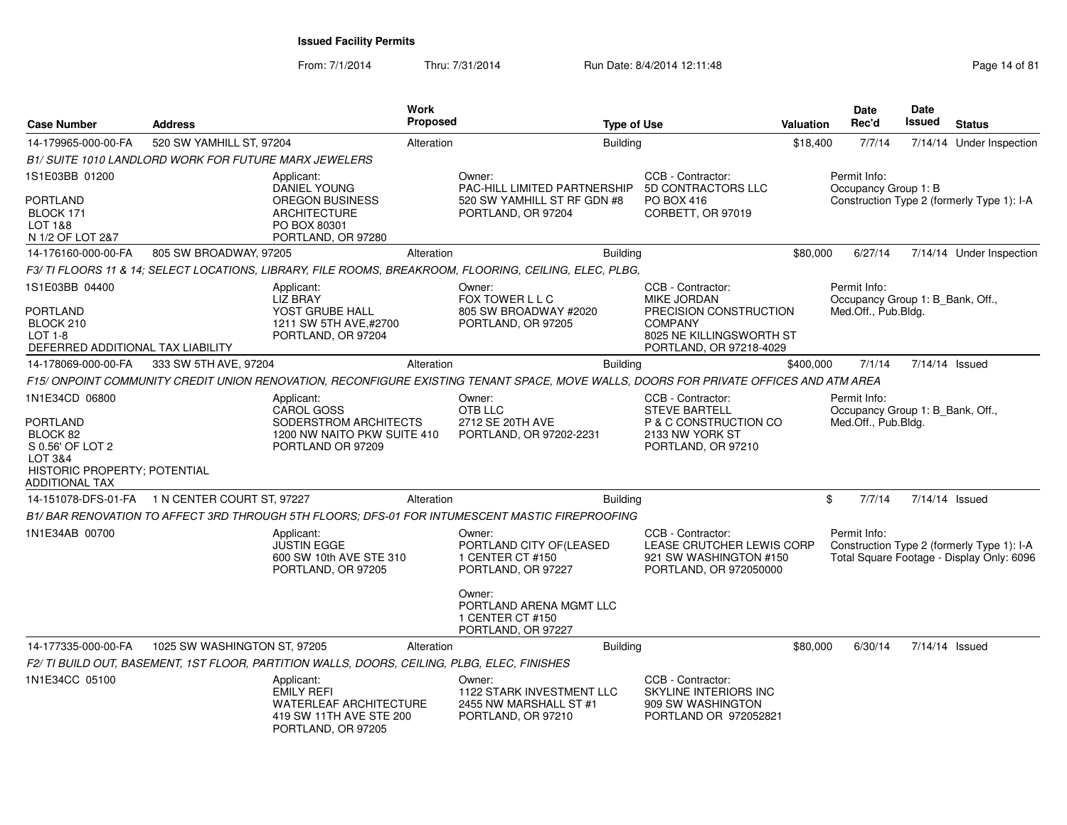# Issued Facility Permits

From: 7/1/2014 Thru: 7/31/2014 Run Date: 8/4/2014 12:11:48

| Case Number | Address | Work Proposed | Type of Use | Valuation | Date Rec'd | Date Issued | Status |
|---|---|---|---|---|---|---|---|
| 14-179965-000-00-FA | 520 SW YAMHILL ST, 97204 | Alteration | Building | $18,400 | 7/7/14 | 7/14/14 | Under Inspection |

*B1/ SUITE 1010 LANDLORD WORK FOR FUTURE MARX JEWELERS*

1S1E03BB 01200

PORTLAND
BLOCK 171
LOT 1&8
N 1/2 OF LOT 2&7

Applicant:
DANIEL YOUNG
OREGON BUSINESS ARCHITECTURE
PO BOX 80301
PORTLAND, OR 97280

Owner:
PAC-HILL LIMITED PARTNERSHIP
520 SW YAMHILL ST RF GDN #8
PORTLAND, OR 97204

CCB - Contractor:
5D CONTRACTORS LLC
PO BOX 416
CORBETT, OR 97019

Permit Info:
Occupancy Group 1: B
Construction Type 2 (formerly Type 1): I-A

---

| Case Number | Address | Work Proposed | Type of Use | Valuation | Date Rec'd | Date Issued | Status |
|---|---|---|---|---|---|---|---|
| 14-176160-000-00-FA | 805 SW BROADWAY, 97205 | Alteration | Building | $80,000 | 6/27/14 | 7/14/14 | Under Inspection |

*F3/ TI FLOORS 11 & 14; SELECT LOCATIONS, LIBRARY, FILE ROOMS, BREAKROOM, FLOORING, CEILING, ELEC, PLBG,*

1S1E03BB 04400

PORTLAND
BLOCK 210
LOT 1-8
DEFERRED ADDITIONAL TAX LIABILITY

Applicant:
LIZ BRAY
YOST GRUBE HALL
1211 SW 5TH AVE,#2700
PORTLAND, OR 97204

Owner:
FOX TOWER L L C
805 SW BROADWAY #2020
PORTLAND, OR 97205

CCB - Contractor:
MIKE JORDAN
PRECISION CONSTRUCTION COMPANY
8025 NE KILLINGSWORTH ST
PORTLAND, OR 97218-4029

Permit Info:
Occupancy Group 1: B_Bank, Off., Med.Off., Pub.Bldg.

---

| Case Number | Address | Work Proposed | Type of Use | Valuation | Date Rec'd | Date Issued | Status |
|---|---|---|---|---|---|---|---|
| 14-178069-000-00-FA | 333 SW 5TH AVE, 97204 | Alteration | Building | $400,000 | 7/1/14 | 7/14/14 | Issued |

*F15/ ONPOINT COMMUNITY CREDIT UNION RENOVATION, RECONFIGURE EXISTING TENANT SPACE, MOVE WALLS, DOORS FOR PRIVATE OFFICES AND ATM AREA*

1N1E34CD 06800

PORTLAND
BLOCK 82
S 0.56' OF LOT 2
LOT 3&4
HISTORIC PROPERTY; POTENTIAL ADDITIONAL TAX

Applicant:
CAROL GOSS
SODERSTROM ARCHITECTS
1200 NW NAITO PKW SUITE 410
PORTLAND OR 97209

Owner:
OTB LLC
2712 SE 20TH AVE
PORTLAND, OR 97202-2231

CCB - Contractor:
STEVE BARTELL
P & C CONSTRUCTION CO
2133 NW YORK ST
PORTLAND, OR 97210

Permit Info:
Occupancy Group 1: B_Bank, Off., Med.Off., Pub.Bldg.

---

| Case Number | Address | Work Proposed | Type of Use | Valuation | Date Rec'd | Date Issued | Status |
|---|---|---|---|---|---|---|---|
| 14-151078-DFS-01-FA | 1 N CENTER COURT ST, 97227 | Alteration | Building | $ | 7/7/14 | 7/14/14 | Issued |

*B1/ BAR RENOVATION TO AFFECT 3RD THROUGH 5TH FLOORS; DFS-01 FOR INTUMESCENT MASTIC FIREPROOFING*

1N1E34AB 00700

Applicant:
JUSTIN EGGE
600 SW 10th AVE STE 310
PORTLAND, OR 97205

Owner:
PORTLAND CITY OF(LEASED
1 CENTER CT #150
PORTLAND, OR 97227

Owner:
PORTLAND ARENA MGMT LLC
1 CENTER CT #150
PORTLAND, OR 97227

CCB - Contractor:
LEASE CRUTCHER LEWIS CORP
921 SW WASHINGTON #150
PORTLAND, OR 972050000

Permit Info:
Construction Type 2 (formerly Type 1): I-A
Total Square Footage - Display Only: 6096

---

| Case Number | Address | Work Proposed | Type of Use | Valuation | Date Rec'd | Date Issued | Status |
|---|---|---|---|---|---|---|---|
| 14-177335-000-00-FA | 1025 SW WASHINGTON ST, 97205 | Alteration | Building | $80,000 | 6/30/14 | 7/14/14 | Issued |

*F2/ TI BUILD OUT, BASEMENT, 1ST FLOOR, PARTITION WALLS, DOORS, CEILING, PLBG, ELEC, FINISHES*

1N1E34CC 05100

Applicant:
EMILY REFI
WATERLEAF ARCHITECTURE
419 SW 11TH AVE STE 200
PORTLAND, OR 97205

Owner:
1122 STARK INVESTMENT LLC
2455 NW MARSHALL ST #1
PORTLAND, OR 97210

CCB - Contractor:
SKYLINE INTERIORS INC
909 SW WASHINGTON
PORTLAND OR 972052821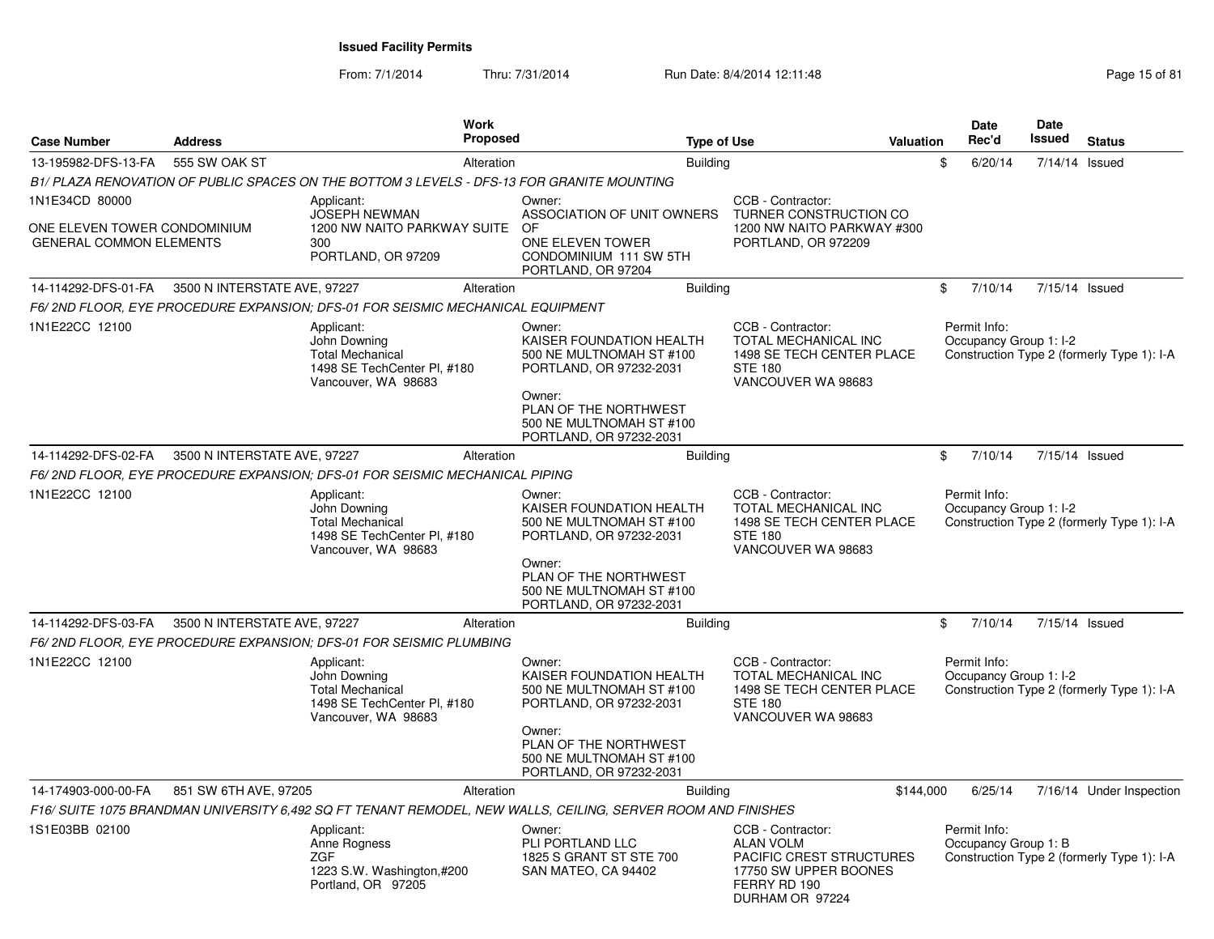**Issued Facility Permits**

From: 7/1/2014 Thru: 7/31/2014 Run Date: 8/4/2014 12:11:48

| Case Number | Address | Work Proposed | Type of Use | Valuation | Date Rec'd | Date Issued | Status |
|---|---|---|---|---|---|---|---|
| 13-195982-DFS-13-FA | 555 SW OAK ST | Alteration | Building | $ | 6/20/14 | 7/14/14 | Issued |

*B1/ PLAZA RENOVATION OF PUBLIC SPACES ON THE BOTTOM 3 LEVELS - DFS-13 FOR GRANITE MOUNTING*

1N1E34CD 80000

ONE ELEVEN TOWER CONDOMINIUM GENERAL COMMON ELEMENTS

Applicant: JOSEPH NEWMAN, 1200 NW NAITO PARKWAY SUITE 300, PORTLAND, OR 97209

Owner: ASSOCIATION OF UNIT OWNERS OF ONE ELEVEN TOWER CONDOMINIUM 111 SW 5TH PORTLAND, OR 97204

CCB - Contractor: TURNER CONSTRUCTION CO, 1200 NW NAITO PARKWAY #300, PORTLAND, OR 972209

| Case Number | Address | Work Proposed | Type of Use | Valuation | Date Rec'd | Date Issued | Status |
|---|---|---|---|---|---|---|---|
| 14-114292-DFS-01-FA | 3500 N INTERSTATE AVE, 97227 | Alteration | Building | $ | 7/10/14 | 7/15/14 | Issued |

*F6/ 2ND FLOOR, EYE PROCEDURE EXPANSION; DFS-01 FOR SEISMIC MECHANICAL EQUIPMENT*

1N1E22CC 12100

Applicant: John Downing, Total Mechanical, 1498 SE TechCenter Pl, #180, Vancouver, WA 98683

Owner: KAISER FOUNDATION HEALTH, 500 NE MULTNOMAH ST #100, PORTLAND, OR 97232-2031

Owner: PLAN OF THE NORTHWEST, 500 NE MULTNOMAH ST #100, PORTLAND, OR 97232-2031

CCB - Contractor: TOTAL MECHANICAL INC, 1498 SE TECH CENTER PLACE STE 180, VANCOUVER WA 98683

Permit Info: Occupancy Group 1: I-2; Construction Type 2 (formerly Type 1): I-A

| Case Number | Address | Work Proposed | Type of Use | Valuation | Date Rec'd | Date Issued | Status |
|---|---|---|---|---|---|---|---|
| 14-114292-DFS-02-FA | 3500 N INTERSTATE AVE, 97227 | Alteration | Building | $ | 7/10/14 | 7/15/14 | Issued |

*F6/ 2ND FLOOR, EYE PROCEDURE EXPANSION; DFS-01 FOR SEISMIC MECHANICAL PIPING*

1N1E22CC 12100

Applicant: John Downing, Total Mechanical, 1498 SE TechCenter Pl, #180, Vancouver, WA 98683

Owner: KAISER FOUNDATION HEALTH, 500 NE MULTNOMAH ST #100, PORTLAND, OR 97232-2031

Owner: PLAN OF THE NORTHWEST, 500 NE MULTNOMAH ST #100, PORTLAND, OR 97232-2031

CCB - Contractor: TOTAL MECHANICAL INC, 1498 SE TECH CENTER PLACE STE 180, VANCOUVER WA 98683

Permit Info: Occupancy Group 1: I-2; Construction Type 2 (formerly Type 1): I-A

| Case Number | Address | Work Proposed | Type of Use | Valuation | Date Rec'd | Date Issued | Status |
|---|---|---|---|---|---|---|---|
| 14-114292-DFS-03-FA | 3500 N INTERSTATE AVE, 97227 | Alteration | Building | $ | 7/10/14 | 7/15/14 | Issued |

*F6/ 2ND FLOOR, EYE PROCEDURE EXPANSION; DFS-01 FOR SEISMIC PLUMBING*

1N1E22CC 12100

Applicant: John Downing, Total Mechanical, 1498 SE TechCenter Pl, #180, Vancouver, WA 98683

Owner: KAISER FOUNDATION HEALTH, 500 NE MULTNOMAH ST #100, PORTLAND, OR 97232-2031

Owner: PLAN OF THE NORTHWEST, 500 NE MULTNOMAH ST #100, PORTLAND, OR 97232-2031

CCB - Contractor: TOTAL MECHANICAL INC, 1498 SE TECH CENTER PLACE STE 180, VANCOUVER WA 98683

Permit Info: Occupancy Group 1: I-2; Construction Type 2 (formerly Type 1): I-A

| Case Number | Address | Work Proposed | Type of Use | Valuation | Date Rec'd | Date Issued | Status |
|---|---|---|---|---|---|---|---|
| 14-174903-000-00-FA | 851 SW 6TH AVE, 97205 | Alteration | Building | $144,000 | 6/25/14 | 7/16/14 | Under Inspection |

*F16/ SUITE 1075 BRANDMAN UNIVERSITY 6,492 SQ FT TENANT REMODEL, NEW WALLS, CEILING, SERVER ROOM AND FINISHES*

1S1E03BB 02100

Applicant: Anne Rogness, ZGF, 1223 S.W. Washington,#200, Portland, OR 97205

Owner: PLI PORTLAND LLC, 1825 S GRANT ST STE 700, SAN MATEO, CA 94402

CCB - Contractor: ALAN VOLM, PACIFIC CREST STRUCTURES, 17750 SW UPPER BOONES FERRY RD 190, DURHAM OR 97224

Permit Info: Occupancy Group 1: B; Construction Type 2 (formerly Type 1): I-A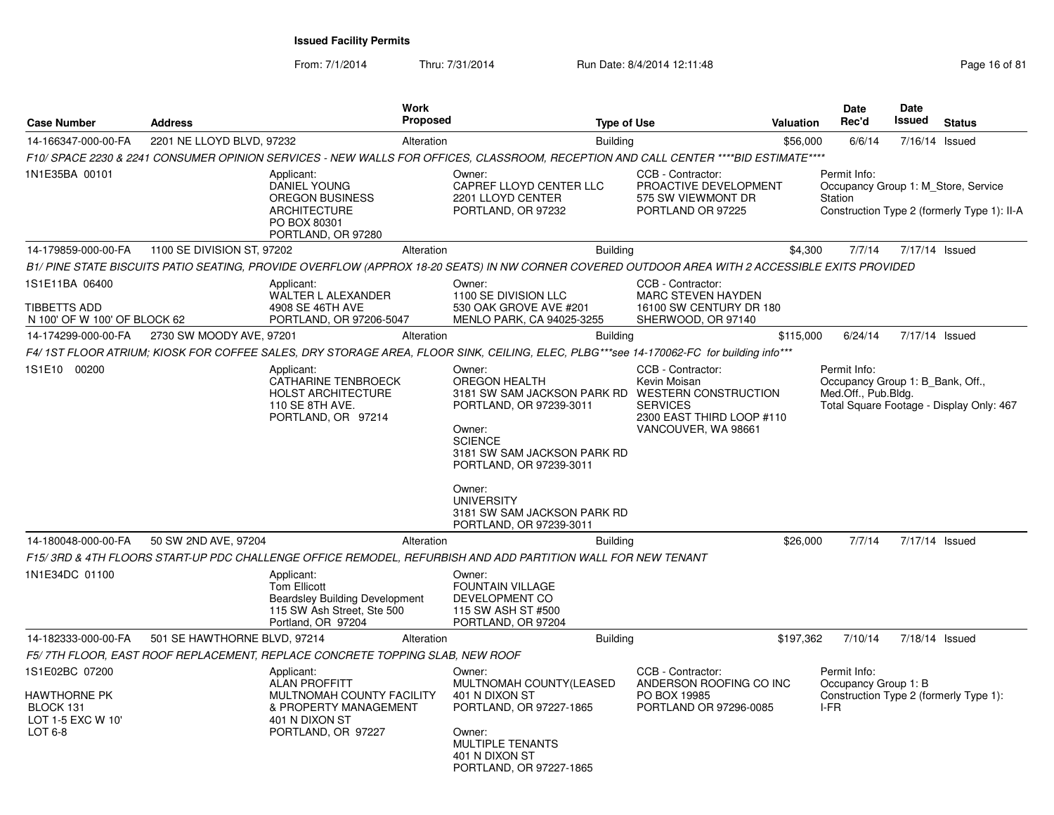**Issued Facility Permits**

From: 7/1/2014 Thru: 7/31/2014 Run Date: 8/4/2014 12:11:48

| Case Number | Address | Work Proposed | Type of Use | Valuation | Date Rec'd | Date Issued | Status |
|---|---|---|---|---|---|---|---|
| 14-166347-000-00-FA | 2201 NE LLOYD BLVD, 97232 | Alteration | Building | $56,000 | 6/6/14 | 7/16/14 | Issued |

*F10/ SPACE 2230 & 2241 CONSUMER OPINION SERVICES - NEW WALLS FOR OFFICES, CLASSROOM, RECEPTION AND CALL CENTER \*\*\*\*BID ESTIMATE\*\*\*\**

1N1E35BA 00101

Applicant: DANIEL YOUNG, OREGON BUSINESS ARCHITECTURE, PO BOX 80301, PORTLAND, OR 97280

Owner: CAPREF LLOYD CENTER LLC, 2201 LLOYD CENTER, PORTLAND, OR 97232

CCB - Contractor: PROACTIVE DEVELOPMENT, 575 SW VIEWMONT DR, PORTLAND OR 97225

Permit Info: Occupancy Group 1: M_Store, Service Station; Construction Type 2 (formerly Type 1): II-A

| Case Number | Address | Work Proposed | Type of Use | Valuation | Date Rec'd | Date Issued | Status |
|---|---|---|---|---|---|---|---|
| 14-179859-000-00-FA | 1100 SE DIVISION ST, 97202 | Alteration | Building | $4,300 | 7/7/14 | 7/17/14 | Issued |

*B1/ PINE STATE BISCUITS PATIO SEATING, PROVIDE OVERFLOW (APPROX 18-20 SEATS) IN NW CORNER COVERED OUTDOOR AREA WITH 2 ACCESSIBLE EXITS PROVIDED*

1S1E11BA 06400, TIBBETTS ADD, N 100' OF W 100' OF BLOCK 62

Applicant: WALTER L ALEXANDER, 4908 SE 46TH AVE, PORTLAND, OR 97206-5047

Owner: 1100 SE DIVISION LLC, 530 OAK GROVE AVE #201, MENLO PARK, CA 94025-3255

CCB - Contractor: MARC STEVEN HAYDEN, 16100 SW CENTURY DR 180, SHERWOOD, OR 97140

| Case Number | Address | Work Proposed | Type of Use | Valuation | Date Rec'd | Date Issued | Status |
|---|---|---|---|---|---|---|---|
| 14-174299-000-00-FA | 2730 SW MOODY AVE, 97201 | Alteration | Building | $115,000 | 6/24/14 | 7/17/14 | Issued |

*F4/ 1ST FLOOR ATRIUM; KIOSK FOR COFFEE SALES, DRY STORAGE AREA, FLOOR SINK, CEILING, ELEC, PLBG\*\*\*see 14-170062-FC for building info\*\*\**

1S1E10 00200

Applicant: CATHARINE TENBROECK, HOLST ARCHITECTURE, 110 SE 8TH AVE., PORTLAND, OR 97214

Owner: OREGON HEALTH, 3181 SW SAM JACKSON PARK RD, PORTLAND, OR 97239-3011

Owner: SCIENCE, 3181 SW SAM JACKSON PARK RD, PORTLAND, OR 97239-3011

Owner: UNIVERSITY, 3181 SW SAM JACKSON PARK RD, PORTLAND, OR 97239-3011

CCB - Contractor: Kevin Moisan, WESTERN CONSTRUCTION SERVICES, 2300 EAST THIRD LOOP #110, VANCOUVER, WA 98661

Permit Info: Occupancy Group 1: B_Bank, Off., Med.Off., Pub.Bldg.; Total Square Footage - Display Only: 467

| Case Number | Address | Work Proposed | Type of Use | Valuation | Date Rec'd | Date Issued | Status |
|---|---|---|---|---|---|---|---|
| 14-180048-000-00-FA | 50 SW 2ND AVE, 97204 | Alteration | Building | $26,000 | 7/7/14 | 7/17/14 | Issued |

*F15/ 3RD & 4TH FLOORS START-UP PDC CHALLENGE OFFICE REMODEL, REFURBISH AND ADD PARTITION WALL FOR NEW TENANT*

1N1E34DC 01100

Applicant: Tom Ellicott, Beardsley Building Development, 115 SW Ash Street, Ste 500, Portland, OR 97204

Owner: FOUNTAIN VILLAGE DEVELOPMENT CO, 115 SW ASH ST #500, PORTLAND, OR 97204

| Case Number | Address | Work Proposed | Type of Use | Valuation | Date Rec'd | Date Issued | Status |
|---|---|---|---|---|---|---|---|
| 14-182333-000-00-FA | 501 SE HAWTHORNE BLVD, 97214 | Alteration | Building | $197,362 | 7/10/14 | 7/18/14 | Issued |

*F5/ 7TH FLOOR, EAST ROOF REPLACEMENT, REPLACE CONCRETE TOPPING SLAB, NEW ROOF*

1S1E02BC 07200, HAWTHORNE PK, BLOCK 131, LOT 1-5 EXC W 10', LOT 6-8

Applicant: ALAN PROFFITT, MULTNOMAH COUNTY FACILITY & PROPERTY MANAGEMENT, 401 N DIXON ST, PORTLAND, OR 97227

Owner: MULTNOMAH COUNTY(LEASED, 401 N DIXON ST, PORTLAND, OR 97227-1865

Owner: MULTIPLE TENANTS, 401 N DIXON ST, PORTLAND, OR 97227-1865

CCB - Contractor: ANDERSON ROOFING CO INC, PO BOX 19985, PORTLAND OR 97296-0085

Permit Info: Occupancy Group 1: B; Construction Type 2 (formerly Type 1): I-FR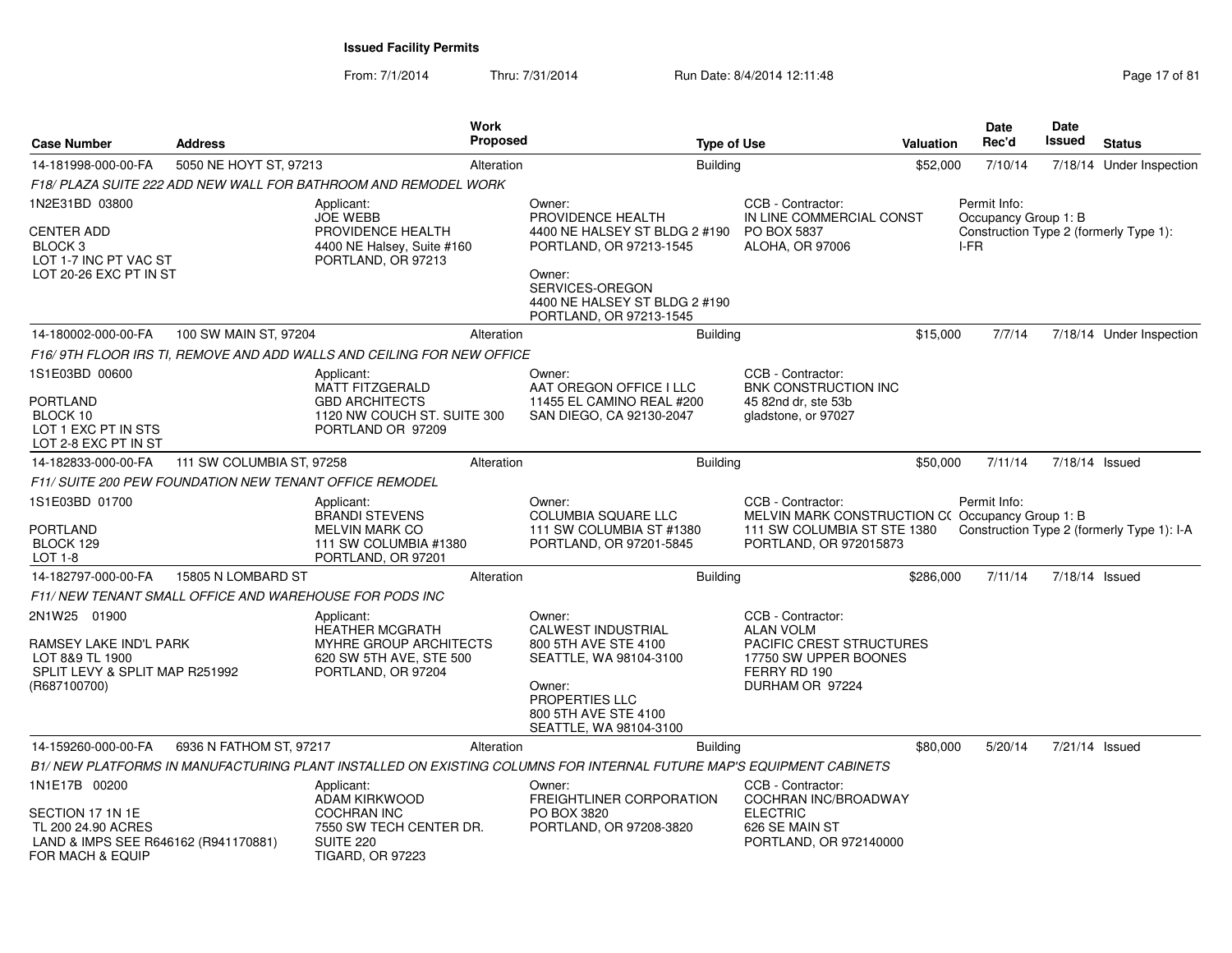## Issued Facility Permits

From: 7/1/2014 Thru: 7/31/2014 Run Date: 8/4/2014 12:11:48

| Case Number | Address | Work Proposed | Type of Use | Valuation | Date Rec'd | Date Issued | Status |
|---|---|---|---|---|---|---|---|
| 14-181998-000-00-FA | 5050 NE HOYT ST, 97213 | Alteration | Building | $52,000 | 7/10/14 | 7/18/14 | Under Inspection |

*F18/ PLAZA SUITE 222 ADD NEW WALL FOR BATHROOM AND REMODEL WORK*

1N2E31BD 03800

CENTER ADD
BLOCK 3
LOT 1-7 INC PT VAC ST
LOT 20-26 EXC PT IN ST

Applicant:
JOE WEBB
PROVIDENCE HEALTH
4400 NE Halsey, Suite #160
PORTLAND, OR 97213

Owner:
PROVIDENCE HEALTH
4400 NE HALSEY ST BLDG 2 #190
PORTLAND, OR 97213-1545

Owner:
SERVICES-OREGON
4400 NE HALSEY ST BLDG 2 #190
PORTLAND, OR 97213-1545

CCB - Contractor:
IN LINE COMMERCIAL CONST
PO BOX 5837
ALOHA, OR 97006

Permit Info:
Occupancy Group 1: B
Construction Type 2 (formerly Type 1): I-FR

| Case Number | Address | Work Proposed | Type of Use | Valuation | Date Rec'd | Date Issued | Status |
|---|---|---|---|---|---|---|---|
| 14-180002-000-00-FA | 100 SW MAIN ST, 97204 | Alteration | Building | $15,000 | 7/7/14 | 7/18/14 | Under Inspection |

*F16/ 9TH FLOOR IRS TI, REMOVE AND ADD WALLS AND CEILING FOR NEW OFFICE*

1S1E03BD 00600

PORTLAND
BLOCK 10
LOT 1 EXC PT IN STS
LOT 2-8 EXC PT IN ST

Applicant:
MATT FITZGERALD
GBD ARCHITECTS
1120 NW COUCH ST. SUITE 300
PORTLAND OR 97209

Owner:
AAT OREGON OFFICE I LLC
11455 EL CAMINO REAL #200
SAN DIEGO, CA 92130-2047

CCB - Contractor:
BNK CONSTRUCTION INC
45 82nd dr, ste 53b
gladstone, or 97027

| Case Number | Address | Work Proposed | Type of Use | Valuation | Date Rec'd | Date Issued | Status |
|---|---|---|---|---|---|---|---|
| 14-182833-000-00-FA | 111 SW COLUMBIA ST, 97258 | Alteration | Building | $50,000 | 7/11/14 | 7/18/14 | Issued |

*F11/ SUITE 200 PEW FOUNDATION NEW TENANT OFFICE REMODEL*

1S1E03BD 01700

PORTLAND
BLOCK 129
LOT 1-8

Applicant:
BRANDI STEVENS
MELVIN MARK CO
111 SW COLUMBIA #1380
PORTLAND, OR 97201

Owner:
COLUMBIA SQUARE LLC
111 SW COLUMBIA ST #1380
PORTLAND, OR 97201-5845

CCB - Contractor:
MELVIN MARK CONSTRUCTION C(
111 SW COLUMBIA ST STE 1380
PORTLAND, OR 972015873

Permit Info:
Occupancy Group 1: B
Construction Type 2 (formerly Type 1): I-A

| Case Number | Address | Work Proposed | Type of Use | Valuation | Date Rec'd | Date Issued | Status |
|---|---|---|---|---|---|---|---|
| 14-182797-000-00-FA | 15805 N LOMBARD ST | Alteration | Building | $286,000 | 7/11/14 | 7/18/14 | Issued |

*F11/ NEW TENANT SMALL OFFICE AND WAREHOUSE FOR PODS INC*

2N1W25 01900

RAMSEY LAKE IND'L PARK
LOT 8&9 TL 1900
SPLIT LEVY & SPLIT MAP R251992
(R687100700)

Applicant:
HEATHER MCGRATH
MYHRE GROUP ARCHITECTS
620 SW 5TH AVE, STE 500
PORTLAND, OR 97204

Owner:
CALWEST INDUSTRIAL
800 5TH AVE STE 4100
SEATTLE, WA 98104-3100

Owner:
PROPERTIES LLC
800 5TH AVE STE 4100
SEATTLE, WA 98104-3100

CCB - Contractor:
ALAN VOLM
PACIFIC CREST STRUCTURES
17750 SW UPPER BOONES
FERRY RD 190
DURHAM OR 97224

| Case Number | Address | Work Proposed | Type of Use | Valuation | Date Rec'd | Date Issued | Status |
|---|---|---|---|---|---|---|---|
| 14-159260-000-00-FA | 6936 N FATHOM ST, 97217 | Alteration | Building | $80,000 | 5/20/14 | 7/21/14 | Issued |

*B1/ NEW PLATFORMS IN MANUFACTURING PLANT INSTALLED ON EXISTING COLUMNS FOR INTERNAL FUTURE MAP'S EQUIPMENT CABINETS*

1N1E17B 00200

SECTION 17 1N 1E
TL 200 24.90 ACRES
LAND & IMPS SEE R646162 (R941170881)
FOR MACH & EQUIP

Applicant:
ADAM KIRKWOOD
COCHRAN INC
7550 SW TECH CENTER DR.
SUITE 220
TIGARD, OR 97223

Owner:
FREIGHTLINER CORPORATION
PO BOX 3820
PORTLAND, OR 97208-3820

CCB - Contractor:
COCHRAN INC/BROADWAY
ELECTRIC
626 SE MAIN ST
PORTLAND, OR 972140000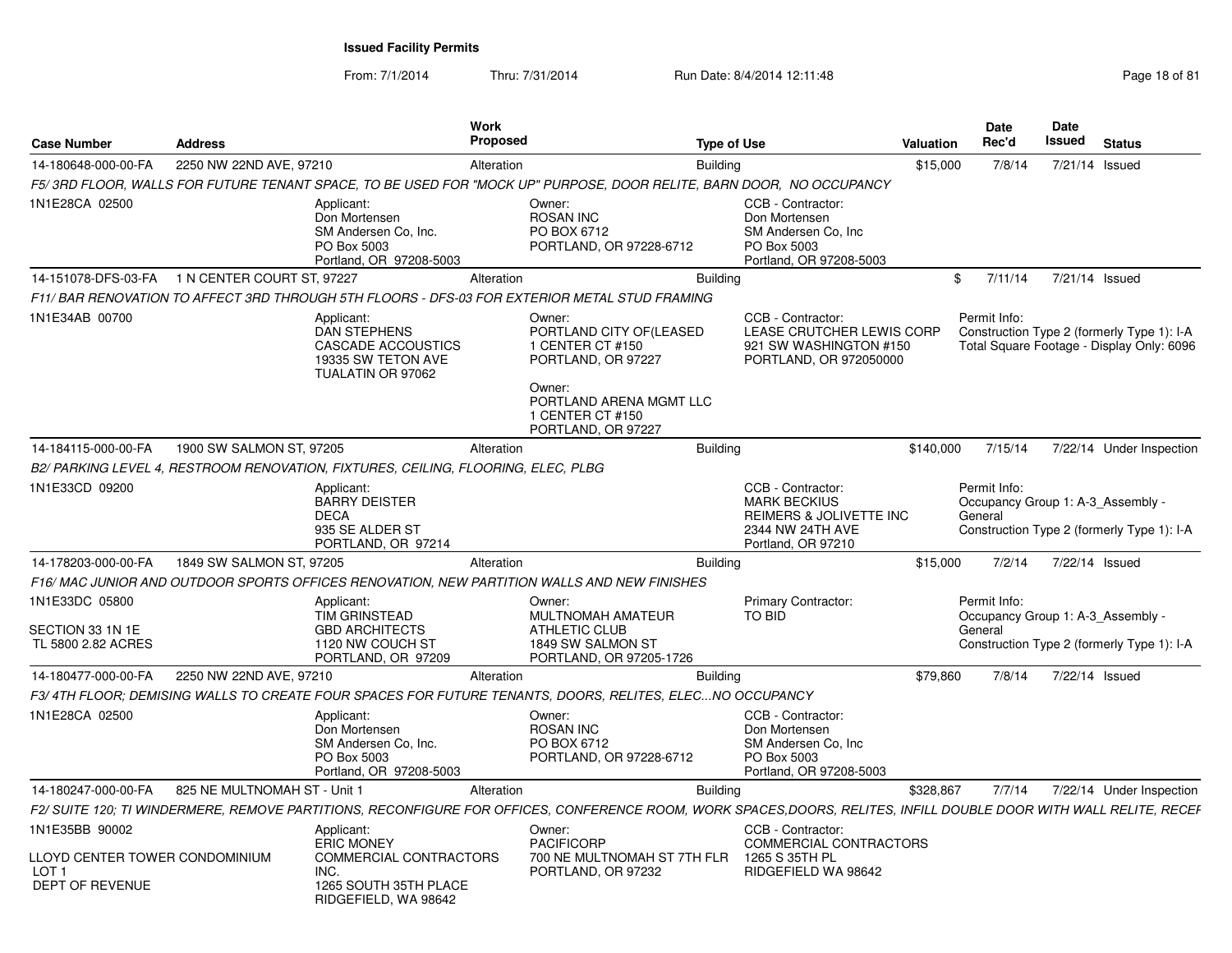**Issued Facility Permits**

From: 7/1/2014 Thru: 7/31/2014 Run Date: 8/4/2014 12:11:48

| Case Number | Address | Work Proposed | Type of Use | Valuation | Date Rec'd | Date Issued | Status |
|---|---|---|---|---|---|---|---|
| 14-180648-000-00-FA | 2250 NW 22ND AVE, 97210 | Alteration | Building | $15,000 | 7/8/14 | 7/21/14 | Issued |

*F5/ 3RD FLOOR, WALLS FOR FUTURE TENANT SPACE, TO BE USED FOR "MOCK UP" PURPOSE, DOOR RELITE, BARN DOOR, NO OCCUPANCY*

1N1E28CA 02500

Applicant: Don Mortensen, SM Andersen Co, Inc., PO Box 5003, Portland, OR 97208-5003

Owner: ROSAN INC, PO BOX 6712, PORTLAND, OR 97228-6712

CCB - Contractor: Don Mortensen, SM Andersen Co, Inc, PO Box 5003, Portland, OR 97208-5003

| Case Number | Address | Work Proposed | Type of Use | Valuation | Date Rec'd | Date Issued | Status |
|---|---|---|---|---|---|---|---|
| 14-151078-DFS-03-FA | 1 N CENTER COURT ST, 97227 | Alteration | Building | $ | 7/11/14 | 7/21/14 | Issued |

*F11/ BAR RENOVATION TO AFFECT 3RD THROUGH 5TH FLOORS - DFS-03 FOR EXTERIOR METAL STUD FRAMING*

1N1E34AB 00700

Applicant: DAN STEPHENS, CASCADE ACCOUSTICS, 19335 SW TETON AVE, TUALATIN OR 97062

Owner: PORTLAND CITY OF(LEASED, 1 CENTER CT #150, PORTLAND, OR 97227

Owner: PORTLAND ARENA MGMT LLC, 1 CENTER CT #150, PORTLAND, OR 97227

CCB - Contractor: LEASE CRUTCHER LEWIS CORP, 921 SW WASHINGTON #150, PORTLAND, OR 972050000

Permit Info: Construction Type 2 (formerly Type 1): I-A; Total Square Footage - Display Only: 6096

| Case Number | Address | Work Proposed | Type of Use | Valuation | Date Rec'd | Date Issued | Status |
|---|---|---|---|---|---|---|---|
| 14-184115-000-00-FA | 1900 SW SALMON ST, 97205 | Alteration | Building | $140,000 | 7/15/14 | 7/22/14 | Under Inspection |

*B2/ PARKING LEVEL 4, RESTROOM RENOVATION, FIXTURES, CEILING, FLOORING, ELEC, PLBG*

1N1E33CD 09200

Applicant: BARRY DEISTER, DECA, 935 SE ALDER ST, PORTLAND, OR 97214

CCB - Contractor: MARK BECKIUS, REIMERS & JOLIVETTE INC, 2344 NW 24TH AVE, Portland, OR 97210

Permit Info: Occupancy Group 1: A-3_Assembly - General; Construction Type 2 (formerly Type 1): I-A

| Case Number | Address | Work Proposed | Type of Use | Valuation | Date Rec'd | Date Issued | Status |
|---|---|---|---|---|---|---|---|
| 14-178203-000-00-FA | 1849 SW SALMON ST, 97205 | Alteration | Building | $15,000 | 7/2/14 | 7/22/14 | Issued |

*F16/ MAC JUNIOR AND OUTDOOR SPORTS OFFICES RENOVATION, NEW PARTITION WALLS AND NEW FINISHES*

1N1E33DC 05800
SECTION 33 1N 1E
TL 5800 2.82 ACRES

Applicant: TIM GRINSTEAD, GBD ARCHITECTS, 1120 NW COUCH ST, PORTLAND, OR 97209

Owner: MULTNOMAH AMATEUR ATHLETIC CLUB, 1849 SW SALMON ST, PORTLAND, OR 97205-1726

Primary Contractor: TO BID

Permit Info: Occupancy Group 1: A-3_Assembly - General; Construction Type 2 (formerly Type 1): I-A

| Case Number | Address | Work Proposed | Type of Use | Valuation | Date Rec'd | Date Issued | Status |
|---|---|---|---|---|---|---|---|
| 14-180477-000-00-FA | 2250 NW 22ND AVE, 97210 | Alteration | Building | $79,860 | 7/8/14 | 7/22/14 | Issued |

*F3/ 4TH FLOOR; DEMISING WALLS TO CREATE FOUR SPACES FOR FUTURE TENANTS, DOORS, RELITES, ELEC...NO OCCUPANCY*

1N1E28CA 02500

Applicant: Don Mortensen, SM Andersen Co, Inc., PO Box 5003, Portland, OR 97208-5003

Owner: ROSAN INC, PO BOX 6712, PORTLAND, OR 97228-6712

CCB - Contractor: Don Mortensen, SM Andersen Co, Inc, PO Box 5003, Portland, OR 97208-5003

| Case Number | Address | Work Proposed | Type of Use | Valuation | Date Rec'd | Date Issued | Status |
|---|---|---|---|---|---|---|---|
| 14-180247-000-00-FA | 825 NE MULTNOMAH ST - Unit 1 | Alteration | Building | $328,867 | 7/7/14 | 7/22/14 | Under Inspection |

*F2/ SUITE 120; TI WINDERMERE, REMOVE PARTITIONS, RECONFIGURE FOR OFFICES, CONFERENCE ROOM, WORK SPACES,DOORS, RELITES, INFILL DOUBLE DOOR WITH WALL RELITE, RECEF*

1N1E35BB 90002
LLOYD CENTER TOWER CONDOMINIUM
LOT 1
DEPT OF REVENUE

Applicant: ERIC MONEY, COMMERCIAL CONTRACTORS INC., 1265 SOUTH 35TH PLACE, RIDGEFIELD, WA 98642

Owner: PACIFICORP, 700 NE MULTNOMAH ST 7TH FLR, PORTLAND, OR 97232

CCB - Contractor: COMMERCIAL CONTRACTORS, 1265 S 35TH PL, RIDGEFIELD WA 98642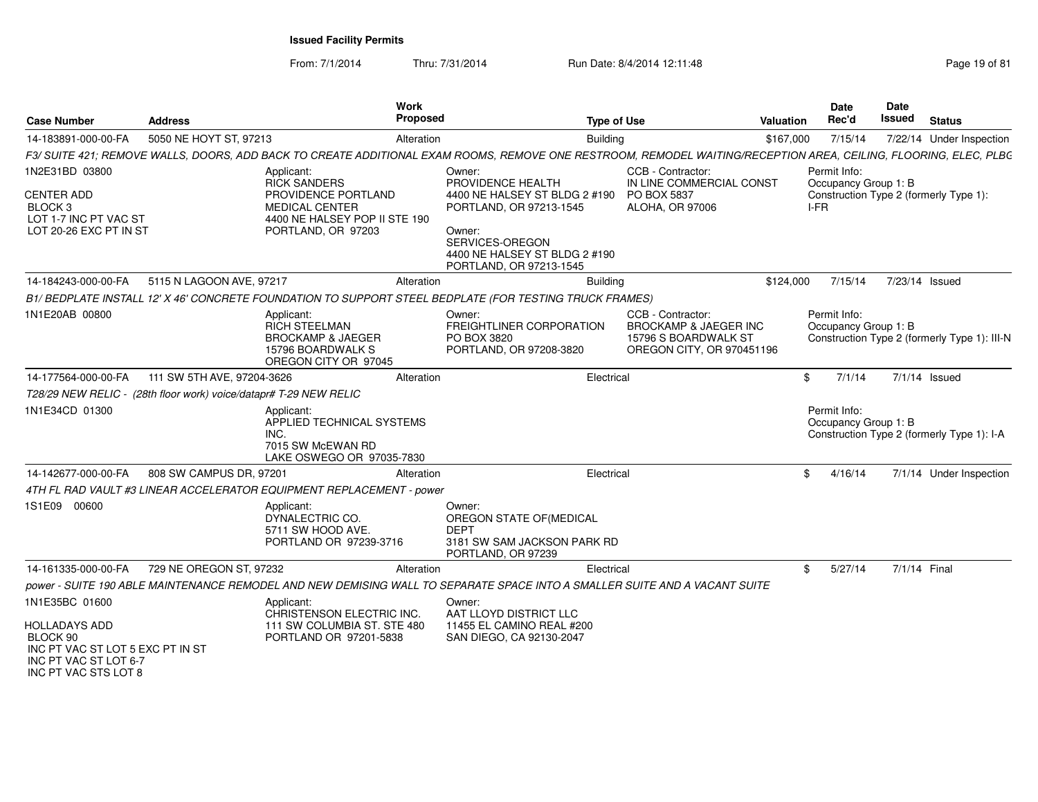**Issued Facility Permits**

From: 7/1/2014 Thru: 7/31/2014 Run Date: 8/4/2014 12:11:48

| Case Number | Address | Work Proposed | Type of Use | Valuation | Date Rec'd | Date Issued | Status |
|---|---|---|---|---|---|---|---|
| 14-183891-000-00-FA | 5050 NE HOYT ST, 97213 | Alteration | Building | $167,000 | 7/15/14 | 7/22/14 | Under Inspection |

*F3/ SUITE 421; REMOVE WALLS, DOORS, ADD BACK TO CREATE ADDITIONAL EXAM ROOMS, REMOVE ONE RESTROOM, REMODEL WAITING/RECEPTION AREA, CEILING, FLOORING, ELEC, PLBG*

1N2E31BD 03800

CENTER ADD
BLOCK 3
LOT 1-7 INC PT VAC ST
LOT 20-26 EXC PT IN ST

Applicant:
RICK SANDERS
PROVIDENCE PORTLAND MEDICAL CENTER
4400 NE HALSEY POP II STE 190
PORTLAND, OR 97203

Owner:
PROVIDENCE HEALTH
4400 NE HALSEY ST BLDG 2 #190
PORTLAND, OR 97213-1545

Owner:
SERVICES-OREGON
4400 NE HALSEY ST BLDG 2 #190
PORTLAND, OR 97213-1545

CCB - Contractor:
IN LINE COMMERCIAL CONST
PO BOX 5837
ALOHA, OR 97006

Permit Info:
Occupancy Group 1: B
Construction Type 2 (formerly Type 1): I-FR

| Case Number | Address | Work Proposed | Type of Use | Valuation | Date Rec'd | Date Issued | Status |
|---|---|---|---|---|---|---|---|
| 14-184243-000-00-FA | 5115 N LAGOON AVE, 97217 | Alteration | Building | $124,000 | 7/15/14 | 7/23/14 | Issued |

*B1/ BEDPLATE INSTALL 12' X 46' CONCRETE FOUNDATION TO SUPPORT STEEL BEDPLATE (FOR TESTING TRUCK FRAMES)*

1N1E20AB 00800

Applicant:
RICH STEELMAN
BROCKAMP & JAEGER
15796 BOARDWALK S
OREGON CITY OR 97045

Owner:
FREIGHTLINER CORPORATION
PO BOX 3820
PORTLAND, OR 97208-3820

CCB - Contractor:
BROCKAMP & JAEGER INC
15796 S BOARDWALK ST
OREGON CITY, OR 970451196

Permit Info:
Occupancy Group 1: B
Construction Type 2 (formerly Type 1): III-N

| Case Number | Address | Work Proposed | Type of Use | Valuation | Date Rec'd | Date Issued | Status |
|---|---|---|---|---|---|---|---|
| 14-177564-000-00-FA | 111 SW 5TH AVE, 97204-3626 | Alteration | Electrical | $ | 7/1/14 | 7/1/14 | Issued |

*T28/29 NEW RELIC - (28th floor work) voice/datapr# T-29 NEW RELIC*

1N1E34CD 01300

Applicant:
APPLIED TECHNICAL SYSTEMS INC.
7015 SW McEWAN RD
LAKE OSWEGO OR 97035-7830

Permit Info:
Occupancy Group 1: B
Construction Type 2 (formerly Type 1): I-A

| Case Number | Address | Work Proposed | Type of Use | Valuation | Date Rec'd | Date Issued | Status |
|---|---|---|---|---|---|---|---|
| 14-142677-000-00-FA | 808 SW CAMPUS DR, 97201 | Alteration | Electrical | $ | 4/16/14 | 7/1/14 | Under Inspection |

*4TH FL RAD VAULT #3 LINEAR ACCELERATOR EQUIPMENT REPLACEMENT - power*

1S1E09 00600

Applicant:
DYNALECTRIC CO.
5711 SW HOOD AVE.
PORTLAND OR 97239-3716

Owner:
OREGON STATE OF(MEDICAL DEPT
3181 SW SAM JACKSON PARK RD
PORTLAND, OR 97239

| Case Number | Address | Work Proposed | Type of Use | Valuation | Date Rec'd | Date Issued | Status |
|---|---|---|---|---|---|---|---|
| 14-161335-000-00-FA | 729 NE OREGON ST, 97232 | Alteration | Electrical | $ | 5/27/14 | 7/1/14 | Final |

*power - SUITE 190 ABLE MAINTENANCE REMODEL AND NEW DEMISING WALL TO SEPARATE SPACE INTO A SMALLER SUITE AND A VACANT SUITE*

1N1E35BC 01600

HOLLADAYS ADD
BLOCK 90
INC PT VAC ST LOT 5 EXC PT IN ST
INC PT VAC ST LOT 6-7
INC PT VAC STS LOT 8

Applicant:
CHRISTENSON ELECTRIC INC.
111 SW COLUMBIA ST. STE 480
PORTLAND OR 97201-5838

Owner:
AAT LLOYD DISTRICT LLC
11455 EL CAMINO REAL #200
SAN DIEGO, CA 92130-2047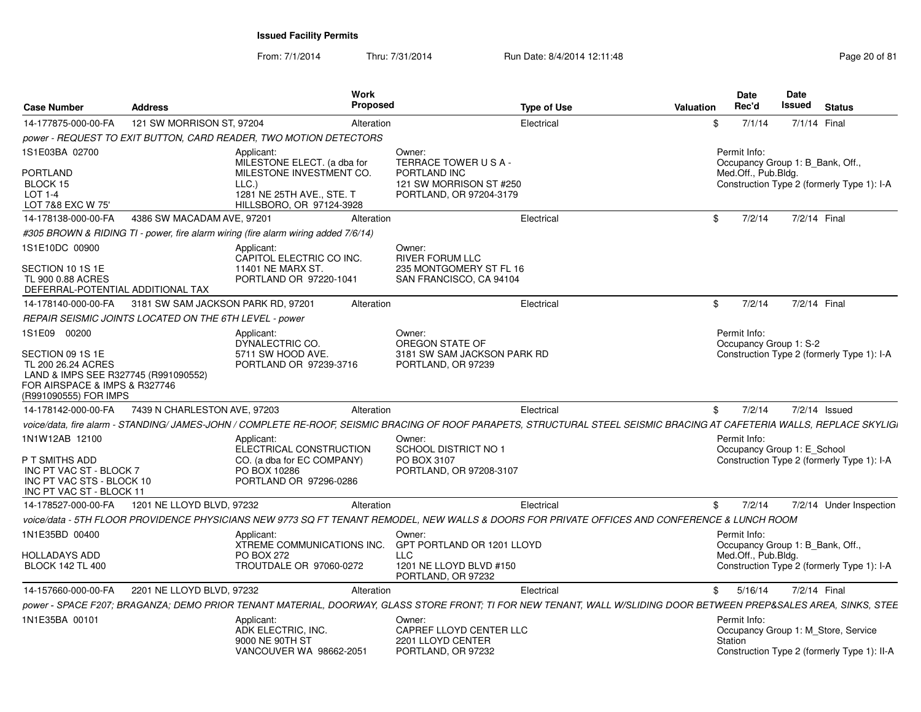## Issued Facility Permits

From: 7/1/2014 Thru: 7/31/2014 Run Date: 8/4/2014 12:11:48

| Case Number | Address | Work Proposed | Type of Use | Valuation | Date Rec'd | Date Issued | Status |
|---|---|---|---|---|---|---|---|
| 14-177875-000-00-FA | 121 SW MORRISON ST, 97204 | Alteration | Electrical | $ | 7/1/14 | 7/1/14 | Final |

power - REQUEST TO EXIT BUTTON, CARD READER, TWO MOTION DETECTORS

1S1E03BA 02700

PORTLAND
BLOCK 15
LOT 1-4
LOT 7&8 EXC W 75'

Applicant:
MILESTONE ELECT. (a dba for MILESTONE INVESTMENT CO. LLC.)
1281 NE 25TH AVE., STE. T
HILLSBORO, OR 97124-3928

Owner:
TERRACE TOWER U S A - PORTLAND INC
121 SW MORRISON ST #250
PORTLAND, OR 97204-3179

Permit Info:
Occupancy Group 1: B_Bank, Off., Med.Off., Pub.Bldg.
Construction Type 2 (formerly Type 1): I-A

| Case Number | Address | Work Proposed | Type of Use | Valuation | Date Rec'd | Date Issued | Status |
|---|---|---|---|---|---|---|---|
| 14-178138-000-00-FA | 4386 SW MACADAM AVE, 97201 | Alteration | Electrical | $ | 7/2/14 | 7/2/14 | Final |

#305 BROWN & RIDING TI - power, fire alarm wiring (fire alarm wiring added 7/6/14)

1S1E10DC 00900

SECTION 10 1S 1E
TL 900 0.88 ACRES
DEFERRAL-POTENTIAL ADDITIONAL TAX

Applicant:
CAPITOL ELECTRIC CO INC.
11401 NE MARX ST.
PORTLAND OR 97220-1041

Owner:
RIVER FORUM LLC
235 MONTGOMERY ST FL 16
SAN FRANCISCO, CA 94104

| Case Number | Address | Work Proposed | Type of Use | Valuation | Date Rec'd | Date Issued | Status |
|---|---|---|---|---|---|---|---|
| 14-178140-000-00-FA | 3181 SW SAM JACKSON PARK RD, 97201 | Alteration | Electrical | $ | 7/2/14 | 7/2/14 | Final |

REPAIR SEISMIC JOINTS LOCATED ON THE 6TH LEVEL - power

1S1E09 00200

SECTION 09 1S 1E
TL 200 26.24 ACRES
LAND & IMPS SEE R327745 (R991090552)
FOR AIRSPACE & IMPS & R327746
(R991090555) FOR IMPS

Applicant:
DYNALECTRIC CO.
5711 SW HOOD AVE.
PORTLAND OR 97239-3716

Owner:
OREGON STATE OF
3181 SW SAM JACKSON PARK RD
PORTLAND, OR 97239

Permit Info:
Occupancy Group 1: S-2
Construction Type 2 (formerly Type 1): I-A

| Case Number | Address | Work Proposed | Type of Use | Valuation | Date Rec'd | Date Issued | Status |
|---|---|---|---|---|---|---|---|
| 14-178142-000-00-FA | 7439 N CHARLESTON AVE, 97203 | Alteration | Electrical | $ | 7/2/14 | 7/2/14 | Issued |

voice/data, fire alarm - STANDING/ JAMES-JOHN / COMPLETE RE-ROOF, SEISMIC BRACING OF ROOF PARAPETS, STRUCTURAL STEEL SEISMIC BRACING AT CAFETERIA WALLS, REPLACE SKYLIGI

1N1W12AB 12100

P T SMITHS ADD
INC PT VAC ST - BLOCK 7
INC PT VAC STS - BLOCK 10
INC PT VAC ST - BLOCK 11

Applicant:
ELECTRICAL CONSTRUCTION CO. (a dba for EC COMPANY)
PO BOX 10286
PORTLAND OR 97296-0286

Owner:
SCHOOL DISTRICT NO 1
PO BOX 3107
PORTLAND, OR 97208-3107

Permit Info:
Occupancy Group 1: E_School
Construction Type 2 (formerly Type 1): I-A

| Case Number | Address | Work Proposed | Type of Use | Valuation | Date Rec'd | Date Issued | Status |
|---|---|---|---|---|---|---|---|
| 14-178527-000-00-FA | 1201 NE LLOYD BLVD, 97232 | Alteration | Electrical | $ | 7/2/14 | 7/2/14 | Under Inspection |

voice/data - 5TH FLOOR PROVIDENCE PHYSICIANS NEW 9773 SQ FT TENANT REMODEL, NEW WALLS & DOORS FOR PRIVATE OFFICES AND CONFERENCE & LUNCH ROOM

1N1E35BD 00400

HOLLADAYS ADD
BLOCK 142 TL 400

Applicant:
XTREME COMMUNICATIONS INC.
PO BOX 272
TROUTDALE OR 97060-0272

Owner:
GPT PORTLAND OR 1201 LLOYD LLC
1201 NE LLOYD BLVD #150
PORTLAND, OR 97232

Permit Info:
Occupancy Group 1: B_Bank, Off., Med.Off., Pub.Bldg.
Construction Type 2 (formerly Type 1): I-A

| Case Number | Address | Work Proposed | Type of Use | Valuation | Date Rec'd | Date Issued | Status |
|---|---|---|---|---|---|---|---|
| 14-157660-000-00-FA | 2201 NE LLOYD BLVD, 97232 | Alteration | Electrical | $ | 5/16/14 | 7/2/14 | Final |

power - SPACE F207; BRAGANZA; DEMO PRIOR TENANT MATERIAL, DOORWAY, GLASS STORE FRONT; TI FOR NEW TENANT, WALL W/SLIDING DOOR BETWEEN PREP&SALES AREA, SINKS, STEE

1N1E35BA 00101

Applicant:
ADK ELECTRIC, INC.
9000 NE 90TH ST
VANCOUVER WA 98662-2051

Owner:
CAPREF LLOYD CENTER LLC
2201 LLOYD CENTER
PORTLAND, OR 97232

Permit Info:
Occupancy Group 1: M_Store, Service Station
Construction Type 2 (formerly Type 1): II-A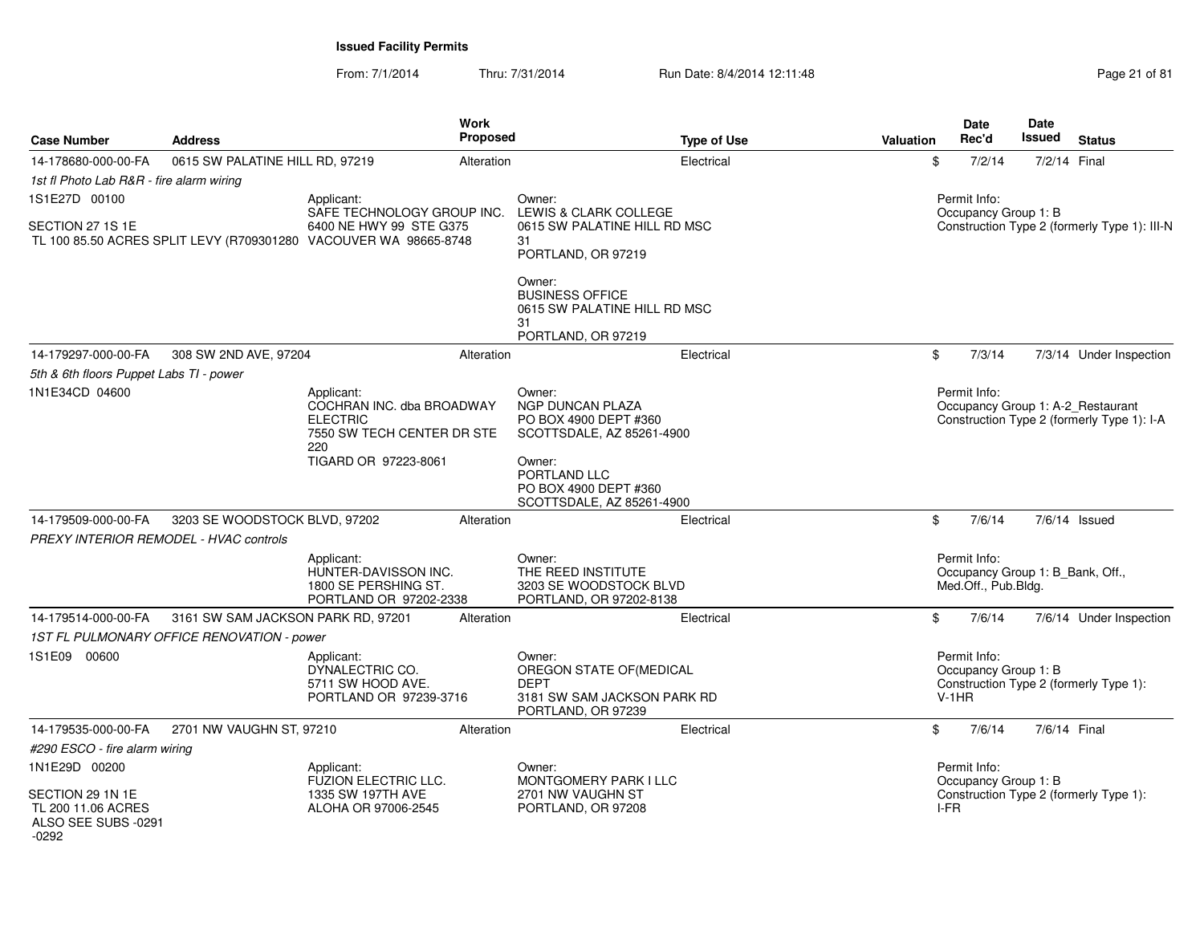**Issued Facility Permits**

From: 7/1/2014 Thru: 7/31/2014 Run Date: 8/4/2014 12:11:48

| Case Number | Address | Work Proposed | Type of Use | Valuation | Date Rec'd | Date Issued | Status |
|---|---|---|---|---|---|---|---|
| 14-178680-000-00-FA | 0615 SW PALATINE HILL RD, 97219 | Alteration | Electrical | $ | 7/2/14 | 7/2/14 | Final |
| *1st fl Photo Lab R&R - fire alarm wiring* | | | | | | | |
| 1S1E27D 00100<br>SECTION 27 1S 1E<br>TL 100 85.50 ACRES SPLIT LEVY (R709301280 | Applicant:<br>SAFE TECHNOLOGY GROUP INC.<br>6400 NE HWY 99 STE G375<br>VACOUVER WA 98665-8748 | Owner:<br>LEWIS & CLARK COLLEGE<br>0615 SW PALATINE HILL RD MSC 31<br>PORTLAND, OR 97219<br><br>Owner:<br>BUSINESS OFFICE<br>0615 SW PALATINE HILL RD MSC 31<br>PORTLAND, OR 97219 | | | Permit Info:<br>Occupancy Group 1: B<br>Construction Type 2 (formerly Type 1): III-N | | |
| 14-179297-000-00-FA | 308 SW 2ND AVE, 97204 | Alteration | Electrical | $ | 7/3/14 | 7/3/14 | Under Inspection |
| *5th & 6th floors Puppet Labs TI - power* | | | | | | | |
| 1N1E34CD 04600 | Applicant:<br>COCHRAN INC. dba BROADWAY ELECTRIC<br>7550 SW TECH CENTER DR STE 220<br>TIGARD OR 97223-8061 | Owner:<br>NGP DUNCAN PLAZA<br>PO BOX 4900 DEPT #360<br>SCOTTSDALE, AZ 85261-4900<br><br>Owner:<br>PORTLAND LLC<br>PO BOX 4900 DEPT #360<br>SCOTTSDALE, AZ 85261-4900 | | | Permit Info:<br>Occupancy Group 1: A-2_Restaurant<br>Construction Type 2 (formerly Type 1): I-A | | |
| 14-179509-000-00-FA | 3203 SE WOODSTOCK BLVD, 97202 | Alteration | Electrical | $ | 7/6/14 | 7/6/14 | Issued |
| *PREXY INTERIOR REMODEL - HVAC controls* | | | | | | | |
| | Applicant:<br>HUNTER-DAVISSON INC.<br>1800 SE PERSHING ST.<br>PORTLAND OR 97202-2338 | Owner:<br>THE REED INSTITUTE<br>3203 SE WOODSTOCK BLVD<br>PORTLAND, OR 97202-8138 | | | Permit Info:<br>Occupancy Group 1: B_Bank, Off., Med.Off., Pub.Bldg. | | |
| 14-179514-000-00-FA | 3161 SW SAM JACKSON PARK RD, 97201 | Alteration | Electrical | $ | 7/6/14 | 7/6/14 | Under Inspection |
| *1ST FL PULMONARY OFFICE RENOVATION - power* | | | | | | | |
| 1S1E09 00600 | Applicant:<br>DYNALECTRIC CO.<br>5711 SW HOOD AVE.<br>PORTLAND OR 97239-3716 | Owner:<br>OREGON STATE OF(MEDICAL DEPT<br>3181 SW SAM JACKSON PARK RD<br>PORTLAND, OR 97239 | | | Permit Info:<br>Occupancy Group 1: B<br>Construction Type 2 (formerly Type 1): V-1HR | | |
| 14-179535-000-00-FA | 2701 NW VAUGHN ST, 97210 | Alteration | Electrical | $ | 7/6/14 | 7/6/14 | Final |
| *#290 ESCO - fire alarm wiring* | | | | | | | |
| 1N1E29D 00200<br>SECTION 29 1N 1E<br>TL 200 11.06 ACRES<br>ALSO SEE SUBS -0291 -0292 | Applicant:<br>FUZION ELECTRIC LLC.<br>1335 SW 197TH AVE<br>ALOHA OR 97006-2545 | Owner:<br>MONTGOMERY PARK I LLC<br>2701 NW VAUGHN ST<br>PORTLAND, OR 97208 | | | Permit Info:<br>Occupancy Group 1: B<br>Construction Type 2 (formerly Type 1): I-FR | | |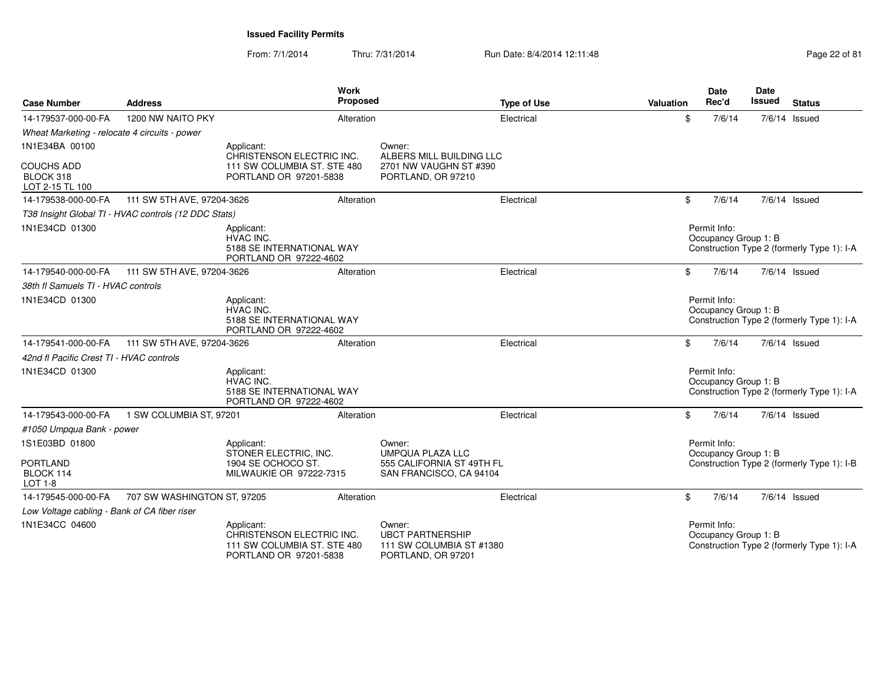**Issued Facility Permits**

From: 7/1/2014 Thru: 7/31/2014 Run Date: 8/4/2014 12:11:48

| Case Number | Address | Work Proposed | Type of Use | Valuation | Date Rec'd | Date Issued | Status |
|---|---|---|---|---|---|---|---|
| 14-179537-000-00-FA | 1200 NW NAITO PKY | Alteration | Electrical | $ | 7/6/14 | 7/6/14 | Issued |

*Wheat Marketing - relocate 4 circuits - power*

1N1E34BA 00100

COUCHS ADD
BLOCK 318
LOT 2-15 TL 100

Applicant:
CHRISTENSON ELECTRIC INC.
111 SW COLUMBIA ST. STE 480
PORTLAND OR 97201-5838

Owner:
ALBERS MILL BUILDING LLC
2701 NW VAUGHN ST #390
PORTLAND, OR 97210

| Case Number | Address | Work Proposed | Type of Use | Valuation | Date Rec'd | Date Issued | Status |
|---|---|---|---|---|---|---|---|
| 14-179538-000-00-FA | 111 SW 5TH AVE, 97204-3626 | Alteration | Electrical | $ | 7/6/14 | 7/6/14 | Issued |

*T38 Insight Global TI - HVAC controls (12 DDC Stats)*

1N1E34CD 01300

Applicant:
HVAC INC.
5188 SE INTERNATIONAL WAY
PORTLAND OR 97222-4602

Permit Info:
Occupancy Group 1: B
Construction Type 2 (formerly Type 1): I-A

| Case Number | Address | Work Proposed | Type of Use | Valuation | Date Rec'd | Date Issued | Status |
|---|---|---|---|---|---|---|---|
| 14-179540-000-00-FA | 111 SW 5TH AVE, 97204-3626 | Alteration | Electrical | $ | 7/6/14 | 7/6/14 | Issued |

*38th fl Samuels TI - HVAC controls*

1N1E34CD 01300

Applicant:
HVAC INC.
5188 SE INTERNATIONAL WAY
PORTLAND OR 97222-4602

Permit Info:
Occupancy Group 1: B
Construction Type 2 (formerly Type 1): I-A

| Case Number | Address | Work Proposed | Type of Use | Valuation | Date Rec'd | Date Issued | Status |
|---|---|---|---|---|---|---|---|
| 14-179541-000-00-FA | 111 SW 5TH AVE, 97204-3626 | Alteration | Electrical | $ | 7/6/14 | 7/6/14 | Issued |

*42nd fl Pacific Crest TI - HVAC controls*

1N1E34CD 01300

Applicant:
HVAC INC.
5188 SE INTERNATIONAL WAY
PORTLAND OR 97222-4602

Permit Info:
Occupancy Group 1: B
Construction Type 2 (formerly Type 1): I-A

| Case Number | Address | Work Proposed | Type of Use | Valuation | Date Rec'd | Date Issued | Status |
|---|---|---|---|---|---|---|---|
| 14-179543-000-00-FA | 1 SW COLUMBIA ST, 97201 | Alteration | Electrical | $ | 7/6/14 | 7/6/14 | Issued |

*#1050 Umpqua Bank - power*

1S1E03BD 01800

PORTLAND
BLOCK 114
LOT 1-8

Applicant:
STONER ELECTRIC, INC.
1904 SE OCHOCO ST.
MILWAUKIE OR 97222-7315

Owner:
UMPQUA PLAZA LLC
555 CALIFORNIA ST 49TH FL
SAN FRANCISCO, CA 94104

Permit Info:
Occupancy Group 1: B
Construction Type 2 (formerly Type 1): I-B

| Case Number | Address | Work Proposed | Type of Use | Valuation | Date Rec'd | Date Issued | Status |
|---|---|---|---|---|---|---|---|
| 14-179545-000-00-FA | 707 SW WASHINGTON ST, 97205 | Alteration | Electrical | $ | 7/6/14 | 7/6/14 | Issued |

*Low Voltage cabling - Bank of CA fiber riser*

1N1E34CC 04600

Applicant:
CHRISTENSON ELECTRIC INC.
111 SW COLUMBIA ST. STE 480
PORTLAND OR 97201-5838

Owner:
UBCT PARTNERSHIP
111 SW COLUMBIA ST #1380
PORTLAND, OR 97201

Permit Info:
Occupancy Group 1: B
Construction Type 2 (formerly Type 1): I-A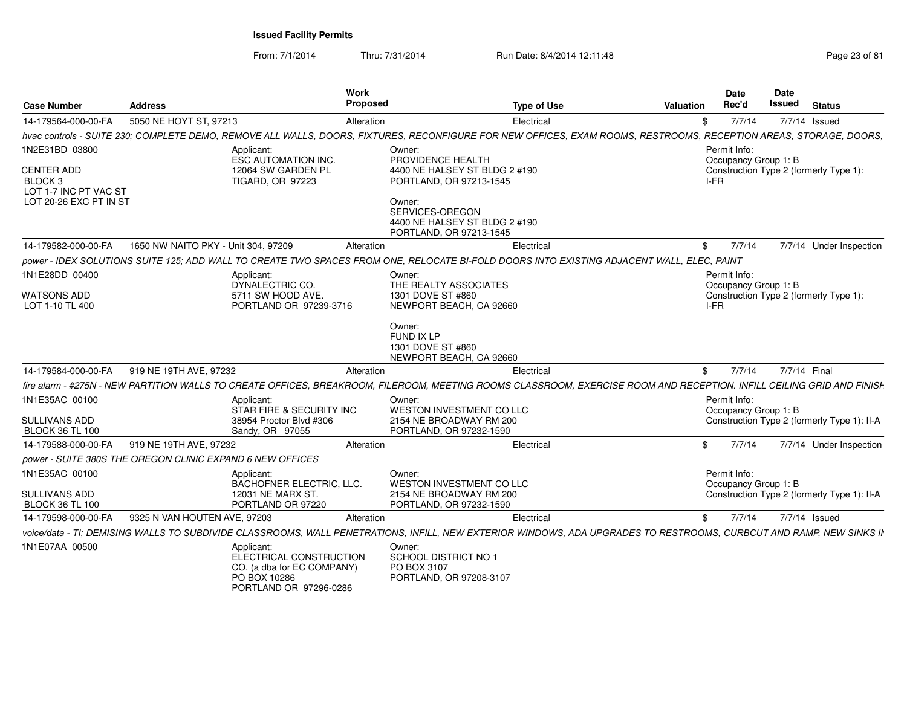**Issued Facility Permits**

From: 7/1/2014 Thru: 7/31/2014 Run Date: 8/4/2014 12:11:48

| Case Number | Address | Work Proposed | Type of Use | Valuation | Date Rec'd | Date Issued | Status |
|---|---|---|---|---|---|---|---|
| 14-179564-000-00-FA | 5050 NE HOYT ST, 97213 | Alteration | Electrical | $ | 7/7/14 | 7/7/14 | Issued |

*hvac controls - SUITE 230; COMPLETE DEMO, REMOVE ALL WALLS, DOORS, FIXTURES, RECONFIGURE FOR NEW OFFICES, EXAM ROOMS, RESTROOMS, RECEPTION AREAS, STORAGE, DOORS,*

1N2E31BD 03800

CENTER ADD
BLOCK 3
LOT 1-7 INC PT VAC ST
LOT 20-26 EXC PT IN ST

Applicant:
ESC AUTOMATION INC.
12064 SW GARDEN PL
TIGARD, OR 97223

Owner:
PROVIDENCE HEALTH
4400 NE HALSEY ST BLDG 2 #190
PORTLAND, OR 97213-1545

Owner:
SERVICES-OREGON
4400 NE HALSEY ST BLDG 2 #190
PORTLAND, OR 97213-1545

Permit Info:
Occupancy Group 1: B
Construction Type 2 (formerly Type 1): I-FR

| Case Number | Address | Work Proposed | Type of Use | Valuation | Date Rec'd | Date Issued | Status |
|---|---|---|---|---|---|---|---|
| 14-179582-000-00-FA | 1650 NW NAITO PKY - Unit 304, 97209 | Alteration | Electrical | $ | 7/7/14 | 7/7/14 | Under Inspection |

*power - IDEX SOLUTIONS SUITE 125; ADD WALL TO CREATE TWO SPACES FROM ONE, RELOCATE BI-FOLD DOORS INTO EXISTING ADJACENT WALL, ELEC, PAINT*

1N1E28DD 00400

WATSONS ADD
LOT 1-10 TL 400

Applicant:
DYNALECTRIC CO.
5711 SW HOOD AVE.
PORTLAND OR 97239-3716

Owner:
THE REALTY ASSOCIATES
1301 DOVE ST #860
NEWPORT BEACH, CA 92660

Owner:
FUND IX LP
1301 DOVE ST #860
NEWPORT BEACH, CA 92660

Permit Info:
Occupancy Group 1: B
Construction Type 2 (formerly Type 1): I-FR

| Case Number | Address | Work Proposed | Type of Use | Valuation | Date Rec'd | Date Issued | Status |
|---|---|---|---|---|---|---|---|
| 14-179584-000-00-FA | 919 NE 19TH AVE, 97232 | Alteration | Electrical | $ | 7/7/14 | 7/7/14 | Final |

*fire alarm - #275N - NEW PARTITION WALLS TO CREATE OFFICES, BREAKROOM, FILEROOM, MEETING ROOMS CLASSROOM, EXERCISE ROOM AND RECEPTION. INFILL CEILING GRID AND FINISH*

1N1E35AC 00100

SULLIVANS ADD
BLOCK 36 TL 100

Applicant:
STAR FIRE & SECURITY INC
38954 Proctor Blvd #306
Sandy, OR 97055

Owner:
WESTON INVESTMENT CO LLC
2154 NE BROADWAY RM 200
PORTLAND, OR 97232-1590

Permit Info:
Occupancy Group 1: B
Construction Type 2 (formerly Type 1): II-A

| Case Number | Address | Work Proposed | Type of Use | Valuation | Date Rec'd | Date Issued | Status |
|---|---|---|---|---|---|---|---|
| 14-179588-000-00-FA | 919 NE 19TH AVE, 97232 | Alteration | Electrical | $ | 7/7/14 | 7/7/14 | Under Inspection |

*power - SUITE 380S THE OREGON CLINIC EXPAND 6 NEW OFFICES*

1N1E35AC 00100

SULLIVANS ADD
BLOCK 36 TL 100

Applicant:
BACHOFNER ELECTRIC, LLC.
12031 NE MARX ST.
PORTLAND OR 97220

Owner:
WESTON INVESTMENT CO LLC
2154 NE BROADWAY RM 200
PORTLAND, OR 97232-1590

Permit Info:
Occupancy Group 1: B
Construction Type 2 (formerly Type 1): II-A

| Case Number | Address | Work Proposed | Type of Use | Valuation | Date Rec'd | Date Issued | Status |
|---|---|---|---|---|---|---|---|
| 14-179598-000-00-FA | 9325 N VAN HOUTEN AVE, 97203 | Alteration | Electrical | $ | 7/7/14 | 7/7/14 | Issued |

*voice/data - TI; DEMISING WALLS TO SUBDIVIDE CLASSROOMS, WALL PENETRATIONS, INFILL, NEW EXTERIOR WINDOWS, ADA UPGRADES TO RESTROOMS, CURBCUT AND RAMP, NEW SINKS IN*

1N1E07AA 00500

Applicant:
ELECTRICAL CONSTRUCTION
CO. (a dba for EC COMPANY)
PO BOX 10286
PORTLAND OR 97296-0286

Owner:
SCHOOL DISTRICT NO 1
PO BOX 3107
PORTLAND, OR 97208-3107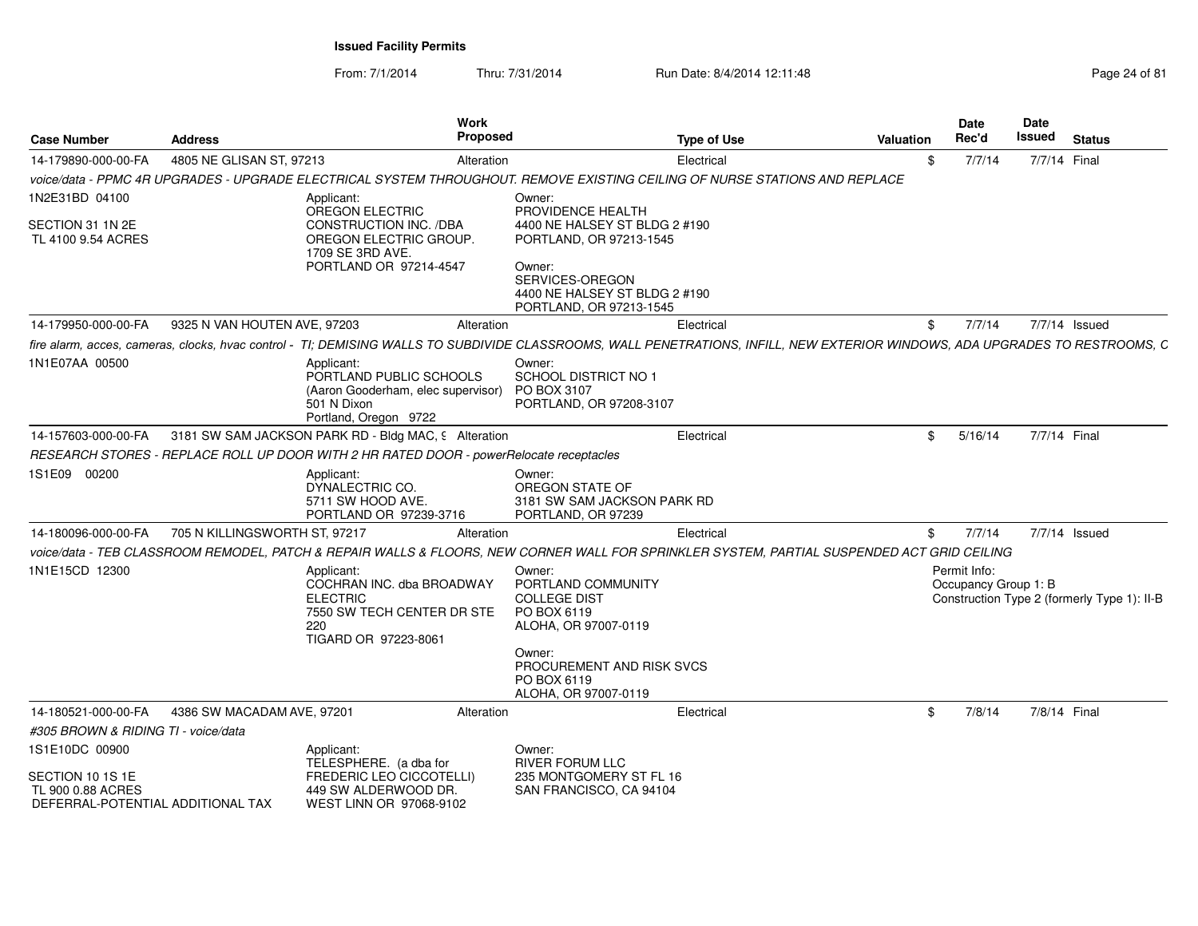**Issued Facility Permits**

From: 7/1/2014 Thru: 7/31/2014 Run Date: 8/4/2014 12:11:48

| Case Number | Address | Work Proposed | Type of Use | Valuation | Date Rec'd | Date Issued | Status |
|---|---|---|---|---|---|---|---|
| 14-179890-000-00-FA | 4805 NE GLISAN ST, 97213 | Alteration | Electrical | $ | 7/7/14 | 7/7/14 | Final |

*voice/data - PPMC 4R UPGRADES - UPGRADE ELECTRICAL SYSTEM THROUGHOUT. REMOVE EXISTING CEILING OF NURSE STATIONS AND REPLACE*

1N2E31BD 04100

SECTION 31 1N 2E
TL 4100 9.54 ACRES

Applicant:
OREGON ELECTRIC CONSTRUCTION INC. /DBA OREGON ELECTRIC GROUP.
1709 SE 3RD AVE.
PORTLAND OR 97214-4547

Owner:
PROVIDENCE HEALTH
4400 NE HALSEY ST BLDG 2 #190
PORTLAND, OR 97213-1545

Owner:
SERVICES-OREGON
4400 NE HALSEY ST BLDG 2 #190
PORTLAND, OR 97213-1545

| Case Number | Address | Work Proposed | Type of Use | Valuation | Date Rec'd | Date Issued | Status |
|---|---|---|---|---|---|---|---|
| 14-179950-000-00-FA | 9325 N VAN HOUTEN AVE, 97203 | Alteration | Electrical | $ | 7/7/14 | 7/7/14 | Issued |

*fire alarm, acces, cameras, clocks, hvac control - TI; DEMISING WALLS TO SUBDIVIDE CLASSROOMS, WALL PENETRATIONS, INFILL, NEW EXTERIOR WINDOWS, ADA UPGRADES TO RESTROOMS, C*

1N1E07AA 00500

Applicant:
PORTLAND PUBLIC SCHOOLS
(Aaron Gooderham, elec supervisor)
501 N Dixon
Portland, Oregon 9722

Owner:
SCHOOL DISTRICT NO 1
PO BOX 3107
PORTLAND, OR 97208-3107

| Case Number | Address | Work Proposed | Type of Use | Valuation | Date Rec'd | Date Issued | Status |
|---|---|---|---|---|---|---|---|
| 14-157603-000-00-FA | 3181 SW SAM JACKSON PARK RD - Bldg MAC, 9 | Alteration | Electrical | $ | 5/16/14 | 7/7/14 | Final |

*RESEARCH STORES - REPLACE ROLL UP DOOR WITH 2 HR RATED DOOR - powerRelocate receptacles*

1S1E09 00200

Applicant:
DYNALECTRIC CO.
5711 SW HOOD AVE.
PORTLAND OR 97239-3716

Owner:
OREGON STATE OF
3181 SW SAM JACKSON PARK RD
PORTLAND, OR 97239

| Case Number | Address | Work Proposed | Type of Use | Valuation | Date Rec'd | Date Issued | Status |
|---|---|---|---|---|---|---|---|
| 14-180096-000-00-FA | 705 N KILLINGSWORTH ST, 97217 | Alteration | Electrical | $ | 7/7/14 | 7/7/14 | Issued |

*voice/data - TEB CLASSROOM REMODEL, PATCH & REPAIR WALLS & FLOORS, NEW CORNER WALL FOR SPRINKLER SYSTEM, PARTIAL SUSPENDED ACT GRID CEILING*

1N1E15CD 12300

Applicant:
COCHRAN INC. dba BROADWAY ELECTRIC
7550 SW TECH CENTER DR STE 220
TIGARD OR 97223-8061

Owner:
PORTLAND COMMUNITY COLLEGE DIST
PO BOX 6119
ALOHA, OR 97007-0119

Owner:
PROCUREMENT AND RISK SVCS
PO BOX 6119
ALOHA, OR 97007-0119

Permit Info:
Occupancy Group 1: B
Construction Type 2 (formerly Type 1): II-B

| Case Number | Address | Work Proposed | Type of Use | Valuation | Date Rec'd | Date Issued | Status |
|---|---|---|---|---|---|---|---|
| 14-180521-000-00-FA | 4386 SW MACADAM AVE, 97201 | Alteration | Electrical | $ | 7/8/14 | 7/8/14 | Final |

*#305 BROWN & RIDING TI - voice/data*

1S1E10DC 00900

SECTION 10 1S 1E
TL 900 0.88 ACRES
DEFERRAL-POTENTIAL ADDITIONAL TAX

Applicant:
TELESPHERE. (a dba for FREDERIC LEO CICCOTELLI)
449 SW ALDERWOOD DR.
WEST LINN OR 97068-9102

Owner:
RIVER FORUM LLC
235 MONTGOMERY ST FL 16
SAN FRANCISCO, CA 94104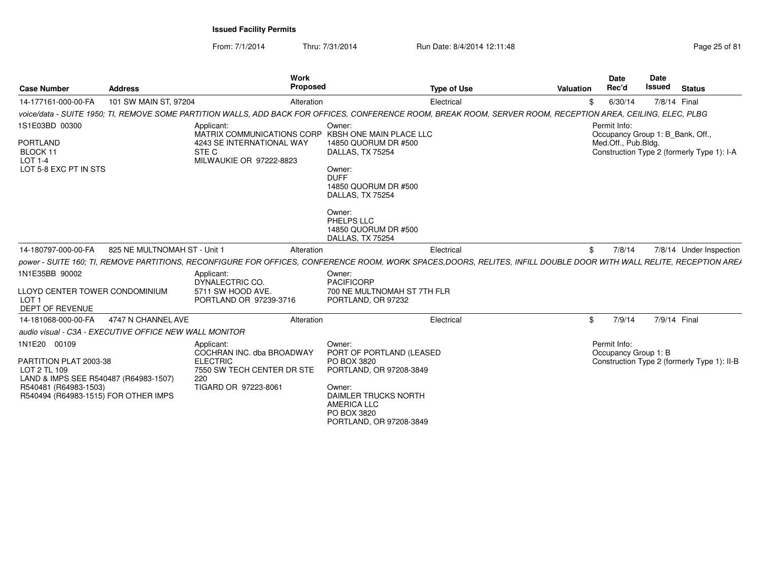**Issued Facility Permits**

From: 7/1/2014 Thru: 7/31/2014 Run Date: 8/4/2014 12:11:48

| Case Number | Address | Work Proposed | Type of Use | Valuation | Date Rec'd | Date Issued | Status |
|---|---|---|---|---|---|---|---|
| 14-177161-000-00-FA | 101 SW MAIN ST, 97204 | Alteration | Electrical | $ | 6/30/14 | 7/8/14 | Final |

*voice/data - SUITE 1950; TI, REMOVE SOME PARTITION WALLS, ADD BACK FOR OFFICES, CONFERENCE ROOM, BREAK ROOM, SERVER ROOM, RECEPTION AREA, CEILING, ELEC, PLBG*

1S1E03BD 00300

PORTLAND
BLOCK 11
LOT 1-4
LOT 5-8 EXC PT IN STS

Applicant:
MATRIX COMMUNICATIONS CORP
4243 SE INTERNATIONAL WAY
STE C
MILWAUKIE OR 97222-8823

Owner:
KBSH ONE MAIN PLACE LLC
14850 QUORUM DR #500
DALLAS, TX 75254

Owner:
DUFF
14850 QUORUM DR #500
DALLAS, TX 75254

Owner:
PHELPS LLC
14850 QUORUM DR #500
DALLAS, TX 75254

Permit Info:
Occupancy Group 1: B_Bank, Off., Med.Off., Pub.Bldg.
Construction Type 2 (formerly Type 1): I-A

| Case Number | Address | Work Proposed | Type of Use | Valuation | Date Rec'd | Date Issued | Status |
|---|---|---|---|---|---|---|---|
| 14-180797-000-00-FA | 825 NE MULTNOMAH ST - Unit 1 | Alteration | Electrical | $ | 7/8/14 | 7/8/14 | Under Inspection |

*power - SUITE 160; TI, REMOVE PARTITIONS, RECONFIGURE FOR OFFICES, CONFERENCE ROOM, WORK SPACES,DOORS, RELITES, INFILL DOUBLE DOOR WITH WALL RELITE, RECEPTION AREA*

1N1E35BB 90002

LLOYD CENTER TOWER CONDOMINIUM
LOT 1
DEPT OF REVENUE

Applicant:
DYNALECTRIC CO.
5711 SW HOOD AVE.
PORTLAND OR 97239-3716

Owner:
PACIFICORP
700 NE MULTNOMAH ST 7TH FLR
PORTLAND, OR 97232

| Case Number | Address | Work Proposed | Type of Use | Valuation | Date Rec'd | Date Issued | Status |
|---|---|---|---|---|---|---|---|
| 14-181068-000-00-FA | 4747 N CHANNEL AVE | Alteration | Electrical | $ | 7/9/14 | 7/9/14 | Final |

*audio visual - C3A - EXECUTIVE OFFICE NEW WALL MONITOR*

1N1E20 00109

PARTITION PLAT 2003-38
LOT 2 TL 109
LAND & IMPS SEE R540487 (R64983-1507)
R540481 (R64983-1503)
R540494 (R64983-1515) FOR OTHER IMPS

Applicant:
COCHRAN INC. dba BROADWAY ELECTRIC
7550 SW TECH CENTER DR STE 220
TIGARD OR 97223-8061

Owner:
PORT OF PORTLAND (LEASED
PO BOX 3820
PORTLAND, OR 97208-3849

Owner:
DAIMLER TRUCKS NORTH AMERICA LLC
PO BOX 3820
PORTLAND, OR 97208-3849

Permit Info:
Occupancy Group 1: B
Construction Type 2 (formerly Type 1): II-B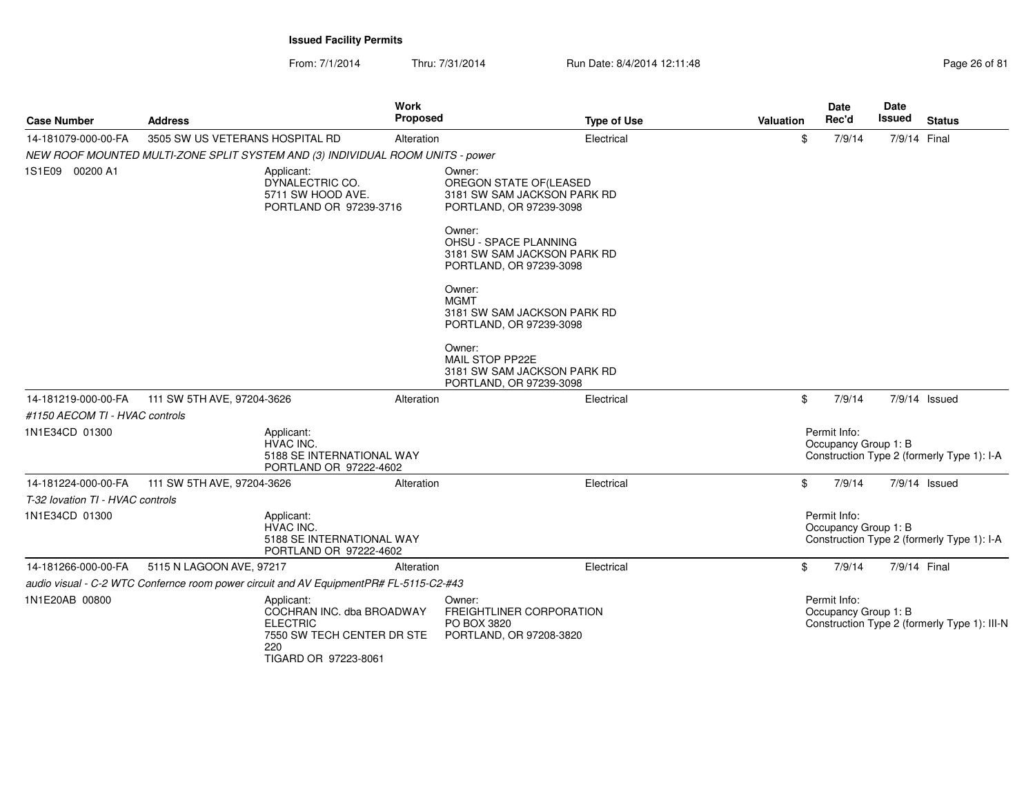**Issued Facility Permits**

From: 7/1/2014 Thru: 7/31/2014 Run Date: 8/4/2014 12:11:48

| Case Number | Address | Work Proposed | Type of Use | Valuation | Date Rec'd | Date Issued | Status |
|---|---|---|---|---|---|---|---|
| 14-181079-000-00-FA | 3505 SW US VETERANS HOSPITAL RD | Alteration | Electrical | $ | 7/9/14 | 7/9/14 | Final |

*NEW ROOF MOUNTED MULTI-ZONE SPLIT SYSTEM AND (3) INDIVIDUAL ROOM UNITS - power*

1S1E09 00200 A1

Applicant:
DYNALECTRIC CO.
5711 SW HOOD AVE.
PORTLAND OR 97239-3716

Owner:
OREGON STATE OF(LEASED
3181 SW SAM JACKSON PARK RD
PORTLAND, OR 97239-3098

Owner:
OHSU - SPACE PLANNING
3181 SW SAM JACKSON PARK RD
PORTLAND, OR 97239-3098

Owner:
MGMT
3181 SW SAM JACKSON PARK RD
PORTLAND, OR 97239-3098

Owner:
MAIL STOP PP22E
3181 SW SAM JACKSON PARK RD
PORTLAND, OR 97239-3098

| Case Number | Address | Work Proposed | Type of Use | Valuation | Date Rec'd | Date Issued | Status |
|---|---|---|---|---|---|---|---|
| 14-181219-000-00-FA | 111 SW 5TH AVE, 97204-3626 | Alteration | Electrical | $ | 7/9/14 | 7/9/14 | Issued |

*#1150 AECOM TI - HVAC controls*

1N1E34CD 01300

Applicant:
HVAC INC.
5188 SE INTERNATIONAL WAY
PORTLAND OR 97222-4602

Permit Info:
Occupancy Group 1: B
Construction Type 2 (formerly Type 1): I-A

| Case Number | Address | Work Proposed | Type of Use | Valuation | Date Rec'd | Date Issued | Status |
|---|---|---|---|---|---|---|---|
| 14-181224-000-00-FA | 111 SW 5TH AVE, 97204-3626 | Alteration | Electrical | $ | 7/9/14 | 7/9/14 | Issued |

*T-32 Iovation TI - HVAC controls*

1N1E34CD 01300

Applicant:
HVAC INC.
5188 SE INTERNATIONAL WAY
PORTLAND OR 97222-4602

Permit Info:
Occupancy Group 1: B
Construction Type 2 (formerly Type 1): I-A

| Case Number | Address | Work Proposed | Type of Use | Valuation | Date Rec'd | Date Issued | Status |
|---|---|---|---|---|---|---|---|
| 14-181266-000-00-FA | 5115 N LAGOON AVE, 97217 | Alteration | Electrical | $ | 7/9/14 | 7/9/14 | Final |

*audio visual - C-2 WTC Confernce room power circuit and AV EquipmentPR# FL-5115-C2-#43*

1N1E20AB 00800

Applicant:
COCHRAN INC. dba BROADWAY ELECTRIC
7550 SW TECH CENTER DR STE 220
TIGARD OR 97223-8061

Owner:
FREIGHTLINER CORPORATION
PO BOX 3820
PORTLAND, OR 97208-3820

Permit Info:
Occupancy Group 1: B
Construction Type 2 (formerly Type 1): III-N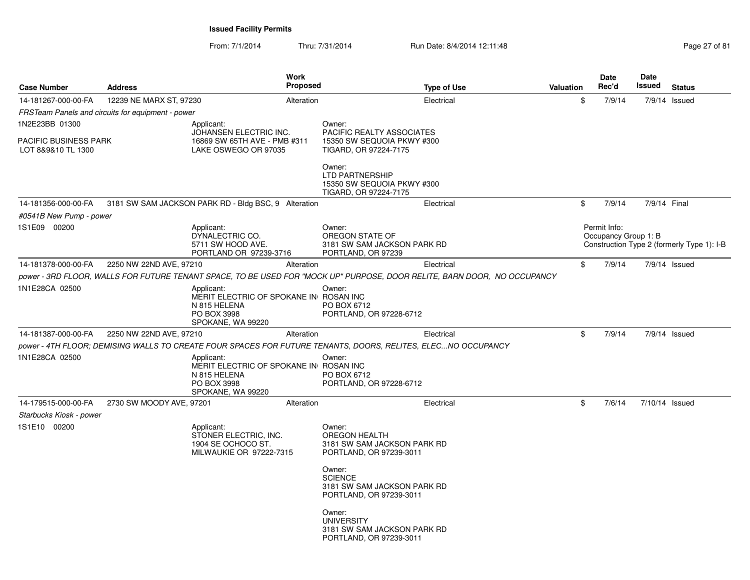**Issued Facility Permits**

From: 7/1/2014 Thru: 7/31/2014 Run Date: 8/4/2014 12:11:48

| Case Number | Address | Work Proposed | Type of Use | Valuation | Date Rec'd | Date Issued | Status |
|---|---|---|---|---|---|---|---|
| 14-181267-000-00-FA | 12239 NE MARX ST, 97230 | Alteration | Electrical | $ | 7/9/14 | 7/9/14 | Issued |

*FRSTeam Panels and circuits for equipment - power*

1N2E23BB 01300

PACIFIC BUSINESS PARK
LOT 8&9&10 TL 1300

Applicant:
JOHANSEN ELECTRIC INC.
16869 SW 65TH AVE - PMB #311
LAKE OSWEGO OR 97035

Owner:
PACIFIC REALTY ASSOCIATES
15350 SW SEQUOIA PKWY #300
TIGARD, OR 97224-7175

Owner:
LTD PARTNERSHIP
15350 SW SEQUOIA PKWY #300
TIGARD, OR 97224-7175

| Case Number | Address | Work Proposed | Type of Use | Valuation | Date Rec'd | Date Issued | Status |
|---|---|---|---|---|---|---|---|
| 14-181356-000-00-FA | 3181 SW SAM JACKSON PARK RD - Bldg BSC, 9 | Alteration | Electrical | $ | 7/9/14 | 7/9/14 | Final |

*#0541B New Pump - power*

1S1E09 00200

Applicant:
DYNALECTRIC CO.
5711 SW HOOD AVE.
PORTLAND OR 97239-3716

Owner:
OREGON STATE OF
3181 SW SAM JACKSON PARK RD
PORTLAND, OR 97239

Permit Info:
Occupancy Group 1: B
Construction Type 2 (formerly Type 1): I-B

| Case Number | Address | Work Proposed | Type of Use | Valuation | Date Rec'd | Date Issued | Status |
|---|---|---|---|---|---|---|---|
| 14-181378-000-00-FA | 2250 NW 22ND AVE, 97210 | Alteration | Electrical | $ | 7/9/14 | 7/9/14 | Issued |

*power - 3RD FLOOR, WALLS FOR FUTURE TENANT SPACE, TO BE USED FOR "MOCK UP" PURPOSE, DOOR RELITE, BARN DOOR, NO OCCUPANCY*

1N1E28CA 02500

Applicant:
MERIT ELECTRIC OF SPOKANE IN
N 815 HELENA
PO BOX 3998
SPOKANE, WA 99220

Owner:
ROSAN INC
PO BOX 6712
PORTLAND, OR 97228-6712

| Case Number | Address | Work Proposed | Type of Use | Valuation | Date Rec'd | Date Issued | Status |
|---|---|---|---|---|---|---|---|
| 14-181387-000-00-FA | 2250 NW 22ND AVE, 97210 | Alteration | Electrical | $ | 7/9/14 | 7/9/14 | Issued |

*power - 4TH FLOOR; DEMISING WALLS TO CREATE FOUR SPACES FOR FUTURE TENANTS, DOORS, RELITES, ELEC...NO OCCUPANCY*

1N1E28CA 02500

Applicant:
MERIT ELECTRIC OF SPOKANE IN
N 815 HELENA
PO BOX 3998
SPOKANE, WA 99220

Owner:
ROSAN INC
PO BOX 6712
PORTLAND, OR 97228-6712

| Case Number | Address | Work Proposed | Type of Use | Valuation | Date Rec'd | Date Issued | Status |
|---|---|---|---|---|---|---|---|
| 14-179515-000-00-FA | 2730 SW MOODY AVE, 97201 | Alteration | Electrical | $ | 7/6/14 | 7/10/14 | Issued |

*Starbucks Kiosk - power*

1S1E10 00200

Applicant:
STONER ELECTRIC, INC.
1904 SE OCHOCO ST.
MILWAUKIE OR 97222-7315

Owner:
OREGON HEALTH
3181 SW SAM JACKSON PARK RD
PORTLAND, OR 97239-3011

Owner:
SCIENCE
3181 SW SAM JACKSON PARK RD
PORTLAND, OR 97239-3011

Owner:
UNIVERSITY
3181 SW SAM JACKSON PARK RD
PORTLAND, OR 97239-3011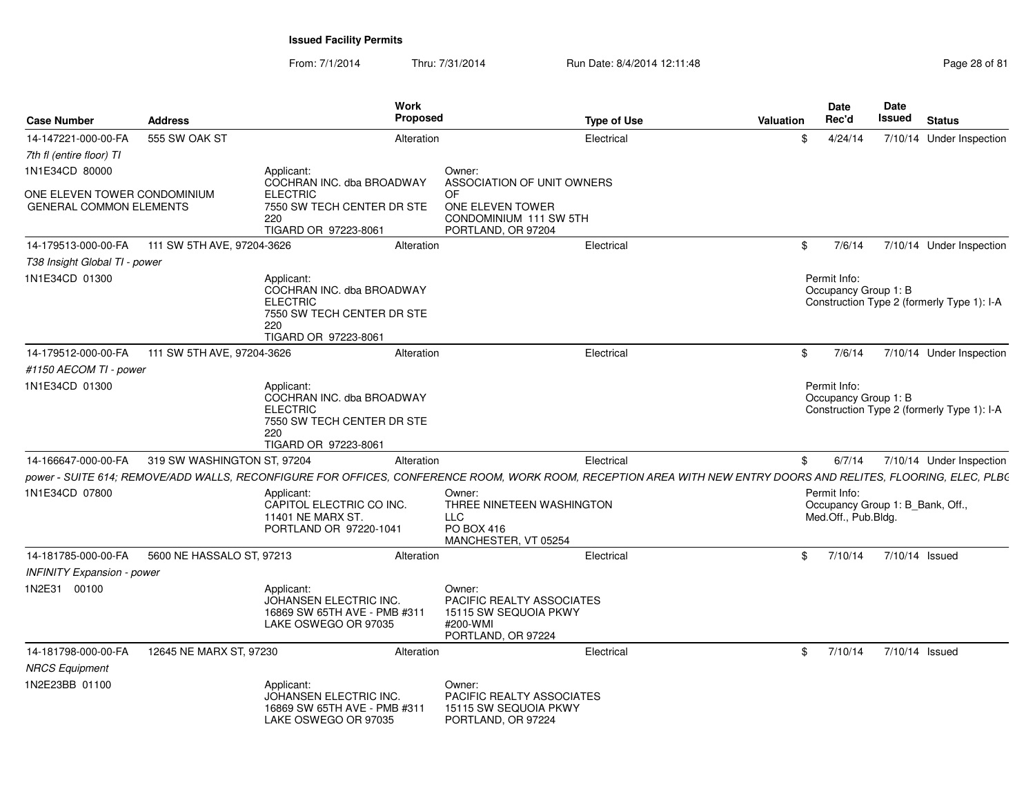**Issued Facility Permits**

From: 7/1/2014 Thru: 7/31/2014 Run Date: 8/4/2014 12:11:48

| Case Number | Address | Work Proposed | Type of Use | Valuation | Date Rec'd | Date Issued | Status |
|---|---|---|---|---|---|---|---|
| 14-147221-000-00-FA | 555 SW OAK ST | Alteration | Electrical | $ | 4/24/14 | 7/10/14 | Under Inspection |
| 7th fl (entire floor) TI | | | | | | | |
| 1N1E34CD 80000<br>ONE ELEVEN TOWER CONDOMINIUM GENERAL COMMON ELEMENTS | | Applicant:<br>COCHRAN INC. dba BROADWAY ELECTRIC<br>7550 SW TECH CENTER DR STE 220<br>TIGARD OR 97223-8061 | Owner:<br>ASSOCIATION OF UNIT OWNERS OF<br>ONE ELEVEN TOWER CONDOMINIUM 111 SW 5TH<br>PORTLAND, OR 97204 | | | | |
| 14-179513-000-00-FA | 111 SW 5TH AVE, 97204-3626 | Alteration | Electrical | $ | 7/6/14 | 7/10/14 | Under Inspection |
| T38 Insight Global TI - power | | | | | | | |
| 1N1E34CD 01300 | | Applicant:<br>COCHRAN INC. dba BROADWAY ELECTRIC<br>7550 SW TECH CENTER DR STE 220<br>TIGARD OR 97223-8061 | | | Permit Info:<br>Occupancy Group 1: B<br>Construction Type 2 (formerly Type 1): I-A | | |
| 14-179512-000-00-FA | 111 SW 5TH AVE, 97204-3626 | Alteration | Electrical | $ | 7/6/14 | 7/10/14 | Under Inspection |
| #1150 AECOM TI - power | | | | | | | |
| 1N1E34CD 01300 | | Applicant:<br>COCHRAN INC. dba BROADWAY ELECTRIC<br>7550 SW TECH CENTER DR STE 220<br>TIGARD OR 97223-8061 | | | Permit Info:<br>Occupancy Group 1: B<br>Construction Type 2 (formerly Type 1): I-A | | |
| 14-166647-000-00-FA | 319 SW WASHINGTON ST, 97204 | Alteration | Electrical | $ | 6/7/14 | 7/10/14 | Under Inspection |
| power - SUITE 614; REMOVE/ADD WALLS, RECONFIGURE FOR OFFICES, CONFERENCE ROOM, WORK ROOM, RECEPTION AREA WITH NEW ENTRY DOORS AND RELITES, FLOORING, ELEC, PLBG | | | | | | | |
| 1N1E34CD 07800 | | Applicant:<br>CAPITOL ELECTRIC CO INC.<br>11401 NE MARX ST.<br>PORTLAND OR 97220-1041 | Owner:<br>THREE NINETEEN WASHINGTON LLC<br>PO BOX 416<br>MANCHESTER, VT 05254 | | Permit Info:<br>Occupancy Group 1: B_Bank, Off., Med.Off., Pub.Bldg. | | |
| 14-181785-000-00-FA | 5600 NE HASSALO ST, 97213 | Alteration | Electrical | $ | 7/10/14 | 7/10/14 | Issued |
| INFINITY Expansion - power | | | | | | | |
| 1N2E31 00100 | | Applicant:<br>JOHANSEN ELECTRIC INC.<br>16869 SW 65TH AVE - PMB #311<br>LAKE OSWEGO OR 97035 | Owner:<br>PACIFIC REALTY ASSOCIATES<br>15115 SW SEQUOIA PKWY #200-WMI<br>PORTLAND, OR 97224 | | | | |
| 14-181798-000-00-FA | 12645 NE MARX ST, 97230 | Alteration | Electrical | $ | 7/10/14 | 7/10/14 | Issued |
| NRCS Equipment | | | | | | | |
| 1N2E23BB 01100 | | Applicant:<br>JOHANSEN ELECTRIC INC.<br>16869 SW 65TH AVE - PMB #311<br>LAKE OSWEGO OR 97035 | Owner:<br>PACIFIC REALTY ASSOCIATES<br>15115 SW SEQUOIA PKWY<br>PORTLAND, OR 97224 | | | | |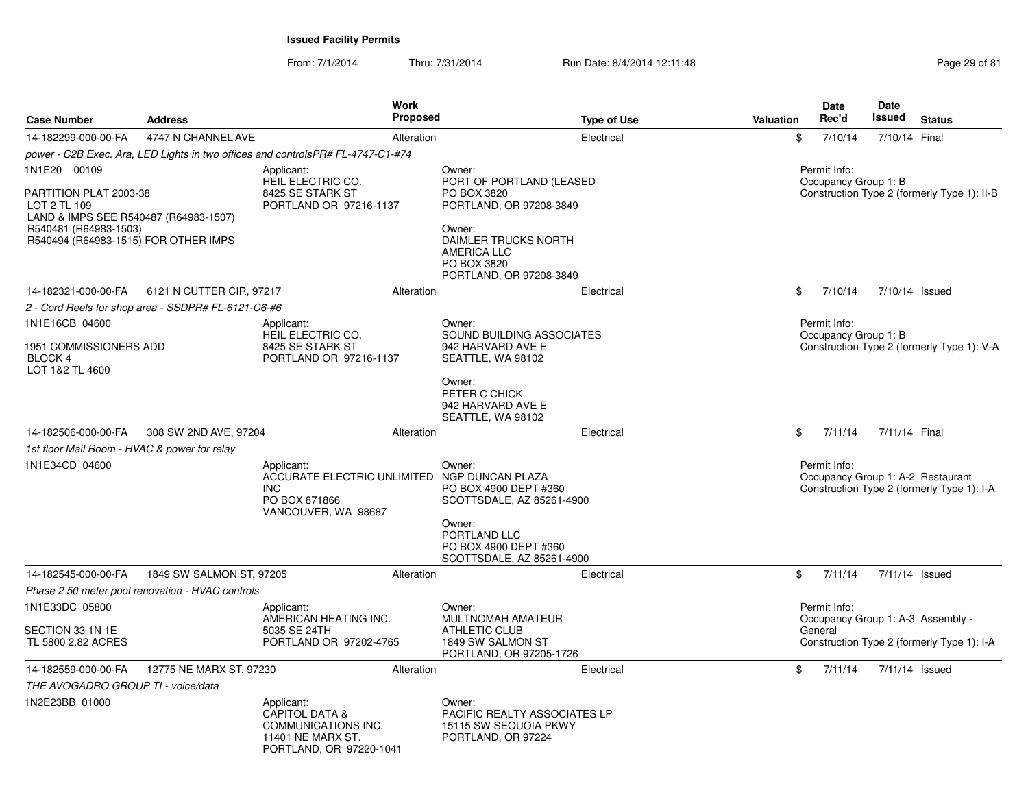**Issued Facility Permits**

From: 7/1/2014 Thru: 7/31/2014 Run Date: 8/4/2014 12:11:48

| Case Number | Address | Work Proposed | Type of Use | Valuation | Date Rec'd | Date Issued | Status |
|---|---|---|---|---|---|---|---|
| 14-182299-000-00-FA | 4747 N CHANNEL AVE | Alteration | Electrical | $ | 7/10/14 | 7/10/14 | Final |

*power - C2B Exec. Ara, LED Lights in two offices and controlsPR# FL-4747-C1-#74*

1N1E20 00109

PARTITION PLAT 2003-38
LOT 2 TL 109
LAND & IMPS SEE R540487 (R64983-1507)
R540481 (R64983-1503)
R540494 (R64983-1515) FOR OTHER IMPS

Applicant:
HEIL ELECTRIC CO.
8425 SE STARK ST
PORTLAND OR 97216-1137

Owner:
PORT OF PORTLAND (LEASED
PO BOX 3820
PORTLAND, OR 97208-3849

Owner:
DAIMLER TRUCKS NORTH
AMERICA LLC
PO BOX 3820
PORTLAND, OR 97208-3849

Permit Info:
Occupancy Group 1: B
Construction Type 2 (formerly Type 1): II-B

| Case Number | Address | Work Proposed | Type of Use | Valuation | Date Rec'd | Date Issued | Status |
|---|---|---|---|---|---|---|---|
| 14-182321-000-00-FA | 6121 N CUTTER CIR, 97217 | Alteration | Electrical | $ | 7/10/14 | 7/10/14 | Issued |

*2 - Cord Reels for shop area - SSDPR# FL-6121-C6-#6*

1N1E16CB 04600

1951 COMMISSIONERS ADD
BLOCK 4
LOT 1&2 TL 4600

Applicant:
HEIL ELECTRIC CO.
8425 SE STARK ST
PORTLAND OR 97216-1137

Owner:
SOUND BUILDING ASSOCIATES
942 HARVARD AVE E
SEATTLE, WA 98102

Owner:
PETER C CHICK
942 HARVARD AVE E
SEATTLE, WA 98102

Permit Info:
Occupancy Group 1: B
Construction Type 2 (formerly Type 1): V-A

| Case Number | Address | Work Proposed | Type of Use | Valuation | Date Rec'd | Date Issued | Status |
|---|---|---|---|---|---|---|---|
| 14-182506-000-00-FA | 308 SW 2ND AVE, 97204 | Alteration | Electrical | $ | 7/11/14 | 7/11/14 | Final |

*1st floor Mail Room - HVAC & power for relay*

1N1E34CD 04600

Applicant:
ACCURATE ELECTRIC UNLIMITED
INC
PO BOX 871866
VANCOUVER, WA 98687

Owner:
NGP DUNCAN PLAZA
PO BOX 4900 DEPT #360
SCOTTSDALE, AZ 85261-4900

Owner:
PORTLAND LLC
PO BOX 4900 DEPT #360
SCOTTSDALE, AZ 85261-4900

Permit Info:
Occupancy Group 1: A-2_Restaurant
Construction Type 2 (formerly Type 1): I-A

| Case Number | Address | Work Proposed | Type of Use | Valuation | Date Rec'd | Date Issued | Status |
|---|---|---|---|---|---|---|---|
| 14-182545-000-00-FA | 1849 SW SALMON ST, 97205 | Alteration | Electrical | $ | 7/11/14 | 7/11/14 | Issued |

*Phase 2 50 meter pool renovation - HVAC controls*

1N1E33DC 05800

SECTION 33 1N 1E
TL 5800 2.82 ACRES

Applicant:
AMERICAN HEATING INC.
5035 SE 24TH
PORTLAND OR 97202-4765

Owner:
MULTNOMAH AMATEUR
ATHLETIC CLUB
1849 SW SALMON ST
PORTLAND, OR 97205-1726

Permit Info:
Occupancy Group 1: A-3_Assembly -
General
Construction Type 2 (formerly Type 1): I-A

| Case Number | Address | Work Proposed | Type of Use | Valuation | Date Rec'd | Date Issued | Status |
|---|---|---|---|---|---|---|---|
| 14-182559-000-00-FA | 12775 NE MARX ST, 97230 | Alteration | Electrical | $ | 7/11/14 | 7/11/14 | Issued |

*THE AVOGADRO GROUP TI - voice/data*

1N2E23BB 01000

Applicant:
CAPITOL DATA &
COMMUNICATIONS INC.
11401 NE MARX ST.
PORTLAND, OR 97220-1041

Owner:
PACIFIC REALTY ASSOCIATES LP
15115 SW SEQUOIA PKWY
PORTLAND, OR 97224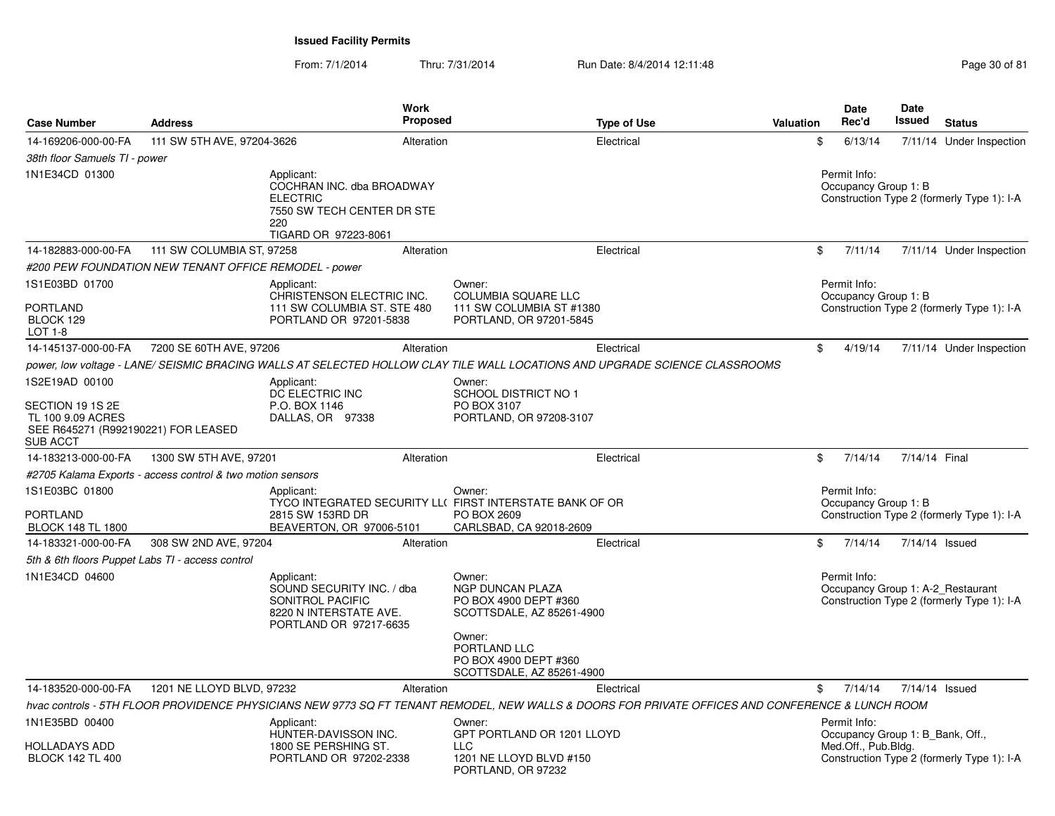**Issued Facility Permits**

From: 7/1/2014 Thru: 7/31/2014 Run Date: 8/4/2014 12:11:48

| Case Number | Address | Work Proposed | Type of Use | Valuation | Date Rec'd | Date Issued | Status |
|---|---|---|---|---|---|---|---|
| 14-169206-000-00-FA | 111 SW 5TH AVE, 97204-3626 | Alteration | Electrical | $ | 6/13/14 | 7/11/14 | Under Inspection |
| *38th floor Samuels TI - power* | | | | | | | |
| 1N1E34CD 01300 | Applicant: COCHRAN INC. dba BROADWAY ELECTRIC 7550 SW TECH CENTER DR STE 220 TIGARD OR 97223-8061 | | | | Permit Info: Occupancy Group 1: B Construction Type 2 (formerly Type 1): I-A | | |
| 14-182883-000-00-FA | 111 SW COLUMBIA ST, 97258 | Alteration | Electrical | $ | 7/11/14 | 7/11/14 | Under Inspection |
| *#200 PEW FOUNDATION NEW TENANT OFFICE REMODEL - power* | | | | | | | |
| 1S1E03BD 01700 PORTLAND BLOCK 129 LOT 1-8 | Applicant: CHRISTENSON ELECTRIC INC. 111 SW COLUMBIA ST. STE 480 PORTLAND OR 97201-5838 | Owner: COLUMBIA SQUARE LLC 111 SW COLUMBIA ST #1380 PORTLAND, OR 97201-5845 | | | Permit Info: Occupancy Group 1: B Construction Type 2 (formerly Type 1): I-A | | |
| 14-145137-000-00-FA | 7200 SE 60TH AVE, 97206 | Alteration | Electrical | $ | 4/19/14 | 7/11/14 | Under Inspection |
| *power, low voltage - LANE/ SEISMIC BRACING WALLS AT SELECTED HOLLOW CLAY TILE WALL LOCATIONS AND UPGRADE SCIENCE CLASSROOMS* | | | | | | | |
| 1S2E19AD 00100 SECTION 19 1S 2E TL 100 9.09 ACRES SEE R645271 (R992190221) FOR LEASED SUB ACCT | Applicant: DC ELECTRIC INC P.O. BOX 1146 DALLAS, OR 97338 | Owner: SCHOOL DISTRICT NO 1 PO BOX 3107 PORTLAND, OR 97208-3107 | | | | | |
| 14-183213-000-00-FA | 1300 SW 5TH AVE, 97201 | Alteration | Electrical | $ | 7/14/14 | 7/14/14 | Final |
| *#2705 Kalama Exports - access control & two motion sensors* | | | | | | | |
| 1S1E03BC 01800 PORTLAND BLOCK 148 TL 1800 | Applicant: TYCO INTEGRATED SECURITY LL( 2815 SW 153RD DR BEAVERTON, OR 97006-5101 | Owner: FIRST INTERSTATE BANK OF OR PO BOX 2609 CARLSBAD, CA 92018-2609 | | | Permit Info: Occupancy Group 1: B Construction Type 2 (formerly Type 1): I-A | | |
| 14-183321-000-00-FA | 308 SW 2ND AVE, 97204 | Alteration | Electrical | $ | 7/14/14 | 7/14/14 | Issued |
| *5th & 6th floors Puppet Labs TI - access control* | | | | | | | |
| 1N1E34CD 04600 | Applicant: SOUND SECURITY INC. / dba SONITROL PACIFIC 8220 N INTERSTATE AVE. PORTLAND OR 97217-6635 | Owner: NGP DUNCAN PLAZA PO BOX 4900 DEPT #360 SCOTTSDALE, AZ 85261-4900 Owner: PORTLAND LLC PO BOX 4900 DEPT #360 SCOTTSDALE, AZ 85261-4900 | | | Permit Info: Occupancy Group 1: A-2_Restaurant Construction Type 2 (formerly Type 1): I-A | | |
| 14-183520-000-00-FA | 1201 NE LLOYD BLVD, 97232 | Alteration | Electrical | $ | 7/14/14 | 7/14/14 | Issued |
| *hvac controls - 5TH FLOOR PROVIDENCE PHYSICIANS NEW 9773 SQ FT TENANT REMODEL, NEW WALLS & DOORS FOR PRIVATE OFFICES AND CONFERENCE & LUNCH ROOM* | | | | | | | |
| 1N1E35BD 00400 HOLLADAYS ADD BLOCK 142 TL 400 | Applicant: HUNTER-DAVISSON INC. 1800 SE PERSHING ST. PORTLAND OR 97202-2338 | Owner: GPT PORTLAND OR 1201 LLOYD LLC 1201 NE LLOYD BLVD #150 PORTLAND, OR 97232 | | | Permit Info: Occupancy Group 1: B_Bank, Off., Med.Off., Pub.Bldg. Construction Type 2 (formerly Type 1): I-A | | |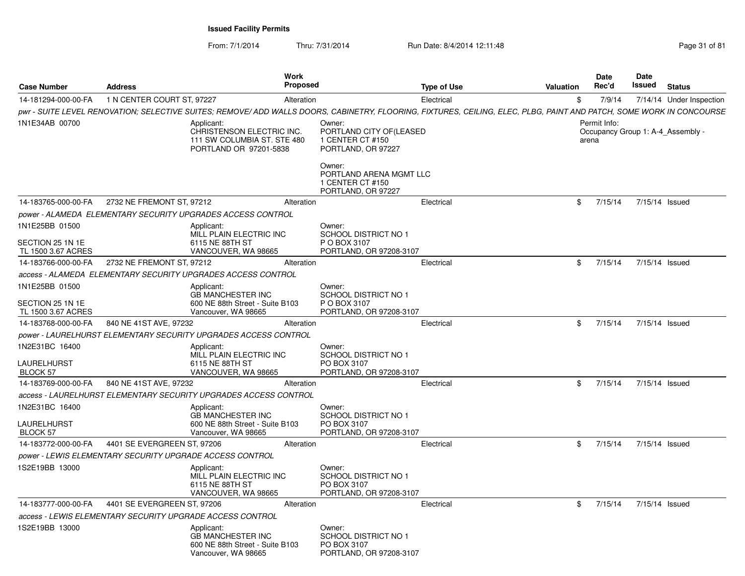## Issued Facility Permits

From: 7/1/2014 Thru: 7/31/2014 Run Date: 8/4/2014 12:11:48

| Case Number | Address | Work Proposed | Type of Use | Valuation | Date Rec'd | Date Issued | Status |
|---|---|---|---|---|---|---|---|
| 14-181294-000-00-FA | 1 N CENTER COURT ST, 97227 | Alteration | Electrical | $ | 7/9/14 | 7/14/14 | Under Inspection |
| *pwr - SUITE LEVEL RENOVATION; SELECTIVE SUITES; REMOVE/ ADD WALLS DOORS, CABINETRY, FLOORING, FIXTURES, CEILING, ELEC, PLBG, PAINT AND PATCH, SOME WORK IN CONCOURSE* | | | | | | | |
| 1N1E34AB 00700 | Applicant: CHRISTENSON ELECTRIC INC. 111 SW COLUMBIA ST. STE 480 PORTLAND OR 97201-5838 | Owner: PORTLAND CITY OF(LEASED 1 CENTER CT #150 PORTLAND, OR 97227<br>Owner: PORTLAND ARENA MGMT LLC 1 CENTER CT #150 PORTLAND, OR 97227 | | | Permit Info: Occupancy Group 1: A-4_Assembly - arena | | |
| 14-183765-000-00-FA | 2732 NE FREMONT ST, 97212 | Alteration | Electrical | $ | 7/15/14 | 7/15/14 | Issued |
| *power - ALAMEDA ELEMENTARY SECURITY UPGRADES ACCESS CONTROL* | | | | | | | |
| 1N1E25BB 01500<br>SECTION 25 1N 1E<br>TL 1500 3.67 ACRES | Applicant: MILL PLAIN ELECTRIC INC 6115 NE 88TH ST VANCOUVER, WA 98665 | Owner: SCHOOL DISTRICT NO 1 P O BOX 3107 PORTLAND, OR 97208-3107 | | | | | |
| 14-183766-000-00-FA | 2732 NE FREMONT ST, 97212 | Alteration | Electrical | $ | 7/15/14 | 7/15/14 | Issued |
| *access - ALAMEDA ELEMENTARY SECURITY UPGRADES ACCESS CONTROL* | | | | | | | |
| 1N1E25BB 01500<br>SECTION 25 1N 1E<br>TL 1500 3.67 ACRES | Applicant: GB MANCHESTER INC 600 NE 88th Street - Suite B103 Vancouver, WA 98665 | Owner: SCHOOL DISTRICT NO 1 P O BOX 3107 PORTLAND, OR 97208-3107 | | | | | |
| 14-183768-000-00-FA | 840 NE 41ST AVE, 97232 | Alteration | Electrical | $ | 7/15/14 | 7/15/14 | Issued |
| *power - LAURELHURST ELEMENTARY SECURITY UPGRADES ACCESS CONTROL* | | | | | | | |
| 1N2E31BC 16400<br>LAURELHURST<br>BLOCK 57 | Applicant: MILL PLAIN ELECTRIC INC 6115 NE 88TH ST VANCOUVER, WA 98665 | Owner: SCHOOL DISTRICT NO 1 PO BOX 3107 PORTLAND, OR 97208-3107 | | | | | |
| 14-183769-000-00-FA | 840 NE 41ST AVE, 97232 | Alteration | Electrical | $ | 7/15/14 | 7/15/14 | Issued |
| *access - LAURELHURST ELEMENTARY SECURITY UPGRADES ACCESS CONTROL* | | | | | | | |
| 1N2E31BC 16400<br>LAURELHURST<br>BLOCK 57 | Applicant: GB MANCHESTER INC 600 NE 88th Street - Suite B103 Vancouver, WA 98665 | Owner: SCHOOL DISTRICT NO 1 PO BOX 3107 PORTLAND, OR 97208-3107 | | | | | |
| 14-183772-000-00-FA | 4401 SE EVERGREEN ST, 97206 | Alteration | Electrical | $ | 7/15/14 | 7/15/14 | Issued |
| *power - LEWIS ELEMENTARY SECURITY UPGRADE ACCESS CONTROL* | | | | | | | |
| 1S2E19BB 13000 | Applicant: MILL PLAIN ELECTRIC INC 6115 NE 88TH ST VANCOUVER, WA 98665 | Owner: SCHOOL DISTRICT NO 1 PO BOX 3107 PORTLAND, OR 97208-3107 | | | | | |
| 14-183777-000-00-FA | 4401 SE EVERGREEN ST, 97206 | Alteration | Electrical | $ | 7/15/14 | 7/15/14 | Issued |
| *access - LEWIS ELEMENTARY SECURITY UPGRADE ACCESS CONTROL* | | | | | | | |
| 1S2E19BB 13000 | Applicant: GB MANCHESTER INC 600 NE 88th Street - Suite B103 Vancouver, WA 98665 | Owner: SCHOOL DISTRICT NO 1 PO BOX 3107 PORTLAND, OR 97208-3107 | | | | | |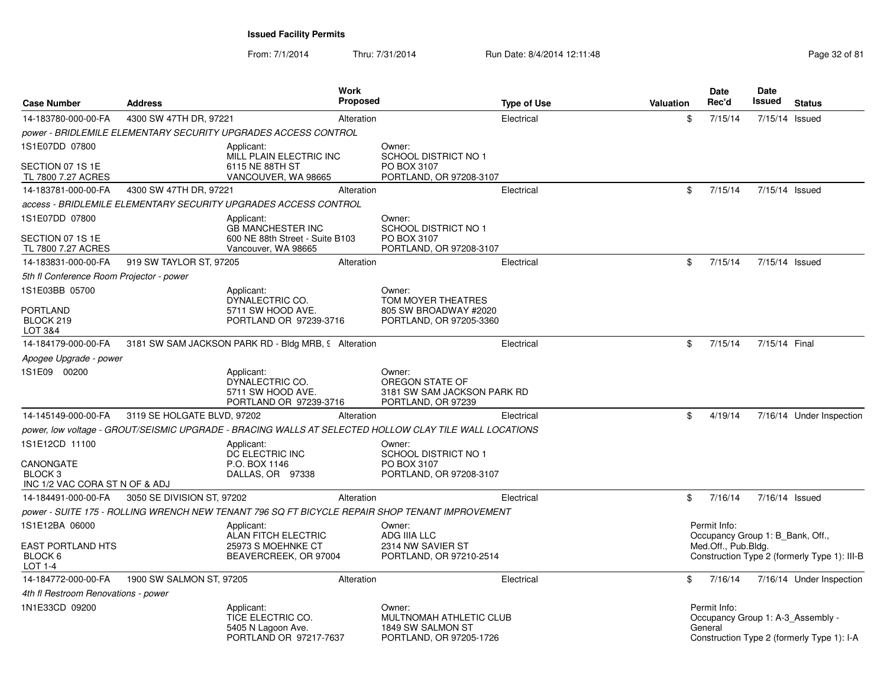**Issued Facility Permits**

From: 7/1/2014 Thru: 7/31/2014 Run Date: 8/4/2014 12:11:48

| Case Number | Address | Work Proposed | Type of Use | Valuation | Date Rec'd | Date Issued | Status |
|---|---|---|---|---|---|---|---|
| 14-183780-000-00-FA | 4300 SW 47TH DR, 97221 | Alteration | Electrical | $ | 7/15/14 | 7/15/14 | Issued |
| power - BRIDLEMILE ELEMENTARY SECURITY UPGRADES ACCESS CONTROL | | | | | | | |
| 1S1E07DD 07800<br>SECTION 07 1S 1E<br>TL 7800 7.27 ACRES | Applicant:<br>MILL PLAIN ELECTRIC INC<br>6115 NE 88TH ST<br>VANCOUVER, WA 98665 | Owner:<br>SCHOOL DISTRICT NO 1<br>PO BOX 3107<br>PORTLAND, OR 97208-3107 | | | | | |
| 14-183781-000-00-FA | 4300 SW 47TH DR, 97221 | Alteration | Electrical | $ | 7/15/14 | 7/15/14 | Issued |
| access - BRIDLEMILE ELEMENTARY SECURITY UPGRADES ACCESS CONTROL | | | | | | | |
| 1S1E07DD 07800<br>SECTION 07 1S 1E<br>TL 7800 7.27 ACRES | Applicant:<br>GB MANCHESTER INC<br>600 NE 88th Street - Suite B103<br>Vancouver, WA 98665 | Owner:<br>SCHOOL DISTRICT NO 1<br>PO BOX 3107<br>PORTLAND, OR 97208-3107 | | | | | |
| 14-183831-000-00-FA | 919 SW TAYLOR ST, 97205 | Alteration | Electrical | $ | 7/15/14 | 7/15/14 | Issued |
| 5th fl Conference Room Projector - power | | | | | | | |
| 1S1E03BB 05700<br>PORTLAND<br>BLOCK 219<br>LOT 3&4 | Applicant:<br>DYNALECTRIC CO.<br>5711 SW HOOD AVE.<br>PORTLAND OR 97239-3716 | Owner:<br>TOM MOYER THEATRES<br>805 SW BROADWAY #2020<br>PORTLAND, OR 97205-3360 | | | | | |
| 14-184179-000-00-FA | 3181 SW SAM JACKSON PARK RD - Bldg MRB, 9 | Alteration | Electrical | $ | 7/15/14 | 7/15/14 | Final |
| Apogee Upgrade - power | | | | | | | |
| 1S1E09 00200 | Applicant:<br>DYNALECTRIC CO.<br>5711 SW HOOD AVE.<br>PORTLAND OR 97239-3716 | Owner:<br>OREGON STATE OF<br>3181 SW SAM JACKSON PARK RD<br>PORTLAND, OR 97239 | | | | | |
| 14-145149-000-00-FA | 3119 SE HOLGATE BLVD, 97202 | Alteration | Electrical | $ | 4/19/14 | 7/16/14 | Under Inspection |
| power, low voltage - GROUT/SEISMIC UPGRADE - BRACING WALLS AT SELECTED HOLLOW CLAY TILE WALL LOCATIONS | | | | | | | |
| 1S1E12CD 11100<br>CANONGATE<br>BLOCK 3<br>INC 1/2 VAC CORA ST N OF & ADJ | Applicant:<br>DC ELECTRIC INC<br>P.O. BOX 1146<br>DALLAS, OR 97338 | Owner:<br>SCHOOL DISTRICT NO 1<br>PO BOX 3107<br>PORTLAND, OR 97208-3107 | | | | | |
| 14-184491-000-00-FA | 3050 SE DIVISION ST, 97202 | Alteration | Electrical | $ | 7/16/14 | 7/16/14 | Issued |
| power - SUITE 175 - ROLLING WRENCH NEW TENANT 796 SQ FT BICYCLE REPAIR SHOP TENANT IMPROVEMENT | | | | | | | |
| 1S1E12BA 06000<br>EAST PORTLAND HTS<br>BLOCK 6<br>LOT 1-4 | Applicant:<br>ALAN FITCH ELECTRIC<br>25973 S MOEHNKE CT<br>BEAVERCREEK, OR 97004 | Owner:<br>ADG IIIA LLC<br>2314 NW SAVIER ST<br>PORTLAND, OR 97210-2514 | | | Permit Info:<br>Occupancy Group 1: B_Bank, Off., Med.Off., Pub.Bldg.<br>Construction Type 2 (formerly Type 1): III-B | | |
| 14-184772-000-00-FA | 1900 SW SALMON ST, 97205 | Alteration | Electrical | $ | 7/16/14 | 7/16/14 | Under Inspection |
| 4th fl Restroom Renovations - power | | | | | | | |
| 1N1E33CD 09200 | Applicant:<br>TICE ELECTRIC CO.<br>5405 N Lagoon Ave.<br>PORTLAND OR 97217-7637 | Owner:<br>MULTNOMAH ATHLETIC CLUB<br>1849 SW SALMON ST<br>PORTLAND, OR 97205-1726 | | | Permit Info:<br>Occupancy Group 1: A-3_Assembly - General<br>Construction Type 2 (formerly Type 1): I-A | | |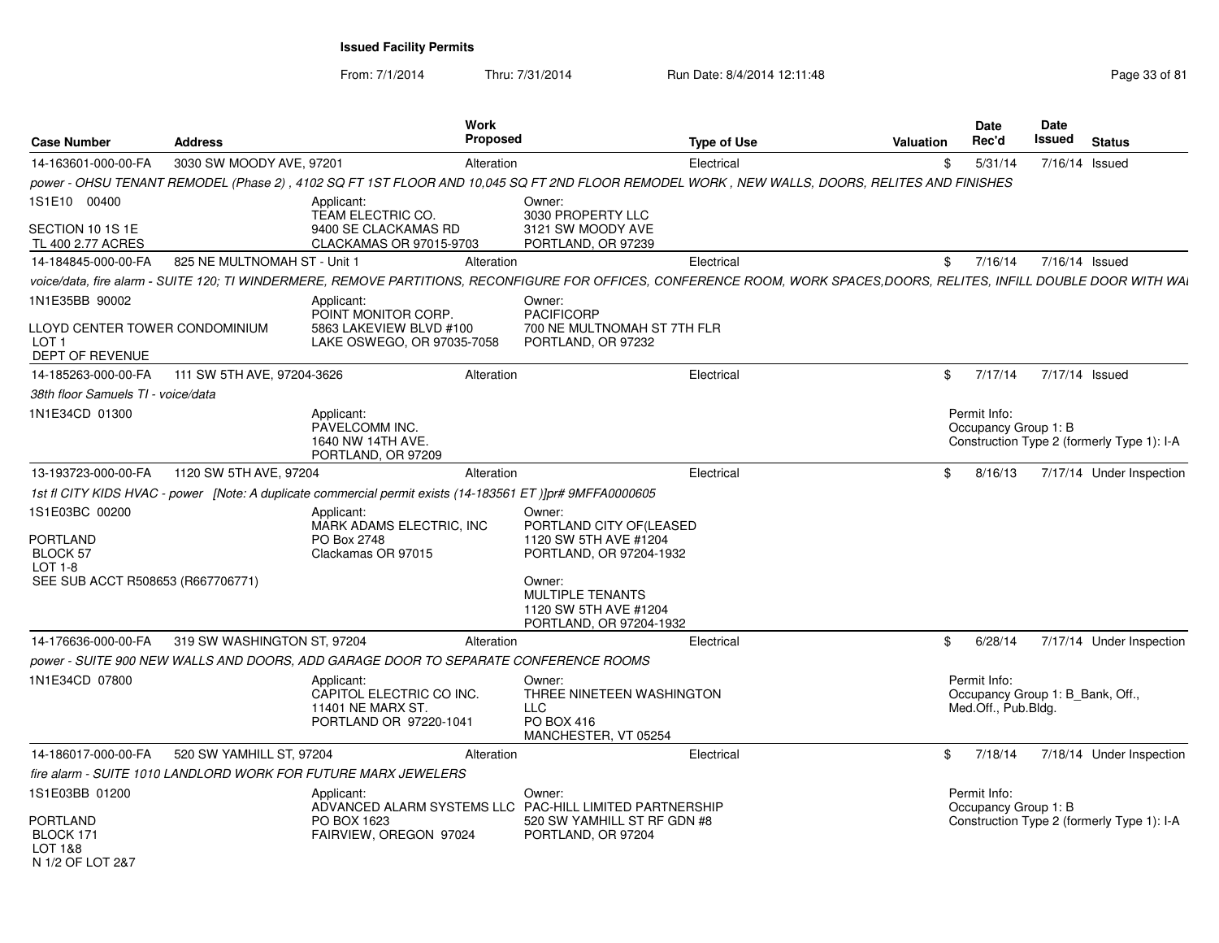**Issued Facility Permits**

From: 7/1/2014 Thru: 7/31/2014 Run Date: 8/4/2014 12:11:48

| Case Number | Address | Work Proposed | Type of Use | Valuation | Date Rec'd | Date Issued | Status |
|---|---|---|---|---|---|---|---|
| 14-163601-000-00-FA | 3030 SW MOODY AVE, 97201 | Alteration | Electrical | $ | 5/31/14 | 7/16/14 | Issued |

*power - OHSU TENANT REMODEL (Phase 2) , 4102 SQ FT 1ST FLOOR AND 10,045 SQ FT 2ND FLOOR REMODEL WORK , NEW WALLS, DOORS, RELITES AND FINISHES*

1S1E10 00400

SECTION 10 1S 1E
TL 400 2.77 ACRES

Applicant:
TEAM ELECTRIC CO.
9400 SE CLACKAMAS RD
CLACKAMAS OR 97015-9703

Owner:
3030 PROPERTY LLC
3121 SW MOODY AVE
PORTLAND, OR 97239

| Case Number | Address | Work Proposed | Type of Use | Valuation | Date Rec'd | Date Issued | Status |
|---|---|---|---|---|---|---|---|
| 14-184845-000-00-FA | 825 NE MULTNOMAH ST - Unit 1 | Alteration | Electrical | $ | 7/16/14 | 7/16/14 | Issued |

*voice/data, fire alarm - SUITE 120; TI WINDERMERE, REMOVE PARTITIONS, RECONFIGURE FOR OFFICES, CONFERENCE ROOM, WORK SPACES,DOORS, RELITES, INFILL DOUBLE DOOR WITH WAI*

1N1E35BB 90002

LLOYD CENTER TOWER CONDOMINIUM
LOT 1
DEPT OF REVENUE

Applicant:
POINT MONITOR CORP.
5863 LAKEVIEW BLVD #100
LAKE OSWEGO, OR 97035-7058

Owner:
PACIFICORP
700 NE MULTNOMAH ST 7TH FLR
PORTLAND, OR 97232

| Case Number | Address | Work Proposed | Type of Use | Valuation | Date Rec'd | Date Issued | Status |
|---|---|---|---|---|---|---|---|
| 14-185263-000-00-FA | 111 SW 5TH AVE, 97204-3626 | Alteration | Electrical | $ | 7/17/14 | 7/17/14 | Issued |

*38th floor Samuels TI - voice/data*

1N1E34CD 01300

Applicant:
PAVELCOMM INC.
1640 NW 14TH AVE.
PORTLAND, OR 97209

Permit Info:
Occupancy Group 1: B
Construction Type 2 (formerly Type 1): I-A

| Case Number | Address | Work Proposed | Type of Use | Valuation | Date Rec'd | Date Issued | Status |
|---|---|---|---|---|---|---|---|
| 13-193723-000-00-FA | 1120 SW 5TH AVE, 97204 | Alteration | Electrical | $ | 8/16/13 | 7/17/14 | Under Inspection |

*1st fl CITY KIDS HVAC - power [Note: A duplicate commercial permit exists (14-183561 ET )]pr# 9MFFA0000605*

1S1E03BC 00200

PORTLAND
BLOCK 57
LOT 1-8
SEE SUB ACCT R508653 (R667706771)

Applicant:
MARK ADAMS ELECTRIC, INC
PO Box 2748
Clackamas OR 97015

Owner:
PORTLAND CITY OF(LEASED
1120 SW 5TH AVE #1204
PORTLAND, OR 97204-1932

Owner:
MULTIPLE TENANTS
1120 SW 5TH AVE #1204
PORTLAND, OR 97204-1932

| Case Number | Address | Work Proposed | Type of Use | Valuation | Date Rec'd | Date Issued | Status |
|---|---|---|---|---|---|---|---|
| 14-176636-000-00-FA | 319 SW WASHINGTON ST, 97204 | Alteration | Electrical | $ | 6/28/14 | 7/17/14 | Under Inspection |

*power - SUITE 900 NEW WALLS AND DOORS, ADD GARAGE DOOR TO SEPARATE CONFERENCE ROOMS*

1N1E34CD 07800

Applicant:
CAPITOL ELECTRIC CO INC.
11401 NE MARX ST.
PORTLAND OR 97220-1041

Owner:
THREE NINETEEN WASHINGTON LLC
PO BOX 416
MANCHESTER, VT 05254

Permit Info:
Occupancy Group 1: B_Bank, Off., Med.Off., Pub.Bldg.

| Case Number | Address | Work Proposed | Type of Use | Valuation | Date Rec'd | Date Issued | Status |
|---|---|---|---|---|---|---|---|
| 14-186017-000-00-FA | 520 SW YAMHILL ST, 97204 | Alteration | Electrical | $ | 7/18/14 | 7/18/14 | Under Inspection |

*fire alarm - SUITE 1010 LANDLORD WORK FOR FUTURE MARX JEWELERS*

1S1E03BB 01200

PORTLAND
BLOCK 171
LOT 1&8
N 1/2 OF LOT 2&7

Applicant:
ADVANCED ALARM SYSTEMS LLC
PO BOX 1623
FAIRVIEW, OREGON 97024

Owner:
PAC-HILL LIMITED PARTNERSHIP
520 SW YAMHILL ST RF GDN #8
PORTLAND, OR 97204

Permit Info:
Occupancy Group 1: B
Construction Type 2 (formerly Type 1): I-A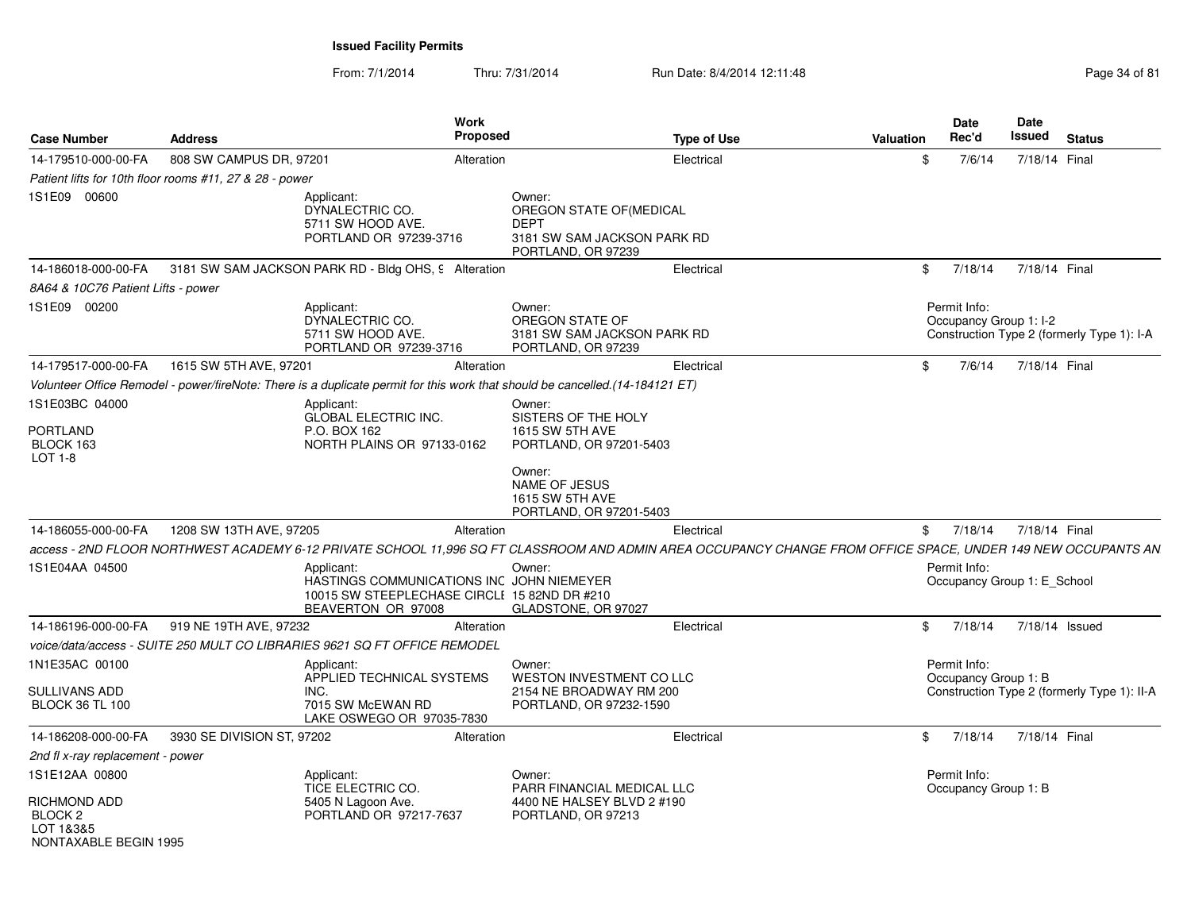**Issued Facility Permits**

From: 7/1/2014 Thru: 7/31/2014 Run Date: 8/4/2014 12:11:48

| Case Number | Address | Work Proposed | Type of Use | Valuation | Date Rec'd | Date Issued | Status |
|---|---|---|---|---|---|---|---|
| 14-179510-000-00-FA | 808 SW CAMPUS DR, 97201 | Alteration | Electrical | $ | 7/6/14 | 7/18/14 | Final |

*Patient lifts for 10th floor rooms #11, 27 & 28 - power*

1S1E09 00600

Applicant: DYNALECTRIC CO. 5711 SW HOOD AVE. PORTLAND OR 97239-3716

Owner: OREGON STATE OF(MEDICAL DEPT 3181 SW SAM JACKSON PARK RD PORTLAND, OR 97239

| Case Number | Address | Work Proposed | Type of Use | Valuation | Date Rec'd | Date Issued | Status |
|---|---|---|---|---|---|---|---|
| 14-186018-000-00-FA | 3181 SW SAM JACKSON PARK RD - Bldg OHS, 9 | Alteration | Electrical | $ | 7/18/14 | 7/18/14 | Final |

*8A64 & 10C76 Patient Lifts - power*

1S1E09 00200

Applicant: DYNALECTRIC CO. 5711 SW HOOD AVE. PORTLAND OR 97239-3716

Owner: OREGON STATE OF 3181 SW SAM JACKSON PARK RD PORTLAND, OR 97239

Permit Info: Occupancy Group 1: I-2 Construction Type 2 (formerly Type 1): I-A

| Case Number | Address | Work Proposed | Type of Use | Valuation | Date Rec'd | Date Issued | Status |
|---|---|---|---|---|---|---|---|
| 14-179517-000-00-FA | 1615 SW 5TH AVE, 97201 | Alteration | Electrical | $ | 7/6/14 | 7/18/14 | Final |

*Volunteer Office Remodel - power/fireNote: There is a duplicate permit for this work that should be cancelled.(14-184121 ET)*

1S1E03BC 04000

PORTLAND BLOCK 163 LOT 1-8

Applicant: GLOBAL ELECTRIC INC. P.O. BOX 162 NORTH PLAINS OR 97133-0162

Owner: SISTERS OF THE HOLY 1615 SW 5TH AVE PORTLAND, OR 97201-5403

Owner: NAME OF JESUS 1615 SW 5TH AVE PORTLAND, OR 97201-5403

| Case Number | Address | Work Proposed | Type of Use | Valuation | Date Rec'd | Date Issued | Status |
|---|---|---|---|---|---|---|---|
| 14-186055-000-00-FA | 1208 SW 13TH AVE, 97205 | Alteration | Electrical | $ | 7/18/14 | 7/18/14 | Final |

*access - 2ND FLOOR NORTHWEST ACADEMY 6-12 PRIVATE SCHOOL 11,996 SQ FT CLASSROOM AND ADMIN AREA OCCUPANCY CHANGE FROM OFFICE SPACE, UNDER 149 NEW OCCUPANTS AN*

1S1E04AA 04500

Applicant: HASTINGS COMMUNICATIONS INC 10015 SW STEEPLECHASE CIRCLE BEAVERTON OR 97008

Owner: JOHN NIEMEYER 15 82ND DR #210 GLADSTONE, OR 97027

Permit Info: Occupancy Group 1: E_School

| Case Number | Address | Work Proposed | Type of Use | Valuation | Date Rec'd | Date Issued | Status |
|---|---|---|---|---|---|---|---|
| 14-186196-000-00-FA | 919 NE 19TH AVE, 97232 | Alteration | Electrical | $ | 7/18/14 | 7/18/14 | Issued |

*voice/data/access - SUITE 250 MULT CO LIBRARIES 9621 SQ FT OFFICE REMODEL*

1N1E35AC 00100

SULLIVANS ADD BLOCK 36 TL 100

Applicant: APPLIED TECHNICAL SYSTEMS INC. 7015 SW McEWAN RD LAKE OSWEGO OR 97035-7830

Owner: WESTON INVESTMENT CO LLC 2154 NE BROADWAY RM 200 PORTLAND, OR 97232-1590

Permit Info: Occupancy Group 1: B Construction Type 2 (formerly Type 1): II-A

| Case Number | Address | Work Proposed | Type of Use | Valuation | Date Rec'd | Date Issued | Status |
|---|---|---|---|---|---|---|---|
| 14-186208-000-00-FA | 3930 SE DIVISION ST, 97202 | Alteration | Electrical | $ | 7/18/14 | 7/18/14 | Final |

*2nd fl x-ray replacement - power*

1S1E12AA 00800

RICHMOND ADD BLOCK 2 LOT 1&3&5 NONTAXABLE BEGIN 1995

Applicant: TICE ELECTRIC CO. 5405 N Lagoon Ave. PORTLAND OR 97217-7637

Owner: PARR FINANCIAL MEDICAL LLC 4400 NE HALSEY BLVD 2 #190 PORTLAND, OR 97213

Permit Info: Occupancy Group 1: B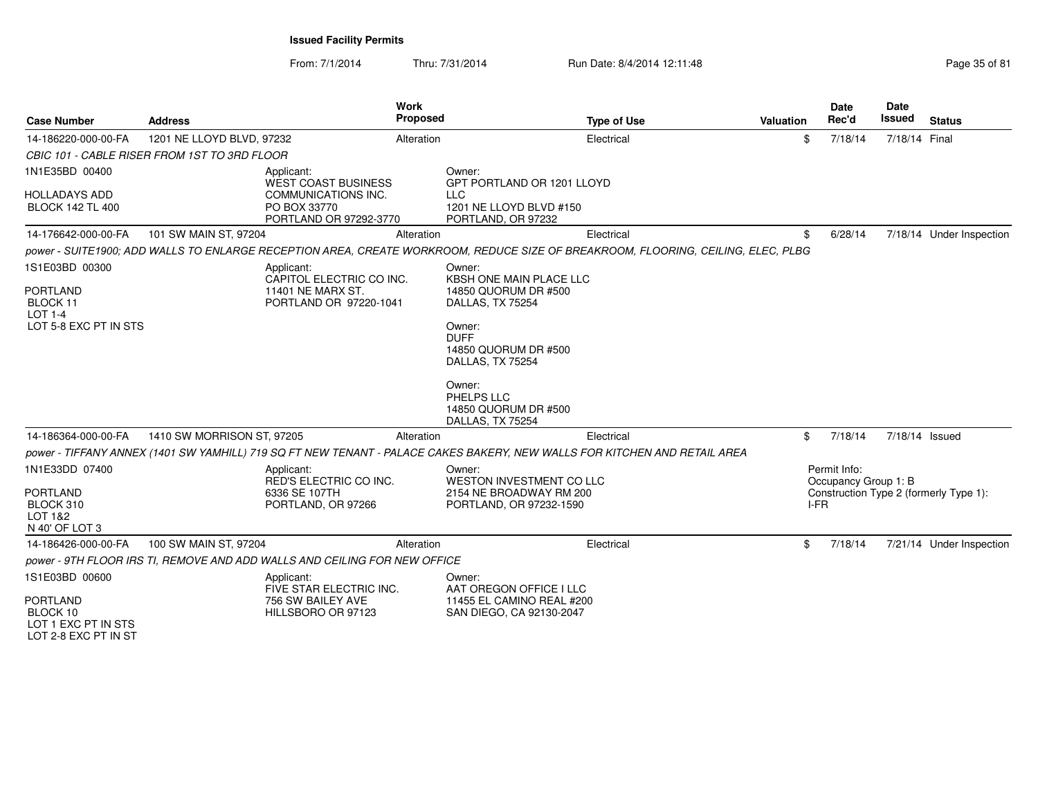**Issued Facility Permits**

From: 7/1/2014 Thru: 7/31/2014 Run Date: 8/4/2014 12:11:48

| Case Number | Address | Work Proposed | Type of Use | Valuation | Date Rec'd | Date Issued | Status |
|---|---|---|---|---|---|---|---|
| 14-186220-000-00-FA | 1201 NE LLOYD BLVD, 97232 | Alteration | Electrical | $ | 7/18/14 | 7/18/14 | Final |

*CBIC 101 - CABLE RISER FROM 1ST TO 3RD FLOOR*

1N1E35BD 00400

HOLLADAYS ADD
BLOCK 142 TL 400

Applicant:
WEST COAST BUSINESS COMMUNICATIONS INC.
PO BOX 33770
PORTLAND OR 97292-3770

Owner:
GPT PORTLAND OR 1201 LLOYD LLC
1201 NE LLOYD BLVD #150
PORTLAND, OR 97232

| Case Number | Address | Work Proposed | Type of Use | Valuation | Date Rec'd | Date Issued | Status |
|---|---|---|---|---|---|---|---|
| 14-176642-000-00-FA | 101 SW MAIN ST, 97204 | Alteration | Electrical | $ | 6/28/14 | 7/18/14 | Under Inspection |

*power - SUITE1900; ADD WALLS TO ENLARGE RECEPTION AREA, CREATE WORKROOM, REDUCE SIZE OF BREAKROOM, FLOORING, CEILING, ELEC, PLBG*

1S1E03BD 00300

PORTLAND
BLOCK 11
LOT 1-4
LOT 5-8 EXC PT IN STS

Applicant:
CAPITOL ELECTRIC CO INC.
11401 NE MARX ST.
PORTLAND OR 97220-1041

Owner:
KBSH ONE MAIN PLACE LLC
14850 QUORUM DR #500
DALLAS, TX 75254

Owner:
DUFF
14850 QUORUM DR #500
DALLAS, TX 75254

Owner:
PHELPS LLC
14850 QUORUM DR #500
DALLAS, TX 75254

| Case Number | Address | Work Proposed | Type of Use | Valuation | Date Rec'd | Date Issued | Status |
|---|---|---|---|---|---|---|---|
| 14-186364-000-00-FA | 1410 SW MORRISON ST, 97205 | Alteration | Electrical | $ | 7/18/14 | 7/18/14 | Issued |

*power - TIFFANY ANNEX (1401 SW YAMHILL) 719 SQ FT NEW TENANT - PALACE CAKES BAKERY, NEW WALLS FOR KITCHEN AND RETAIL AREA*

1N1E33DD 07400

PORTLAND
BLOCK 310
LOT 1&2
N 40' OF LOT 3

Applicant:
RED'S ELECTRIC CO INC.
6336 SE 107TH
PORTLAND, OR 97266

Owner:
WESTON INVESTMENT CO LLC
2154 NE BROADWAY RM 200
PORTLAND, OR 97232-1590

Permit Info:
Occupancy Group 1: B
Construction Type 2 (formerly Type 1): I-FR

| Case Number | Address | Work Proposed | Type of Use | Valuation | Date Rec'd | Date Issued | Status |
|---|---|---|---|---|---|---|---|
| 14-186426-000-00-FA | 100 SW MAIN ST, 97204 | Alteration | Electrical | $ | 7/18/14 | 7/21/14 | Under Inspection |

*power - 9TH FLOOR IRS TI, REMOVE AND ADD WALLS AND CEILING FOR NEW OFFICE*

1S1E03BD 00600

PORTLAND
BLOCK 10
LOT 1 EXC PT IN STS
LOT 2-8 EXC PT IN ST

Applicant:
FIVE STAR ELECTRIC INC.
756 SW BAILEY AVE
HILLSBORO OR 97123

Owner:
AAT OREGON OFFICE I LLC
11455 EL CAMINO REAL #200
SAN DIEGO, CA 92130-2047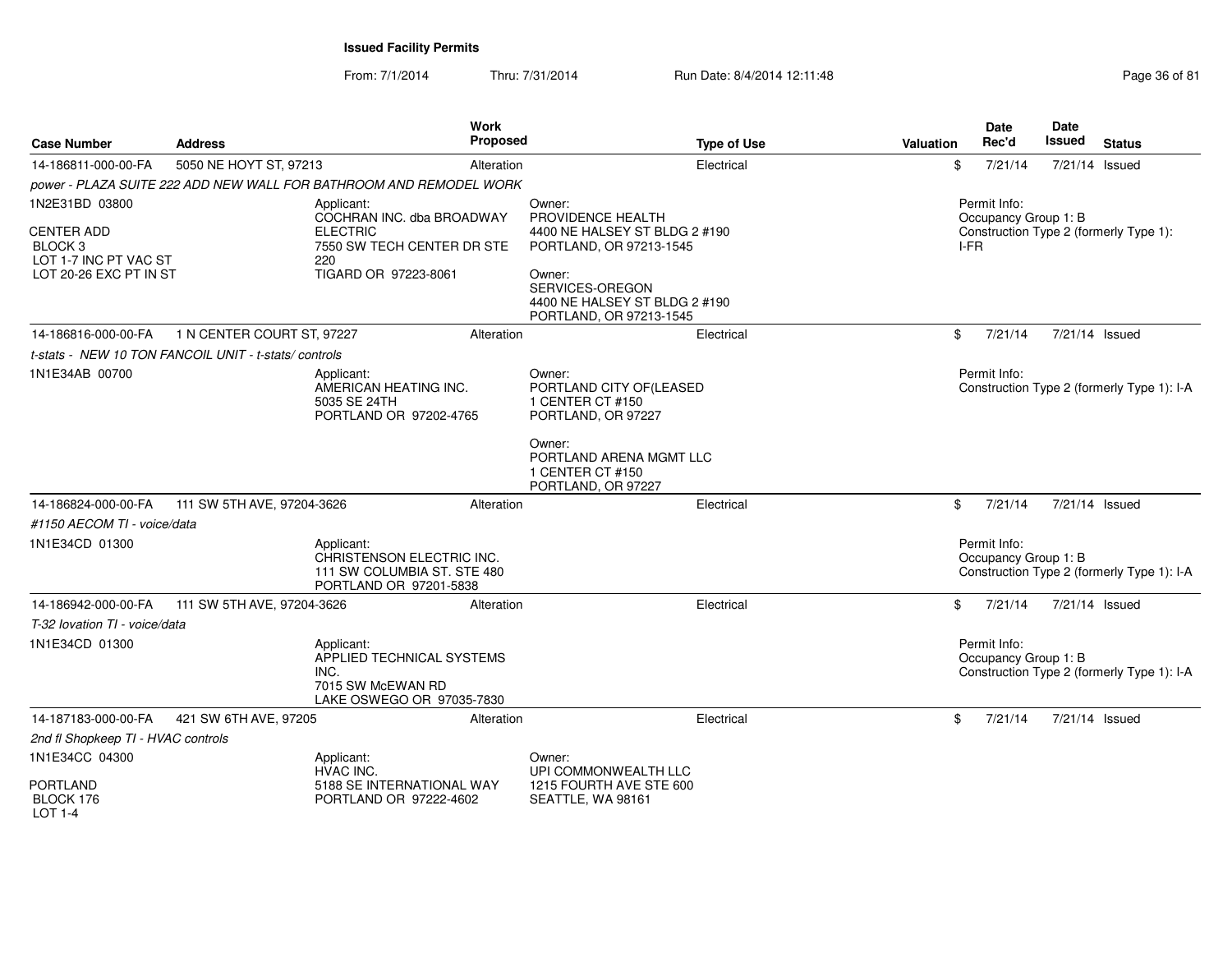**Issued Facility Permits**

From: 7/1/2014 Thru: 7/31/2014 Run Date: 8/4/2014 12:11:48

| Case Number | Address | Work Proposed | Type of Use | Valuation | Date Rec'd | Date Issued | Status |
|---|---|---|---|---|---|---|---|
| 14-186811-000-00-FA | 5050 NE HOYT ST, 97213 | Alteration | Electrical | $ | 7/21/14 | 7/21/14 | Issued |

*power - PLAZA SUITE 222 ADD NEW WALL FOR BATHROOM AND REMODEL WORK*

1N2E31BD 03800

CENTER ADD
BLOCK 3
LOT 1-7 INC PT VAC ST
LOT 20-26 EXC PT IN ST

Applicant:
COCHRAN INC. dba BROADWAY ELECTRIC
7550 SW TECH CENTER DR STE 220
TIGARD OR 97223-8061

Owner:
PROVIDENCE HEALTH
4400 NE HALSEY ST BLDG 2 #190
PORTLAND, OR 97213-1545

Owner:
SERVICES-OREGON
4400 NE HALSEY ST BLDG 2 #190
PORTLAND, OR 97213-1545

Permit Info:
Occupancy Group 1: B
Construction Type 2 (formerly Type 1): I-FR

| Case Number | Address | Work Proposed | Type of Use | Valuation | Date Rec'd | Date Issued | Status |
|---|---|---|---|---|---|---|---|
| 14-186816-000-00-FA | 1 N CENTER COURT ST, 97227 | Alteration | Electrical | $ | 7/21/14 | 7/21/14 | Issued |

*t-stats - NEW 10 TON FANCOIL UNIT - t-stats/ controls*

1N1E34AB 00700

Applicant:
AMERICAN HEATING INC.
5035 SE 24TH
PORTLAND OR 97202-4765

Owner:
PORTLAND CITY OF(LEASED
1 CENTER CT #150
PORTLAND, OR 97227

Owner:
PORTLAND ARENA MGMT LLC
1 CENTER CT #150
PORTLAND, OR 97227

Permit Info:
Construction Type 2 (formerly Type 1): I-A

| Case Number | Address | Work Proposed | Type of Use | Valuation | Date Rec'd | Date Issued | Status |
|---|---|---|---|---|---|---|---|
| 14-186824-000-00-FA | 111 SW 5TH AVE, 97204-3626 | Alteration | Electrical | $ | 7/21/14 | 7/21/14 | Issued |

*#1150 AECOM TI - voice/data*

1N1E34CD 01300

Applicant:
CHRISTENSON ELECTRIC INC.
111 SW COLUMBIA ST. STE 480
PORTLAND OR 97201-5838

Permit Info:
Occupancy Group 1: B
Construction Type 2 (formerly Type 1): I-A

| Case Number | Address | Work Proposed | Type of Use | Valuation | Date Rec'd | Date Issued | Status |
|---|---|---|---|---|---|---|---|
| 14-186942-000-00-FA | 111 SW 5TH AVE, 97204-3626 | Alteration | Electrical | $ | 7/21/14 | 7/21/14 | Issued |

*T-32 Iovation TI - voice/data*

1N1E34CD 01300

Applicant:
APPLIED TECHNICAL SYSTEMS INC.
7015 SW McEWAN RD
LAKE OSWEGO OR 97035-7830

Permit Info:
Occupancy Group 1: B
Construction Type 2 (formerly Type 1): I-A

| Case Number | Address | Work Proposed | Type of Use | Valuation | Date Rec'd | Date Issued | Status |
|---|---|---|---|---|---|---|---|
| 14-187183-000-00-FA | 421 SW 6TH AVE, 97205 | Alteration | Electrical | $ | 7/21/14 | 7/21/14 | Issued |

*2nd fl Shopkeep TI - HVAC controls*

1N1E34CC 04300

PORTLAND
BLOCK 176
LOT 1-4

Applicant:
HVAC INC.
5188 SE INTERNATIONAL WAY
PORTLAND OR 97222-4602

Owner:
UPI COMMONWEALTH LLC
1215 FOURTH AVE STE 600
SEATTLE, WA 98161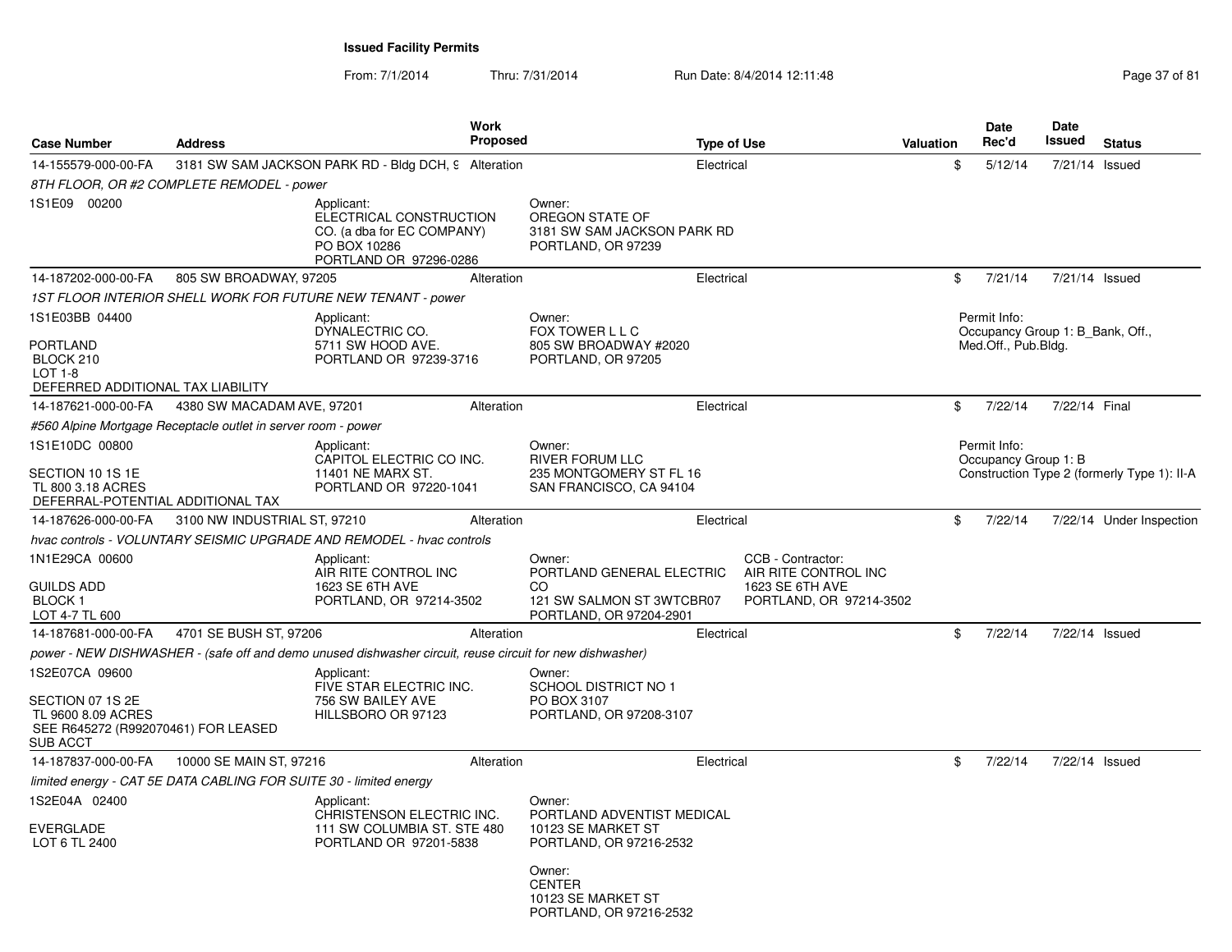**Issued Facility Permits**

From: 7/1/2014 Thru: 7/31/2014 Run Date: 8/4/2014 12:11:48

| Case Number | Address | Work Proposed | Type of Use | Valuation | Date Rec'd | Date Issued | Status |
|---|---|---|---|---|---|---|---|
| 14-155579-000-00-FA | 3181 SW SAM JACKSON PARK RD - Bldg DCH, 9 | Alteration | Electrical | $ | 5/12/14 | 7/21/14 | Issued |

*8TH FLOOR, OR #2 COMPLETE REMODEL - power*

1S1E09 00200

Applicant: ELECTRICAL CONSTRUCTION CO. (a dba for EC COMPANY) PO BOX 10286 PORTLAND OR 97296-0286

Owner: OREGON STATE OF 3181 SW SAM JACKSON PARK RD PORTLAND, OR 97239

| Case Number | Address | Work Proposed | Type of Use | Valuation | Date Rec'd | Date Issued | Status |
|---|---|---|---|---|---|---|---|
| 14-187202-000-00-FA | 805 SW BROADWAY, 97205 | Alteration | Electrical | $ | 7/21/14 | 7/21/14 | Issued |

*1ST FLOOR INTERIOR SHELL WORK FOR FUTURE NEW TENANT - power*

1S1E03BB 04400
PORTLAND
BLOCK 210
LOT 1-8
DEFERRED ADDITIONAL TAX LIABILITY

Applicant: DYNALECTRIC CO. 5711 SW HOOD AVE. PORTLAND OR 97239-3716

Owner: FOX TOWER L L C 805 SW BROADWAY #2020 PORTLAND, OR 97205

Permit Info: Occupancy Group 1: B_Bank, Off., Med.Off., Pub.Bldg.

| Case Number | Address | Work Proposed | Type of Use | Valuation | Date Rec'd | Date Issued | Status |
|---|---|---|---|---|---|---|---|
| 14-187621-000-00-FA | 4380 SW MACADAM AVE, 97201 | Alteration | Electrical | $ | 7/22/14 | 7/22/14 | Final |

*#560 Alpine Mortgage Receptacle outlet in server room - power*

1S1E10DC 00800
SECTION 10 1S 1E
TL 800 3.18 ACRES
DEFERRAL-POTENTIAL ADDITIONAL TAX

Applicant: CAPITOL ELECTRIC CO INC. 11401 NE MARX ST. PORTLAND OR 97220-1041

Owner: RIVER FORUM LLC 235 MONTGOMERY ST FL 16 SAN FRANCISCO, CA 94104

Permit Info: Occupancy Group 1: B Construction Type 2 (formerly Type 1): II-A

| Case Number | Address | Work Proposed | Type of Use | Valuation | Date Rec'd | Date Issued | Status |
|---|---|---|---|---|---|---|---|
| 14-187626-000-00-FA | 3100 NW INDUSTRIAL ST, 97210 | Alteration | Electrical | $ | 7/22/14 | 7/22/14 | Under Inspection |

*hvac controls - VOLUNTARY SEISMIC UPGRADE AND REMODEL - hvac controls*

1N1E29CA 00600
GUILDS ADD
BLOCK 1
LOT 4-7 TL 600

Applicant: AIR RITE CONTROL INC 1623 SE 6TH AVE PORTLAND, OR 97214-3502

Owner: PORTLAND GENERAL ELECTRIC CO 121 SW SALMON ST 3WTCBR07 PORTLAND, OR 97204-2901

CCB - Contractor: AIR RITE CONTROL INC 1623 SE 6TH AVE PORTLAND, OR 97214-3502

| Case Number | Address | Work Proposed | Type of Use | Valuation | Date Rec'd | Date Issued | Status |
|---|---|---|---|---|---|---|---|
| 14-187681-000-00-FA | 4701 SE BUSH ST, 97206 | Alteration | Electrical | $ | 7/22/14 | 7/22/14 | Issued |

*power - NEW DISHWASHER - (safe off and demo unused dishwasher circuit, reuse circuit for new dishwasher)*

1S2E07CA 09600
SECTION 07 1S 2E
TL 9600 8.09 ACRES
SEE R645272 (R992070461) FOR LEASED SUB ACCT

Applicant: FIVE STAR ELECTRIC INC. 756 SW BAILEY AVE HILLSBORO OR 97123

Owner: SCHOOL DISTRICT NO 1 PO BOX 3107 PORTLAND, OR 97208-3107

| Case Number | Address | Work Proposed | Type of Use | Valuation | Date Rec'd | Date Issued | Status |
|---|---|---|---|---|---|---|---|
| 14-187837-000-00-FA | 10000 SE MAIN ST, 97216 | Alteration | Electrical | $ | 7/22/14 | 7/22/14 | Issued |

*limited energy - CAT 5E DATA CABLING FOR SUITE 30 - limited energy*

1S2E04A 02400
EVERGLADE
LOT 6 TL 2400

Applicant: CHRISTENSON ELECTRIC INC. 111 SW COLUMBIA ST. STE 480 PORTLAND OR 97201-5838

Owner: PORTLAND ADVENTIST MEDICAL 10123 SE MARKET ST PORTLAND, OR 97216-2532

Owner: CENTER 10123 SE MARKET ST PORTLAND, OR 97216-2532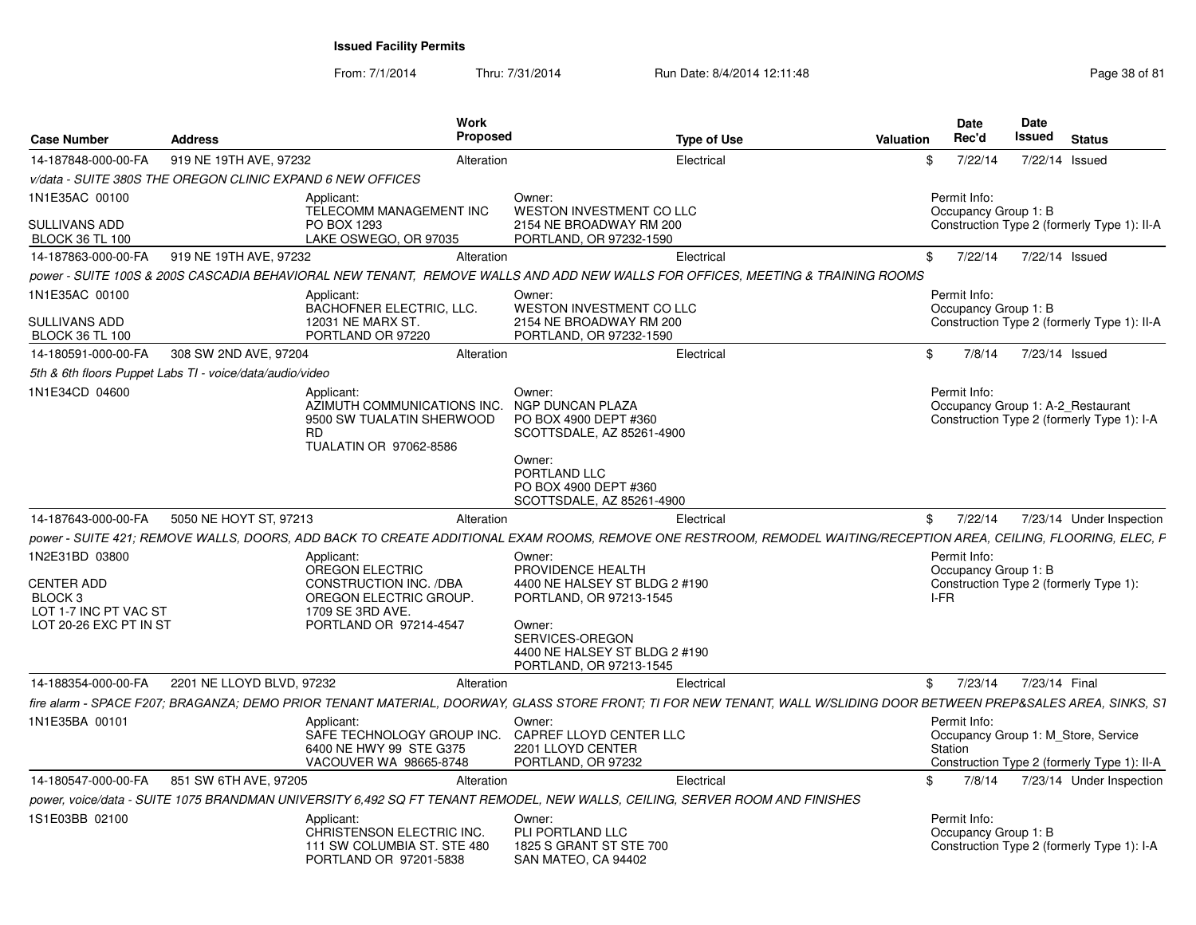**Issued Facility Permits**

From: 7/1/2014 Thru: 7/31/2014 Run Date: 8/4/2014 12:11:48

| Case Number | Address | Work Proposed | Type of Use | Valuation | Date Rec'd | Date Issued | Status |
|---|---|---|---|---|---|---|---|
| 14-187848-000-00-FA | 919 NE 19TH AVE, 97232 | Alteration | Electrical | $ | 7/22/14 | 7/22/14 | Issued |

*v/data - SUITE 380S THE OREGON CLINIC EXPAND 6 NEW OFFICES*

1N1E35AC 00100
SULLIVANS ADD
BLOCK 36 TL 100

Applicant:
TELECOMM MANAGEMENT INC
PO BOX 1293
LAKE OSWEGO, OR 97035

Owner:
WESTON INVESTMENT CO LLC
2154 NE BROADWAY RM 200
PORTLAND, OR 97232-1590

Permit Info:
Occupancy Group 1: B
Construction Type 2 (formerly Type 1): II-A

| Case Number | Address | Work Proposed | Type of Use | Valuation | Date Rec'd | Date Issued | Status |
|---|---|---|---|---|---|---|---|
| 14-187863-000-00-FA | 919 NE 19TH AVE, 97232 | Alteration | Electrical | $ | 7/22/14 | 7/22/14 | Issued |

*power - SUITE 100S & 200S CASCADIA BEHAVIORAL NEW TENANT, REMOVE WALLS AND ADD NEW WALLS FOR OFFICES, MEETING & TRAINING ROOMS*

1N1E35AC 00100
SULLIVANS ADD
BLOCK 36 TL 100

Applicant:
BACHOFNER ELECTRIC, LLC.
12031 NE MARX ST.
PORTLAND OR 97220

Owner:
WESTON INVESTMENT CO LLC
2154 NE BROADWAY RM 200
PORTLAND, OR 97232-1590

Permit Info:
Occupancy Group 1: B
Construction Type 2 (formerly Type 1): II-A

| Case Number | Address | Work Proposed | Type of Use | Valuation | Date Rec'd | Date Issued | Status |
|---|---|---|---|---|---|---|---|
| 14-180591-000-00-FA | 308 SW 2ND AVE, 97204 | Alteration | Electrical | $ | 7/8/14 | 7/23/14 | Issued |

*5th & 6th floors Puppet Labs TI - voice/data/audio/video*

1N1E34CD 04600

Applicant:
AZIMUTH COMMUNICATIONS INC.
9500 SW TUALATIN SHERWOOD RD
TUALATIN OR 97062-8586

Owner:
NGP DUNCAN PLAZA
PO BOX 4900 DEPT #360
SCOTTSDALE, AZ 85261-4900

Owner:
PORTLAND LLC
PO BOX 4900 DEPT #360
SCOTTSDALE, AZ 85261-4900

Permit Info:
Occupancy Group 1: A-2_Restaurant
Construction Type 2 (formerly Type 1): I-A

| Case Number | Address | Work Proposed | Type of Use | Valuation | Date Rec'd | Date Issued | Status |
|---|---|---|---|---|---|---|---|
| 14-187643-000-00-FA | 5050 NE HOYT ST, 97213 | Alteration | Electrical | $ | 7/22/14 | 7/23/14 | Under Inspection |

*power - SUITE 421; REMOVE WALLS, DOORS, ADD BACK TO CREATE ADDITIONAL EXAM ROOMS, REMOVE ONE RESTROOM, REMODEL WAITING/RECEPTION AREA, CEILING, FLOORING, ELEC, P*

1N2E31BD 03800
CENTER ADD
BLOCK 3
LOT 1-7 INC PT VAC ST
LOT 20-26 EXC PT IN ST

Applicant:
OREGON ELECTRIC CONSTRUCTION INC. /DBA OREGON ELECTRIC GROUP.
1709 SE 3RD AVE.
PORTLAND OR 97214-4547

Owner:
PROVIDENCE HEALTH
4400 NE HALSEY ST BLDG 2 #190
PORTLAND, OR 97213-1545

Owner:
SERVICES-OREGON
4400 NE HALSEY ST BLDG 2 #190
PORTLAND, OR 97213-1545

Permit Info:
Occupancy Group 1: B
Construction Type 2 (formerly Type 1): I-FR

| Case Number | Address | Work Proposed | Type of Use | Valuation | Date Rec'd | Date Issued | Status |
|---|---|---|---|---|---|---|---|
| 14-188354-000-00-FA | 2201 NE LLOYD BLVD, 97232 | Alteration | Electrical | $ | 7/23/14 | 7/23/14 | Final |

*fire alarm - SPACE F207; BRAGANZA; DEMO PRIOR TENANT MATERIAL, DOORWAY, GLASS STORE FRONT; TI FOR NEW TENANT, WALL W/SLIDING DOOR BETWEEN PREP&SALES AREA, SINKS, ST*

1N1E35BA 00101

Applicant:
SAFE TECHNOLOGY GROUP INC.
6400 NE HWY 99 STE G375
VACOUVER WA 98665-8748

Owner:
CAPREF LLOYD CENTER LLC
2201 LLOYD CENTER
PORTLAND, OR 97232

Permit Info:
Occupancy Group 1: M_Store, Service Station
Construction Type 2 (formerly Type 1): II-A

| Case Number | Address | Work Proposed | Type of Use | Valuation | Date Rec'd | Date Issued | Status |
|---|---|---|---|---|---|---|---|
| 14-180547-000-00-FA | 851 SW 6TH AVE, 97205 | Alteration | Electrical | $ | 7/8/14 | 7/23/14 | Under Inspection |

*power, voice/data - SUITE 1075 BRANDMAN UNIVERSITY 6,492 SQ FT TENANT REMODEL, NEW WALLS, CEILING, SERVER ROOM AND FINISHES*

1S1E03BB 02100

Applicant:
CHRISTENSON ELECTRIC INC.
111 SW COLUMBIA ST. STE 480
PORTLAND OR 97201-5838

Owner:
PLI PORTLAND LLC
1825 S GRANT ST STE 700
SAN MATEO, CA 94402

Permit Info:
Occupancy Group 1: B
Construction Type 2 (formerly Type 1): I-A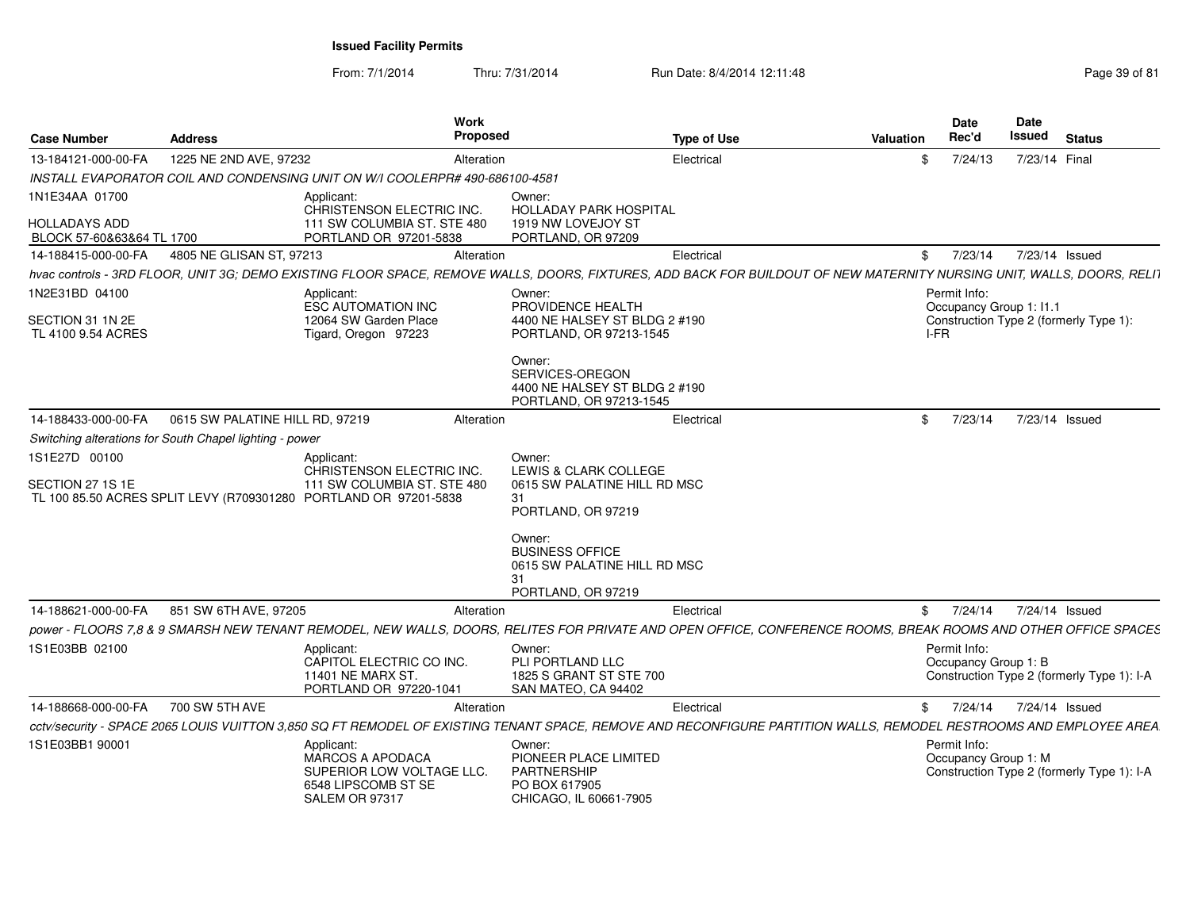**Issued Facility Permits**

From: 7/1/2014 Thru: 7/31/2014 Run Date: 8/4/2014 12:11:48

| Case Number | Address | Work Proposed | Type of Use | Valuation | Date Rec'd | Date Issued | Status |
|---|---|---|---|---|---|---|---|
| 13-184121-000-00-FA | 1225 NE 2ND AVE, 97232 | Alteration | Electrical | $ | 7/24/13 | 7/23/14 | Final |
| *INSTALL EVAPORATOR COIL AND CONDENSING UNIT ON W/I COOLERPR# 490-686100-4581* | | | | | | | |
| 1N1E34AA 01700<br>HOLLADAYS ADD<br>BLOCK 57-60&63&64 TL 1700 | Applicant:<br>CHRISTENSON ELECTRIC INC.<br>111 SW COLUMBIA ST. STE 480<br>PORTLAND OR 97201-5838 | Owner:<br>HOLLADAY PARK HOSPITAL<br>1919 NW LOVEJOY ST<br>PORTLAND, OR 97209 | | | | | |
| 14-188415-000-00-FA | 4805 NE GLISAN ST, 97213 | Alteration | Electrical | $ | 7/23/14 | 7/23/14 | Issued |
| *hvac controls - 3RD FLOOR, UNIT 3G; DEMO EXISTING FLOOR SPACE, REMOVE WALLS, DOORS, FIXTURES, ADD BACK FOR BUILDOUT OF NEW MATERNITY NURSING UNIT, WALLS, DOORS, RELIT* | | | | | | | |
| 1N2E31BD 04100<br>SECTION 31 1N 2E<br>TL 4100 9.54 ACRES | Applicant:<br>ESC AUTOMATION INC<br>12064 SW Garden Place<br>Tigard, Oregon 97223 | Owner:<br>PROVIDENCE HEALTH<br>4400 NE HALSEY ST BLDG 2 #190<br>PORTLAND, OR 97213-1545<br><br>Owner:<br>SERVICES-OREGON<br>4400 NE HALSEY ST BLDG 2 #190<br>PORTLAND, OR 97213-1545 | | Permit Info:<br>Occupancy Group 1: I1.1<br>Construction Type 2 (formerly Type 1): I-FR | | | |
| 14-188433-000-00-FA | 0615 SW PALATINE HILL RD, 97219 | Alteration | Electrical | $ | 7/23/14 | 7/23/14 | Issued |
| *Switching alterations for South Chapel lighting - power* | | | | | | | |
| 1S1E27D 00100<br>SECTION 27 1S 1E<br>TL 100 85.50 ACRES SPLIT LEVY (R709301280 | Applicant:<br>CHRISTENSON ELECTRIC INC.<br>111 SW COLUMBIA ST. STE 480<br>PORTLAND OR 97201-5838 | Owner:<br>LEWIS & CLARK COLLEGE<br>0615 SW PALATINE HILL RD MSC 31<br>PORTLAND, OR 97219<br><br>Owner:<br>BUSINESS OFFICE<br>0615 SW PALATINE HILL RD MSC 31<br>PORTLAND, OR 97219 | | | | | |
| 14-188621-000-00-FA | 851 SW 6TH AVE, 97205 | Alteration | Electrical | $ | 7/24/14 | 7/24/14 | Issued |
| *power - FLOORS 7,8 & 9 SMARSH NEW TENANT REMODEL, NEW WALLS, DOORS, RELITES FOR PRIVATE AND OPEN OFFICE, CONFERENCE ROOMS, BREAK ROOMS AND OTHER OFFICE SPACES* | | | | | | | |
| 1S1E03BB 02100 | Applicant:<br>CAPITOL ELECTRIC CO INC.<br>11401 NE MARX ST.<br>PORTLAND OR 97220-1041 | Owner:<br>PLI PORTLAND LLC<br>1825 S GRANT ST STE 700<br>SAN MATEO, CA 94402 | | Permit Info:<br>Occupancy Group 1: B<br>Construction Type 2 (formerly Type 1): I-A | | | |
| 14-188668-000-00-FA | 700 SW 5TH AVE | Alteration | Electrical | $ | 7/24/14 | 7/24/14 | Issued |
| *cctv/security - SPACE 2065 LOUIS VUITTON 3,850 SQ FT REMODEL OF EXISTING TENANT SPACE, REMOVE AND RECONFIGURE PARTITION WALLS, REMODEL RESTROOMS AND EMPLOYEE AREA* | | | | | | | |
| 1S1E03BB1 90001 | Applicant:<br>MARCOS A APODACA<br>SUPERIOR LOW VOLTAGE LLC.<br>6548 LIPSCOMB ST SE<br>SALEM OR 97317 | Owner:<br>PIONEER PLACE LIMITED PARTNERSHIP<br>PO BOX 617905<br>CHICAGO, IL 60661-7905 | | Permit Info:<br>Occupancy Group 1: M<br>Construction Type 2 (formerly Type 1): I-A | | | |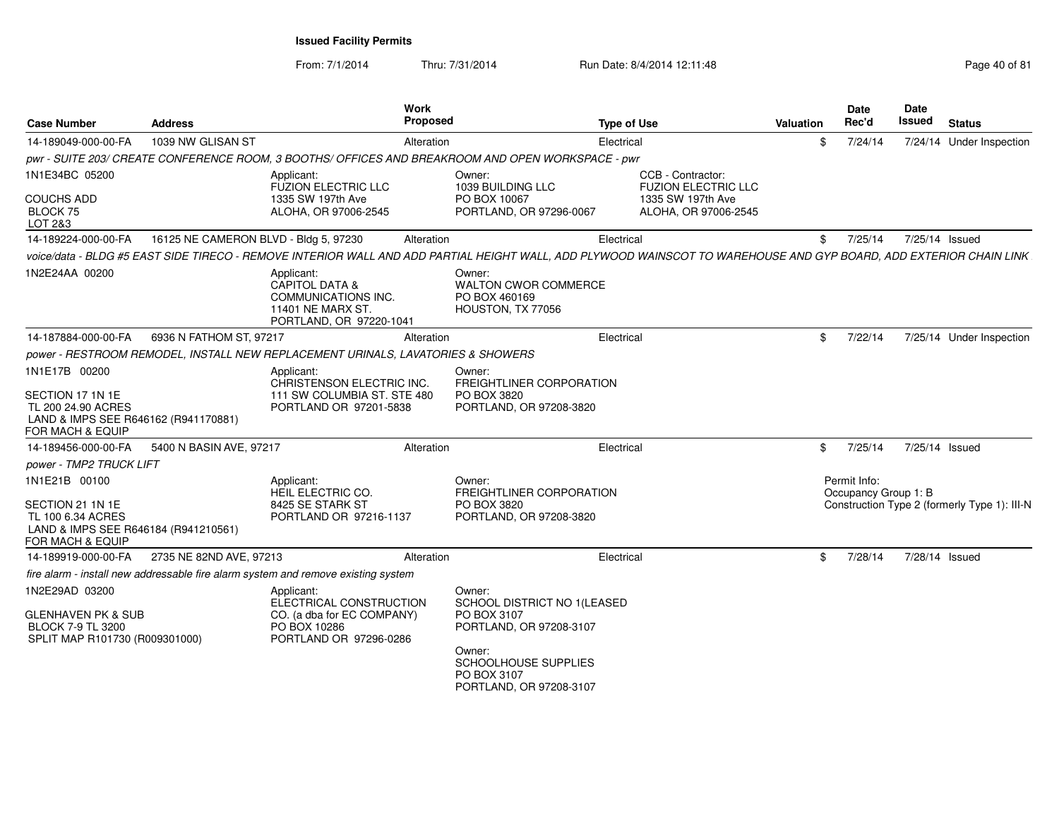**Issued Facility Permits**

From: 7/1/2014 Thru: 7/31/2014 Run Date: 8/4/2014 12:11:48

| Case Number | Address | Work Proposed | Type of Use | Valuation | Date Rec'd | Date Issued | Status |
|---|---|---|---|---|---|---|---|
| 14-189049-000-00-FA | 1039 NW GLISAN ST | Alteration | Electrical | $ | 7/24/14 | 7/24/14 | Under Inspection |

*pwr - SUITE 203/ CREATE CONFERENCE ROOM, 3 BOOTHS/ OFFICES AND BREAKROOM AND OPEN WORKSPACE - pwr*

1N1E34BC 05200

COUCHS ADD
BLOCK 75
LOT 2&3

Applicant:
FUZION ELECTRIC LLC
1335 SW 197th Ave
ALOHA, OR 97006-2545

Owner:
1039 BUILDING LLC
PO BOX 10067
PORTLAND, OR 97296-0067

CCB - Contractor:
FUZION ELECTRIC LLC
1335 SW 197th Ave
ALOHA, OR 97006-2545

| Case Number | Address | Work Proposed | Type of Use | Valuation | Date Rec'd | Date Issued | Status |
|---|---|---|---|---|---|---|---|
| 14-189224-000-00-FA | 16125 NE CAMERON BLVD - Bldg 5, 97230 | Alteration | Electrical | $ | 7/25/14 | 7/25/14 | Issued |

*voice/data - BLDG #5 EAST SIDE TIRECO - REMOVE INTERIOR WALL AND ADD PARTIAL HEIGHT WALL, ADD PLYWOOD WAINSCOT TO WAREHOUSE AND GYP BOARD, ADD EXTERIOR CHAIN LINK*

1N2E24AA 00200

Applicant:
CAPITOL DATA &
COMMUNICATIONS INC.
11401 NE MARX ST.
PORTLAND, OR 97220-1041

Owner:
WALTON CWOR COMMERCE
PO BOX 460169
HOUSTON, TX 77056

| Case Number | Address | Work Proposed | Type of Use | Valuation | Date Rec'd | Date Issued | Status |
|---|---|---|---|---|---|---|---|
| 14-187884-000-00-FA | 6936 N FATHOM ST, 97217 | Alteration | Electrical | $ | 7/22/14 | 7/25/14 | Under Inspection |

*power - RESTROOM REMODEL, INSTALL NEW REPLACEMENT URINALS, LAVATORIES & SHOWERS*

1N1E17B 00200

SECTION 17 1N 1E
TL 200 24.90 ACRES
LAND & IMPS SEE R646162 (R941170881)
FOR MACH & EQUIP

Applicant:
CHRISTENSON ELECTRIC INC.
111 SW COLUMBIA ST. STE 480
PORTLAND OR 97201-5838

Owner:
FREIGHTLINER CORPORATION
PO BOX 3820
PORTLAND, OR 97208-3820

| Case Number | Address | Work Proposed | Type of Use | Valuation | Date Rec'd | Date Issued | Status |
|---|---|---|---|---|---|---|---|
| 14-189456-000-00-FA | 5400 N BASIN AVE, 97217 | Alteration | Electrical | $ | 7/25/14 | 7/25/14 | Issued |

*power - TMP2 TRUCK LIFT*

1N1E21B 00100

SECTION 21 1N 1E
TL 100 6.34 ACRES
LAND & IMPS SEE R646184 (R941210561)
FOR MACH & EQUIP

Applicant:
HEIL ELECTRIC CO.
8425 SE STARK ST
PORTLAND OR 97216-1137

Owner:
FREIGHTLINER CORPORATION
PO BOX 3820
PORTLAND, OR 97208-3820

Permit Info:
Occupancy Group 1: B
Construction Type 2 (formerly Type 1): III-N

| Case Number | Address | Work Proposed | Type of Use | Valuation | Date Rec'd | Date Issued | Status |
|---|---|---|---|---|---|---|---|
| 14-189919-000-00-FA | 2735 NE 82ND AVE, 97213 | Alteration | Electrical | $ | 7/28/14 | 7/28/14 | Issued |

*fire alarm - install new addressable fire alarm system and remove existing system*

1N2E29AD 03200

GLENHAVEN PK & SUB
BLOCK 7-9 TL 3200
SPLIT MAP R101730 (R009301000)

Applicant:
ELECTRICAL CONSTRUCTION
CO. (a dba for EC COMPANY)
PO BOX 10286
PORTLAND OR 97296-0286

Owner:
SCHOOL DISTRICT NO 1(LEASED
PO BOX 3107
PORTLAND, OR 97208-3107

Owner:
SCHOOLHOUSE SUPPLIES
PO BOX 3107
PORTLAND, OR 97208-3107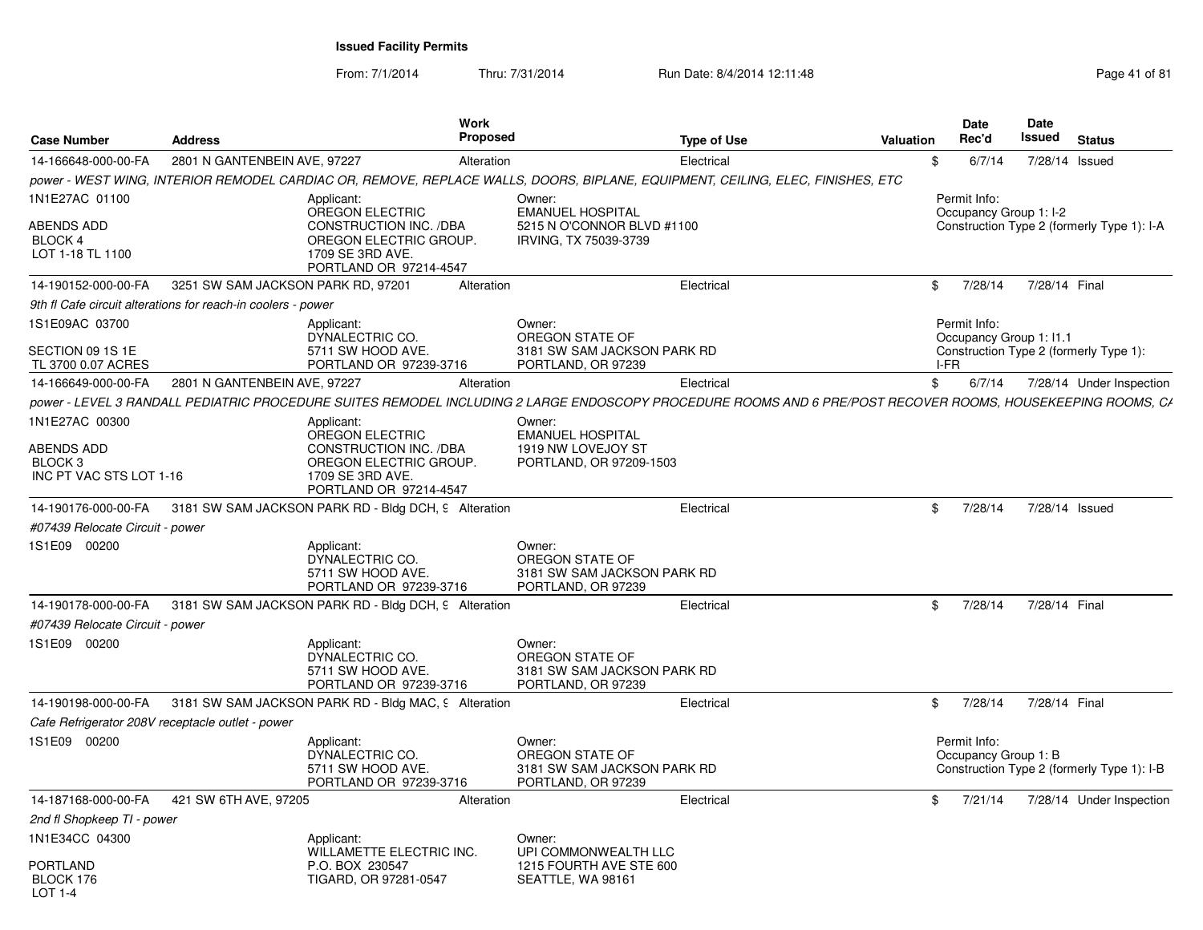# Issued Facility Permits

From: 7/1/2014 Thru: 7/31/2014 Run Date: 8/4/2014 12:11:48

| Case Number | Address | Work Proposed | Type of Use | Valuation | Date Rec'd | Date Issued | Status |
|---|---|---|---|---|---|---|---|
| 14-166648-000-00-FA | 2801 N GANTENBEIN AVE, 97227 | Alteration | Electrical | $ | 6/7/14 | 7/28/14 | Issued |

*power - WEST WING, INTERIOR REMODEL CARDIAC OR, REMOVE, REPLACE WALLS, DOORS, BIPLANE, EQUIPMENT, CEILING, ELEC, FINISHES, ETC*

1N1E27AC 01100
ABENDS ADD
BLOCK 4
LOT 1-18 TL 1100

Applicant:
OREGON ELECTRIC CONSTRUCTION INC. /DBA OREGON ELECTRIC GROUP.
1709 SE 3RD AVE.
PORTLAND OR 97214-4547

Owner:
EMANUEL HOSPITAL
5215 N O'CONNOR BLVD #1100
IRVING, TX 75039-3739

Permit Info:
Occupancy Group 1: I-2
Construction Type 2 (formerly Type 1): I-A

| Case Number | Address | Work Proposed | Type of Use | Valuation | Date Rec'd | Date Issued | Status |
|---|---|---|---|---|---|---|---|
| 14-190152-000-00-FA | 3251 SW SAM JACKSON PARK RD, 97201 | Alteration | Electrical | $ | 7/28/14 | 7/28/14 | Final |

*9th fl Cafe circuit alterations for reach-in coolers - power*

1S1E09AC 03700
SECTION 09 1S 1E
TL 3700 0.07 ACRES

Applicant:
DYNALECTRIC CO.
5711 SW HOOD AVE.
PORTLAND OR 97239-3716

Owner:
OREGON STATE OF
3181 SW SAM JACKSON PARK RD
PORTLAND, OR 97239

Permit Info:
Occupancy Group 1: I1.1
Construction Type 2 (formerly Type 1): I-FR

| Case Number | Address | Work Proposed | Type of Use | Valuation | Date Rec'd | Date Issued | Status |
|---|---|---|---|---|---|---|---|
| 14-166649-000-00-FA | 2801 N GANTENBEIN AVE, 97227 | Alteration | Electrical | $ | 6/7/14 | 7/28/14 | Under Inspection |

*power - LEVEL 3 RANDALL PEDIATRIC PROCEDURE SUITES REMODEL INCLUDING 2 LARGE ENDOSCOPY PROCEDURE ROOMS AND 6 PRE/POST RECOVER ROOMS, HOUSEKEEPING ROOMS, CA*

1N1E27AC 00300
ABENDS ADD
BLOCK 3
INC PT VAC STS LOT 1-16

Applicant:
OREGON ELECTRIC CONSTRUCTION INC. /DBA OREGON ELECTRIC GROUP.
1709 SE 3RD AVE.
PORTLAND OR 97214-4547

Owner:
EMANUEL HOSPITAL
1919 NW LOVEJOY ST
PORTLAND, OR 97209-1503

| Case Number | Address | Work Proposed | Type of Use | Valuation | Date Rec'd | Date Issued | Status |
|---|---|---|---|---|---|---|---|
| 14-190176-000-00-FA | 3181 SW SAM JACKSON PARK RD - Bldg DCH, 9 | Alteration | Electrical | $ | 7/28/14 | 7/28/14 | Issued |

*#07439 Relocate Circuit - power*

1S1E09 00200

Applicant:
DYNALECTRIC CO.
5711 SW HOOD AVE.
PORTLAND OR 97239-3716

Owner:
OREGON STATE OF
3181 SW SAM JACKSON PARK RD
PORTLAND, OR 97239

| Case Number | Address | Work Proposed | Type of Use | Valuation | Date Rec'd | Date Issued | Status |
|---|---|---|---|---|---|---|---|
| 14-190178-000-00-FA | 3181 SW SAM JACKSON PARK RD - Bldg DCH, 9 | Alteration | Electrical | $ | 7/28/14 | 7/28/14 | Final |

*#07439 Relocate Circuit - power*

1S1E09 00200

Applicant:
DYNALECTRIC CO.
5711 SW HOOD AVE.
PORTLAND OR 97239-3716

Owner:
OREGON STATE OF
3181 SW SAM JACKSON PARK RD
PORTLAND, OR 97239

| Case Number | Address | Work Proposed | Type of Use | Valuation | Date Rec'd | Date Issued | Status |
|---|---|---|---|---|---|---|---|
| 14-190198-000-00-FA | 3181 SW SAM JACKSON PARK RD - Bldg MAC, 9 | Alteration | Electrical | $ | 7/28/14 | 7/28/14 | Final |

*Cafe Refrigerator 208V receptacle outlet - power*

1S1E09 00200

Applicant:
DYNALECTRIC CO.
5711 SW HOOD AVE.
PORTLAND OR 97239-3716

Owner:
OREGON STATE OF
3181 SW SAM JACKSON PARK RD
PORTLAND, OR 97239

Permit Info:
Occupancy Group 1: B
Construction Type 2 (formerly Type 1): I-B

| Case Number | Address | Work Proposed | Type of Use | Valuation | Date Rec'd | Date Issued | Status |
|---|---|---|---|---|---|---|---|
| 14-187168-000-00-FA | 421 SW 6TH AVE, 97205 | Alteration | Electrical | $ | 7/21/14 | 7/28/14 | Under Inspection |

*2nd fl Shopkeep TI - power*

1N1E34CC 04300
PORTLAND
BLOCK 176
LOT 1-4

Applicant:
WILLAMETTE ELECTRIC INC.
P.O. BOX 230547
TIGARD, OR 97281-0547

Owner:
UPI COMMONWEALTH LLC
1215 FOURTH AVE STE 600
SEATTLE, WA 98161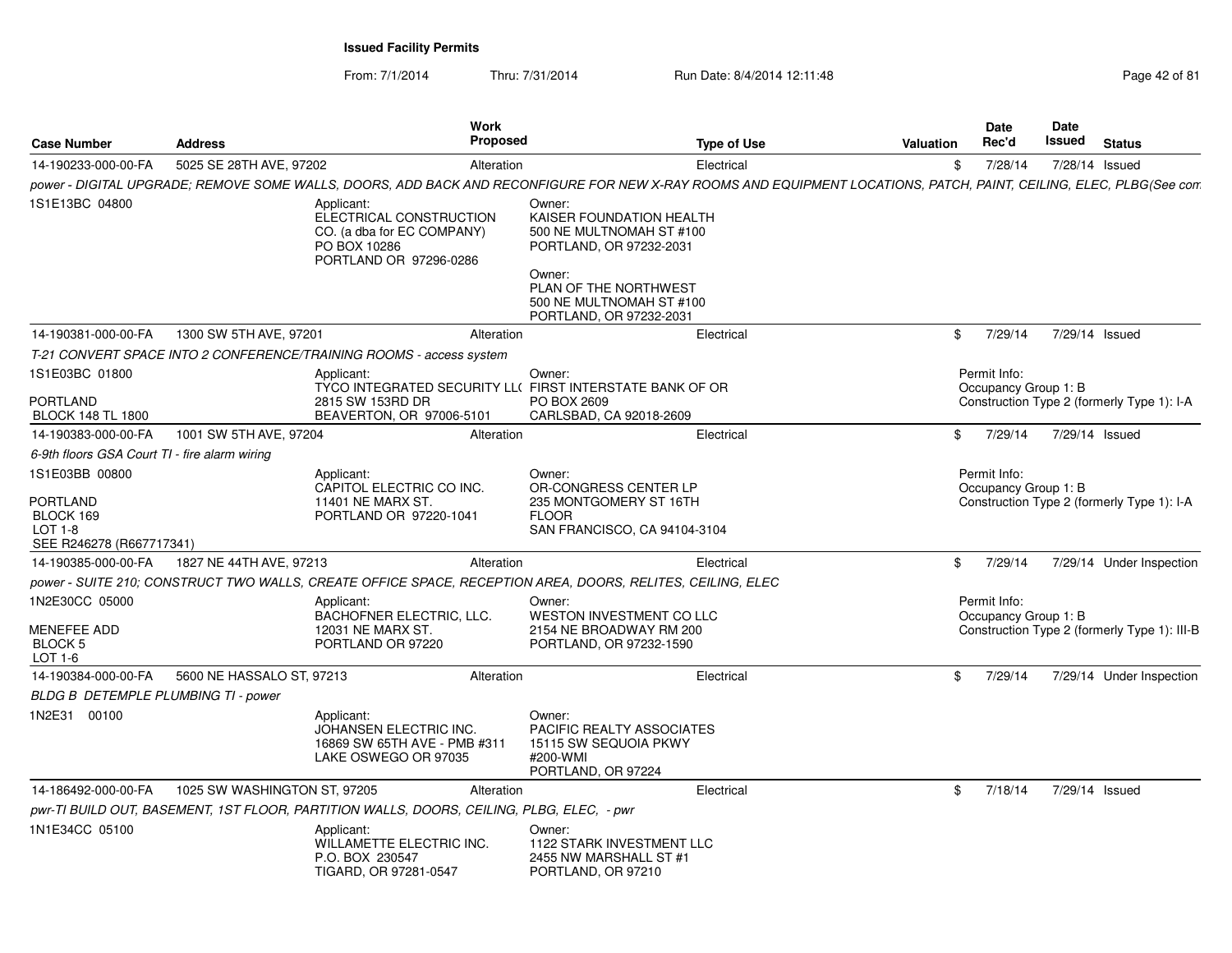**Issued Facility Permits**

From: 7/1/2014 Thru: 7/31/2014 Run Date: 8/4/2014 12:11:48

| Case Number | Address | Work Proposed | Type of Use | Valuation | Date Rec'd | Date Issued | Status |
|---|---|---|---|---|---|---|---|
| 14-190233-000-00-FA | 5025 SE 28TH AVE, 97202 | Alteration | Electrical | $ | 7/28/14 | 7/28/14 | Issued |

*power - DIGITAL UPGRADE; REMOVE SOME WALLS, DOORS, ADD BACK AND RECONFIGURE FOR NEW X-RAY ROOMS AND EQUIPMENT LOCATIONS, PATCH, PAINT, CEILING, ELEC, PLBG(See com*

1S1E13BC 04800

Applicant:
ELECTRICAL CONSTRUCTION CO. (a dba for EC COMPANY)
PO BOX 10286
PORTLAND OR 97296-0286

Owner:
KAISER FOUNDATION HEALTH
500 NE MULTNOMAH ST #100
PORTLAND, OR 97232-2031

Owner:
PLAN OF THE NORTHWEST
500 NE MULTNOMAH ST #100
PORTLAND, OR 97232-2031

| Case Number | Address | Work Proposed | Type of Use | Valuation | Date Rec'd | Date Issued | Status |
|---|---|---|---|---|---|---|---|
| 14-190381-000-00-FA | 1300 SW 5TH AVE, 97201 | Alteration | Electrical | $ | 7/29/14 | 7/29/14 | Issued |

*T-21 CONVERT SPACE INTO 2 CONFERENCE/TRAINING ROOMS - access system*

1S1E03BC 01800
PORTLAND
BLOCK 148 TL 1800

Applicant:
TYCO INTEGRATED SECURITY LL(
2815 SW 153RD DR
BEAVERTON, OR 97006-5101

Owner:
FIRST INTERSTATE BANK OF OR
PO BOX 2609
CARLSBAD, CA 92018-2609

Permit Info:
Occupancy Group 1: B
Construction Type 2 (formerly Type 1): I-A

| Case Number | Address | Work Proposed | Type of Use | Valuation | Date Rec'd | Date Issued | Status |
|---|---|---|---|---|---|---|---|
| 14-190383-000-00-FA | 1001 SW 5TH AVE, 97204 | Alteration | Electrical | $ | 7/29/14 | 7/29/14 | Issued |

*6-9th floors GSA Court TI - fire alarm wiring*

1S1E03BB 00800
PORTLAND
BLOCK 169
LOT 1-8
SEE R246278 (R667717341)

Applicant:
CAPITOL ELECTRIC CO INC.
11401 NE MARX ST.
PORTLAND OR 97220-1041

Owner:
OR-CONGRESS CENTER LP
235 MONTGOMERY ST 16TH FLOOR
SAN FRANCISCO, CA 94104-3104

Permit Info:
Occupancy Group 1: B
Construction Type 2 (formerly Type 1): I-A

| Case Number | Address | Work Proposed | Type of Use | Valuation | Date Rec'd | Date Issued | Status |
|---|---|---|---|---|---|---|---|
| 14-190385-000-00-FA | 1827 NE 44TH AVE, 97213 | Alteration | Electrical | $ | 7/29/14 | 7/29/14 | Under Inspection |

*power - SUITE 210; CONSTRUCT TWO WALLS, CREATE OFFICE SPACE, RECEPTION AREA, DOORS, RELITES, CEILING, ELEC*

1N2E30CC 05000
MENEFEE ADD
BLOCK 5
LOT 1-6

Applicant:
BACHOFNER ELECTRIC, LLC.
12031 NE MARX ST.
PORTLAND OR 97220

Owner:
WESTON INVESTMENT CO LLC
2154 NE BROADWAY RM 200
PORTLAND, OR 97232-1590

Permit Info:
Occupancy Group 1: B
Construction Type 2 (formerly Type 1): III-B

| Case Number | Address | Work Proposed | Type of Use | Valuation | Date Rec'd | Date Issued | Status |
|---|---|---|---|---|---|---|---|
| 14-190384-000-00-FA | 5600 NE HASSALO ST, 97213 | Alteration | Electrical | $ | 7/29/14 | 7/29/14 | Under Inspection |

*BLDG B DETEMPLE PLUMBING TI - power*

1N2E31 00100

Applicant:
JOHANSEN ELECTRIC INC.
16869 SW 65TH AVE - PMB #311
LAKE OSWEGO OR 97035

Owner:
PACIFIC REALTY ASSOCIATES
15115 SW SEQUOIA PKWY #200-WMI
PORTLAND, OR 97224

| Case Number | Address | Work Proposed | Type of Use | Valuation | Date Rec'd | Date Issued | Status |
|---|---|---|---|---|---|---|---|
| 14-186492-000-00-FA | 1025 SW WASHINGTON ST, 97205 | Alteration | Electrical | $ | 7/18/14 | 7/29/14 | Issued |

*pwr-TI BUILD OUT, BASEMENT, 1ST FLOOR, PARTITION WALLS, DOORS, CEILING, PLBG, ELEC, - pwr*

1N1E34CC 05100

Applicant:
WILLAMETTE ELECTRIC INC.
P.O. BOX 230547
TIGARD, OR 97281-0547

Owner:
1122 STARK INVESTMENT LLC
2455 NW MARSHALL ST #1
PORTLAND, OR 97210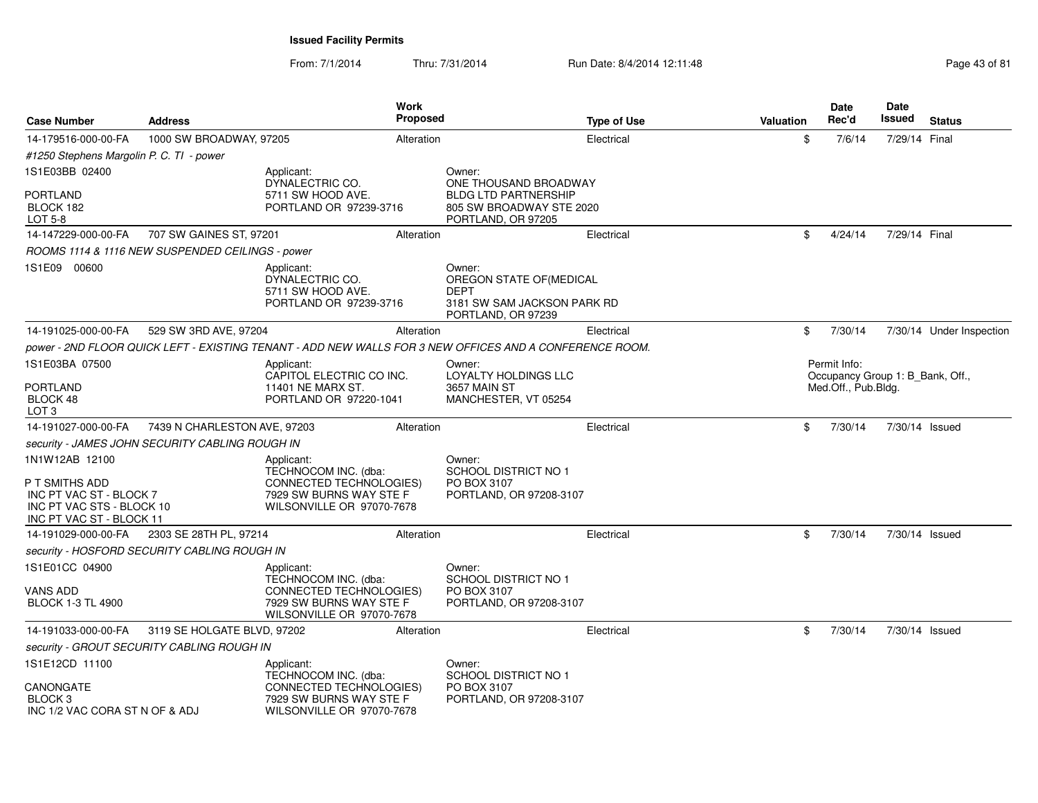# Issued Facility Permits

From: 7/1/2014 Thru: 7/31/2014 Run Date: 8/4/2014 12:11:48

| Case Number | Address | Work Proposed | Type of Use | Valuation | Date Rec'd | Date Issued | Status |
|---|---|---|---|---|---|---|---|
| 14-179516-000-00-FA | 1000 SW BROADWAY, 97205 | Alteration | Electrical | $ | 7/6/14 | 7/29/14 | Final |
| #1250 Stephens Margolin P. C. TI - power | | | | | | | |
| 1S1E03BB 02400<br><br>PORTLAND<br>BLOCK 182<br>LOT 5-8 | Applicant:<br>DYNALECTRIC CO.<br>5711 SW HOOD AVE.<br>PORTLAND OR 97239-3716 | | Owner:<br>ONE THOUSAND BROADWAY<br>BLDG LTD PARTNERSHIP<br>805 SW BROADWAY STE 2020<br>PORTLAND, OR 97205 | | | | |
| 14-147229-000-00-FA | 707 SW GAINES ST, 97201 | Alteration | Electrical | $ | 4/24/14 | 7/29/14 | Final |
| ROOMS 1114 & 1116 NEW SUSPENDED CEILINGS - power | | | | | | | |
| 1S1E09 00600 | Applicant:<br>DYNALECTRIC CO.<br>5711 SW HOOD AVE.<br>PORTLAND OR 97239-3716 | | Owner:<br>OREGON STATE OF(MEDICAL<br>DEPT<br>3181 SW SAM JACKSON PARK RD<br>PORTLAND, OR 97239 | | | | |
| 14-191025-000-00-FA | 529 SW 3RD AVE, 97204 | Alteration | Electrical | $ | 7/30/14 | 7/30/14 | Under Inspection |
| power - 2ND FLOOR QUICK LEFT - EXISTING TENANT - ADD NEW WALLS FOR 3 NEW OFFICES AND A CONFERENCE ROOM. | | | | | | | |
| 1S1E03BA 07500<br><br>PORTLAND<br>BLOCK 48<br>LOT 3 | Applicant:<br>CAPITOL ELECTRIC CO INC.<br>11401 NE MARX ST.<br>PORTLAND OR 97220-1041 | | Owner:<br>LOYALTY HOLDINGS LLC<br>3657 MAIN ST<br>MANCHESTER, VT 05254 | | Permit Info:<br>Occupancy Group 1: B_Bank, Off., Med.Off., Pub.Bldg. | | |
| 14-191027-000-00-FA | 7439 N CHARLESTON AVE, 97203 | Alteration | Electrical | $ | 7/30/14 | 7/30/14 | Issued |
| security - JAMES JOHN SECURITY CABLING ROUGH IN | | | | | | | |
| 1N1W12AB 12100<br><br>P T SMITHS ADD<br>INC PT VAC ST - BLOCK 7<br>INC PT VAC STS - BLOCK 10<br>INC PT VAC ST - BLOCK 11 | Applicant:<br>TECHNOCOM INC. (dba:<br>CONNECTED TECHNOLOGIES)<br>7929 SW BURNS WAY STE F<br>WILSONVILLE OR 97070-7678 | | Owner:<br>SCHOOL DISTRICT NO 1<br>PO BOX 3107<br>PORTLAND, OR 97208-3107 | | | | |
| 14-191029-000-00-FA | 2303 SE 28TH PL, 97214 | Alteration | Electrical | $ | 7/30/14 | 7/30/14 | Issued |
| security - HOSFORD SECURITY CABLING ROUGH IN | | | | | | | |
| 1S1E01CC 04900<br><br>VANS ADD<br>BLOCK 1-3 TL 4900 | Applicant:<br>TECHNOCOM INC. (dba:<br>CONNECTED TECHNOLOGIES)<br>7929 SW BURNS WAY STE F<br>WILSONVILLE OR 97070-7678 | | Owner:<br>SCHOOL DISTRICT NO 1<br>PO BOX 3107<br>PORTLAND, OR 97208-3107 | | | | |
| 14-191033-000-00-FA | 3119 SE HOLGATE BLVD, 97202 | Alteration | Electrical | $ | 7/30/14 | 7/30/14 | Issued |
| security - GROUT SECURITY CABLING ROUGH IN | | | | | | | |
| 1S1E12CD 11100<br><br>CANONGATE<br>BLOCK 3<br>INC 1/2 VAC CORA ST N OF & ADJ | Applicant:<br>TECHNOCOM INC. (dba:<br>CONNECTED TECHNOLOGIES)<br>7929 SW BURNS WAY STE F<br>WILSONVILLE OR 97070-7678 | | Owner:<br>SCHOOL DISTRICT NO 1<br>PO BOX 3107<br>PORTLAND, OR 97208-3107 | | | | |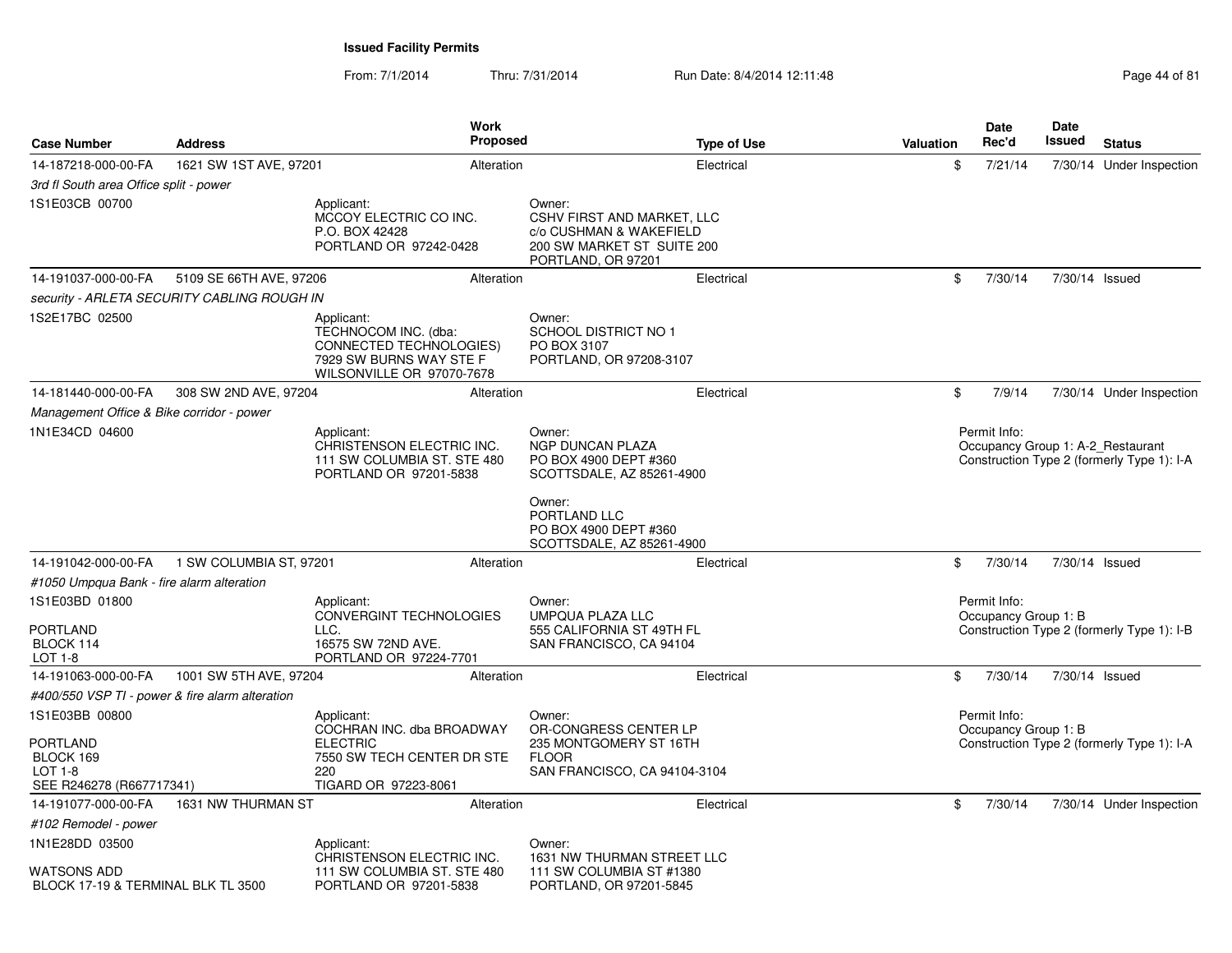**Issued Facility Permits**

From: 7/1/2014 Thru: 7/31/2014 Run Date: 8/4/2014 12:11:48

| Case Number | Address | Work Proposed | Type of Use | Valuation | Date Rec'd | Date Issued | Status |
|---|---|---|---|---|---|---|---|
| 14-187218-000-00-FA | 1621 SW 1ST AVE, 97201 | Alteration | Electrical | $ | 7/21/14 | 7/30/14 | Under Inspection |
| *3rd fl South area Office split - power* | | | | | | | |
| 1S1E03CB 00700 | Applicant: MCCOY ELECTRIC CO INC. P.O. BOX 42428 PORTLAND OR 97242-0428 | | Owner: CSHV FIRST AND MARKET, LLC c/o CUSHMAN & WAKEFIELD 200 SW MARKET ST SUITE 200 PORTLAND, OR 97201 | | | | |
| 14-191037-000-00-FA | 5109 SE 66TH AVE, 97206 | Alteration | Electrical | $ | 7/30/14 | 7/30/14 | Issued |
| *security - ARLETA SECURITY CABLING ROUGH IN* | | | | | | | |
| 1S2E17BC 02500 | Applicant: TECHNOCOM INC. (dba: CONNECTED TECHNOLOGIES) 7929 SW BURNS WAY STE F WILSONVILLE OR 97070-7678 | | Owner: SCHOOL DISTRICT NO 1 PO BOX 3107 PORTLAND, OR 97208-3107 | | | | |
| 14-181440-000-00-FA | 308 SW 2ND AVE, 97204 | Alteration | Electrical | $ | 7/9/14 | 7/30/14 | Under Inspection |
| *Management Office & Bike corridor - power* | | | | | | | |
| 1N1E34CD 04600 | Applicant: CHRISTENSON ELECTRIC INC. 111 SW COLUMBIA ST. STE 480 PORTLAND OR 97201-5838 | | Owner: NGP DUNCAN PLAZA PO BOX 4900 DEPT #360 SCOTTSDALE, AZ 85261-4900; Owner: PORTLAND LLC PO BOX 4900 DEPT #360 SCOTTSDALE, AZ 85261-4900 | | Permit Info: Occupancy Group 1: A-2_Restaurant Construction Type 2 (formerly Type 1): I-A | | |
| 14-191042-000-00-FA | 1 SW COLUMBIA ST, 97201 | Alteration | Electrical | $ | 7/30/14 | 7/30/14 | Issued |
| *#1050 Umpqua Bank - fire alarm alteration* | | | | | | | |
| 1S1E03BD 01800 PORTLAND BLOCK 114 LOT 1-8 | Applicant: CONVERGINT TECHNOLOGIES LLC. 16575 SW 72ND AVE. PORTLAND OR 97224-7701 | | Owner: UMPQUA PLAZA LLC 555 CALIFORNIA ST 49TH FL SAN FRANCISCO, CA 94104 | | Permit Info: Occupancy Group 1: B Construction Type 2 (formerly Type 1): I-B | | |
| 14-191063-000-00-FA | 1001 SW 5TH AVE, 97204 | Alteration | Electrical | $ | 7/30/14 | 7/30/14 | Issued |
| *#400/550 VSP TI - power & fire alarm alteration* | | | | | | | |
| 1S1E03BB 00800 PORTLAND BLOCK 169 LOT 1-8 SEE R246278 (R667717341) | Applicant: COCHRAN INC. dba BROADWAY ELECTRIC 7550 SW TECH CENTER DR STE 220 TIGARD OR 97223-8061 | | Owner: OR-CONGRESS CENTER LP 235 MONTGOMERY ST 16TH FLOOR SAN FRANCISCO, CA 94104-3104 | | Permit Info: Occupancy Group 1: B Construction Type 2 (formerly Type 1): I-A | | |
| 14-191077-000-00-FA | 1631 NW THURMAN ST | Alteration | Electrical | $ | 7/30/14 | 7/30/14 | Under Inspection |
| *#102 Remodel - power* | | | | | | | |
| 1N1E28DD 03500 WATSONS ADD BLOCK 17-19 & TERMINAL BLK TL 3500 | Applicant: CHRISTENSON ELECTRIC INC. 111 SW COLUMBIA ST. STE 480 PORTLAND OR 97201-5838 | | Owner: 1631 NW THURMAN STREET LLC 111 SW COLUMBIA ST #1380 PORTLAND, OR 97201-5845 | | | | |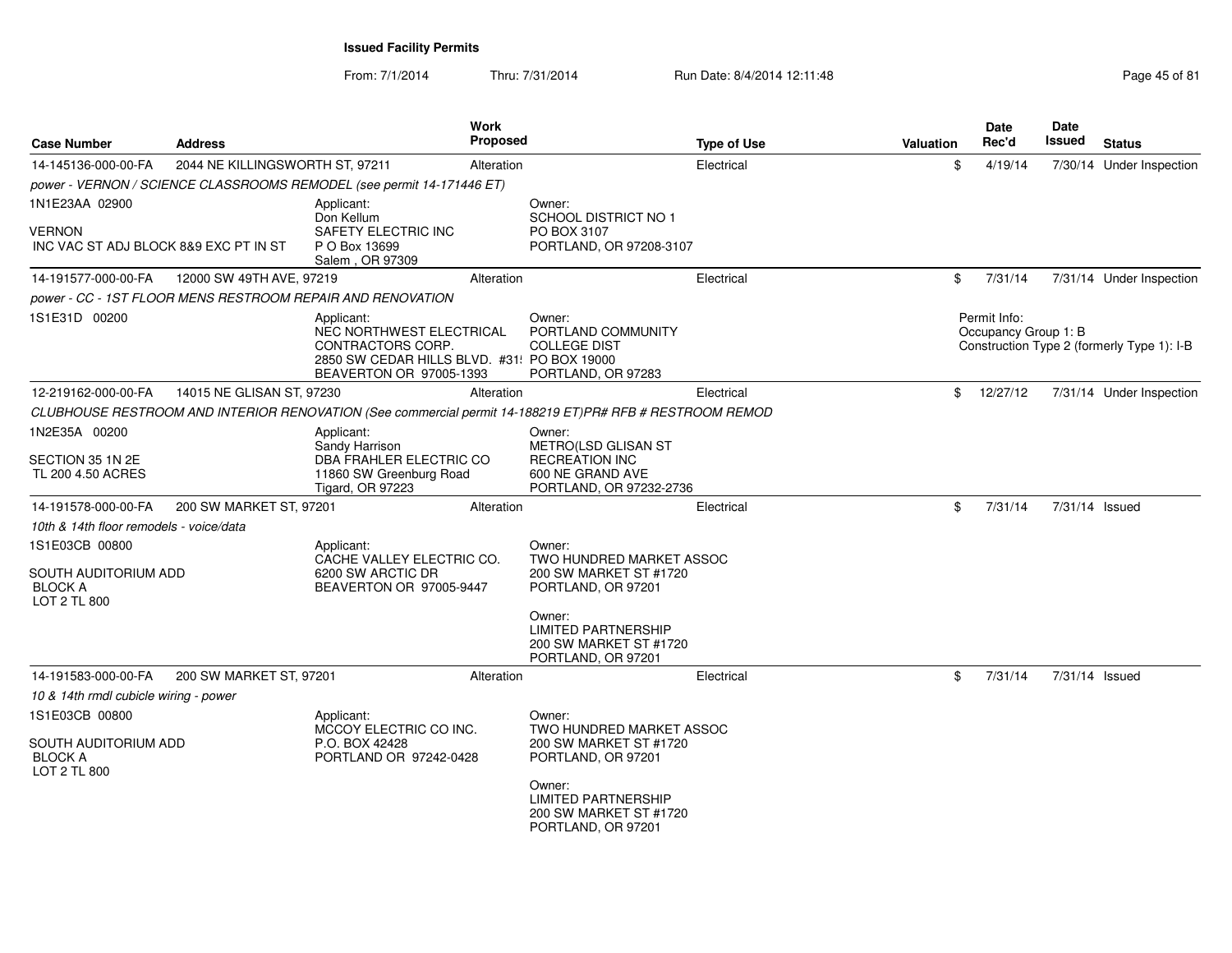# Issued Facility Permits

From: 7/1/2014 Thru: 7/31/2014 Run Date: 8/4/2014 12:11:48

| Case Number | Address | Work Proposed | Type of Use | Valuation | Date Rec'd | Date Issued | Status |
|---|---|---|---|---|---|---|---|
| 14-145136-000-00-FA | 2044 NE KILLINGSWORTH ST, 97211 | Alteration | Electrical | $ | 4/19/14 | 7/30/14 | Under Inspection |
| *power - VERNON / SCIENCE CLASSROOMS REMODEL (see permit 14-171446 ET)* | | | | | | | |
| 1N1E23AA 02900<br>VERNON<br>INC VAC ST ADJ BLOCK 8&9 EXC PT IN ST | Applicant:<br>Don Kellum<br>SAFETY ELECTRIC INC<br>P O Box 13699<br>Salem , OR 97309 | Owner:<br>SCHOOL DISTRICT NO 1<br>PO BOX 3107<br>PORTLAND, OR 97208-3107 | | | | | |
| 14-191577-000-00-FA | 12000 SW 49TH AVE, 97219 | Alteration | Electrical | $ | 7/31/14 | 7/31/14 | Under Inspection |
| *power - CC - 1ST FLOOR MENS RESTROOM REPAIR AND RENOVATION* | | | | | | | |
| 1S1E31D 00200 | Applicant:<br>NEC NORTHWEST ELECTRICAL CONTRACTORS CORP.<br>2850 SW CEDAR HILLS BLVD. #31!<br>BEAVERTON OR 97005-1393 | Owner:<br>PORTLAND COMMUNITY COLLEGE DIST<br>PO BOX 19000<br>PORTLAND, OR 97283 | | | Permit Info:<br>Occupancy Group 1: B<br>Construction Type 2 (formerly Type 1): I-B | | |
| 12-219162-000-00-FA | 14015 NE GLISAN ST, 97230 | Alteration | Electrical | $ | 12/27/12 | 7/31/14 | Under Inspection |
| *CLUBHOUSE RESTROOM AND INTERIOR RENOVATION (See commercial permit 14-188219 ET)PR# RFB # RESTROOM REMOD* | | | | | | | |
| 1N2E35A 00200<br>SECTION 35 1N 2E<br>TL 200 4.50 ACRES | Applicant:<br>Sandy Harrison<br>DBA FRAHLER ELECTRIC CO<br>11860 SW Greenburg Road<br>Tigard, OR 97223 | Owner:<br>METRO(LSD GLISAN ST RECREATION INC<br>600 NE GRAND AVE<br>PORTLAND, OR 97232-2736 | | | | | |
| 14-191578-000-00-FA | 200 SW MARKET ST, 97201 | Alteration | Electrical | $ | 7/31/14 | 7/31/14 | Issued |
| *10th & 14th floor remodels - voice/data* | | | | | | | |
| 1S1E03CB 00800<br>SOUTH AUDITORIUM ADD<br>BLOCK A<br>LOT 2 TL 800 | Applicant:<br>CACHE VALLEY ELECTRIC CO.<br>6200 SW ARCTIC DR<br>BEAVERTON OR 97005-9447 | Owner:<br>TWO HUNDRED MARKET ASSOC<br>200 SW MARKET ST #1720<br>PORTLAND, OR 97201<br><br>Owner:<br>LIMITED PARTNERSHIP<br>200 SW MARKET ST #1720<br>PORTLAND, OR 97201 | | | | | |
| 14-191583-000-00-FA | 200 SW MARKET ST, 97201 | Alteration | Electrical | $ | 7/31/14 | 7/31/14 | Issued |
| *10 & 14th rmdl cubicle wiring - power* | | | | | | | |
| 1S1E03CB 00800<br>SOUTH AUDITORIUM ADD<br>BLOCK A<br>LOT 2 TL 800 | Applicant:<br>MCCOY ELECTRIC CO INC.<br>P.O. BOX 42428<br>PORTLAND OR 97242-0428 | Owner:<br>TWO HUNDRED MARKET ASSOC<br>200 SW MARKET ST #1720<br>PORTLAND, OR 97201<br><br>Owner:<br>LIMITED PARTNERSHIP<br>200 SW MARKET ST #1720<br>PORTLAND, OR 97201 | | | | | |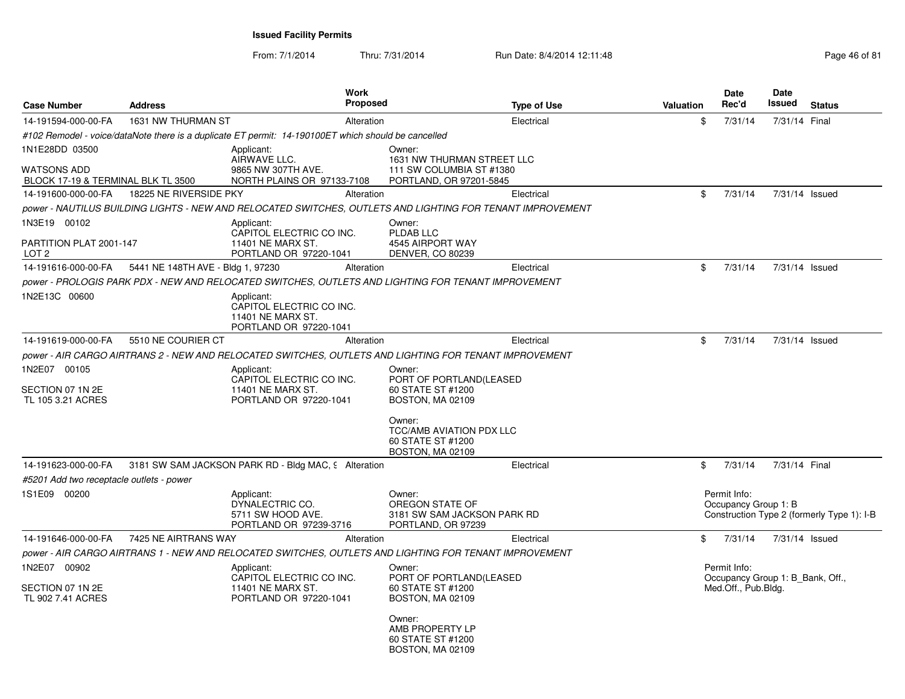**Issued Facility Permits**

From: 7/1/2014 Thru: 7/31/2014 Run Date: 8/4/2014 12:11:48

| Case Number | Address | Work Proposed | Type of Use | Valuation | Date Rec'd | Date Issued | Status |
|---|---|---|---|---|---|---|---|
| 14-191594-000-00-FA | 1631 NW THURMAN ST | Alteration | Electrical | $ | 7/31/14 | 7/31/14 | Final |

#102 Remodel - voice/dataNote there is a duplicate ET permit: 14-190100ET which should be cancelled

1N1E28DD 03500

WATSONS ADD
BLOCK 17-19 & TERMINAL BLK TL 3500

Applicant:
AIRWAVE LLC.
9865 NW 307TH AVE.
NORTH PLAINS OR 97133-7108

Owner:
1631 NW THURMAN STREET LLC
111 SW COLUMBIA ST #1380
PORTLAND, OR 97201-5845

| Case Number | Address | Work Proposed | Type of Use | Valuation | Date Rec'd | Date Issued | Status |
|---|---|---|---|---|---|---|---|
| 14-191600-000-00-FA | 18225 NE RIVERSIDE PKY | Alteration | Electrical | $ | 7/31/14 | 7/31/14 | Issued |

power - NAUTILUS BUILDING LIGHTS - NEW AND RELOCATED SWITCHES, OUTLETS AND LIGHTING FOR TENANT IMPROVEMENT

1N3E19 00102

PARTITION PLAT 2001-147
LOT 2

Applicant:
CAPITOL ELECTRIC CO INC.
11401 NE MARX ST.
PORTLAND OR 97220-1041

Owner:
PLDAB LLC
4545 AIRPORT WAY
DENVER, CO 80239

| Case Number | Address | Work Proposed | Type of Use | Valuation | Date Rec'd | Date Issued | Status |
|---|---|---|---|---|---|---|---|
| 14-191616-000-00-FA | 5441 NE 148TH AVE - Bldg 1, 97230 | Alteration | Electrical | $ | 7/31/14 | 7/31/14 | Issued |

power - PROLOGIS PARK PDX - NEW AND RELOCATED SWITCHES, OUTLETS AND LIGHTING FOR TENANT IMPROVEMENT

1N2E13C 00600

Applicant:
CAPITOL ELECTRIC CO INC.
11401 NE MARX ST.
PORTLAND OR 97220-1041

| Case Number | Address | Work Proposed | Type of Use | Valuation | Date Rec'd | Date Issued | Status |
|---|---|---|---|---|---|---|---|
| 14-191619-000-00-FA | 5510 NE COURIER CT | Alteration | Electrical | $ | 7/31/14 | 7/31/14 | Issued |

power - AIR CARGO AIRTRANS 2 - NEW AND RELOCATED SWITCHES, OUTLETS AND LIGHTING FOR TENANT IMPROVEMENT

1N2E07 00105

SECTION 07 1N 2E
TL 105 3.21 ACRES

Applicant:
CAPITOL ELECTRIC CO INC.
11401 NE MARX ST.
PORTLAND OR 97220-1041

Owner:
PORT OF PORTLAND(LEASED
60 STATE ST #1200
BOSTON, MA 02109

Owner:
TCC/AMB AVIATION PDX LLC
60 STATE ST #1200
BOSTON, MA 02109

| Case Number | Address | Work Proposed | Type of Use | Valuation | Date Rec'd | Date Issued | Status |
|---|---|---|---|---|---|---|---|
| 14-191623-000-00-FA | 3181 SW SAM JACKSON PARK RD - Bldg MAC, 9 | Alteration | Electrical | $ | 7/31/14 | 7/31/14 | Final |

#5201 Add two receptacle outlets - power

1S1E09 00200

Applicant:
DYNALECTRIC CO.
5711 SW HOOD AVE.
PORTLAND OR 97239-3716

Owner:
OREGON STATE OF
3181 SW SAM JACKSON PARK RD
PORTLAND, OR 97239

Permit Info:
Occupancy Group 1: B
Construction Type 2 (formerly Type 1): I-B

| Case Number | Address | Work Proposed | Type of Use | Valuation | Date Rec'd | Date Issued | Status |
|---|---|---|---|---|---|---|---|
| 14-191646-000-00-FA | 7425 NE AIRTRANS WAY | Alteration | Electrical | $ | 7/31/14 | 7/31/14 | Issued |

power - AIR CARGO AIRTRANS 1 - NEW AND RELOCATED SWITCHES, OUTLETS AND LIGHTING FOR TENANT IMPROVEMENT

1N2E07 00902

SECTION 07 1N 2E
TL 902 7.41 ACRES

Applicant:
CAPITOL ELECTRIC CO INC.
11401 NE MARX ST.
PORTLAND OR 97220-1041

Owner:
PORT OF PORTLAND(LEASED
60 STATE ST #1200
BOSTON, MA 02109

Owner:
AMB PROPERTY LP
60 STATE ST #1200
BOSTON, MA 02109

Permit Info:
Occupancy Group 1: B_Bank, Off., Med.Off., Pub.Bldg.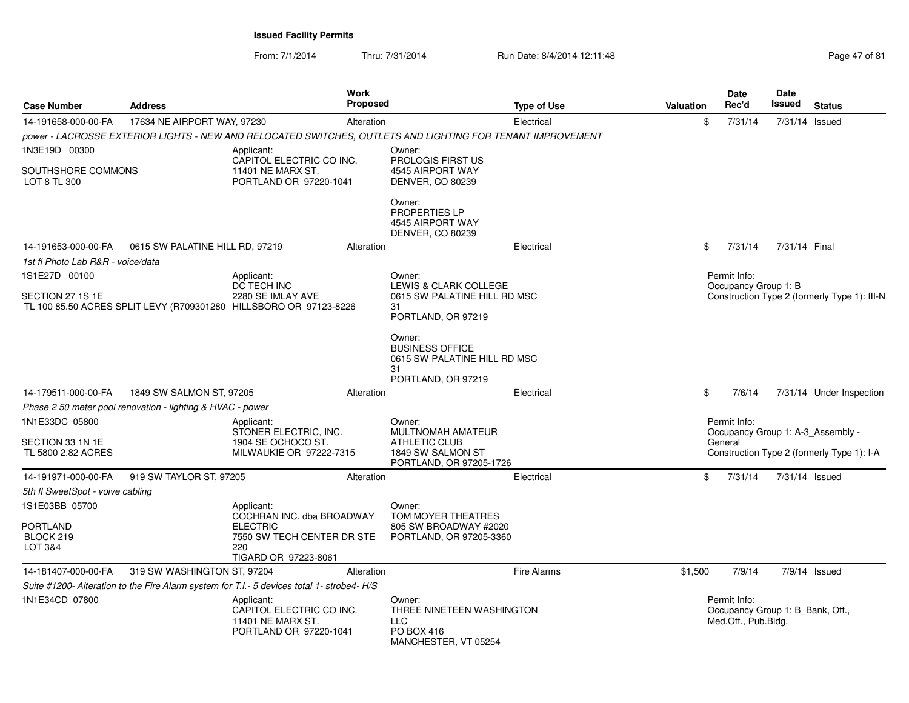# Issued Facility Permits

From: 7/1/2014 Thru: 7/31/2014 Run Date: 8/4/2014 12:11:48

| Case Number | Address | Work Proposed | Type of Use | Valuation | Date Rec'd | Date Issued | Status |
|---|---|---|---|---|---|---|---|
| 14-191658-000-00-FA | 17634 NE AIRPORT WAY, 97230 | Alteration | Electrical | $ | 7/31/14 | 7/31/14 | Issued |

*power - LACROSSE EXTERIOR LIGHTS - NEW AND RELOCATED SWITCHES, OUTLETS AND LIGHTING FOR TENANT IMPROVEMENT*

1N3E19D 00300

SOUTHSHORE COMMONS
LOT 8 TL 300

Applicant:
CAPITOL ELECTRIC CO INC.
11401 NE MARX ST.
PORTLAND OR 97220-1041

Owner:
PROLOGIS FIRST US
4545 AIRPORT WAY
DENVER, CO 80239

Owner:
PROPERTIES LP
4545 AIRPORT WAY
DENVER, CO 80239

| Case Number | Address | Work Proposed | Type of Use | Valuation | Date Rec'd | Date Issued | Status |
|---|---|---|---|---|---|---|---|
| 14-191653-000-00-FA | 0615 SW PALATINE HILL RD, 97219 | Alteration | Electrical | $ | 7/31/14 | 7/31/14 | Final |

*1st fl Photo Lab R&R - voice/data*

1S1E27D 00100

SECTION 27 1S 1E
TL 100 85.50 ACRES SPLIT LEVY (R709301280

Applicant:
DC TECH INC
2280 SE IMLAY AVE
HILLSBORO OR 97123-8226

Owner:
LEWIS & CLARK COLLEGE
0615 SW PALATINE HILL RD MSC
31
PORTLAND, OR 97219

Owner:
BUSINESS OFFICE
0615 SW PALATINE HILL RD MSC
31
PORTLAND, OR 97219

Permit Info:
Occupancy Group 1: B
Construction Type 2 (formerly Type 1): III-N

| Case Number | Address | Work Proposed | Type of Use | Valuation | Date Rec'd | Date Issued | Status |
|---|---|---|---|---|---|---|---|
| 14-179511-000-00-FA | 1849 SW SALMON ST, 97205 | Alteration | Electrical | $ | 7/6/14 | 7/31/14 | Under Inspection |

*Phase 2 50 meter pool renovation - lighting & HVAC - power*

1N1E33DC 05800

SECTION 33 1N 1E
TL 5800 2.82 ACRES

Applicant:
STONER ELECTRIC, INC.
1904 SE OCHOCO ST.
MILWAUKIE OR 97222-7315

Owner:
MULTNOMAH AMATEUR
ATHLETIC CLUB
1849 SW SALMON ST
PORTLAND, OR 97205-1726

Permit Info:
Occupancy Group 1: A-3_Assembly - General
Construction Type 2 (formerly Type 1): I-A

| Case Number | Address | Work Proposed | Type of Use | Valuation | Date Rec'd | Date Issued | Status |
|---|---|---|---|---|---|---|---|
| 14-191971-000-00-FA | 919 SW TAYLOR ST, 97205 | Alteration | Electrical | $ | 7/31/14 | 7/31/14 | Issued |

*5th fl SweetSpot - voive cabling*

1S1E03BB 05700

PORTLAND
BLOCK 219
LOT 3&4

Applicant:
COCHRAN INC. dba BROADWAY ELECTRIC
7550 SW TECH CENTER DR STE 220
TIGARD OR 97223-8061

Owner:
TOM MOYER THEATRES
805 SW BROADWAY #2020
PORTLAND, OR 97205-3360

| Case Number | Address | Work Proposed | Type of Use | Valuation | Date Rec'd | Date Issued | Status |
|---|---|---|---|---|---|---|---|
| 14-181407-000-00-FA | 319 SW WASHINGTON ST, 97204 | Alteration | Fire Alarms | $1,500 | 7/9/14 | 7/9/14 | Issued |

*Suite #1200- Alteration to the Fire Alarm system for T.I.- 5 devices total 1- strobe4- H/S*

1N1E34CD 07800

Applicant:
CAPITOL ELECTRIC CO INC.
11401 NE MARX ST.
PORTLAND OR 97220-1041

Owner:
THREE NINETEEN WASHINGTON LLC
PO BOX 416
MANCHESTER, VT 05254

Permit Info:
Occupancy Group 1: B_Bank, Off., Med.Off., Pub.Bldg.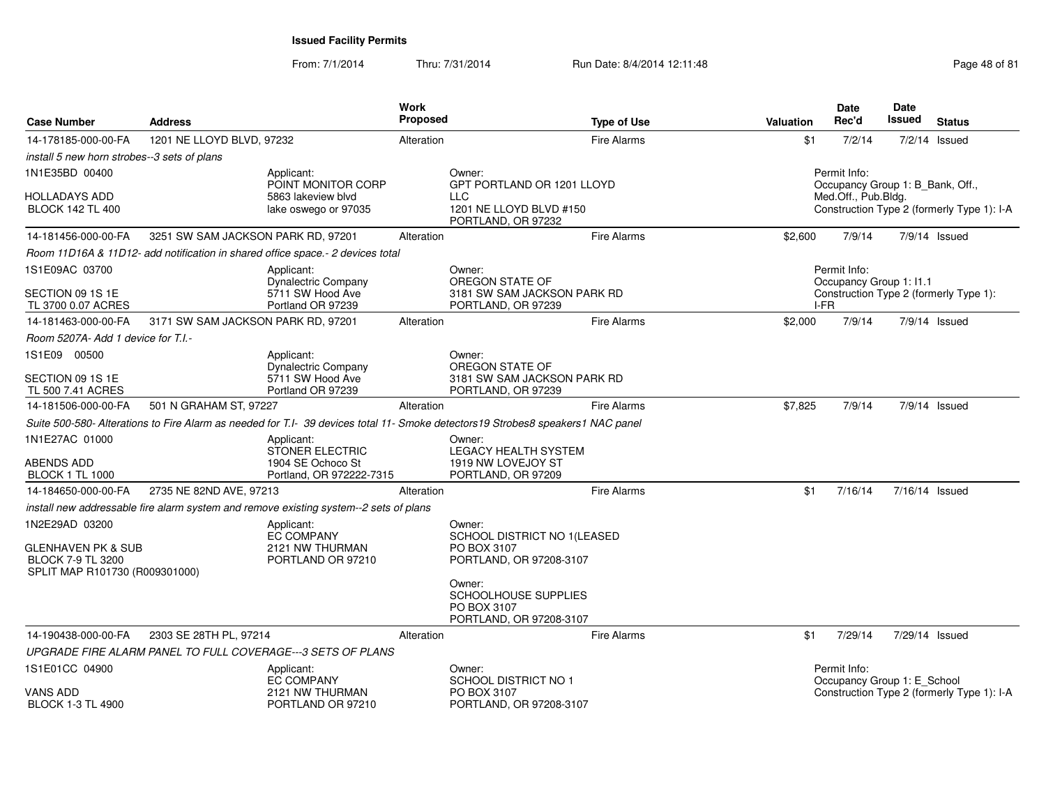# Issued Facility Permits

From: 7/1/2014 Thru: 7/31/2014 Run Date: 8/4/2014 12:11:48

| Case Number | Address | Work Proposed | Type of Use | Valuation | Date Rec'd | Date Issued | Status |
|---|---|---|---|---|---|---|---|
| 14-178185-000-00-FA | 1201 NE LLOYD BLVD, 97232 | Alteration | Fire Alarms | $1 | 7/2/14 | 7/2/14 | Issued |
| 14-181456-000-00-FA | 3251 SW SAM JACKSON PARK RD, 97201 | Alteration | Fire Alarms | $2,600 | 7/9/14 | 7/9/14 | Issued |
| 14-181463-000-00-FA | 3171 SW SAM JACKSON PARK RD, 97201 | Alteration | Fire Alarms | $2,000 | 7/9/14 | 7/9/14 | Issued |
| 14-181506-000-00-FA | 501 N GRAHAM ST, 97227 | Alteration | Fire Alarms | $7,825 | 7/9/14 | 7/9/14 | Issued |
| 14-184650-000-00-FA | 2735 NE 82ND AVE, 97213 | Alteration | Fire Alarms | $1 | 7/16/14 | 7/16/14 | Issued |
| 14-190438-000-00-FA | 2303 SE 28TH PL, 97214 | Alteration | Fire Alarms | $1 | 7/29/14 | 7/29/14 | Issued |

**14-178185-000-00-FA** — *install 5 new horn strobes--3 sets of plans*

1N1E35BD 00400
HOLLADAYS ADD
BLOCK 142 TL 400

Applicant: POINT MONITOR CORP, 5863 lakeview blvd, lake oswego or 97035

Owner: GPT PORTLAND OR 1201 LLOYD LLC, 1201 NE LLOYD BLVD #150, PORTLAND, OR 97232

Permit Info: Occupancy Group 1: B_Bank, Off., Med.Off., Pub.Bldg. Construction Type 2 (formerly Type 1): I-A

**14-181456-000-00-FA** — *Room 11D16A & 11D12- add notification in shared office space.- 2 devices total*

1S1E09AC 03700
SECTION 09 1S 1E
TL 3700 0.07 ACRES

Applicant: Dynalectric Company, 5711 SW Hood Ave, Portland OR 97239

Owner: OREGON STATE OF, 3181 SW SAM JACKSON PARK RD, PORTLAND, OR 97239

Permit Info: Occupancy Group 1: I1.1 Construction Type 2 (formerly Type 1): I-FR

**14-181463-000-00-FA** — *Room 5207A- Add 1 device for T.I.-*

1S1E09 00500
SECTION 09 1S 1E
TL 500 7.41 ACRES

Applicant: Dynalectric Company, 5711 SW Hood Ave, Portland OR 97239

Owner: OREGON STATE OF, 3181 SW SAM JACKSON PARK RD, PORTLAND, OR 97239

**14-181506-000-00-FA** — *Suite 500-580- Alterations to Fire Alarm as needed for T.I- 39 devices total 11- Smoke detectors19 Strobes8 speakers1 NAC panel*

1N1E27AC 01000
ABENDS ADD
BLOCK 1 TL 1000

Applicant: STONER ELECTRIC, 1904 SE Ochoco St, Portland, OR 972222-7315

Owner: LEGACY HEALTH SYSTEM, 1919 NW LOVEJOY ST, PORTLAND, OR 97209

**14-184650-000-00-FA** — *install new addressable fire alarm system and remove existing system--2 sets of plans*

1N2E29AD 03200
GLENHAVEN PK & SUB
BLOCK 7-9 TL 3200
SPLIT MAP R101730 (R009301000)

Applicant: EC COMPANY, 2121 NW THURMAN, PORTLAND OR 97210

Owner: SCHOOL DISTRICT NO 1(LEASED, PO BOX 3107, PORTLAND, OR 97208-3107

Owner: SCHOOLHOUSE SUPPLIES, PO BOX 3107, PORTLAND, OR 97208-3107

**14-190438-000-00-FA** — *UPGRADE FIRE ALARM PANEL TO FULL COVERAGE---3 SETS OF PLANS*

1S1E01CC 04900
VANS ADD
BLOCK 1-3 TL 4900

Applicant: EC COMPANY, 2121 NW THURMAN, PORTLAND OR 97210

Owner: SCHOOL DISTRICT NO 1, PO BOX 3107, PORTLAND, OR 97208-3107

Permit Info: Occupancy Group 1: E_School Construction Type 2 (formerly Type 1): I-A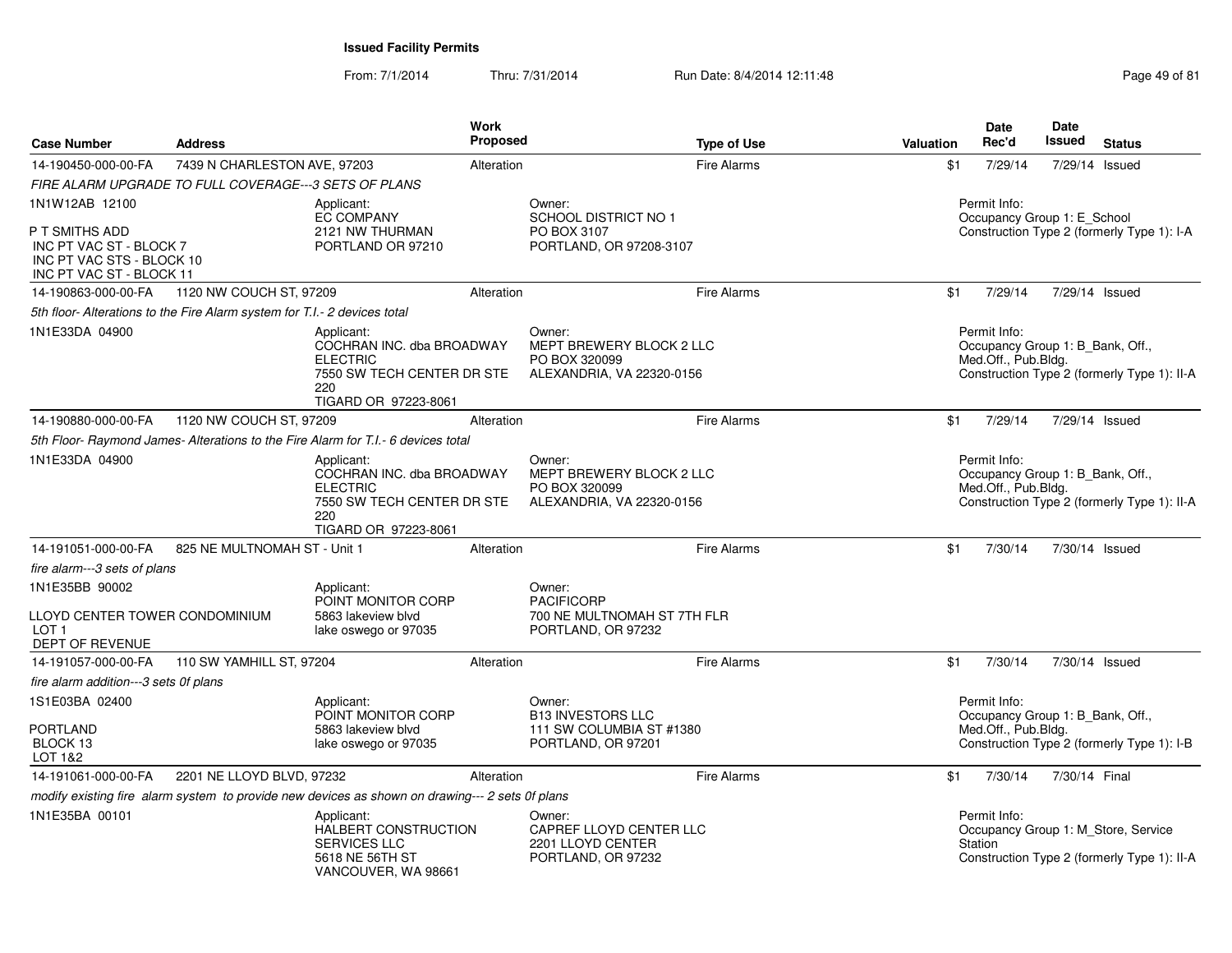**Issued Facility Permits**

From: 7/1/2014 Thru: 7/31/2014 Run Date: 8/4/2014 12:11:48

| Case Number | Address | Work Proposed | Type of Use | Valuation | Date Rec'd | Date Issued | Status |
|---|---|---|---|---|---|---|---|
| 14-190450-000-00-FA | 7439 N CHARLESTON AVE, 97203 | Alteration | Fire Alarms | $1 | 7/29/14 | 7/29/14 | Issued |

*FIRE ALARM UPGRADE TO FULL COVERAGE---3 SETS OF PLANS*

1N1W12AB 12100

P T SMITHS ADD
INC PT VAC ST - BLOCK 7
INC PT VAC STS - BLOCK 10
INC PT VAC ST - BLOCK 11

Applicant:
EC COMPANY
2121 NW THURMAN
PORTLAND OR 97210

Owner:
SCHOOL DISTRICT NO 1
PO BOX 3107
PORTLAND, OR 97208-3107

Permit Info:
Occupancy Group 1: E_School
Construction Type 2 (formerly Type 1): I-A

| Case Number | Address | Work Proposed | Type of Use | Valuation | Date Rec'd | Date Issued | Status |
|---|---|---|---|---|---|---|---|
| 14-190863-000-00-FA | 1120 NW COUCH ST, 97209 | Alteration | Fire Alarms | $1 | 7/29/14 | 7/29/14 | Issued |

*5th floor- Alterations to the Fire Alarm system for T.I.- 2 devices total*

1N1E33DA 04900

Applicant:
COCHRAN INC. dba BROADWAY ELECTRIC
7550 SW TECH CENTER DR STE 220
TIGARD OR 97223-8061

Owner:
MEPT BREWERY BLOCK 2 LLC
PO BOX 320099
ALEXANDRIA, VA 22320-0156

Permit Info:
Occupancy Group 1: B_Bank, Off., Med.Off., Pub.Bldg.
Construction Type 2 (formerly Type 1): II-A

| Case Number | Address | Work Proposed | Type of Use | Valuation | Date Rec'd | Date Issued | Status |
|---|---|---|---|---|---|---|---|
| 14-190880-000-00-FA | 1120 NW COUCH ST, 97209 | Alteration | Fire Alarms | $1 | 7/29/14 | 7/29/14 | Issued |

*5th Floor- Raymond James- Alterations to the Fire Alarm for T.I.- 6 devices total*

1N1E33DA 04900

Applicant:
COCHRAN INC. dba BROADWAY ELECTRIC
7550 SW TECH CENTER DR STE 220
TIGARD OR 97223-8061

Owner:
MEPT BREWERY BLOCK 2 LLC
PO BOX 320099
ALEXANDRIA, VA 22320-0156

Permit Info:
Occupancy Group 1: B_Bank, Off., Med.Off., Pub.Bldg.
Construction Type 2 (formerly Type 1): II-A

| Case Number | Address | Work Proposed | Type of Use | Valuation | Date Rec'd | Date Issued | Status |
|---|---|---|---|---|---|---|---|
| 14-191051-000-00-FA | 825 NE MULTNOMAH ST - Unit 1 | Alteration | Fire Alarms | $1 | 7/30/14 | 7/30/14 | Issued |

*fire alarm---3 sets of plans*

1N1E35BB 90002

LLOYD CENTER TOWER CONDOMINIUM
LOT 1
DEPT OF REVENUE

Applicant:
POINT MONITOR CORP
5863 lakeview blvd
lake oswego or 97035

Owner:
PACIFICORP
700 NE MULTNOMAH ST 7TH FLR
PORTLAND, OR 97232

| Case Number | Address | Work Proposed | Type of Use | Valuation | Date Rec'd | Date Issued | Status |
|---|---|---|---|---|---|---|---|
| 14-191057-000-00-FA | 110 SW YAMHILL ST, 97204 | Alteration | Fire Alarms | $1 | 7/30/14 | 7/30/14 | Issued |

*fire alarm addition---3 sets 0f plans*

1S1E03BA 02400

PORTLAND
BLOCK 13
LOT 1&2

Applicant:
POINT MONITOR CORP
5863 lakeview blvd
lake oswego or 97035

Owner:
B13 INVESTORS LLC
111 SW COLUMBIA ST #1380
PORTLAND, OR 97201

Permit Info:
Occupancy Group 1: B_Bank, Off., Med.Off., Pub.Bldg.
Construction Type 2 (formerly Type 1): I-B

| Case Number | Address | Work Proposed | Type of Use | Valuation | Date Rec'd | Date Issued | Status |
|---|---|---|---|---|---|---|---|
| 14-191061-000-00-FA | 2201 NE LLOYD BLVD, 97232 | Alteration | Fire Alarms | $1 | 7/30/14 | 7/30/14 | Final |

*modify existing fire alarm system to provide new devices as shown on drawing--- 2 sets 0f plans*

1N1E35BA 00101

Applicant:
HALBERT CONSTRUCTION SERVICES LLC
5618 NE 56TH ST
VANCOUVER, WA 98661

Owner:
CAPREF LLOYD CENTER LLC
2201 LLOYD CENTER
PORTLAND, OR 97232

Permit Info:
Occupancy Group 1: M_Store, Service Station
Construction Type 2 (formerly Type 1): II-A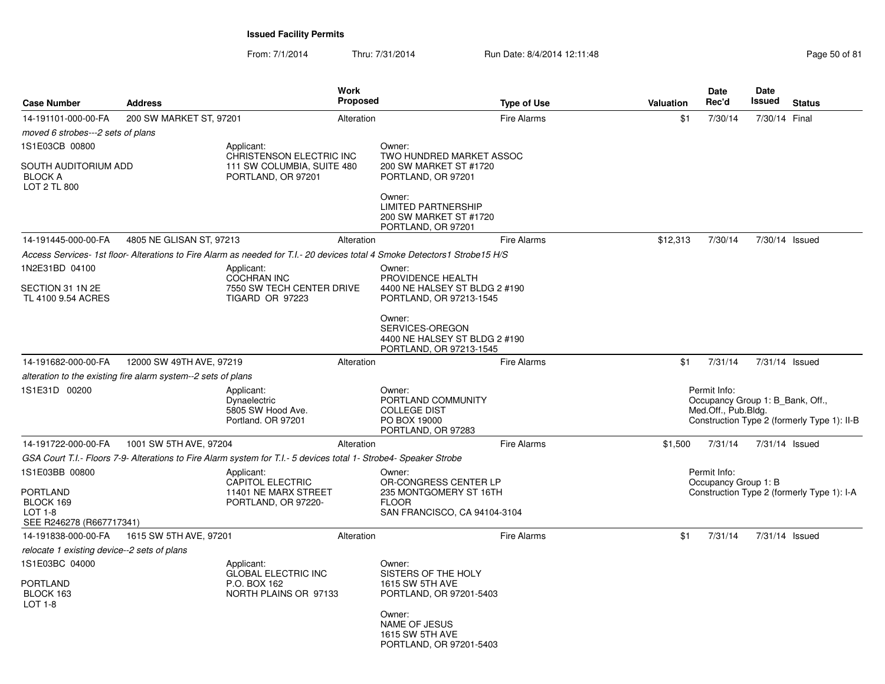**Issued Facility Permits**

From: 7/1/2014 Thru: 7/31/2014 Run Date: 8/4/2014 12:11:48

| Case Number | Address | Work Proposed | Type of Use | Valuation | Date Rec'd | Date Issued | Status |
|---|---|---|---|---|---|---|---|
| 14-191101-000-00-FA | 200 SW MARKET ST, 97201 | Alteration | Fire Alarms | $1 | 7/30/14 | 7/30/14 | Final |

*moved 6 strobes---2 sets of plans*

1S1E03CB 00800

SOUTH AUDITORIUM ADD
BLOCK A
LOT 2 TL 800

Applicant:
CHRISTENSON ELECTRIC INC
111 SW COLUMBIA, SUITE 480
PORTLAND, OR 97201

Owner:
TWO HUNDRED MARKET ASSOC
200 SW MARKET ST #1720
PORTLAND, OR 97201

Owner:
LIMITED PARTNERSHIP
200 SW MARKET ST #1720
PORTLAND, OR 97201

| Case Number | Address | Work Proposed | Type of Use | Valuation | Date Rec'd | Date Issued | Status |
|---|---|---|---|---|---|---|---|
| 14-191445-000-00-FA | 4805 NE GLISAN ST, 97213 | Alteration | Fire Alarms | $12,313 | 7/30/14 | 7/30/14 | Issued |

*Access Services- 1st floor- Alterations to Fire Alarm as needed for T.I.- 20 devices total 4 Smoke Detectors1 Strobe15 H/S*

1N2E31BD 04100

SECTION 31 1N 2E
TL 4100 9.54 ACRES

Applicant:
COCHRAN INC
7550 SW TECH CENTER DRIVE
TIGARD OR 97223

Owner:
PROVIDENCE HEALTH
4400 NE HALSEY ST BLDG 2 #190
PORTLAND, OR 97213-1545

Owner:
SERVICES-OREGON
4400 NE HALSEY ST BLDG 2 #190
PORTLAND, OR 97213-1545

| Case Number | Address | Work Proposed | Type of Use | Valuation | Date Rec'd | Date Issued | Status |
|---|---|---|---|---|---|---|---|
| 14-191682-000-00-FA | 12000 SW 49TH AVE, 97219 | Alteration | Fire Alarms | $1 | 7/31/14 | 7/31/14 | Issued |

*alteration to the existing fire alarm system--2 sets of plans*

1S1E31D 00200

Applicant:
Dynaelectric
5805 SW Hood Ave.
Portland. OR 97201

Owner:
PORTLAND COMMUNITY
COLLEGE DIST
PO BOX 19000
PORTLAND, OR 97283

Permit Info:
Occupancy Group 1: B_Bank, Off., Med.Off., Pub.Bldg.
Construction Type 2 (formerly Type 1): II-B

| Case Number | Address | Work Proposed | Type of Use | Valuation | Date Rec'd | Date Issued | Status |
|---|---|---|---|---|---|---|---|
| 14-191722-000-00-FA | 1001 SW 5TH AVE, 97204 | Alteration | Fire Alarms | $1,500 | 7/31/14 | 7/31/14 | Issued |

*GSA Court T.I.- Floors 7-9- Alterations to Fire Alarm system for T.I.- 5 devices total 1- Strobe4- Speaker Strobe*

1S1E03BB 00800

PORTLAND
BLOCK 169
LOT 1-8
SEE R246278 (R667717341)

Applicant:
CAPITOL ELECTRIC
11401 NE MARX STREET
PORTLAND, OR 97220-

Owner:
OR-CONGRESS CENTER LP
235 MONTGOMERY ST 16TH FLOOR
SAN FRANCISCO, CA 94104-3104

Permit Info:
Occupancy Group 1: B
Construction Type 2 (formerly Type 1): I-A

| Case Number | Address | Work Proposed | Type of Use | Valuation | Date Rec'd | Date Issued | Status |
|---|---|---|---|---|---|---|---|
| 14-191838-000-00-FA | 1615 SW 5TH AVE, 97201 | Alteration | Fire Alarms | $1 | 7/31/14 | 7/31/14 | Issued |

*relocate 1 existing device--2 sets of plans*

1S1E03BC 04000

PORTLAND
BLOCK 163
LOT 1-8

Applicant:
GLOBAL ELECTRIC INC
P.O. BOX 162
NORTH PLAINS OR 97133

Owner:
SISTERS OF THE HOLY
1615 SW 5TH AVE
PORTLAND, OR 97201-5403

Owner:
NAME OF JESUS
1615 SW 5TH AVE
PORTLAND, OR 97201-5403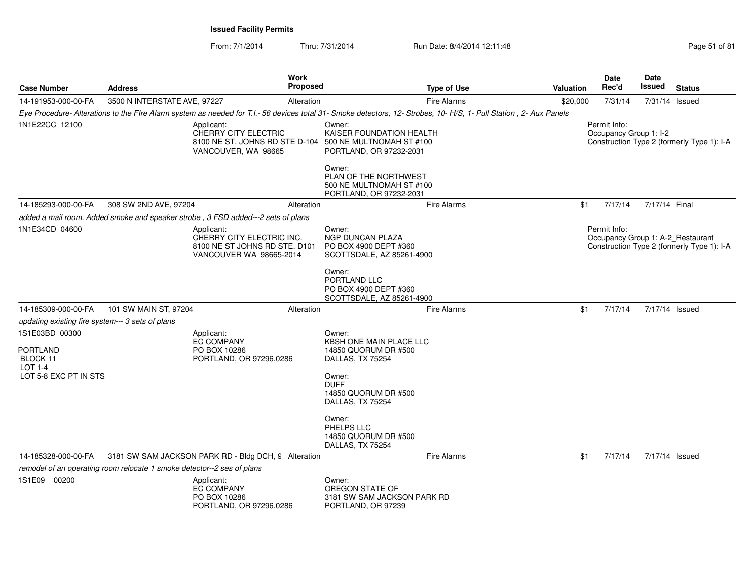**Issued Facility Permits**

From: 7/1/2014 Thru: 7/31/2014 Run Date: 8/4/2014 12:11:48

| Case Number | Address | Work Proposed | Type of Use | Valuation | Date Rec'd | Date Issued | Status |
|---|---|---|---|---|---|---|---|
| 14-191953-000-00-FA | 3500 N INTERSTATE AVE, 97227 | Alteration | Fire Alarms | $20,000 | 7/31/14 | 7/31/14 | Issued |

*Eye Procedure- Alterations to the FIre Alarm system as needed for T.I.- 56 devices total 31- Smoke detectors, 12- Strobes, 10- H/S, 1- Pull Station , 2- Aux Panels*

1N1E22CC 12100

Applicant:
CHERRY CITY ELECTRIC
8100 NE ST. JOHNS RD STE D-104
VANCOUVER, WA 98665

Owner:
KAISER FOUNDATION HEALTH
500 NE MULTNOMAH ST #100
PORTLAND, OR 97232-2031

Owner:
PLAN OF THE NORTHWEST
500 NE MULTNOMAH ST #100
PORTLAND, OR 97232-2031

Permit Info:
Occupancy Group 1: I-2
Construction Type 2 (formerly Type 1): I-A

| Case Number | Address | Work Proposed | Type of Use | Valuation | Date Rec'd | Date Issued | Status |
|---|---|---|---|---|---|---|---|
| 14-185293-000-00-FA | 308 SW 2ND AVE, 97204 | Alteration | Fire Alarms | $1 | 7/17/14 | 7/17/14 | Final |

*added a mail room. Added smoke and speaker strobe , 3 FSD added---2 sets of plans*

1N1E34CD 04600

Applicant:
CHERRY CITY ELECTRIC INC.
8100 NE ST JOHNS RD STE. D101
VANCOUVER WA 98665-2014

Owner:
NGP DUNCAN PLAZA
PO BOX 4900 DEPT #360
SCOTTSDALE, AZ 85261-4900

Owner:
PORTLAND LLC
PO BOX 4900 DEPT #360
SCOTTSDALE, AZ 85261-4900

Permit Info:
Occupancy Group 1: A-2_Restaurant
Construction Type 2 (formerly Type 1): I-A

| Case Number | Address | Work Proposed | Type of Use | Valuation | Date Rec'd | Date Issued | Status |
|---|---|---|---|---|---|---|---|
| 14-185309-000-00-FA | 101 SW MAIN ST, 97204 | Alteration | Fire Alarms | $1 | 7/17/14 | 7/17/14 | Issued |

*updating existing fire system--- 3 sets of plans*

1S1E03BD 00300

PORTLAND
BLOCK 11
LOT 1-4
LOT 5-8 EXC PT IN STS

Applicant:
EC COMPANY
PO BOX 10286
PORTLAND, OR 97296.0286

Owner:
KBSH ONE MAIN PLACE LLC
14850 QUORUM DR #500
DALLAS, TX 75254

Owner:
DUFF
14850 QUORUM DR #500
DALLAS, TX 75254

Owner:
PHELPS LLC
14850 QUORUM DR #500
DALLAS, TX 75254

| Case Number | Address | Work Proposed | Type of Use | Valuation | Date Rec'd | Date Issued | Status |
|---|---|---|---|---|---|---|---|
| 14-185328-000-00-FA | 3181 SW SAM JACKSON PARK RD - Bldg DCH, 9 | Alteration | Fire Alarms | $1 | 7/17/14 | 7/17/14 | Issued |

*remodel of an operating room relocate 1 smoke detector--2 ses of plans*

1S1E09 00200

Applicant:
EC COMPANY
PO BOX 10286
PORTLAND, OR 97296.0286

Owner:
OREGON STATE OF
3181 SW SAM JACKSON PARK RD
PORTLAND, OR 97239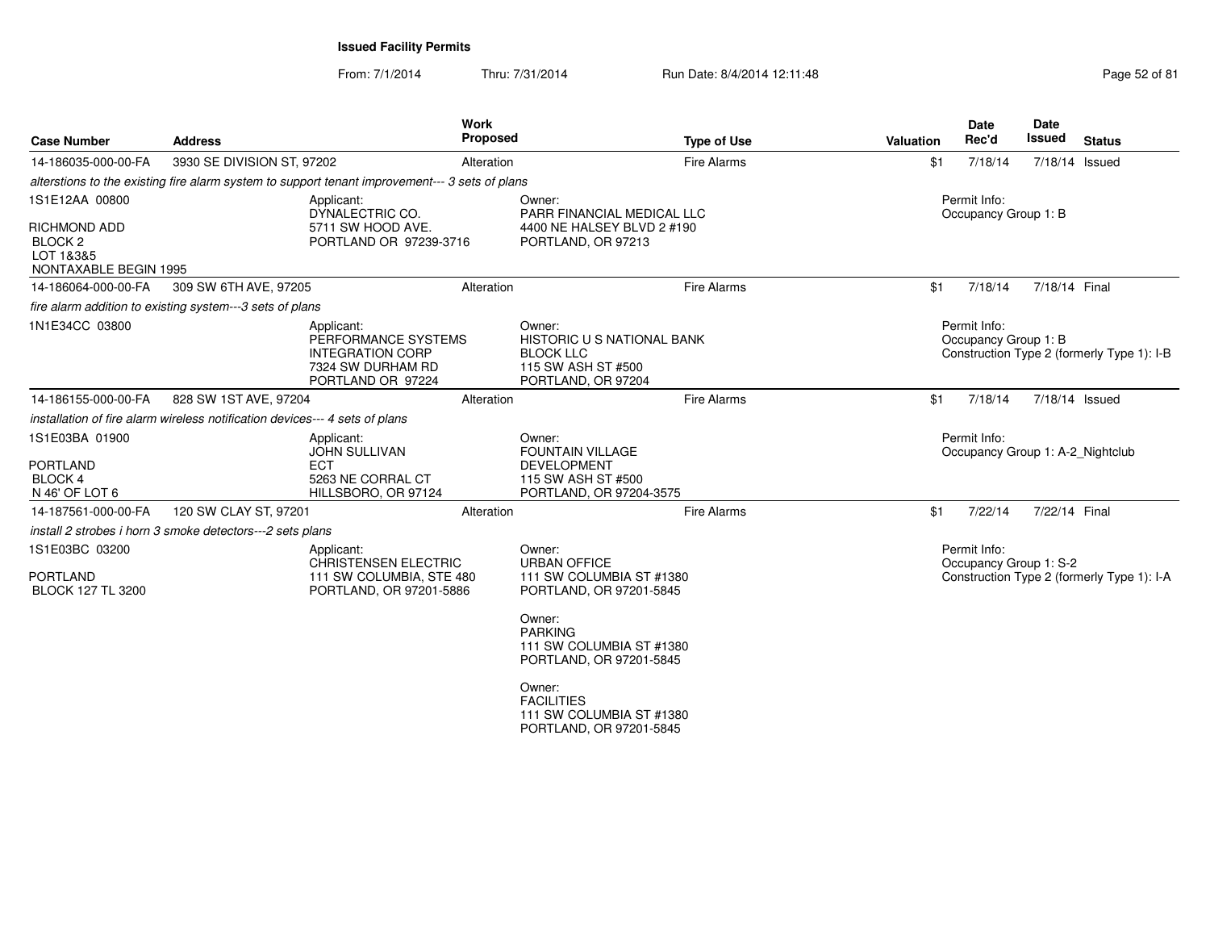# Issued Facility Permits

From: 7/1/2014 Thru: 7/31/2014 Run Date: 8/4/2014 12:11:48

| Case Number | Address | Work Proposed | Type of Use | Valuation | Date Rec'd | Date Issued | Status |
|---|---|---|---|---|---|---|---|
| 14-186035-000-00-FA | 3930 SE DIVISION ST, 97202 | Alteration | Fire Alarms | $1 | 7/18/14 | 7/18/14 | Issued |

*alterstions to the existing fire alarm system to support tenant improvement--- 3 sets of plans*

1S1E12AA 00800

RICHMOND ADD
BLOCK 2
LOT 1&3&5
NONTAXABLE BEGIN 1995

Applicant:
DYNALECTRIC CO.
5711 SW HOOD AVE.
PORTLAND OR 97239-3716

Owner:
PARR FINANCIAL MEDICAL LLC
4400 NE HALSEY BLVD 2 #190
PORTLAND, OR 97213

Permit Info:
Occupancy Group 1: B

| Case Number | Address | Work Proposed | Type of Use | Valuation | Date Rec'd | Date Issued | Status |
|---|---|---|---|---|---|---|---|
| 14-186064-000-00-FA | 309 SW 6TH AVE, 97205 | Alteration | Fire Alarms | $1 | 7/18/14 | 7/18/14 | Final |

*fire alarm addition to existing system---3 sets of plans*

1N1E34CC 03800

Applicant:
PERFORMANCE SYSTEMS INTEGRATION CORP
7324 SW DURHAM RD
PORTLAND OR 97224

Owner:
HISTORIC U S NATIONAL BANK BLOCK LLC
115 SW ASH ST #500
PORTLAND, OR 97204

Permit Info:
Occupancy Group 1: B
Construction Type 2 (formerly Type 1): I-B

| Case Number | Address | Work Proposed | Type of Use | Valuation | Date Rec'd | Date Issued | Status |
|---|---|---|---|---|---|---|---|
| 14-186155-000-00-FA | 828 SW 1ST AVE, 97204 | Alteration | Fire Alarms | $1 | 7/18/14 | 7/18/14 | Issued |

*installation of fire alarm wireless notification devices--- 4 sets of plans*

1S1E03BA 01900

PORTLAND
BLOCK 4
N 46' OF LOT 6

Applicant:
JOHN SULLIVAN
ECT
5263 NE CORRAL CT
HILLSBORO, OR 97124

Owner:
FOUNTAIN VILLAGE DEVELOPMENT
115 SW ASH ST #500
PORTLAND, OR 97204-3575

Permit Info:
Occupancy Group 1: A-2_Nightclub

| Case Number | Address | Work Proposed | Type of Use | Valuation | Date Rec'd | Date Issued | Status |
|---|---|---|---|---|---|---|---|
| 14-187561-000-00-FA | 120 SW CLAY ST, 97201 | Alteration | Fire Alarms | $1 | 7/22/14 | 7/22/14 | Final |

*install 2 strobes i horn 3 smoke detectors---2 sets plans*

1S1E03BC 03200

PORTLAND
BLOCK 127 TL 3200

Applicant:
CHRISTENSEN ELECTRIC
111 SW COLUMBIA, STE 480
PORTLAND, OR 97201-5886

Owner:
URBAN OFFICE
111 SW COLUMBIA ST #1380
PORTLAND, OR 97201-5845

Owner:
PARKING
111 SW COLUMBIA ST #1380
PORTLAND, OR 97201-5845

Owner:
FACILITIES
111 SW COLUMBIA ST #1380
PORTLAND, OR 97201-5845

Permit Info:
Occupancy Group 1: S-2
Construction Type 2 (formerly Type 1): I-A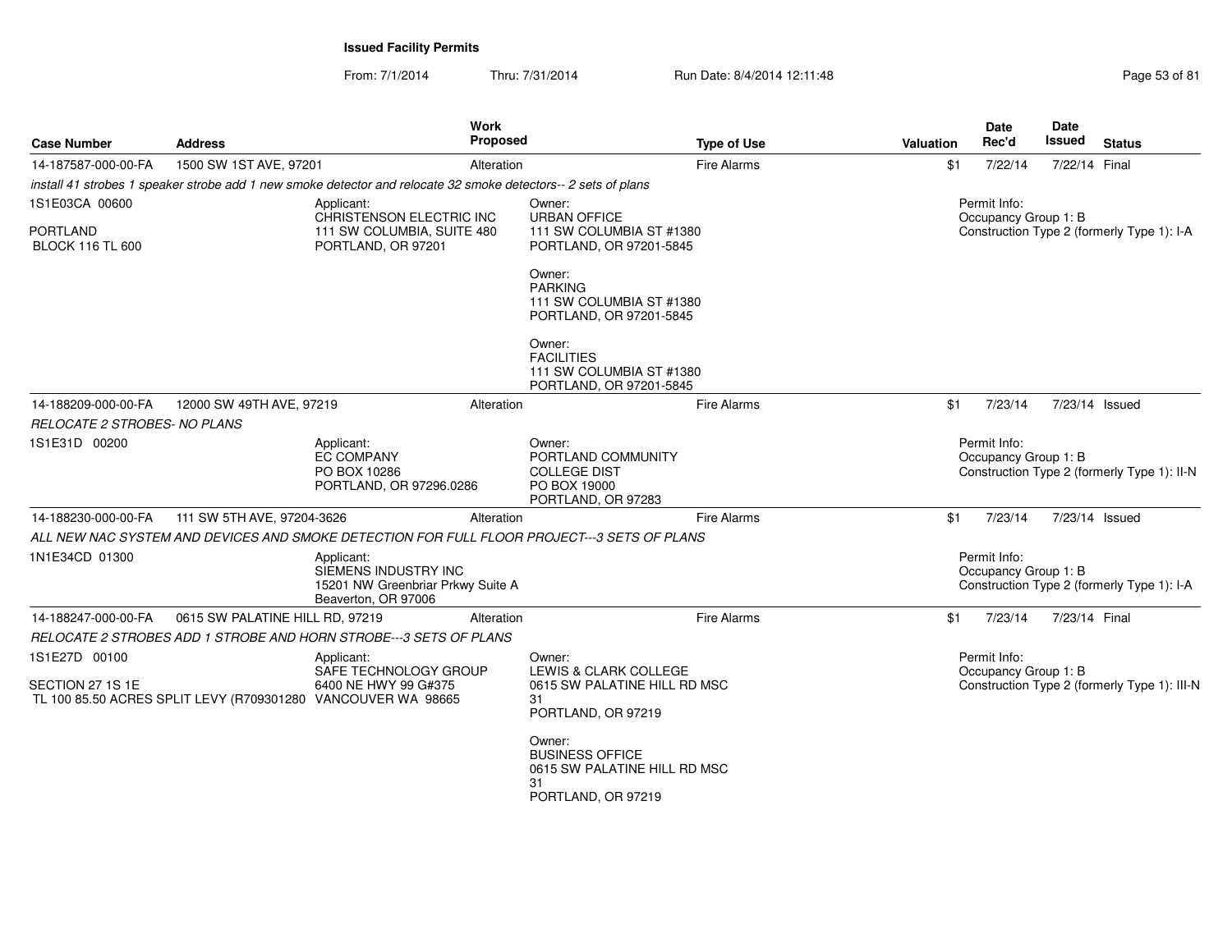**Issued Facility Permits**

From: 7/1/2014 Thru: 7/31/2014 Run Date: 8/4/2014 12:11:48

| Case Number | Address | Work Proposed | Type of Use | Valuation | Date Rec'd | Date Issued | Status |
|---|---|---|---|---|---|---|---|
| 14-187587-000-00-FA | 1500 SW 1ST AVE, 97201 | Alteration | Fire Alarms | $1 | 7/22/14 | 7/22/14 | Final |

*install 41 strobes 1 speaker strobe add 1 new smoke detector and relocate 32 smoke detectors-- 2 sets of plans*

1S1E03CA 00600

PORTLAND
BLOCK 116 TL 600

Applicant:
CHRISTENSON ELECTRIC INC
111 SW COLUMBIA, SUITE 480
PORTLAND, OR 97201

Owner:
URBAN OFFICE
111 SW COLUMBIA ST #1380
PORTLAND, OR 97201-5845

Owner:
PARKING
111 SW COLUMBIA ST #1380
PORTLAND, OR 97201-5845

Owner:
FACILITIES
111 SW COLUMBIA ST #1380
PORTLAND, OR 97201-5845

Permit Info:
Occupancy Group 1: B
Construction Type 2 (formerly Type 1): I-A

| Case Number | Address | Work Proposed | Type of Use | Valuation | Date Rec'd | Date Issued | Status |
|---|---|---|---|---|---|---|---|
| 14-188209-000-00-FA | 12000 SW 49TH AVE, 97219 | Alteration | Fire Alarms | $1 | 7/23/14 | 7/23/14 | Issued |

*RELOCATE 2 STROBES- NO PLANS*

1S1E31D 00200

Applicant:
EC COMPANY
PO BOX 10286
PORTLAND, OR 97296.0286

Owner:
PORTLAND COMMUNITY COLLEGE DIST
PO BOX 19000
PORTLAND, OR 97283

Permit Info:
Occupancy Group 1: B
Construction Type 2 (formerly Type 1): II-N

| Case Number | Address | Work Proposed | Type of Use | Valuation | Date Rec'd | Date Issued | Status |
|---|---|---|---|---|---|---|---|
| 14-188230-000-00-FA | 111 SW 5TH AVE, 97204-3626 | Alteration | Fire Alarms | $1 | 7/23/14 | 7/23/14 | Issued |

*ALL NEW NAC SYSTEM AND DEVICES AND SMOKE DETECTION FOR FULL FLOOR PROJECT---3 SETS OF PLANS*

1N1E34CD 01300

Applicant:
SIEMENS INDUSTRY INC
15201 NW Greenbriar Prkwy Suite A
Beaverton, OR 97006

Permit Info:
Occupancy Group 1: B
Construction Type 2 (formerly Type 1): I-A

| Case Number | Address | Work Proposed | Type of Use | Valuation | Date Rec'd | Date Issued | Status |
|---|---|---|---|---|---|---|---|
| 14-188247-000-00-FA | 0615 SW PALATINE HILL RD, 97219 | Alteration | Fire Alarms | $1 | 7/23/14 | 7/23/14 | Final |

*RELOCATE 2 STROBES ADD 1 STROBE AND HORN STROBE---3 SETS OF PLANS*

1S1E27D 00100

SECTION 27 1S 1E
TL 100 85.50 ACRES SPLIT LEVY (R709301280

Applicant:
SAFE TECHNOLOGY GROUP
6400 NE HWY 99 G#375
VANCOUVER WA 98665

Owner:
LEWIS & CLARK COLLEGE
0615 SW PALATINE HILL RD MSC 31
PORTLAND, OR 97219

Owner:
BUSINESS OFFICE
0615 SW PALATINE HILL RD MSC 31
PORTLAND, OR 97219

Permit Info:
Occupancy Group 1: B
Construction Type 2 (formerly Type 1): III-N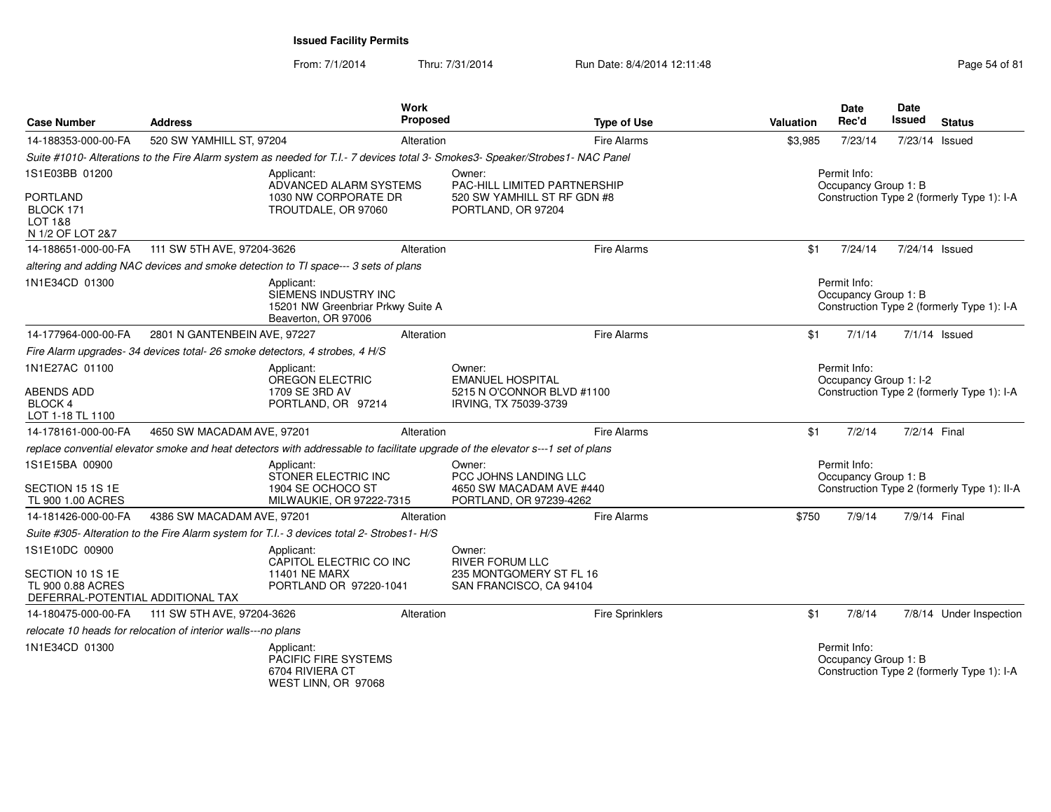**Issued Facility Permits**

From: 7/1/2014 Thru: 7/31/2014 Run Date: 8/4/2014 12:11:48

| Case Number | Address | Work Proposed | Type of Use | Valuation | Date Rec'd | Date Issued | Status |
|---|---|---|---|---|---|---|---|
| 14-188353-000-00-FA | 520 SW YAMHILL ST, 97204 | Alteration | Fire Alarms | $3,985 | 7/23/14 | 7/23/14 | Issued |

*Suite #1010- Alterations to the Fire Alarm system as needed for T.I.- 7 devices total 3- Smokes3- Speaker/Strobes1- NAC Panel*

1S1E03BB 01200

PORTLAND
BLOCK 171
LOT 1&8
N 1/2 OF LOT 2&7

Applicant:
ADVANCED ALARM SYSTEMS
1030 NW CORPORATE DR
TROUTDALE, OR 97060

Owner:
PAC-HILL LIMITED PARTNERSHIP
520 SW YAMHILL ST RF GDN #8
PORTLAND, OR 97204

Permit Info:
Occupancy Group 1: B
Construction Type 2 (formerly Type 1): I-A

| Case Number | Address | Work Proposed | Type of Use | Valuation | Date Rec'd | Date Issued | Status |
|---|---|---|---|---|---|---|---|
| 14-188651-000-00-FA | 111 SW 5TH AVE, 97204-3626 | Alteration | Fire Alarms | $1 | 7/24/14 | 7/24/14 | Issued |

*altering and adding NAC devices and smoke detection to TI space--- 3 sets of plans*

1N1E34CD 01300

Applicant:
SIEMENS INDUSTRY INC
15201 NW Greenbriar Prkwy Suite A
Beaverton, OR 97006

Permit Info:
Occupancy Group 1: B
Construction Type 2 (formerly Type 1): I-A

| Case Number | Address | Work Proposed | Type of Use | Valuation | Date Rec'd | Date Issued | Status |
|---|---|---|---|---|---|---|---|
| 14-177964-000-00-FA | 2801 N GANTENBEIN AVE, 97227 | Alteration | Fire Alarms | $1 | 7/1/14 | 7/1/14 | Issued |

*Fire Alarm upgrades- 34 devices total- 26 smoke detectors, 4 strobes, 4 H/S*

1N1E27AC 01100

ABENDS ADD
BLOCK 4
LOT 1-18 TL 1100

Applicant:
OREGON ELECTRIC
1709 SE 3RD AV
PORTLAND, OR 97214

Owner:
EMANUEL HOSPITAL
5215 N O'CONNOR BLVD #1100
IRVING, TX 75039-3739

Permit Info:
Occupancy Group 1: I-2
Construction Type 2 (formerly Type 1): I-A

| Case Number | Address | Work Proposed | Type of Use | Valuation | Date Rec'd | Date Issued | Status |
|---|---|---|---|---|---|---|---|
| 14-178161-000-00-FA | 4650 SW MACADAM AVE, 97201 | Alteration | Fire Alarms | $1 | 7/2/14 | 7/2/14 | Final |

*replace convential elevator smoke and heat detectors with addressable to facilitate upgrade of the elevator s---1 set of plans*

1S1E15BA 00900

SECTION 15 1S 1E
TL 900 1.00 ACRES

Applicant:
STONER ELECTRIC INC
1904 SE OCHOCO ST
MILWAUKIE, OR 97222-7315

Owner:
PCC JOHNS LANDING LLC
4650 SW MACADAM AVE #440
PORTLAND, OR 97239-4262

Permit Info:
Occupancy Group 1: B
Construction Type 2 (formerly Type 1): II-A

| Case Number | Address | Work Proposed | Type of Use | Valuation | Date Rec'd | Date Issued | Status |
|---|---|---|---|---|---|---|---|
| 14-181426-000-00-FA | 4386 SW MACADAM AVE, 97201 | Alteration | Fire Alarms | $750 | 7/9/14 | 7/9/14 | Final |

*Suite #305- Alteration to the Fire Alarm system for T.I.- 3 devices total 2- Strobes1- H/S*

1S1E10DC 00900

SECTION 10 1S 1E
TL 900 0.88 ACRES
DEFERRAL-POTENTIAL ADDITIONAL TAX

Applicant:
CAPITOL ELECTRIC CO INC
11401 NE MARX
PORTLAND OR 97220-1041

Owner:
RIVER FORUM LLC
235 MONTGOMERY ST FL 16
SAN FRANCISCO, CA 94104

| Case Number | Address | Work Proposed | Type of Use | Valuation | Date Rec'd | Date Issued | Status |
|---|---|---|---|---|---|---|---|
| 14-180475-000-00-FA | 111 SW 5TH AVE, 97204-3626 | Alteration | Fire Sprinklers | $1 | 7/8/14 | 7/8/14 | Under Inspection |

*relocate 10 heads for relocation of interior walls---no plans*

1N1E34CD 01300

Applicant:
PACIFIC FIRE SYSTEMS
6704 RIVIERA CT
WEST LINN, OR 97068

Permit Info:
Occupancy Group 1: B
Construction Type 2 (formerly Type 1): I-A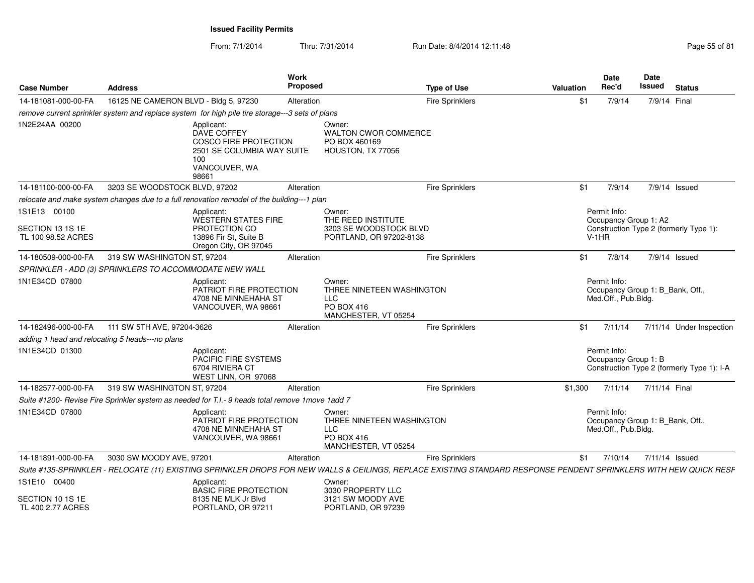**Issued Facility Permits**

From: 7/1/2014 Thru: 7/31/2014 Run Date: 8/4/2014 12:11:48

| Case Number | Address | Work Proposed | Type of Use | Valuation | Date Rec'd | Date Issued | Status |
|---|---|---|---|---|---|---|---|
| 14-181081-000-00-FA | 16125 NE CAMERON BLVD - Bldg 5, 97230 | Alteration | Fire Sprinklers | $1 | 7/9/14 | 7/9/14 | Final |
| *remove current sprinkler system and replace system for high pile tire storage---3 sets of plans* | | | | | | | |
| 1N2E24AA 00200 | Applicant: DAVE COFFEY COSCO FIRE PROTECTION 2501 SE COLUMBIA WAY SUITE 100 VANCOUVER, WA 98661 | Owner: WALTON CWOR COMMERCE PO BOX 460169 HOUSTON, TX 77056 | | | | | |
| 14-181100-000-00-FA | 3203 SE WOODSTOCK BLVD, 97202 | Alteration | Fire Sprinklers | $1 | 7/9/14 | 7/9/14 | Issued |
| *relocate and make system changes due to a full renovation remodel of the building---1 plan* | | | | | | | |
| 1S1E13 00100 SECTION 13 1S 1E TL 100 98.52 ACRES | Applicant: WESTERN STATES FIRE PROTECTION CO 13896 Fir St, Suite B Oregon City, OR 97045 | Owner: THE REED INSTITUTE 3203 SE WOODSTOCK BLVD PORTLAND, OR 97202-8138 | | Permit Info: Occupancy Group 1: A2 Construction Type 2 (formerly Type 1): V-1HR | | | |
| 14-180509-000-00-FA | 319 SW WASHINGTON ST, 97204 | Alteration | Fire Sprinklers | $1 | 7/8/14 | 7/9/14 | Issued |
| *SPRINKLER - ADD (3) SPRINKLERS TO ACCOMMODATE NEW WALL* | | | | | | | |
| 1N1E34CD 07800 | Applicant: PATRIOT FIRE PROTECTION 4708 NE MINNEHAHA ST VANCOUVER, WA 98661 | Owner: THREE NINETEEN WASHINGTON LLC PO BOX 416 MANCHESTER, VT 05254 | | Permit Info: Occupancy Group 1: B_Bank, Off., Med.Off., Pub.Bldg. | | | |
| 14-182496-000-00-FA | 111 SW 5TH AVE, 97204-3626 | Alteration | Fire Sprinklers | $1 | 7/11/14 | 7/11/14 | Under Inspection |
| *adding 1 head and relocating 5 heads---no plans* | | | | | | | |
| 1N1E34CD 01300 | Applicant: PACIFIC FIRE SYSTEMS 6704 RIVIERA CT WEST LINN, OR 97068 | | | Permit Info: Occupancy Group 1: B Construction Type 2 (formerly Type 1): I-A | | | |
| 14-182577-000-00-FA | 319 SW WASHINGTON ST, 97204 | Alteration | Fire Sprinklers | $1,300 | 7/11/14 | 7/11/14 | Final |
| *Suite #1200- Revise Fire Sprinkler system as needed for T.I.- 9 heads total remove 1move 1add 7* | | | | | | | |
| 1N1E34CD 07800 | Applicant: PATRIOT FIRE PROTECTION 4708 NE MINNEHAHA ST VANCOUVER, WA 98661 | Owner: THREE NINETEEN WASHINGTON LLC PO BOX 416 MANCHESTER, VT 05254 | | Permit Info: Occupancy Group 1: B_Bank, Off., Med.Off., Pub.Bldg. | | | |
| 14-181891-000-00-FA | 3030 SW MOODY AVE, 97201 | Alteration | Fire Sprinklers | $1 | 7/10/14 | 7/11/14 | Issued |
| *Suite #135-SPRINKLER - RELOCATE (11) EXISTING SPRINKLER DROPS FOR NEW WALLS & CEILINGS, REPLACE EXISTING STANDARD RESPONSE PENDENT SPRINKLERS WITH HEW QUICK RESP* | | | | | | | |
| 1S1E10 00400 SECTION 10 1S 1E TL 400 2.77 ACRES | Applicant: BASIC FIRE PROTECTION 8135 NE MLK Jr Blvd PORTLAND, OR 97211 | Owner: 3030 PROPERTY LLC 3121 SW MOODY AVE PORTLAND, OR 97239 | | | | | |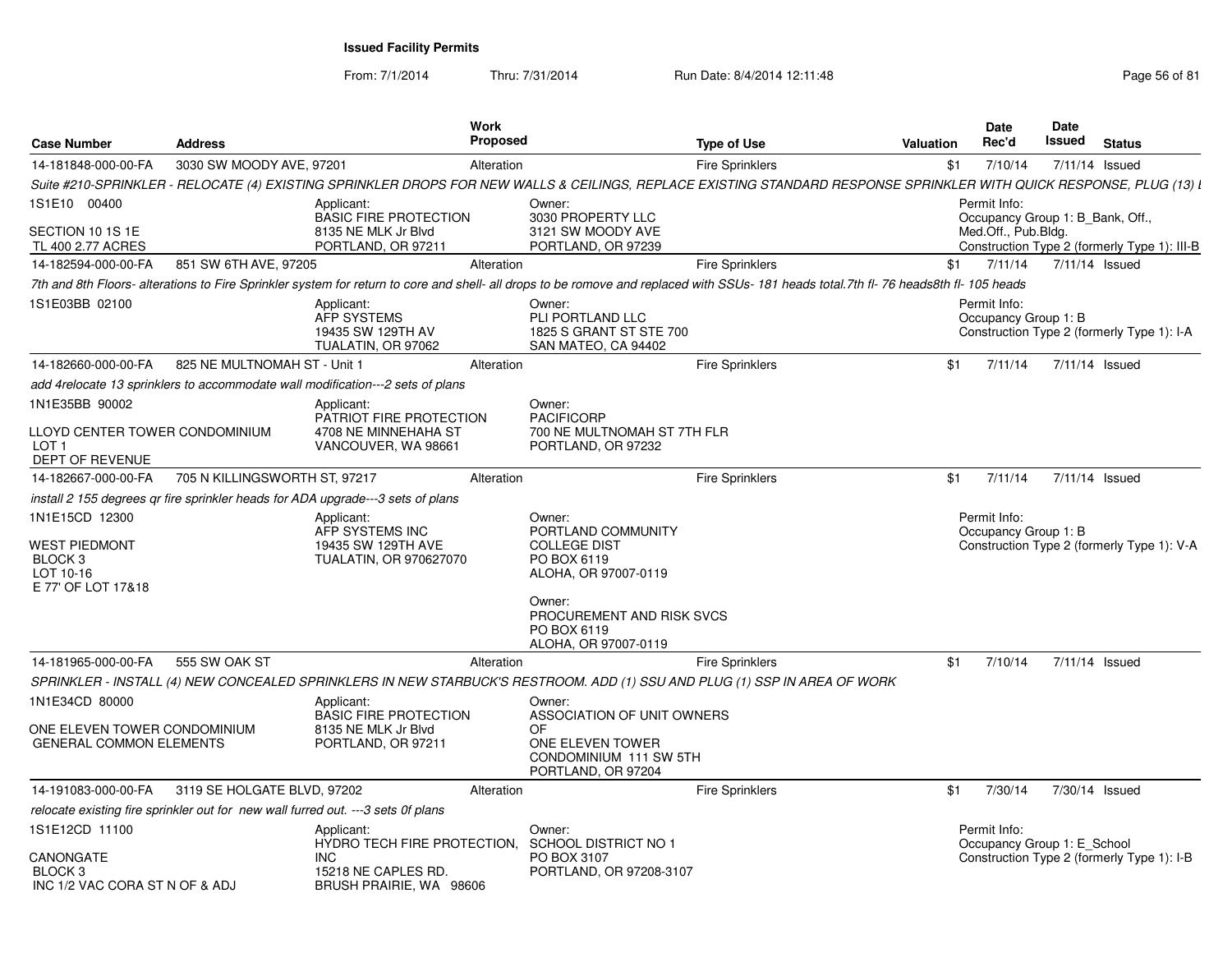**Issued Facility Permits**

From: 7/1/2014 Thru: 7/31/2014 Run Date: 8/4/2014 12:11:48

| Case Number | Address | Work Proposed | Type of Use | Valuation | Date Rec'd | Date Issued | Status |
|---|---|---|---|---|---|---|---|
| 14-181848-000-00-FA | 3030 SW MOODY AVE, 97201 | Alteration | Fire Sprinklers | $1 | 7/10/14 | 7/11/14 | Issued |

*Suite #210-SPRINKLER - RELOCATE (4) EXISTING SPRINKLER DROPS FOR NEW WALLS & CEILINGS, REPLACE EXISTING STANDARD RESPONSE SPRINKLER WITH QUICK RESPONSE, PLUG (13) I*

1S1E10 00400
SECTION 10 1S 1E
TL 400 2.77 ACRES

Applicant: BASIC FIRE PROTECTION, 8135 NE MLK Jr Blvd, PORTLAND, OR 97211

Owner: 3030 PROPERTY LLC, 3121 SW MOODY AVE, PORTLAND, OR 97239

Permit Info: Occupancy Group 1: B_Bank, Off., Med.Off., Pub.Bldg. Construction Type 2 (formerly Type 1): III-B

| Case Number | Address | Work Proposed | Type of Use | Valuation | Date Rec'd | Date Issued | Status |
|---|---|---|---|---|---|---|---|
| 14-182594-000-00-FA | 851 SW 6TH AVE, 97205 | Alteration | Fire Sprinklers | $1 | 7/11/14 | 7/11/14 | Issued |

*7th and 8th Floors- alterations to Fire Sprinkler system for return to core and shell- all drops to be romove and replaced with SSUs- 181 heads total.7th fl- 76 heads8th fl- 105 heads*

1S1E03BB 02100

Applicant: AFP SYSTEMS, 19435 SW 129TH AV, TUALATIN, OR 97062

Owner: PLI PORTLAND LLC, 1825 S GRANT ST STE 700, SAN MATEO, CA 94402

Permit Info: Occupancy Group 1: B. Construction Type 2 (formerly Type 1): I-A

| Case Number | Address | Work Proposed | Type of Use | Valuation | Date Rec'd | Date Issued | Status |
|---|---|---|---|---|---|---|---|
| 14-182660-000-00-FA | 825 NE MULTNOMAH ST - Unit 1 | Alteration | Fire Sprinklers | $1 | 7/11/14 | 7/11/14 | Issued |

*add 4relocate 13 sprinklers to accommodate wall modification---2 sets of plans*

1N1E35BB 90002
LLOYD CENTER TOWER CONDOMINIUM
LOT 1
DEPT OF REVENUE

Applicant: PATRIOT FIRE PROTECTION, 4708 NE MINNEHAHA ST, VANCOUVER, WA 98661

Owner: PACIFICORP, 700 NE MULTNOMAH ST 7TH FLR, PORTLAND, OR 97232

| Case Number | Address | Work Proposed | Type of Use | Valuation | Date Rec'd | Date Issued | Status |
|---|---|---|---|---|---|---|---|
| 14-182667-000-00-FA | 705 N KILLINGSWORTH ST, 97217 | Alteration | Fire Sprinklers | $1 | 7/11/14 | 7/11/14 | Issued |

*install 2 155 degrees qr fire sprinkler heads for ADA upgrade---3 sets of plans*

1N1E15CD 12300
WEST PIEDMONT
BLOCK 3
LOT 10-16
E 77' OF LOT 17&18

Applicant: AFP SYSTEMS INC, 19435 SW 129TH AVE, TUALATIN, OR 970627070

Owner: PORTLAND COMMUNITY COLLEGE DIST, PO BOX 6119, ALOHA, OR 97007-0119

Owner: PROCUREMENT AND RISK SVCS, PO BOX 6119, ALOHA, OR 97007-0119

Permit Info: Occupancy Group 1: B. Construction Type 2 (formerly Type 1): V-A

| Case Number | Address | Work Proposed | Type of Use | Valuation | Date Rec'd | Date Issued | Status |
|---|---|---|---|---|---|---|---|
| 14-181965-000-00-FA | 555 SW OAK ST | Alteration | Fire Sprinklers | $1 | 7/10/14 | 7/11/14 | Issued |

*SPRINKLER - INSTALL (4) NEW CONCEALED SPRINKLERS IN NEW STARBUCK'S RESTROOM. ADD (1) SSU AND PLUG (1) SSP IN AREA OF WORK*

1N1E34CD 80000
ONE ELEVEN TOWER CONDOMINIUM
GENERAL COMMON ELEMENTS

Applicant: BASIC FIRE PROTECTION, 8135 NE MLK Jr Blvd, PORTLAND, OR 97211

Owner: ASSOCIATION OF UNIT OWNERS OF ONE ELEVEN TOWER CONDOMINIUM 111 SW 5TH, PORTLAND, OR 97204

| Case Number | Address | Work Proposed | Type of Use | Valuation | Date Rec'd | Date Issued | Status |
|---|---|---|---|---|---|---|---|
| 14-191083-000-00-FA | 3119 SE HOLGATE BLVD, 97202 | Alteration | Fire Sprinklers | $1 | 7/30/14 | 7/30/14 | Issued |

*relocate existing fire sprinkler out for new wall furred out. ---3 sets 0f plans*

1S1E12CD 11100
CANONGATE
BLOCK 3
INC 1/2 VAC CORA ST N OF & ADJ

Applicant: HYDRO TECH FIRE PROTECTION, INC, 15218 NE CAPLES RD., BRUSH PRAIRIE, WA 98606

Owner: SCHOOL DISTRICT NO 1, PO BOX 3107, PORTLAND, OR 97208-3107

Permit Info: Occupancy Group 1: E_School. Construction Type 2 (formerly Type 1): I-B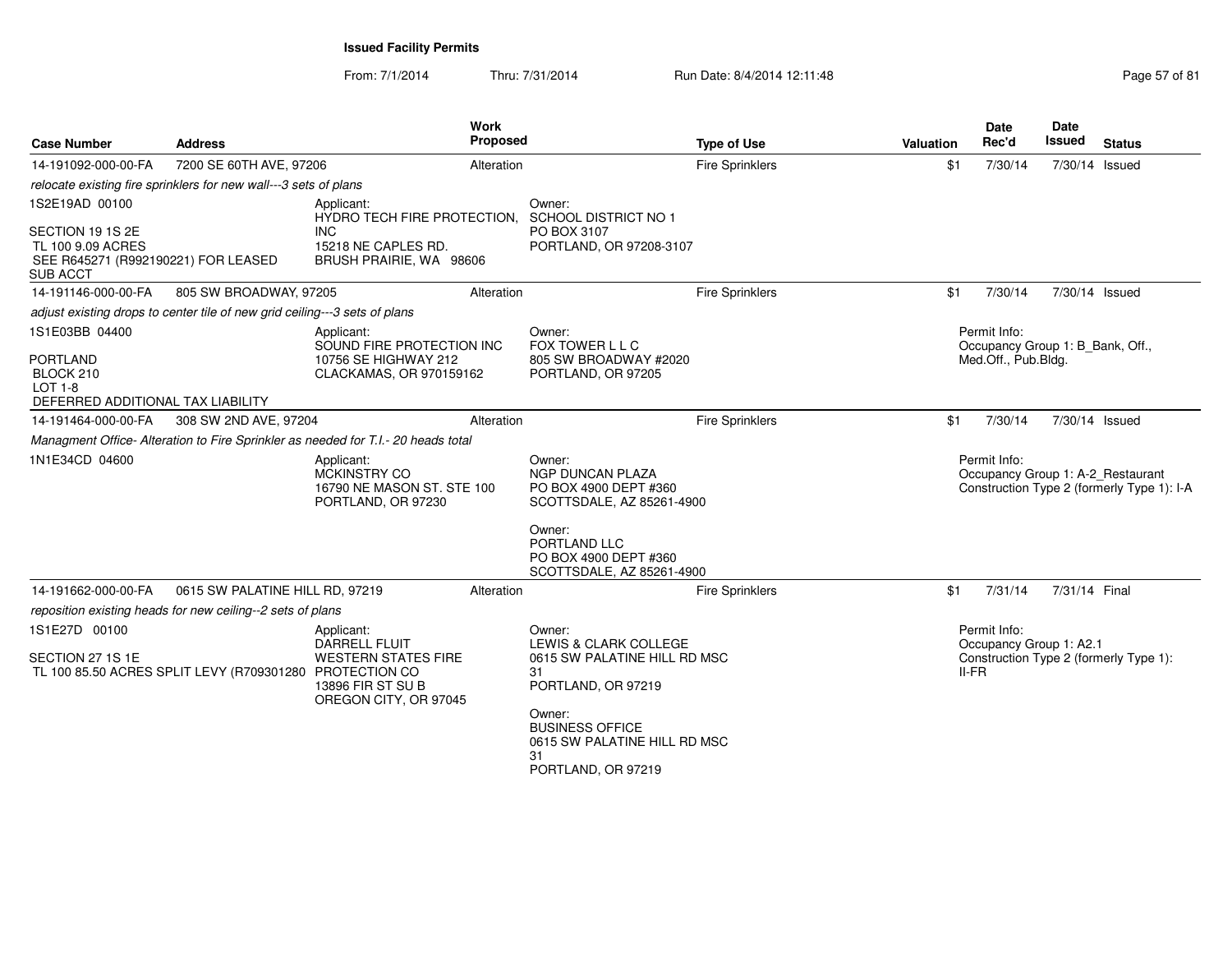**Issued Facility Permits**

From: 7/1/2014 Thru: 7/31/2014 Run Date: 8/4/2014 12:11:48

| Case Number | Address | Work Proposed | Type of Use | Valuation | Date Rec'd | Date Issued | Status |
|---|---|---|---|---|---|---|---|
| 14-191092-000-00-FA | 7200 SE 60TH AVE, 97206 | Alteration | Fire Sprinklers | $1 | 7/30/14 | 7/30/14 | Issued |

*relocate existing fire sprinklers for new wall---3 sets of plans*

1S2E19AD 00100

SECTION 19 1S 2E
TL 100 9.09 ACRES
SEE R645271 (R992190221) FOR LEASED SUB ACCT

Applicant:
HYDRO TECH FIRE PROTECTION, INC
15218 NE CAPLES RD.
BRUSH PRAIRIE, WA 98606

Owner:
SCHOOL DISTRICT NO 1
PO BOX 3107
PORTLAND, OR 97208-3107

| Case Number | Address | Work Proposed | Type of Use | Valuation | Date Rec'd | Date Issued | Status |
|---|---|---|---|---|---|---|---|
| 14-191146-000-00-FA | 805 SW BROADWAY, 97205 | Alteration | Fire Sprinklers | $1 | 7/30/14 | 7/30/14 | Issued |

*adjust existing drops to center tile of new grid ceiling---3 sets of plans*

1S1E03BB 04400

PORTLAND
BLOCK 210
LOT 1-8
DEFERRED ADDITIONAL TAX LIABILITY

Applicant:
SOUND FIRE PROTECTION INC
10756 SE HIGHWAY 212
CLACKAMAS, OR 970159162

Owner:
FOX TOWER L L C
805 SW BROADWAY #2020
PORTLAND, OR 97205

Permit Info:
Occupancy Group 1: B_Bank, Off., Med.Off., Pub.Bldg.

| Case Number | Address | Work Proposed | Type of Use | Valuation | Date Rec'd | Date Issued | Status |
|---|---|---|---|---|---|---|---|
| 14-191464-000-00-FA | 308 SW 2ND AVE, 97204 | Alteration | Fire Sprinklers | $1 | 7/30/14 | 7/30/14 | Issued |

*Managment Office- Alteration to Fire Sprinkler as needed for T.I.- 20 heads total*

1N1E34CD 04600

Applicant:
MCKINSTRY CO
16790 NE MASON ST. STE 100
PORTLAND, OR 97230

Owner:
NGP DUNCAN PLAZA
PO BOX 4900 DEPT #360
SCOTTSDALE, AZ 85261-4900

Owner:
PORTLAND LLC
PO BOX 4900 DEPT #360
SCOTTSDALE, AZ 85261-4900

Permit Info:
Occupancy Group 1: A-2_Restaurant
Construction Type 2 (formerly Type 1): I-A

| Case Number | Address | Work Proposed | Type of Use | Valuation | Date Rec'd | Date Issued | Status |
|---|---|---|---|---|---|---|---|
| 14-191662-000-00-FA | 0615 SW PALATINE HILL RD, 97219 | Alteration | Fire Sprinklers | $1 | 7/31/14 | 7/31/14 | Final |

*reposition existing heads for new ceiling--2 sets of plans*

1S1E27D 00100

SECTION 27 1S 1E
TL 100 85.50 ACRES SPLIT LEVY (R709301280

Applicant:
DARRELL FLUIT
WESTERN STATES FIRE PROTECTION CO
13896 FIR ST SU B
OREGON CITY, OR 97045

Owner:
LEWIS & CLARK COLLEGE
0615 SW PALATINE HILL RD MSC 31
PORTLAND, OR 97219

Owner:
BUSINESS OFFICE
0615 SW PALATINE HILL RD MSC 31
PORTLAND, OR 97219

Permit Info:
Occupancy Group 1: A2.1
Construction Type 2 (formerly Type 1): II-FR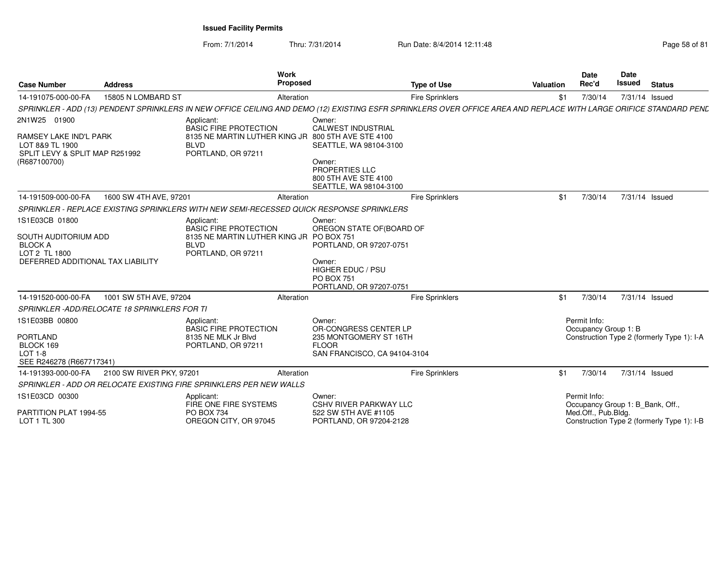**Issued Facility Permits**

From: 7/1/2014 Thru: 7/31/2014 Run Date: 8/4/2014 12:11:48

| Case Number | Address | Work Proposed | Type of Use | Valuation | Date Rec'd | Date Issued | Status |
|---|---|---|---|---|---|---|---|
| 14-191075-000-00-FA | 15805 N LOMBARD ST | Alteration | Fire Sprinklers | $1 | 7/30/14 | 7/31/14 | Issued |

*SPRINKLER - ADD (13) PENDENT SPRINKLERS IN NEW OFFICE CEILING AND DEMO (12) EXISTING ESFR SPRINKLERS OVER OFFICE AREA AND REPLACE WITH LARGE ORIFICE STANDARD PEND*

2N1W25 01900

RAMSEY LAKE IND'L PARK
LOT 8&9 TL 1900
SPLIT LEVY & SPLIT MAP R251992
(R687100700)

Applicant:
BASIC FIRE PROTECTION
8135 NE MARTIN LUTHER KING JR BLVD
PORTLAND, OR 97211

Owner:
CALWEST INDUSTRIAL
800 5TH AVE STE 4100
SEATTLE, WA 98104-3100

Owner:
PROPERTIES LLC
800 5TH AVE STE 4100
SEATTLE, WA 98104-3100

| Case Number | Address | Work Proposed | Type of Use | Valuation | Date Rec'd | Date Issued | Status |
|---|---|---|---|---|---|---|---|
| 14-191509-000-00-FA | 1600 SW 4TH AVE, 97201 | Alteration | Fire Sprinklers | $1 | 7/30/14 | 7/31/14 | Issued |

*SPRINKLER - REPLACE EXISTING SPRINKLERS WITH NEW SEMI-RECESSED QUICK RESPONSE SPRINKLERS*

1S1E03CB 01800

SOUTH AUDITORIUM ADD
BLOCK A
LOT 2 TL 1800
DEFERRED ADDITIONAL TAX LIABILITY

Applicant:
BASIC FIRE PROTECTION
8135 NE MARTIN LUTHER KING JR BLVD
PORTLAND, OR 97211

Owner:
OREGON STATE OF(BOARD OF
PO BOX 751
PORTLAND, OR 97207-0751

Owner:
HIGHER EDUC / PSU
PO BOX 751
PORTLAND, OR 97207-0751

| Case Number | Address | Work Proposed | Type of Use | Valuation | Date Rec'd | Date Issued | Status |
|---|---|---|---|---|---|---|---|
| 14-191520-000-00-FA | 1001 SW 5TH AVE, 97204 | Alteration | Fire Sprinklers | $1 | 7/30/14 | 7/31/14 | Issued |

*SPRINKLER -ADD/RELOCATE 18 SPRINKLERS FOR TI*

1S1E03BB 00800

PORTLAND
BLOCK 169
LOT 1-8
SEE R246278 (R667717341)

Applicant:
BASIC FIRE PROTECTION
8135 NE MLK Jr Blvd
PORTLAND, OR 97211

Owner:
OR-CONGRESS CENTER LP
235 MONTGOMERY ST 16TH FLOOR
SAN FRANCISCO, CA 94104-3104

Permit Info:
Occupancy Group 1: B
Construction Type 2 (formerly Type 1): I-A

| Case Number | Address | Work Proposed | Type of Use | Valuation | Date Rec'd | Date Issued | Status |
|---|---|---|---|---|---|---|---|
| 14-191393-000-00-FA | 2100 SW RIVER PKY, 97201 | Alteration | Fire Sprinklers | $1 | 7/30/14 | 7/31/14 | Issued |

*SPRINKLER - ADD OR RELOCATE EXISTING FIRE SPRINKLERS PER NEW WALLS*

1S1E03CD 00300

PARTITION PLAT 1994-55
LOT 1 TL 300

Applicant:
FIRE ONE FIRE SYSTEMS
PO BOX 734
OREGON CITY, OR 97045

Owner:
CSHV RIVER PARKWAY LLC
522 SW 5TH AVE #1105
PORTLAND, OR 97204-2128

Permit Info:
Occupancy Group 1: B_Bank, Off., Med.Off., Pub.Bldg.
Construction Type 2 (formerly Type 1): I-B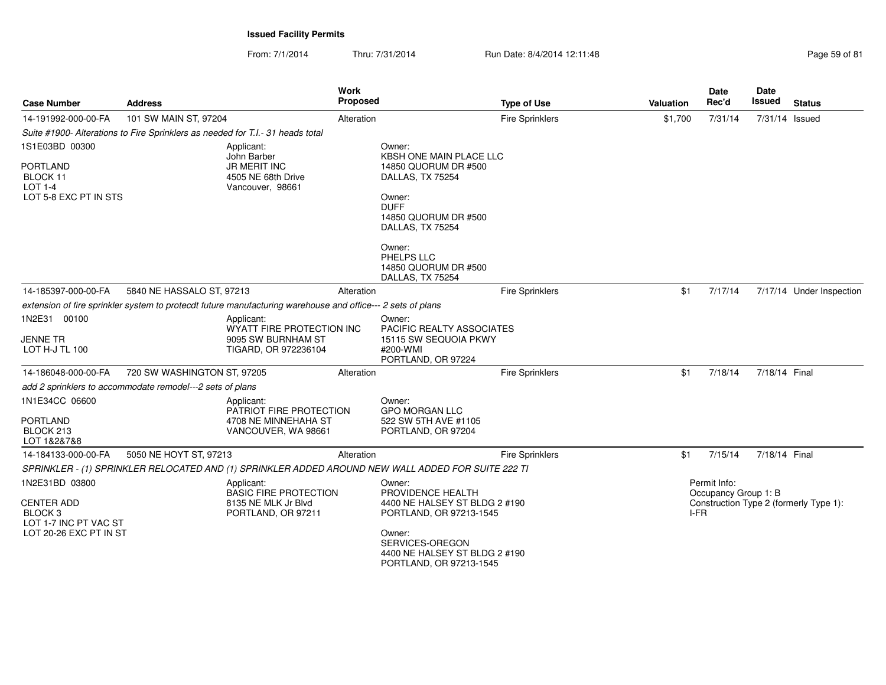**Issued Facility Permits**

From: 7/1/2014 Thru: 7/31/2014 Run Date: 8/4/2014 12:11:48

| Case Number | Address | Work Proposed | Type of Use | Valuation | Date Rec'd | Date Issued | Status |
|---|---|---|---|---|---|---|---|
| 14-191992-000-00-FA | 101 SW MAIN ST, 97204 | Alteration | Fire Sprinklers | $1,700 | 7/31/14 | 7/31/14 | Issued |

*Suite #1900- Alterations to Fire Sprinklers as needed for T.I.- 31 heads total*

1S1E03BD 00300

PORTLAND
BLOCK 11
LOT 1-4
LOT 5-8 EXC PT IN STS

Applicant:
John Barber
JR MERIT INC
4505 NE 68th Drive
Vancouver, 98661

Owner:
KBSH ONE MAIN PLACE LLC
14850 QUORUM DR #500
DALLAS, TX 75254

Owner:
DUFF
14850 QUORUM DR #500
DALLAS, TX 75254

Owner:
PHELPS LLC
14850 QUORUM DR #500
DALLAS, TX 75254

| Case Number | Address | Work Proposed | Type of Use | Valuation | Date Rec'd | Date Issued | Status |
|---|---|---|---|---|---|---|---|
| 14-185397-000-00-FA | 5840 NE HASSALO ST, 97213 | Alteration | Fire Sprinklers | $1 | 7/17/14 | 7/17/14 | Under Inspection |

*extension of fire sprinkler system to protecdt future manufacturing warehouse and office--- 2 sets of plans*

1N2E31 00100

JENNE TR
LOT H-J TL 100

Applicant:
WYATT FIRE PROTECTION INC
9095 SW BURNHAM ST
TIGARD, OR 972236104

Owner:
PACIFIC REALTY ASSOCIATES
15115 SW SEQUOIA PKWY
#200-WMI
PORTLAND, OR 97224

| Case Number | Address | Work Proposed | Type of Use | Valuation | Date Rec'd | Date Issued | Status |
|---|---|---|---|---|---|---|---|
| 14-186048-000-00-FA | 720 SW WASHINGTON ST, 97205 | Alteration | Fire Sprinklers | $1 | 7/18/14 | 7/18/14 | Final |

*add 2 sprinklers to accommodate remodel---2 sets of plans*

1N1E34CC 06600

PORTLAND
BLOCK 213
LOT 1&2&7&8

Applicant:
PATRIOT FIRE PROTECTION
4708 NE MINNEHAHA ST
VANCOUVER, WA 98661

Owner:
GPO MORGAN LLC
522 SW 5TH AVE #1105
PORTLAND, OR 97204

| Case Number | Address | Work Proposed | Type of Use | Valuation | Date Rec'd | Date Issued | Status |
|---|---|---|---|---|---|---|---|
| 14-184133-000-00-FA | 5050 NE HOYT ST, 97213 | Alteration | Fire Sprinklers | $1 | 7/15/14 | 7/18/14 | Final |

*SPRINKLER - (1) SPRINKLER RELOCATED AND (1) SPRINKLER ADDED AROUND NEW WALL ADDED FOR SUITE 222 TI*

1N2E31BD 03800

CENTER ADD
BLOCK 3
LOT 1-7 INC PT VAC ST
LOT 20-26 EXC PT IN ST

Applicant:
BASIC FIRE PROTECTION
8135 NE MLK Jr Blvd
PORTLAND, OR 97211

Owner:
PROVIDENCE HEALTH
4400 NE HALSEY ST BLDG 2 #190
PORTLAND, OR 97213-1545

Owner:
SERVICES-OREGON
4400 NE HALSEY ST BLDG 2 #190
PORTLAND, OR 97213-1545

Permit Info:
Occupancy Group 1: B
Construction Type 2 (formerly Type 1): I-FR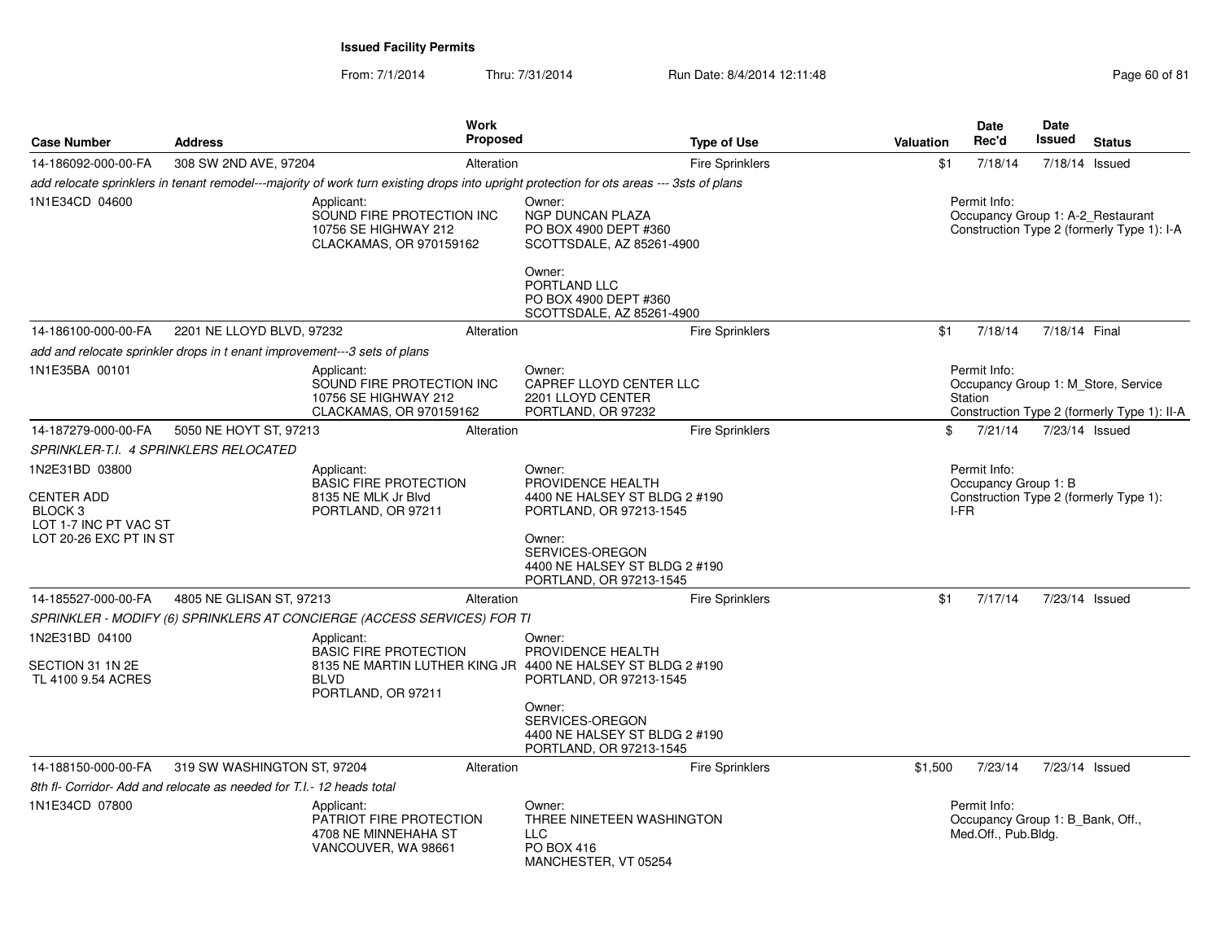**Issued Facility Permits**

From: 7/1/2014 Thru: 7/31/2014 Run Date: 8/4/2014 12:11:48

| Case Number | Address | Work Proposed | Type of Use | Valuation | Date Rec'd | Date Issued | Status |
|---|---|---|---|---|---|---|---|
| 14-186092-000-00-FA | 308 SW 2ND AVE, 97204 | Alteration | Fire Sprinklers | $1 | 7/18/14 | 7/18/14 | Issued |

*add relocate sprinklers in tenant remodel---majority of work turn existing drops into upright protection for ots areas --- 3sts of plans*

1N1E34CD 04600

Applicant:
SOUND FIRE PROTECTION INC
10756 SE HIGHWAY 212
CLACKAMAS, OR 970159162

Owner:
NGP DUNCAN PLAZA
PO BOX 4900 DEPT #360
SCOTTSDALE, AZ 85261-4900

Owner:
PORTLAND LLC
PO BOX 4900 DEPT #360
SCOTTSDALE, AZ 85261-4900

Permit Info:
Occupancy Group 1: A-2_Restaurant
Construction Type 2 (formerly Type 1): I-A

| Case Number | Address | Work Proposed | Type of Use | Valuation | Date Rec'd | Date Issued | Status |
|---|---|---|---|---|---|---|---|
| 14-186100-000-00-FA | 2201 NE LLOYD BLVD, 97232 | Alteration | Fire Sprinklers | $1 | 7/18/14 | 7/18/14 | Final |

*add and relocate sprinkler drops in t enant improvement---3 sets of plans*

1N1E35BA 00101

Applicant:
SOUND FIRE PROTECTION INC
10756 SE HIGHWAY 212
CLACKAMAS, OR 970159162

Owner:
CAPREF LLOYD CENTER LLC
2201 LLOYD CENTER
PORTLAND, OR 97232

Permit Info:
Occupancy Group 1: M_Store, Service Station
Construction Type 2 (formerly Type 1): II-A

| Case Number | Address | Work Proposed | Type of Use | Valuation | Date Rec'd | Date Issued | Status |
|---|---|---|---|---|---|---|---|
| 14-187279-000-00-FA | 5050 NE HOYT ST, 97213 | Alteration | Fire Sprinklers | $ | 7/21/14 | 7/23/14 | Issued |

*SPRINKLER-T.I. 4 SPRINKLERS RELOCATED*

1N2E31BD 03800

CENTER ADD
BLOCK 3
LOT 1-7 INC PT VAC ST
LOT 20-26 EXC PT IN ST

Applicant:
BASIC FIRE PROTECTION
8135 NE MLK Jr Blvd
PORTLAND, OR 97211

Owner:
PROVIDENCE HEALTH
4400 NE HALSEY ST BLDG 2 #190
PORTLAND, OR 97213-1545

Owner:
SERVICES-OREGON
4400 NE HALSEY ST BLDG 2 #190
PORTLAND, OR 97213-1545

Permit Info:
Occupancy Group 1: B
Construction Type 2 (formerly Type 1): I-FR

| Case Number | Address | Work Proposed | Type of Use | Valuation | Date Rec'd | Date Issued | Status |
|---|---|---|---|---|---|---|---|
| 14-185527-000-00-FA | 4805 NE GLISAN ST, 97213 | Alteration | Fire Sprinklers | $1 | 7/17/14 | 7/23/14 | Issued |

*SPRINKLER - MODIFY (6) SPRINKLERS AT CONCIERGE (ACCESS SERVICES) FOR TI*

1N2E31BD 04100

SECTION 31 1N 2E
TL 4100 9.54 ACRES

Applicant:
BASIC FIRE PROTECTION
8135 NE MARTIN LUTHER KING JR BLVD
PORTLAND, OR 97211

Owner:
PROVIDENCE HEALTH
4400 NE HALSEY ST BLDG 2 #190
PORTLAND, OR 97213-1545

Owner:
SERVICES-OREGON
4400 NE HALSEY ST BLDG 2 #190
PORTLAND, OR 97213-1545

| Case Number | Address | Work Proposed | Type of Use | Valuation | Date Rec'd | Date Issued | Status |
|---|---|---|---|---|---|---|---|
| 14-188150-000-00-FA | 319 SW WASHINGTON ST, 97204 | Alteration | Fire Sprinklers | $1,500 | 7/23/14 | 7/23/14 | Issued |

*8th fl- Corridor- Add and relocate as needed for T.I.- 12 heads total*

1N1E34CD 07800

Applicant:
PATRIOT FIRE PROTECTION
4708 NE MINNEHAHA ST
VANCOUVER, WA 98661

Owner:
THREE NINETEEN WASHINGTON LLC
PO BOX 416
MANCHESTER, VT 05254

Permit Info:
Occupancy Group 1: B_Bank, Off., Med.Off., Pub.Bldg.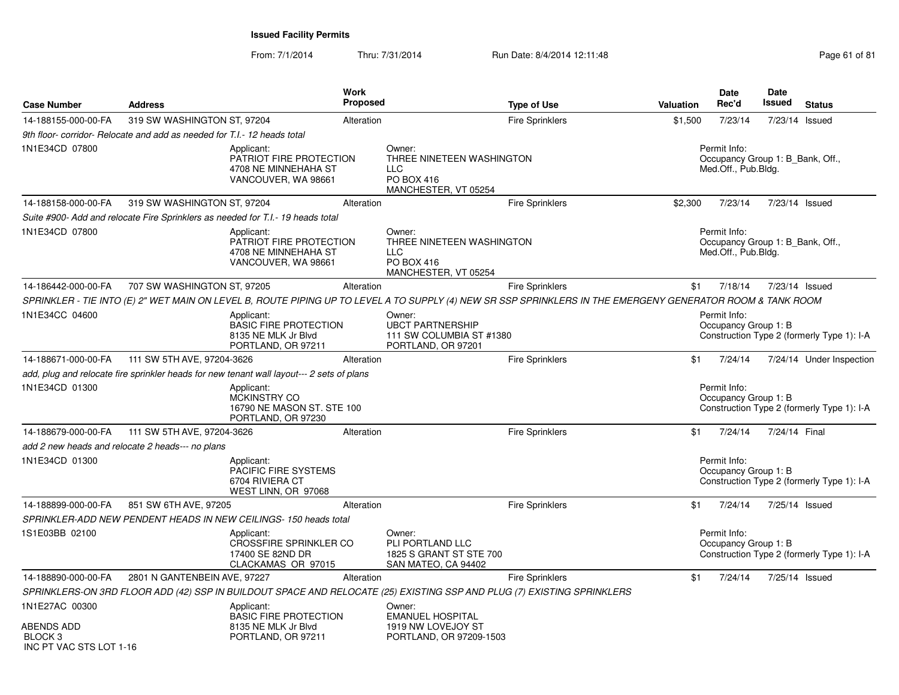**Issued Facility Permits**

From: 7/1/2014 Thru: 7/31/2014 Run Date: 8/4/2014 12:11:48

| Case Number | Address | Work Proposed | Type of Use | Valuation | Date Rec'd | Date Issued | Status |
|---|---|---|---|---|---|---|---|
| 14-188155-000-00-FA | 319 SW WASHINGTON ST, 97204 | Alteration | Fire Sprinklers | $1,500 | 7/23/14 | 7/23/14 | Issued |

9th floor- corridor- Relocate and add as needed for T.I.- 12 heads total

1N1E34CD 07800

Applicant: PATRIOT FIRE PROTECTION, 4708 NE MINNEHAHA ST, VANCOUVER, WA 98661

Owner: THREE NINETEEN WASHINGTON LLC, PO BOX 416, MANCHESTER, VT 05254

Permit Info: Occupancy Group 1: B_Bank, Off., Med.Off., Pub.Bldg.

---

| Case Number | Address | Work Proposed | Type of Use | Valuation | Date Rec'd | Date Issued | Status |
|---|---|---|---|---|---|---|---|
| 14-188158-000-00-FA | 319 SW WASHINGTON ST, 97204 | Alteration | Fire Sprinklers | $2,300 | 7/23/14 | 7/23/14 | Issued |

Suite #900- Add and relocate Fire Sprinklers as needed for T.I.- 19 heads total

1N1E34CD 07800

Applicant: PATRIOT FIRE PROTECTION, 4708 NE MINNEHAHA ST, VANCOUVER, WA 98661

Owner: THREE NINETEEN WASHINGTON LLC, PO BOX 416, MANCHESTER, VT 05254

Permit Info: Occupancy Group 1: B_Bank, Off., Med.Off., Pub.Bldg.

---

| Case Number | Address | Work Proposed | Type of Use | Valuation | Date Rec'd | Date Issued | Status |
|---|---|---|---|---|---|---|---|
| 14-186442-000-00-FA | 707 SW WASHINGTON ST, 97205 | Alteration | Fire Sprinklers | $1 | 7/18/14 | 7/23/14 | Issued |

SPRINKLER - TIE INTO (E) 2" WET MAIN ON LEVEL B, ROUTE PIPING UP TO LEVEL A TO SUPPLY (4) NEW SR SSP SPRINKLERS IN THE EMERGENCY GENERATOR ROOM & TANK ROOM

1N1E34CC 04600

Applicant: BASIC FIRE PROTECTION, 8135 NE MLK Jr Blvd, PORTLAND, OR 97211

Owner: UBCT PARTNERSHIP, 111 SW COLUMBIA ST #1380, PORTLAND, OR 97201

Permit Info: Occupancy Group 1: B; Construction Type 2 (formerly Type 1): I-A

---

| Case Number | Address | Work Proposed | Type of Use | Valuation | Date Rec'd | Date Issued | Status |
|---|---|---|---|---|---|---|---|
| 14-188671-000-00-FA | 111 SW 5TH AVE, 97204-3626 | Alteration | Fire Sprinklers | $1 | 7/24/14 | 7/24/14 | Under Inspection |

add, plug and relocate fire sprinkler heads for new tenant wall layout--- 2 sets of plans

1N1E34CD 01300

Applicant: MCKINSTRY CO, 16790 NE MASON ST. STE 100, PORTLAND, OR 97230

Permit Info: Occupancy Group 1: B; Construction Type 2 (formerly Type 1): I-A

---

| Case Number | Address | Work Proposed | Type of Use | Valuation | Date Rec'd | Date Issued | Status |
|---|---|---|---|---|---|---|---|
| 14-188679-000-00-FA | 111 SW 5TH AVE, 97204-3626 | Alteration | Fire Sprinklers | $1 | 7/24/14 | 7/24/14 | Final |

add 2 new heads and relocate 2 heads--- no plans

1N1E34CD 01300

Applicant: PACIFIC FIRE SYSTEMS, 6704 RIVIERA CT, WEST LINN, OR 97068

Permit Info: Occupancy Group 1: B; Construction Type 2 (formerly Type 1): I-A

---

| Case Number | Address | Work Proposed | Type of Use | Valuation | Date Rec'd | Date Issued | Status |
|---|---|---|---|---|---|---|---|
| 14-188899-000-00-FA | 851 SW 6TH AVE, 97205 | Alteration | Fire Sprinklers | $1 | 7/24/14 | 7/25/14 | Issued |

SPRINKLER-ADD NEW PENDENT HEADS IN NEW CEILINGS- 150 heads total

1S1E03BB 02100

Applicant: CROSSFIRE SPRINKLER CO, 17400 SE 82ND DR, CLACKAMAS OR 97015

Owner: PLI PORTLAND LLC, 1825 S GRANT ST STE 700, SAN MATEO, CA 94402

Permit Info: Occupancy Group 1: B; Construction Type 2 (formerly Type 1): I-A

---

| Case Number | Address | Work Proposed | Type of Use | Valuation | Date Rec'd | Date Issued | Status |
|---|---|---|---|---|---|---|---|
| 14-188890-000-00-FA | 2801 N GANTENBEIN AVE, 97227 | Alteration | Fire Sprinklers | $1 | 7/24/14 | 7/25/14 | Issued |

SPRINKLERS-ON 3RD FLOOR ADD (42) SSP IN BUILDOUT SPACE AND RELOCATE (25) EXISTING SSP AND PLUG (7) EXISTING SPRINKLERS

1N1E27AC 00300

ABENDS ADD
BLOCK 3
INC PT VAC STS LOT 1-16

Applicant: BASIC FIRE PROTECTION, 8135 NE MLK Jr Blvd, PORTLAND, OR 97211

Owner: EMANUEL HOSPITAL, 1919 NW LOVEJOY ST, PORTLAND, OR 97209-1503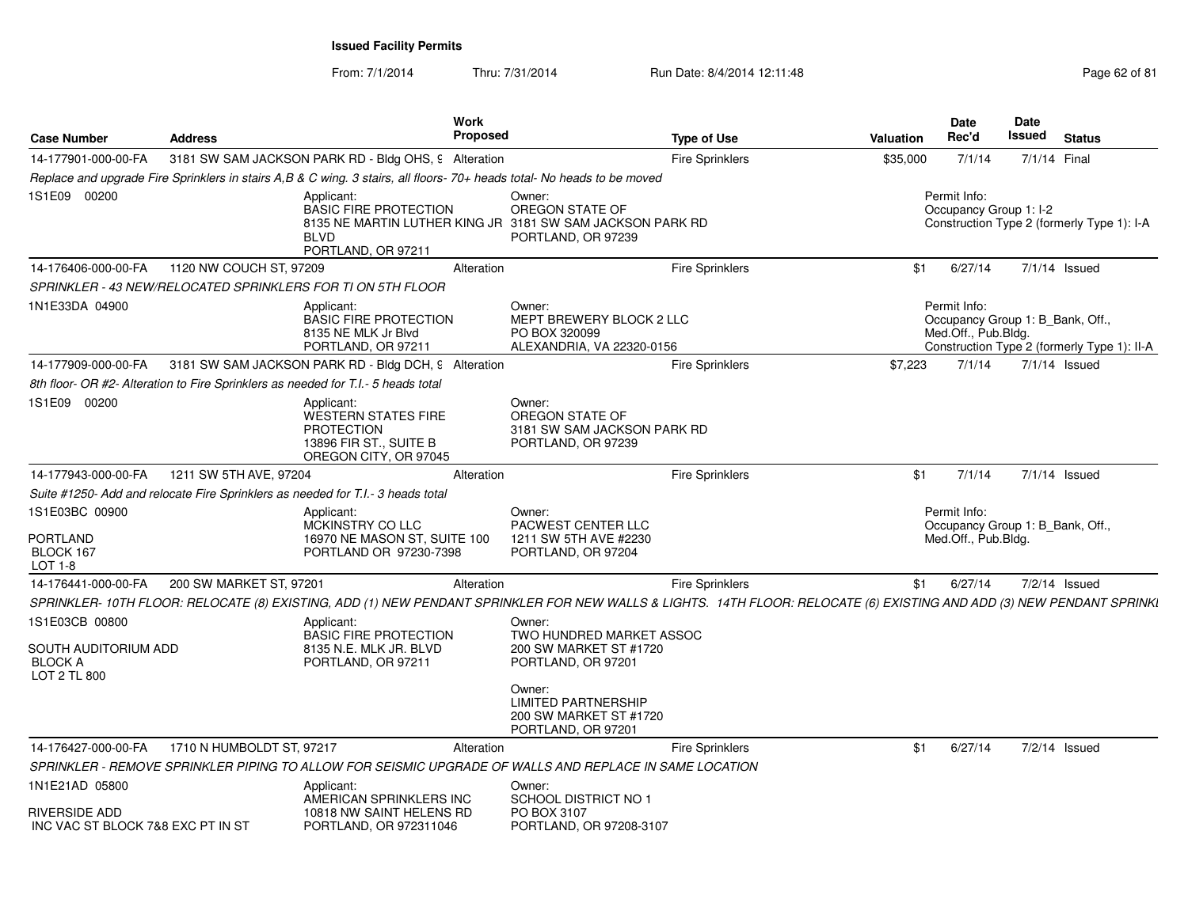**Issued Facility Permits**

From: 7/1/2014 Thru: 7/31/2014 Run Date: 8/4/2014 12:11:48

| Case Number | Address | Work Proposed | Type of Use | Valuation | Date Rec'd | Date Issued | Status |
|---|---|---|---|---|---|---|---|
| 14-177901-000-00-FA | 3181 SW SAM JACKSON PARK RD - Bldg OHS, 9 | Alteration | Fire Sprinklers | $35,000 | 7/1/14 | 7/1/14 | Final |

*Replace and upgrade Fire Sprinklers in stairs A,B & C wing. 3 stairs, all floors- 70+ heads total- No heads to be moved*

1S1E09 00200

Applicant: BASIC FIRE PROTECTION, 8135 NE MARTIN LUTHER KING JR BLVD, PORTLAND, OR 97211

Owner: OREGON STATE OF, 3181 SW SAM JACKSON PARK RD, PORTLAND, OR 97239

Permit Info: Occupancy Group 1: I-2; Construction Type 2 (formerly Type 1): I-A

| Case Number | Address | Work Proposed | Type of Use | Valuation | Date Rec'd | Date Issued | Status |
|---|---|---|---|---|---|---|---|
| 14-176406-000-00-FA | 1120 NW COUCH ST, 97209 | Alteration | Fire Sprinklers | $1 | 6/27/14 | 7/1/14 | Issued |

*SPRINKLER - 43 NEW/RELOCATED SPRINKLERS FOR TI ON 5TH FLOOR*

1N1E33DA 04900

Applicant: BASIC FIRE PROTECTION, 8135 NE MLK Jr Blvd, PORTLAND, OR 97211

Owner: MEPT BREWERY BLOCK 2 LLC, PO BOX 320099, ALEXANDRIA, VA 22320-0156

Permit Info: Occupancy Group 1: B_Bank, Off., Med.Off., Pub.Bldg.; Construction Type 2 (formerly Type 1): II-A

| Case Number | Address | Work Proposed | Type of Use | Valuation | Date Rec'd | Date Issued | Status |
|---|---|---|---|---|---|---|---|
| 14-177909-000-00-FA | 3181 SW SAM JACKSON PARK RD - Bldg DCH, 9 | Alteration | Fire Sprinklers | $7,223 | 7/1/14 | 7/1/14 | Issued |

*8th floor- OR #2- Alteration to Fire Sprinklers as needed for T.I.- 5 heads total*

1S1E09 00200

Applicant: WESTERN STATES FIRE PROTECTION, 13896 FIR ST., SUITE B, OREGON CITY, OR 97045

Owner: OREGON STATE OF, 3181 SW SAM JACKSON PARK RD, PORTLAND, OR 97239

| Case Number | Address | Work Proposed | Type of Use | Valuation | Date Rec'd | Date Issued | Status |
|---|---|---|---|---|---|---|---|
| 14-177943-000-00-FA | 1211 SW 5TH AVE, 97204 | Alteration | Fire Sprinklers | $1 | 7/1/14 | 7/1/14 | Issued |

*Suite #1250- Add and relocate Fire Sprinklers as needed for T.I.- 3 heads total*

1S1E03BC 00900; PORTLAND; BLOCK 167; LOT 1-8

Applicant: MCKINSTRY CO LLC, 16970 NE MASON ST, SUITE 100, PORTLAND OR 97230-7398

Owner: PACWEST CENTER LLC, 1211 SW 5TH AVE #2230, PORTLAND, OR 97204

Permit Info: Occupancy Group 1: B_Bank, Off., Med.Off., Pub.Bldg.

| Case Number | Address | Work Proposed | Type of Use | Valuation | Date Rec'd | Date Issued | Status |
|---|---|---|---|---|---|---|---|
| 14-176441-000-00-FA | 200 SW MARKET ST, 97201 | Alteration | Fire Sprinklers | $1 | 6/27/14 | 7/2/14 | Issued |

*SPRINKLER- 10TH FLOOR: RELOCATE (8) EXISTING, ADD (1) NEW PENDANT SPRINKLER FOR NEW WALLS & LIGHTS. 14TH FLOOR: RELOCATE (6) EXISTING AND ADD (3) NEW PENDANT SPRINKL*

1S1E03CB 00800; SOUTH AUDITORIUM ADD; BLOCK A; LOT 2 TL 800

Applicant: BASIC FIRE PROTECTION, 8135 N.E. MLK JR. BLVD, PORTLAND, OR 97211

Owner: TWO HUNDRED MARKET ASSOC, 200 SW MARKET ST #1720, PORTLAND, OR 97201

Owner: LIMITED PARTNERSHIP, 200 SW MARKET ST #1720, PORTLAND, OR 97201

| Case Number | Address | Work Proposed | Type of Use | Valuation | Date Rec'd | Date Issued | Status |
|---|---|---|---|---|---|---|---|
| 14-176427-000-00-FA | 1710 N HUMBOLDT ST, 97217 | Alteration | Fire Sprinklers | $1 | 6/27/14 | 7/2/14 | Issued |

*SPRINKLER - REMOVE SPRINKLER PIPING TO ALLOW FOR SEISMIC UPGRADE OF WALLS AND REPLACE IN SAME LOCATION*

1N1E21AD 05800; RIVERSIDE ADD; INC VAC ST BLOCK 7&8 EXC PT IN ST

Applicant: AMERICAN SPRINKLERS INC, 10818 NW SAINT HELENS RD, PORTLAND, OR 972311046

Owner: SCHOOL DISTRICT NO 1, PO BOX 3107, PORTLAND, OR 97208-3107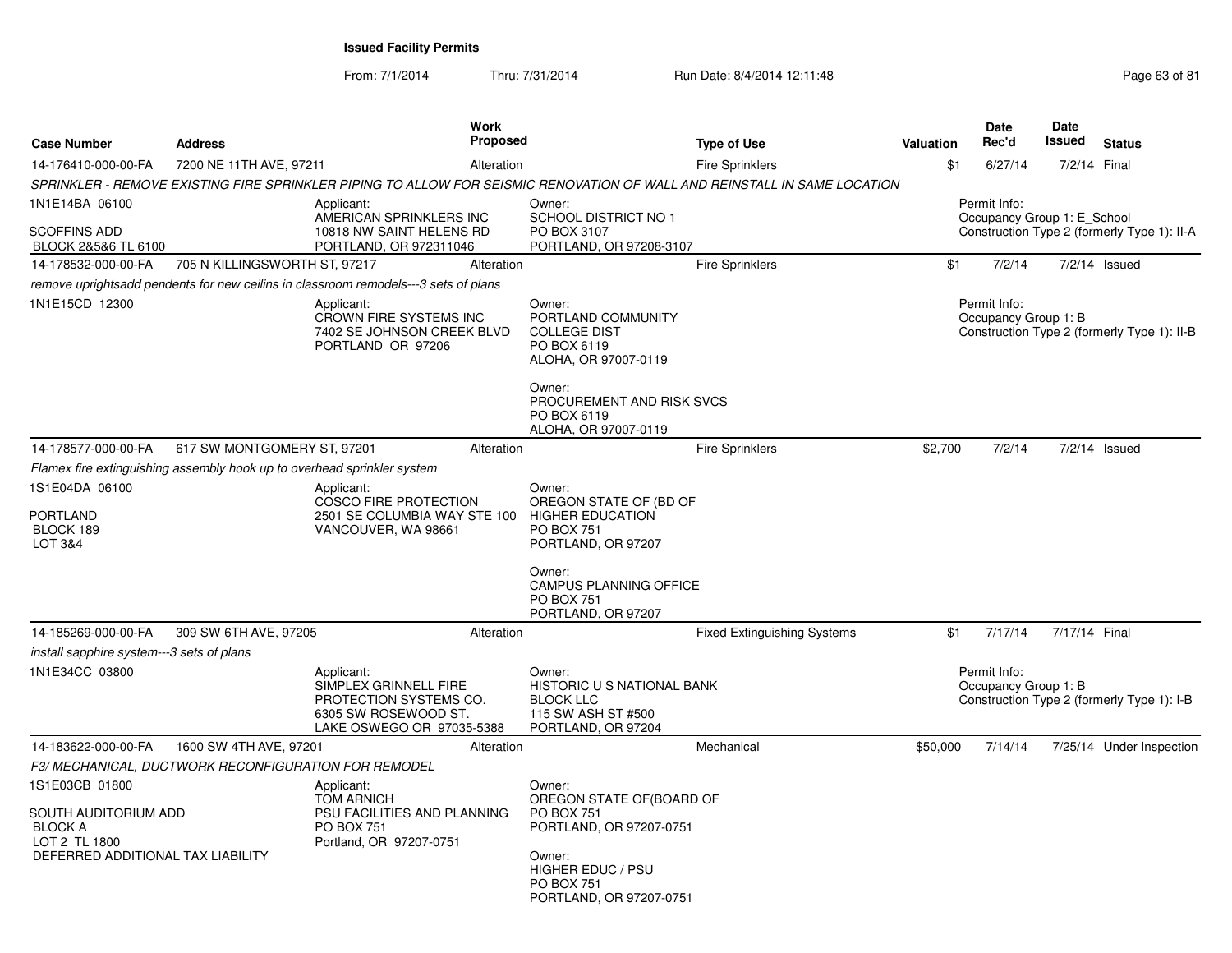**Issued Facility Permits**

From: 7/1/2014 Thru: 7/31/2014 Run Date: 8/4/2014 12:11:48

| Case Number | Address | Work Proposed | Type of Use | Valuation | Date Rec'd | Date Issued | Status |
|---|---|---|---|---|---|---|---|
| 14-176410-000-00-FA | 7200 NE 11TH AVE, 97211 | Alteration | Fire Sprinklers | $1 | 6/27/14 | 7/2/14 | Final |

*SPRINKLER - REMOVE EXISTING FIRE SPRINKLER PIPING TO ALLOW FOR SEISMIC RENOVATION OF WALL AND REINSTALL IN SAME LOCATION*

1N1E14BA 06100
SCOFFINS ADD
BLOCK 2&5&6 TL 6100

Applicant:
AMERICAN SPRINKLERS INC
10818 NW SAINT HELENS RD
PORTLAND, OR 972311046

Owner:
SCHOOL DISTRICT NO 1
PO BOX 3107
PORTLAND, OR 97208-3107

Permit Info:
Occupancy Group 1: E_School
Construction Type 2 (formerly Type 1): II-A

---

| Case Number | Address | Work Proposed | Type of Use | Valuation | Date Rec'd | Date Issued | Status |
|---|---|---|---|---|---|---|---|
| 14-178532-000-00-FA | 705 N KILLINGSWORTH ST, 97217 | Alteration | Fire Sprinklers | $1 | 7/2/14 | 7/2/14 | Issued |

*remove uprightsadd pendents for new ceilins in classroom remodels---3 sets of plans*

1N1E15CD 12300

Applicant:
CROWN FIRE SYSTEMS INC
7402 SE JOHNSON CREEK BLVD
PORTLAND OR 97206

Owner:
PORTLAND COMMUNITY
COLLEGE DIST
PO BOX 6119
ALOHA, OR 97007-0119

Owner:
PROCUREMENT AND RISK SVCS
PO BOX 6119
ALOHA, OR 97007-0119

Permit Info:
Occupancy Group 1: B
Construction Type 2 (formerly Type 1): II-B

---

| Case Number | Address | Work Proposed | Type of Use | Valuation | Date Rec'd | Date Issued | Status |
|---|---|---|---|---|---|---|---|
| 14-178577-000-00-FA | 617 SW MONTGOMERY ST, 97201 | Alteration | Fire Sprinklers | $2,700 | 7/2/14 | 7/2/14 | Issued |

*Flamex fire extinguishing assembly hook up to overhead sprinkler system*

1S1E04DA 06100
PORTLAND
BLOCK 189
LOT 3&4

Applicant:
COSCO FIRE PROTECTION
2501 SE COLUMBIA WAY STE 100
VANCOUVER, WA 98661

Owner:
OREGON STATE OF (BD OF
HIGHER EDUCATION
PO BOX 751
PORTLAND, OR 97207

Owner:
CAMPUS PLANNING OFFICE
PO BOX 751
PORTLAND, OR 97207

---

| Case Number | Address | Work Proposed | Type of Use | Valuation | Date Rec'd | Date Issued | Status |
|---|---|---|---|---|---|---|---|
| 14-185269-000-00-FA | 309 SW 6TH AVE, 97205 | Alteration | Fixed Extinguishing Systems | $1 | 7/17/14 | 7/17/14 | Final |

*install sapphire system---3 sets of plans*

1N1E34CC 03800

Applicant:
SIMPLEX GRINNELL FIRE
PROTECTION SYSTEMS CO.
6305 SW ROSEWOOD ST.
LAKE OSWEGO OR 97035-5388

Owner:
HISTORIC U S NATIONAL BANK
BLOCK LLC
115 SW ASH ST #500
PORTLAND, OR 97204

Permit Info:
Occupancy Group 1: B
Construction Type 2 (formerly Type 1): I-B

---

| Case Number | Address | Work Proposed | Type of Use | Valuation | Date Rec'd | Date Issued | Status |
|---|---|---|---|---|---|---|---|
| 14-183622-000-00-FA | 1600 SW 4TH AVE, 97201 | Alteration | Mechanical | $50,000 | 7/14/14 | 7/25/14 | Under Inspection |

*F3/ MECHANICAL, DUCTWORK RECONFIGURATION FOR REMODEL*

1S1E03CB 01800
SOUTH AUDITORIUM ADD
BLOCK A
LOT 2 TL 1800
DEFERRED ADDITIONAL TAX LIABILITY

Applicant:
TOM ARNICH
PSU FACILITIES AND PLANNING
PO BOX 751
Portland, OR 97207-0751

Owner:
OREGON STATE OF(BOARD OF
PO BOX 751
PORTLAND, OR 97207-0751

Owner:
HIGHER EDUC / PSU
PO BOX 751
PORTLAND, OR 97207-0751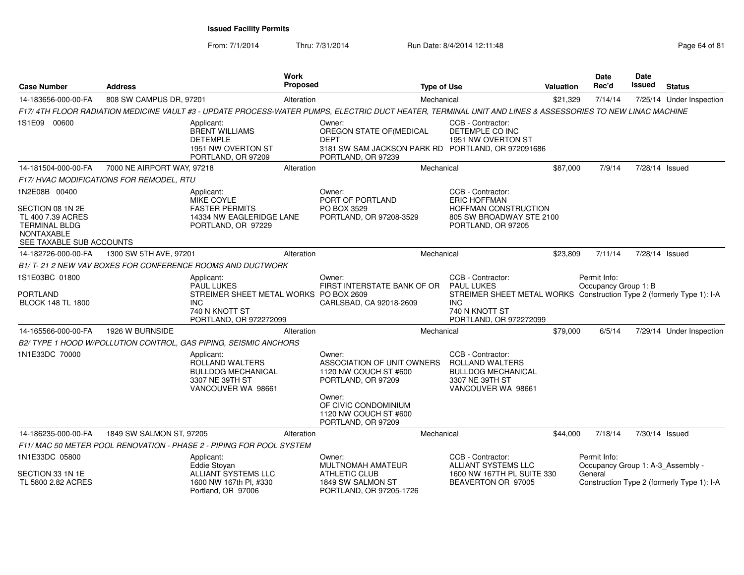**Issued Facility Permits**

From: 7/1/2014 Thru: 7/31/2014 Run Date: 8/4/2014 12:11:48

| Case Number | Address | Work Proposed | Type of Use | Valuation | Date Rec'd | Date Issued | Status |
|---|---|---|---|---|---|---|---|
| 14-183656-000-00-FA | 808 SW CAMPUS DR, 97201 | Alteration | Mechanical | $21,329 | 7/14/14 | 7/25/14 | Under Inspection |

*F17/ 4TH FLOOR RADIATION MEDICINE VAULT #3 - UPDATE PROCESS-WATER PUMPS, ELECTRIC DUCT HEATER, TERMINAL UNIT AND LINES & ASSESSORIES TO NEW LINAC MACHINE*

1S1E09 00600

Applicant: BRENT WILLIAMS, DETEMPLE, 1951 NW OVERTON ST, PORTLAND, OR 97209

Owner: OREGON STATE OF(MEDICAL DEPT, 3181 SW SAM JACKSON PARK RD, PORTLAND, OR 97239

CCB - Contractor: DETEMPLE CO INC, 1951 NW OVERTON ST, PORTLAND, OR 972091686

---

| Case Number | Address | Work Proposed | Type of Use | Valuation | Date Rec'd | Date Issued | Status |
|---|---|---|---|---|---|---|---|
| 14-181504-000-00-FA | 7000 NE AIRPORT WAY, 97218 | Alteration | Mechanical | $87,000 | 7/9/14 | 7/28/14 | Issued |

*F17/ HVAC MODIFICATIONS FOR REMODEL, RTU*

1N2E08B 00400

SECTION 08 1N 2E
TL 400 7.39 ACRES
TERMINAL BLDG
NONTAXABLE
SEE TAXABLE SUB ACCOUNTS

Applicant: MIKE COYLE, FASTER PERMITS, 14334 NW EAGLERIDGE LANE, PORTLAND, OR 97229

Owner: PORT OF PORTLAND, PO BOX 3529, PORTLAND, OR 97208-3529

CCB - Contractor: ERIC HOFFMAN, HOFFMAN CONSTRUCTION, 805 SW BROADWAY STE 2100, PORTLAND, OR 97205

---

| Case Number | Address | Work Proposed | Type of Use | Valuation | Date Rec'd | Date Issued | Status |
|---|---|---|---|---|---|---|---|
| 14-182726-000-00-FA | 1300 SW 5TH AVE, 97201 | Alteration | Mechanical | $23,809 | 7/11/14 | 7/28/14 | Issued |

*B1/ T- 21 2 NEW VAV BOXES FOR CONFERENCE ROOMS AND DUCTWORK*

1S1E03BC 01800

PORTLAND
BLOCK 148 TL 1800

Applicant: PAUL LUKES, STREIMER SHEET METAL WORKS INC, 740 N KNOTT ST, PORTLAND, OR 972272099

Owner: FIRST INTERSTATE BANK OF OR, PO BOX 2609, CARLSBAD, CA 92018-2609

CCB - Contractor: PAUL LUKES, STREIMER SHEET METAL WORKS INC, 740 N KNOTT ST, PORTLAND, OR 972272099

Permit Info: Occupancy Group 1: B; Construction Type 2 (formerly Type 1): I-A

---

| Case Number | Address | Work Proposed | Type of Use | Valuation | Date Rec'd | Date Issued | Status |
|---|---|---|---|---|---|---|---|
| 14-165566-000-00-FA | 1926 W BURNSIDE | Alteration | Mechanical | $79,000 | 6/5/14 | 7/29/14 | Under Inspection |

*B2/ TYPE 1 HOOD W/POLLUTION CONTROL, GAS PIPING, SEISMIC ANCHORS*

1N1E33DC 70000

Applicant: ROLLAND WALTERS, BULLDOG MECHANICAL, 3307 NE 39TH ST, VANCOUVER WA 98661

Owner: ASSOCIATION OF UNIT OWNERS, 1120 NW COUCH ST #600, PORTLAND, OR 97209

Owner: OF CIVIC CONDOMINIUM, 1120 NW COUCH ST #600, PORTLAND, OR 97209

CCB - Contractor: ROLLAND WALTERS, BULLDOG MECHANICAL, 3307 NE 39TH ST, VANCOUVER WA 98661

---

| Case Number | Address | Work Proposed | Type of Use | Valuation | Date Rec'd | Date Issued | Status |
|---|---|---|---|---|---|---|---|
| 14-186235-000-00-FA | 1849 SW SALMON ST, 97205 | Alteration | Mechanical | $44,000 | 7/18/14 | 7/30/14 | Issued |

*F11/ MAC 50 METER POOL RENOVATION - PHASE 2 - PIPING FOR POOL SYSTEM*

1N1E33DC 05800

SECTION 33 1N 1E
TL 5800 2.82 ACRES

Applicant: Eddie Stoyan, ALLIANT SYSTEMS LLC, 1600 NW 167th Pl, #330, Portland, OR 97006

Owner: MULTNOMAH AMATEUR ATHLETIC CLUB, 1849 SW SALMON ST, PORTLAND, OR 97205-1726

CCB - Contractor: ALLIANT SYSTEMS LLC, 1600 NW 167TH PL SUITE 330, BEAVERTON OR 97005

Permit Info: Occupancy Group 1: A-3_Assembly - General; Construction Type 2 (formerly Type 1): I-A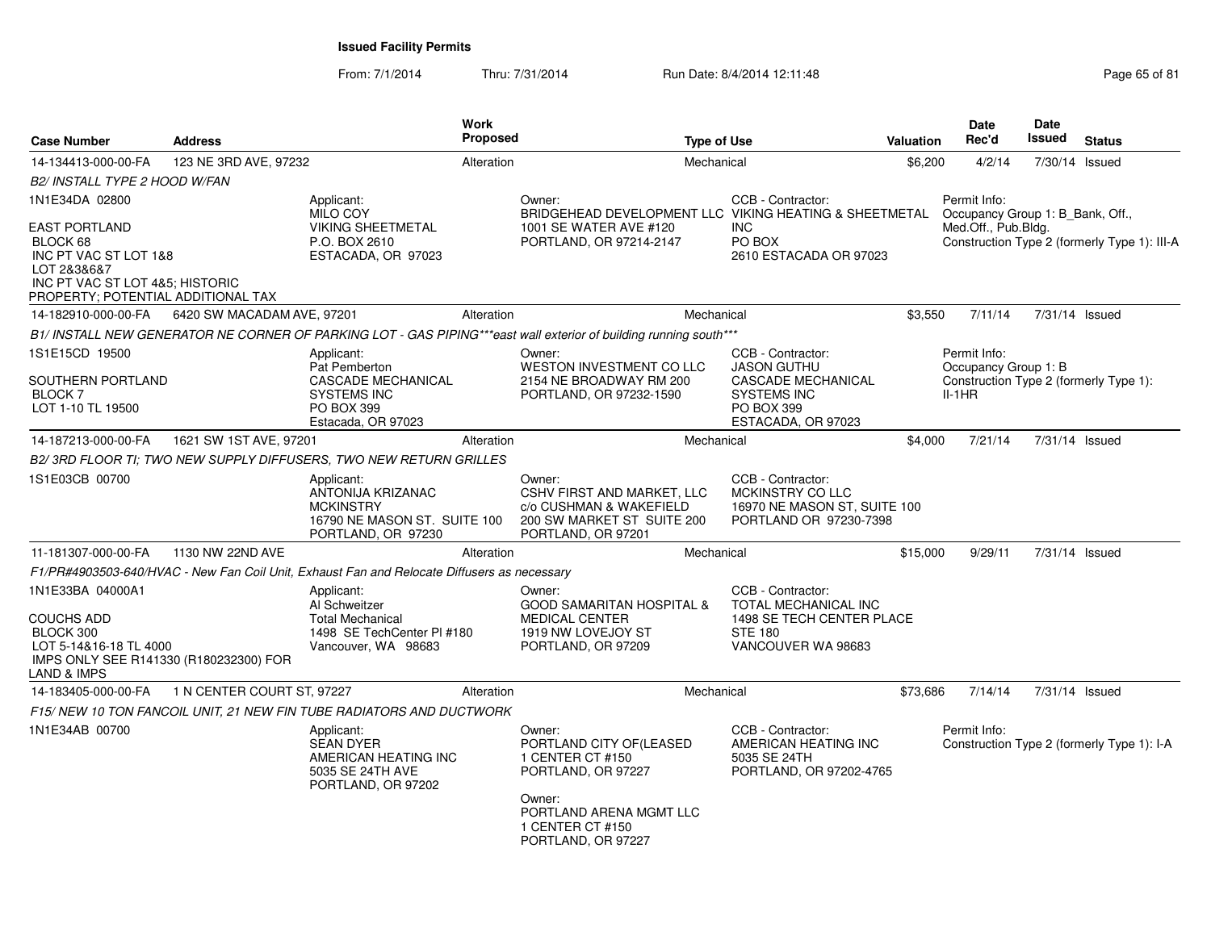**Issued Facility Permits**

From: 7/1/2014 Thru: 7/31/2014 Run Date: 8/4/2014 12:11:48

| Case Number | Address | Work Proposed | Type of Use | Valuation | Date Rec'd | Date Issued | Status |
|---|---|---|---|---|---|---|---|
| 14-134413-000-00-FA | 123 NE 3RD AVE, 97232 | Alteration | Mechanical | $6,200 | 4/2/14 | 7/30/14 | Issued |

*B2/ INSTALL TYPE 2 HOOD W/FAN*

1N1E34DA 02800

EAST PORTLAND
BLOCK 68
INC PT VAC ST LOT 1&8
LOT 2&3&6&7
INC PT VAC ST LOT 4&5; HISTORIC
PROPERTY; POTENTIAL ADDITIONAL TAX

Applicant:
MILO COY
VIKING SHEETMETAL
P.O. BOX 2610
ESTACADA, OR 97023

Owner:
BRIDGEHEAD DEVELOPMENT LLC
1001 SE WATER AVE #120
PORTLAND, OR 97214-2147

CCB - Contractor:
VIKING HEATING & SHEETMETAL INC
PO BOX
2610 ESTACADA OR 97023

Permit Info:
Occupancy Group 1: B_Bank, Off., Med.Off., Pub.Bldg.
Construction Type 2 (formerly Type 1): III-A

| Case Number | Address | Work Proposed | Type of Use | Valuation | Date Rec'd | Date Issued | Status |
|---|---|---|---|---|---|---|---|
| 14-182910-000-00-FA | 6420 SW MACADAM AVE, 97201 | Alteration | Mechanical | $3,550 | 7/11/14 | 7/31/14 | Issued |

*B1/ INSTALL NEW GENERATOR NE CORNER OF PARKING LOT - GAS PIPING***east wall exterior of building running south****

1S1E15CD 19500

SOUTHERN PORTLAND
BLOCK 7
LOT 1-10 TL 19500

Applicant:
Pat Pemberton
CASCADE MECHANICAL SYSTEMS INC
PO BOX 399
Estacada, OR 97023

Owner:
WESTON INVESTMENT CO LLC
2154 NE BROADWAY RM 200
PORTLAND, OR 97232-1590

CCB - Contractor:
JASON GUTHU
CASCADE MECHANICAL SYSTEMS INC
PO BOX 399
ESTACADA, OR 97023

Permit Info:
Occupancy Group 1: B
Construction Type 2 (formerly Type 1): II-1HR

| Case Number | Address | Work Proposed | Type of Use | Valuation | Date Rec'd | Date Issued | Status |
|---|---|---|---|---|---|---|---|
| 14-187213-000-00-FA | 1621 SW 1ST AVE, 97201 | Alteration | Mechanical | $4,000 | 7/21/14 | 7/31/14 | Issued |

*B2/ 3RD FLOOR TI; TWO NEW SUPPLY DIFFUSERS, TWO NEW RETURN GRILLES*

1S1E03CB 00700

Applicant:
ANTONIJA KRIZANAC
MCKINSTRY
16790 NE MASON ST. SUITE 100
PORTLAND, OR 97230

Owner:
CSHV FIRST AND MARKET, LLC
c/o CUSHMAN & WAKEFIELD
200 SW MARKET ST SUITE 200
PORTLAND, OR 97201

CCB - Contractor:
MCKINSTRY CO LLC
16970 NE MASON ST, SUITE 100
PORTLAND OR 97230-7398

| Case Number | Address | Work Proposed | Type of Use | Valuation | Date Rec'd | Date Issued | Status |
|---|---|---|---|---|---|---|---|
| 11-181307-000-00-FA | 1130 NW 22ND AVE | Alteration | Mechanical | $15,000 | 9/29/11 | 7/31/14 | Issued |

*F1/PR#4903503-640/HVAC - New Fan Coil Unit, Exhaust Fan and Relocate Diffusers as necessary*

1N1E33BA 04000A1

COUCHS ADD
BLOCK 300
LOT 5-14&16-18 TL 4000
IMPS ONLY SEE R141330 (R180232300) FOR LAND & IMPS

Applicant:
Al Schweitzer
Total Mechanical
1498 SE TechCenter Pl #180
Vancouver, WA 98683

Owner:
GOOD SAMARITAN HOSPITAL & MEDICAL CENTER
1919 NW LOVEJOY ST
PORTLAND, OR 97209

CCB - Contractor:
TOTAL MECHANICAL INC
1498 SE TECH CENTER PLACE
STE 180
VANCOUVER WA 98683

| Case Number | Address | Work Proposed | Type of Use | Valuation | Date Rec'd | Date Issued | Status |
|---|---|---|---|---|---|---|---|
| 14-183405-000-00-FA | 1 N CENTER COURT ST, 97227 | Alteration | Mechanical | $73,686 | 7/14/14 | 7/31/14 | Issued |

*F15/ NEW 10 TON FANCOIL UNIT, 21 NEW FIN TUBE RADIATORS AND DUCTWORK*

1N1E34AB 00700

Applicant:
SEAN DYER
AMERICAN HEATING INC
5035 SE 24TH AVE
PORTLAND, OR 97202

Owner:
PORTLAND CITY OF(LEASED
1 CENTER CT #150
PORTLAND, OR 97227

Owner:
PORTLAND ARENA MGMT LLC
1 CENTER CT #150
PORTLAND, OR 97227

CCB - Contractor:
AMERICAN HEATING INC
5035 SE 24TH
PORTLAND, OR 97202-4765

Permit Info:
Construction Type 2 (formerly Type 1): I-A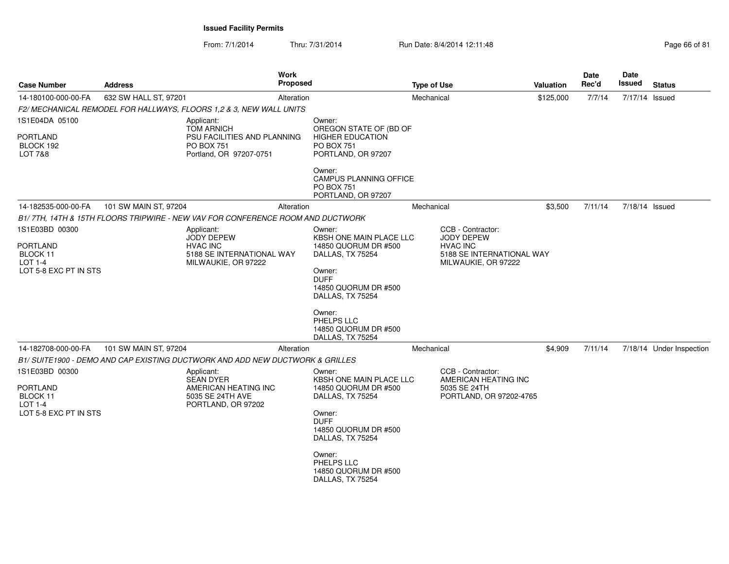**Issued Facility Permits**

From: 7/1/2014 Thru: 7/31/2014 Run Date: 8/4/2014 12:11:48

| Case Number | Address | Work Proposed | Type of Use | Valuation | Date Rec'd | Date Issued | Status |
|---|---|---|---|---|---|---|---|
| 14-180100-000-00-FA | 632 SW HALL ST, 97201 | Alteration | Mechanical | $125,000 | 7/7/14 | 7/17/14 | Issued |

*F2/ MECHANICAL REMODEL FOR HALLWAYS, FLOORS 1,2 & 3, NEW WALL UNITS*

1S1E04DA 05100
PORTLAND
BLOCK 192
LOT 7&8

Applicant:
TOM ARNICH
PSU FACILITIES AND PLANNING
PO BOX 751
Portland, OR 97207-0751

Owner:
OREGON STATE OF (BD OF
HIGHER EDUCATION
PO BOX 751
PORTLAND, OR 97207

Owner:
CAMPUS PLANNING OFFICE
PO BOX 751
PORTLAND, OR 97207

| Case Number | Address | Work Proposed | Type of Use | Valuation | Date Rec'd | Date Issued | Status |
|---|---|---|---|---|---|---|---|
| 14-182535-000-00-FA | 101 SW MAIN ST, 97204 | Alteration | Mechanical | $3,500 | 7/11/14 | 7/18/14 | Issued |

*B1/ 7TH, 14TH & 15TH FLOORS TRIPWIRE - NEW VAV FOR CONFERENCE ROOM AND DUCTWORK*

1S1E03BD 00300
PORTLAND
BLOCK 11
LOT 1-4
LOT 5-8 EXC PT IN STS

Applicant:
JODY DEPEW
HVAC INC
5188 SE INTERNATIONAL WAY
MILWAUKIE, OR 97222

Owner:
KBSH ONE MAIN PLACE LLC
14850 QUORUM DR #500
DALLAS, TX 75254

Owner:
DUFF
14850 QUORUM DR #500
DALLAS, TX 75254

Owner:
PHELPS LLC
14850 QUORUM DR #500
DALLAS, TX 75254

CCB - Contractor:
JODY DEPEW
HVAC INC
5188 SE INTERNATIONAL WAY
MILWAUKIE, OR 97222

| Case Number | Address | Work Proposed | Type of Use | Valuation | Date Rec'd | Date Issued | Status |
|---|---|---|---|---|---|---|---|
| 14-182708-000-00-FA | 101 SW MAIN ST, 97204 | Alteration | Mechanical | $4,909 | 7/11/14 | 7/18/14 | Under Inspection |

*B1/ SUITE1900 - DEMO AND CAP EXISTING DUCTWORK AND ADD NEW DUCTWORK & GRILLES*

1S1E03BD 00300
PORTLAND
BLOCK 11
LOT 1-4
LOT 5-8 EXC PT IN STS

Applicant:
SEAN DYER
AMERICAN HEATING INC
5035 SE 24TH AVE
PORTLAND, OR 97202

Owner:
KBSH ONE MAIN PLACE LLC
14850 QUORUM DR #500
DALLAS, TX 75254

Owner:
DUFF
14850 QUORUM DR #500
DALLAS, TX 75254

Owner:
PHELPS LLC
14850 QUORUM DR #500
DALLAS, TX 75254

CCB - Contractor:
AMERICAN HEATING INC
5035 SE 24TH
PORTLAND, OR 97202-4765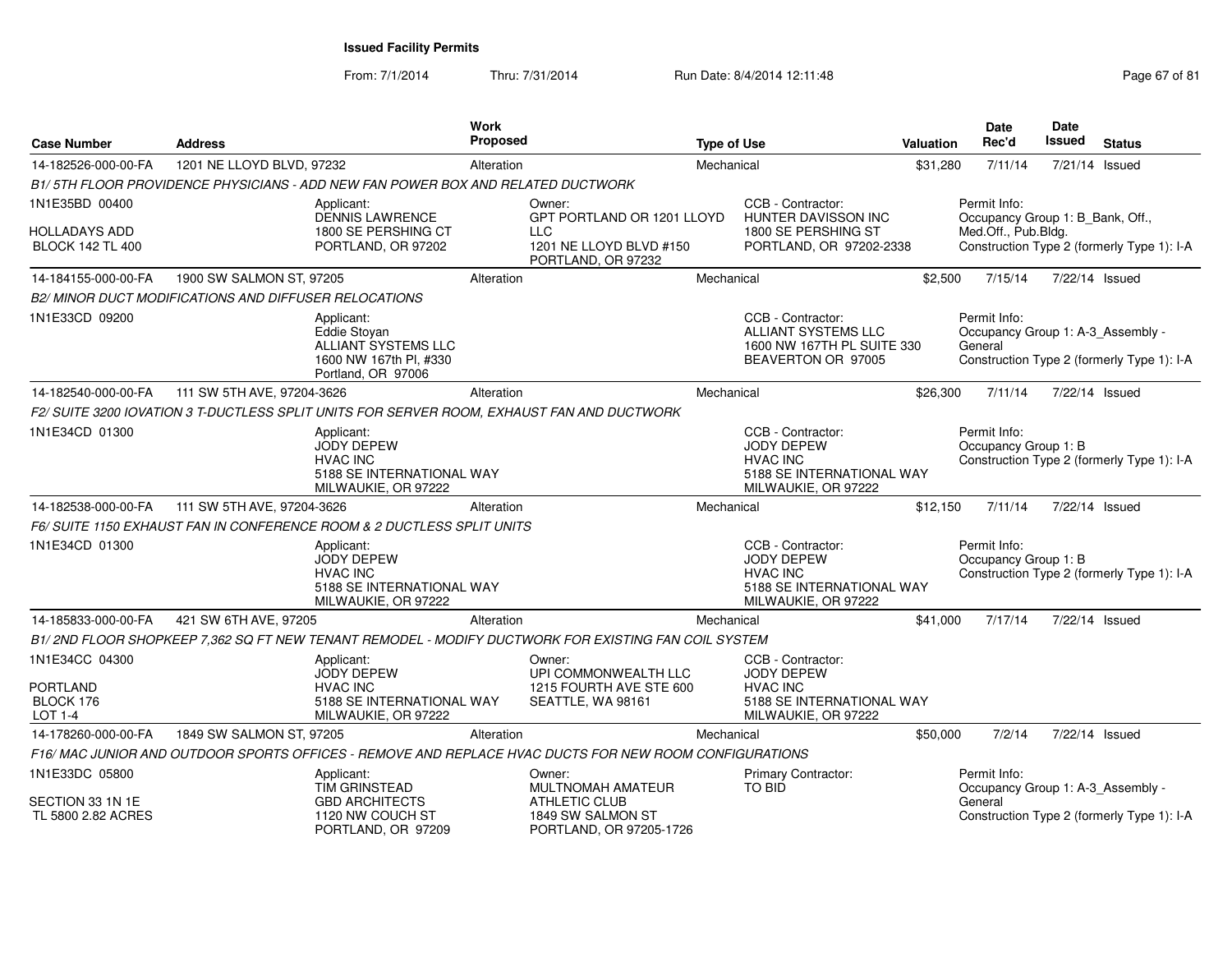**Issued Facility Permits**

From: 7/1/2014 Thru: 7/31/2014 Run Date: 8/4/2014 12:11:48

| Case Number | Address | Work Proposed | Type of Use | Valuation | Date Rec'd | Date Issued | Status |
|---|---|---|---|---|---|---|---|
| 14-182526-000-00-FA | 1201 NE LLOYD BLVD, 97232 | Alteration | Mechanical | $31,280 | 7/11/14 | 7/21/14 | Issued |

B1/ 5TH FLOOR PROVIDENCE PHYSICIANS - ADD NEW FAN POWER BOX AND RELATED DUCTWORK

1N1E35BD 00400
HOLLADAYS ADD
BLOCK 142 TL 400

Applicant: DENNIS LAWRENCE, 1800 SE PERSHING CT, PORTLAND, OR 97202

Owner: GPT PORTLAND OR 1201 LLOYD LLC, 1201 NE LLOYD BLVD #150, PORTLAND, OR 97232

CCB - Contractor: HUNTER DAVISSON INC, 1800 SE PERSHING ST, PORTLAND, OR 97202-2338

Permit Info: Occupancy Group 1: B_Bank, Off., Med.Off., Pub.Bldg. Construction Type 2 (formerly Type 1): I-A

| Case Number | Address | Work Proposed | Type of Use | Valuation | Date Rec'd | Date Issued | Status |
|---|---|---|---|---|---|---|---|
| 14-184155-000-00-FA | 1900 SW SALMON ST, 97205 | Alteration | Mechanical | $2,500 | 7/15/14 | 7/22/14 | Issued |

B2/ MINOR DUCT MODIFICATIONS AND DIFFUSER RELOCATIONS

1N1E33CD 09200

Applicant: Eddie Stoyan, ALLIANT SYSTEMS LLC, 1600 NW 167th Pl, #330, Portland, OR 97006

CCB - Contractor: ALLIANT SYSTEMS LLC, 1600 NW 167TH PL SUITE 330, BEAVERTON OR 97005

Permit Info: Occupancy Group 1: A-3_Assembly - General. Construction Type 2 (formerly Type 1): I-A

| Case Number | Address | Work Proposed | Type of Use | Valuation | Date Rec'd | Date Issued | Status |
|---|---|---|---|---|---|---|---|
| 14-182540-000-00-FA | 111 SW 5TH AVE, 97204-3626 | Alteration | Mechanical | $26,300 | 7/11/14 | 7/22/14 | Issued |

F2/ SUITE 3200 IOVATION 3 T-DUCTLESS SPLIT UNITS FOR SERVER ROOM, EXHAUST FAN AND DUCTWORK

1N1E34CD 01300

Applicant: JODY DEPEW, HVAC INC, 5188 SE INTERNATIONAL WAY, MILWAUKIE, OR 97222

CCB - Contractor: JODY DEPEW, HVAC INC, 5188 SE INTERNATIONAL WAY, MILWAUKIE, OR 97222

Permit Info: Occupancy Group 1: B. Construction Type 2 (formerly Type 1): I-A

| Case Number | Address | Work Proposed | Type of Use | Valuation | Date Rec'd | Date Issued | Status |
|---|---|---|---|---|---|---|---|
| 14-182538-000-00-FA | 111 SW 5TH AVE, 97204-3626 | Alteration | Mechanical | $12,150 | 7/11/14 | 7/22/14 | Issued |

F6/ SUITE 1150 EXHAUST FAN IN CONFERENCE ROOM & 2 DUCTLESS SPLIT UNITS

1N1E34CD 01300

Applicant: JODY DEPEW, HVAC INC, 5188 SE INTERNATIONAL WAY, MILWAUKIE, OR 97222

CCB - Contractor: JODY DEPEW, HVAC INC, 5188 SE INTERNATIONAL WAY, MILWAUKIE, OR 97222

Permit Info: Occupancy Group 1: B. Construction Type 2 (formerly Type 1): I-A

| Case Number | Address | Work Proposed | Type of Use | Valuation | Date Rec'd | Date Issued | Status |
|---|---|---|---|---|---|---|---|
| 14-185833-000-00-FA | 421 SW 6TH AVE, 97205 | Alteration | Mechanical | $41,000 | 7/17/14 | 7/22/14 | Issued |

B1/ 2ND FLOOR SHOPKEEP 7,362 SQ FT NEW TENANT REMODEL - MODIFY DUCTWORK FOR EXISTING FAN COIL SYSTEM

1N1E34CC 04300
PORTLAND
BLOCK 176
LOT 1-4

Applicant: JODY DEPEW, HVAC INC, 5188 SE INTERNATIONAL WAY, MILWAUKIE, OR 97222

Owner: UPI COMMONWEALTH LLC, 1215 FOURTH AVE STE 600, SEATTLE, WA 98161

CCB - Contractor: JODY DEPEW, HVAC INC, 5188 SE INTERNATIONAL WAY, MILWAUKIE, OR 97222

| Case Number | Address | Work Proposed | Type of Use | Valuation | Date Rec'd | Date Issued | Status |
|---|---|---|---|---|---|---|---|
| 14-178260-000-00-FA | 1849 SW SALMON ST, 97205 | Alteration | Mechanical | $50,000 | 7/2/14 | 7/22/14 | Issued |

F16/ MAC JUNIOR AND OUTDOOR SPORTS OFFICES - REMOVE AND REPLACE HVAC DUCTS FOR NEW ROOM CONFIGURATIONS

1N1E33DC 05800
SECTION 33 1N 1E
TL 5800 2.82 ACRES

Applicant: TIM GRINSTEAD, GBD ARCHITECTS, 1120 NW COUCH ST, PORTLAND, OR 97209

Owner: MULTNOMAH AMATEUR ATHLETIC CLUB, 1849 SW SALMON ST, PORTLAND, OR 97205-1726

Primary Contractor: TO BID

Permit Info: Occupancy Group 1: A-3_Assembly - General. Construction Type 2 (formerly Type 1): I-A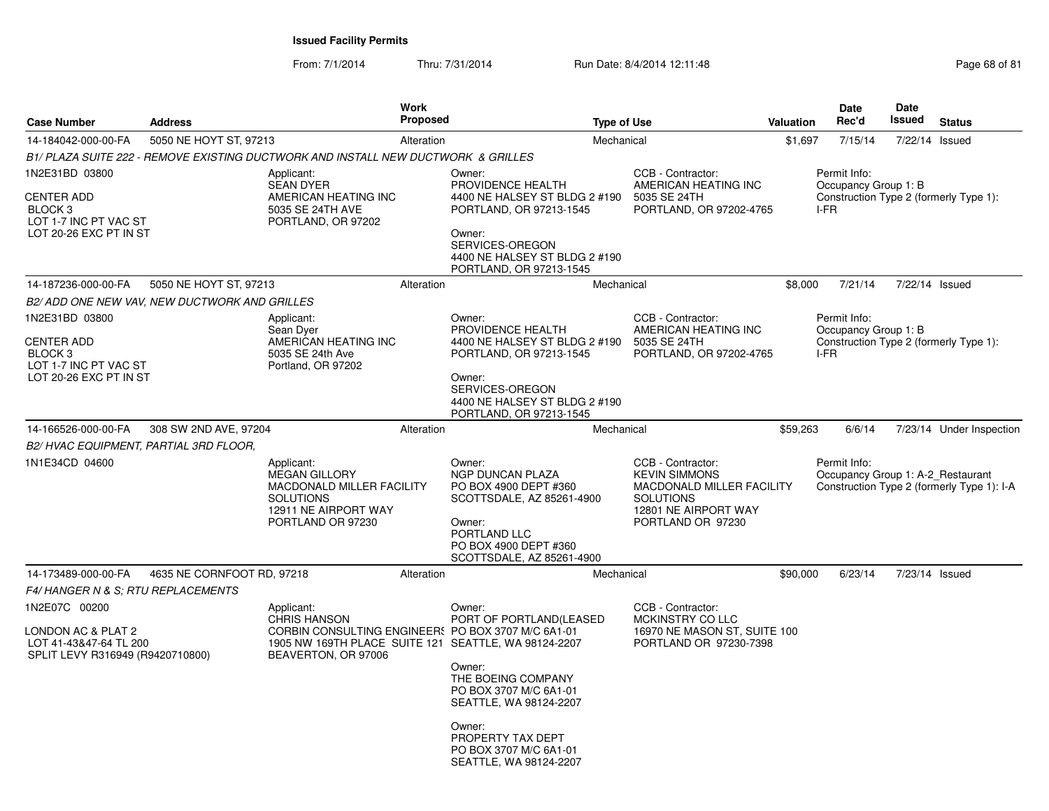# Issued Facility Permits

From: 7/1/2014 Thru: 7/31/2014 Run Date: 8/4/2014 12:11:48

| Case Number | Address | Work Proposed | Type of Use | Valuation | Date Rec'd | Date Issued | Status |
|---|---|---|---|---|---|---|---|
| 14-184042-000-00-FA | 5050 NE HOYT ST, 97213 | Alteration | Mechanical | $1,697 | 7/15/14 | 7/22/14 | Issued |

*B1/ PLAZA SUITE 222 - REMOVE EXISTING DUCTWORK AND INSTALL NEW DUCTWORK & GRILLES*

1N2E31BD 03800

CENTER ADD
BLOCK 3
LOT 1-7 INC PT VAC ST
LOT 20-26 EXC PT IN ST

Applicant:
SEAN DYER
AMERICAN HEATING INC
5035 SE 24TH AVE
PORTLAND, OR 97202

Owner:
PROVIDENCE HEALTH
4400 NE HALSEY ST BLDG 2 #190
PORTLAND, OR 97213-1545

Owner:
SERVICES-OREGON
4400 NE HALSEY ST BLDG 2 #190
PORTLAND, OR 97213-1545

CCB - Contractor:
AMERICAN HEATING INC
5035 SE 24TH
PORTLAND, OR 97202-4765

Permit Info:
Occupancy Group 1: B
Construction Type 2 (formerly Type 1): I-FR

---

| Case Number | Address | Work Proposed | Type of Use | Valuation | Date Rec'd | Date Issued | Status |
|---|---|---|---|---|---|---|---|
| 14-187236-000-00-FA | 5050 NE HOYT ST, 97213 | Alteration | Mechanical | $8,000 | 7/21/14 | 7/22/14 | Issued |

*B2/ ADD ONE NEW VAV, NEW DUCTWORK AND GRILLES*

1N2E31BD 03800

CENTER ADD
BLOCK 3
LOT 1-7 INC PT VAC ST
LOT 20-26 EXC PT IN ST

Applicant:
Sean Dyer
AMERICAN HEATING INC
5035 SE 24th Ave
Portland, OR 97202

Owner:
PROVIDENCE HEALTH
4400 NE HALSEY ST BLDG 2 #190
PORTLAND, OR 97213-1545

Owner:
SERVICES-OREGON
4400 NE HALSEY ST BLDG 2 #190
PORTLAND, OR 97213-1545

CCB - Contractor:
AMERICAN HEATING INC
5035 SE 24TH
PORTLAND, OR 97202-4765

Permit Info:
Occupancy Group 1: B
Construction Type 2 (formerly Type 1): I-FR

---

| Case Number | Address | Work Proposed | Type of Use | Valuation | Date Rec'd | Date Issued | Status |
|---|---|---|---|---|---|---|---|
| 14-166526-000-00-FA | 308 SW 2ND AVE, 97204 | Alteration | Mechanical | $59,263 | 6/6/14 | 7/23/14 | Under Inspection |

*B2/ HVAC EQUIPMENT, PARTIAL 3RD FLOOR,*

1N1E34CD 04600

Applicant:
MEGAN GILLORY
MACDONALD MILLER FACILITY SOLUTIONS
12911 NE AIRPORT WAY
PORTLAND OR 97230

Owner:
NGP DUNCAN PLAZA
PO BOX 4900 DEPT #360
SCOTTSDALE, AZ 85261-4900

Owner:
PORTLAND LLC
PO BOX 4900 DEPT #360
SCOTTSDALE, AZ 85261-4900

CCB - Contractor:
KEVIN SIMMONS
MACDONALD MILLER FACILITY SOLUTIONS
12801 NE AIRPORT WAY
PORTLAND OR 97230

Permit Info:
Occupancy Group 1: A-2_Restaurant
Construction Type 2 (formerly Type 1): I-A

---

| Case Number | Address | Work Proposed | Type of Use | Valuation | Date Rec'd | Date Issued | Status |
|---|---|---|---|---|---|---|---|
| 14-173489-000-00-FA | 4635 NE CORNFOOT RD, 97218 | Alteration | Mechanical | $90,000 | 6/23/14 | 7/23/14 | Issued |

*F4/ HANGER N & S; RTU REPLACEMENTS*

1N2E07C 00200

LONDON AC & PLAT 2
LOT 41-43&47-64 TL 200
SPLIT LEVY R316949 (R9420710800)

Applicant:
CHRIS HANSON
CORBIN CONSULTING ENGINEERS
1905 NW 169TH PLACE SUITE 121
BEAVERTON, OR 97006

Owner:
PORT OF PORTLAND(LEASED
PO BOX 3707 M/C 6A1-01
SEATTLE, WA 98124-2207

Owner:
THE BOEING COMPANY
PO BOX 3707 M/C 6A1-01
SEATTLE, WA 98124-2207

Owner:
PROPERTY TAX DEPT
PO BOX 3707 M/C 6A1-01
SEATTLE, WA 98124-2207

CCB - Contractor:
MCKINSTRY CO LLC
16970 NE MASON ST, SUITE 100
PORTLAND OR 97230-7398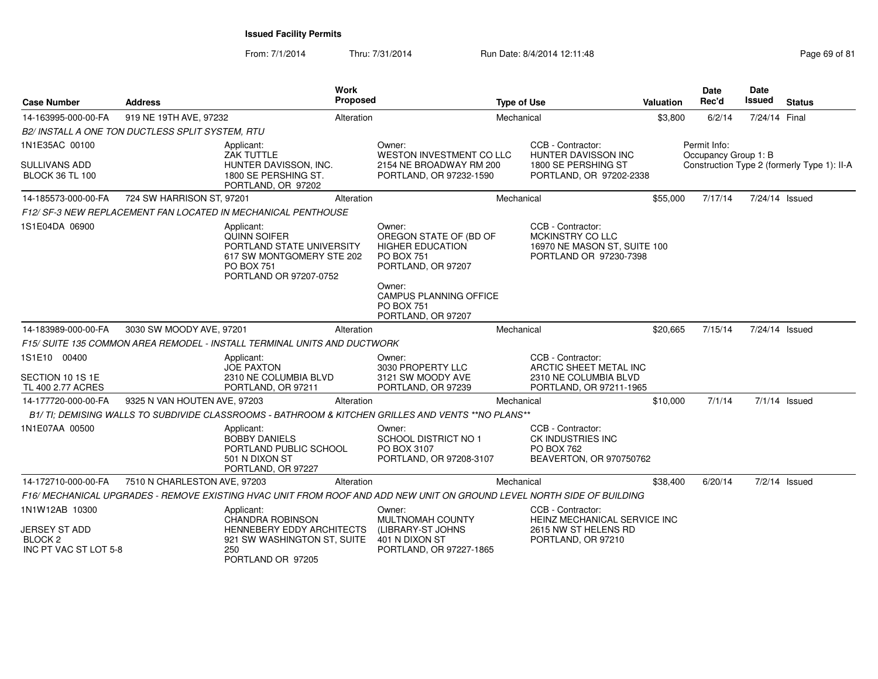# Issued Facility Permits

From: 7/1/2014 Thru: 7/31/2014 Run Date: 8/4/2014 12:11:48

| Case Number | Address | Work Proposed | Type of Use | Valuation | Date Rec'd | Date Issued | Status |
|---|---|---|---|---|---|---|---|
| 14-163995-000-00-FA | 919 NE 19TH AVE, 97232 | Alteration | Mechanical | $3,800 | 6/2/14 | 7/24/14 | Final |

*B2/ INSTALL A ONE TON DUCTLESS SPLIT SYSTEM, RTU*

1N1E35AC 00100
SULLIVANS ADD
BLOCK 36 TL 100

Applicant:
ZAK TUTTLE
HUNTER DAVISSON, INC.
1800 SE PERSHING ST.
PORTLAND, OR 97202

Owner:
WESTON INVESTMENT CO LLC
2154 NE BROADWAY RM 200
PORTLAND, OR 97232-1590

CCB - Contractor:
HUNTER DAVISSON INC
1800 SE PERSHING ST
PORTLAND, OR 97202-2338

Permit Info:
Occupancy Group 1: B
Construction Type 2 (formerly Type 1): II-A

| Case Number | Address | Work Proposed | Type of Use | Valuation | Date Rec'd | Date Issued | Status |
|---|---|---|---|---|---|---|---|
| 14-185573-000-00-FA | 724 SW HARRISON ST, 97201 | Alteration | Mechanical | $55,000 | 7/17/14 | 7/24/14 | Issued |

*F12/ SF-3 NEW REPLACEMENT FAN LOCATED IN MECHANICAL PENTHOUSE*

1S1E04DA 06900

Applicant:
QUINN SOIFER
PORTLAND STATE UNIVERSITY
617 SW MONTGOMERY STE 202
PO BOX 751
PORTLAND OR 97207-0752

Owner:
OREGON STATE OF (BD OF
HIGHER EDUCATION
PO BOX 751
PORTLAND, OR 97207

Owner:
CAMPUS PLANNING OFFICE
PO BOX 751
PORTLAND, OR 97207

CCB - Contractor:
MCKINSTRY CO LLC
16970 NE MASON ST, SUITE 100
PORTLAND OR 97230-7398

| Case Number | Address | Work Proposed | Type of Use | Valuation | Date Rec'd | Date Issued | Status |
|---|---|---|---|---|---|---|---|
| 14-183989-000-00-FA | 3030 SW MOODY AVE, 97201 | Alteration | Mechanical | $20,665 | 7/15/14 | 7/24/14 | Issued |

*F15/ SUITE 135 COMMON AREA REMODEL - INSTALL TERMINAL UNITS AND DUCTWORK*

1S1E10 00400
SECTION 10 1S 1E
TL 400 2.77 ACRES

Applicant:
JOE PAXTON
2310 NE COLUMBIA BLVD
PORTLAND, OR 97211

Owner:
3030 PROPERTY LLC
3121 SW MOODY AVE
PORTLAND, OR 97239

CCB - Contractor:
ARCTIC SHEET METAL INC
2310 NE COLUMBIA BLVD
PORTLAND, OR 97211-1965

| Case Number | Address | Work Proposed | Type of Use | Valuation | Date Rec'd | Date Issued | Status |
|---|---|---|---|---|---|---|---|
| 14-177720-000-00-FA | 9325 N VAN HOUTEN AVE, 97203 | Alteration | Mechanical | $10,000 | 7/1/14 | 7/1/14 | Issued |

*B1/ TI; DEMISING WALLS TO SUBDIVIDE CLASSROOMS - BATHROOM & KITCHEN GRILLES AND VENTS **NO PLANS***

1N1E07AA 00500

Applicant:
BOBBY DANIELS
PORTLAND PUBLIC SCHOOL
501 N DIXON ST
PORTLAND, OR 97227

Owner:
SCHOOL DISTRICT NO 1
PO BOX 3107
PORTLAND, OR 97208-3107

CCB - Contractor:
CK INDUSTRIES INC
PO BOX 762
BEAVERTON, OR 970750762

| Case Number | Address | Work Proposed | Type of Use | Valuation | Date Rec'd | Date Issued | Status |
|---|---|---|---|---|---|---|---|
| 14-172710-000-00-FA | 7510 N CHARLESTON AVE, 97203 | Alteration | Mechanical | $38,400 | 6/20/14 | 7/2/14 | Issued |

*F16/ MECHANICAL UPGRADES - REMOVE EXISTING HVAC UNIT FROM ROOF AND ADD NEW UNIT ON GROUND LEVEL NORTH SIDE OF BUILDING*

1N1W12AB 10300
JERSEY ST ADD
BLOCK 2
INC PT VAC ST LOT 5-8

Applicant:
CHANDRA ROBINSON
HENNEBERY EDDY ARCHITECTS
921 SW WASHINGTON ST, SUITE 250
PORTLAND OR 97205

Owner:
MULTNOMAH COUNTY
(LIBRARY-ST JOHNS
401 N DIXON ST
PORTLAND, OR 97227-1865

CCB - Contractor:
HEINZ MECHANICAL SERVICE INC
2615 NW ST HELENS RD
PORTLAND, OR 97210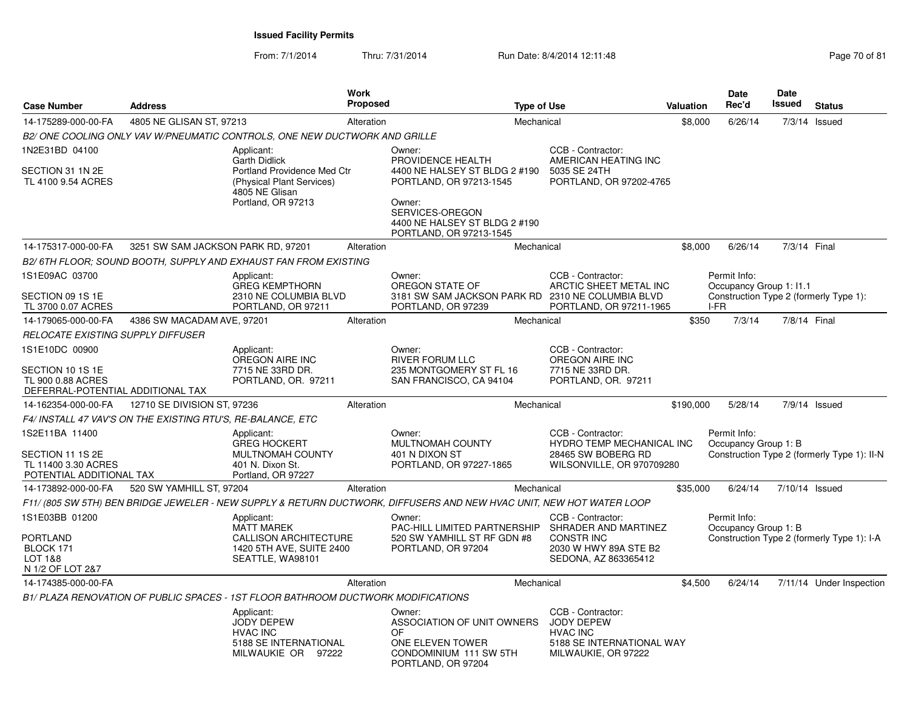# Issued Facility Permits

From: 7/1/2014 Thru: 7/31/2014 Run Date: 8/4/2014 12:11:48

| Case Number | Address | Work Proposed | Type of Use | Valuation | Date Rec'd | Date Issued | Status |
|---|---|---|---|---|---|---|---|
| 14-175289-000-00-FA | 4805 NE GLISAN ST, 97213 | Alteration | Mechanical | $8,000 | 6/26/14 | 7/3/14 | Issued |

B2/ ONE COOLING ONLY VAV W/PNEUMATIC CONTROLS, ONE NEW DUCTWORK AND GRILLE

1N2E31BD 04100
SECTION 31 1N 2E
TL 4100 9.54 ACRES

Applicant: Garth Didlick, Portland Providence Med Ctr (Physical Plant Services), 4805 NE Glisan, Portland, OR 97213

Owner: PROVIDENCE HEALTH, 4400 NE HALSEY ST BLDG 2 #190, PORTLAND, OR 97213-1545

Owner: SERVICES-OREGON, 4400 NE HALSEY ST BLDG 2 #190, PORTLAND, OR 97213-1545

CCB - Contractor: AMERICAN HEATING INC, 5035 SE 24TH, PORTLAND, OR 97202-4765

| Case Number | Address | Work Proposed | Type of Use | Valuation | Date Rec'd | Date Issued | Status |
|---|---|---|---|---|---|---|---|
| 14-175317-000-00-FA | 3251 SW SAM JACKSON PARK RD, 97201 | Alteration | Mechanical | $8,000 | 6/26/14 | 7/3/14 | Final |

B2/ 6TH FLOOR; SOUND BOOTH, SUPPLY AND EXHAUST FAN FROM EXISTING

1S1E09AC 03700
SECTION 09 1S 1E
TL 3700 0.07 ACRES

Applicant: GREG KEMPTHORN, 2310 NE COLUMBIA BLVD, PORTLAND, OR 97211

Owner: OREGON STATE OF, 3181 SW SAM JACKSON PARK RD, PORTLAND, OR 97239

CCB - Contractor: ARCTIC SHEET METAL INC, 2310 NE COLUMBIA BLVD, PORTLAND, OR 97211-1965

Permit Info: Occupancy Group 1: I1.1; Construction Type 2 (formerly Type 1): I-FR

| Case Number | Address | Work Proposed | Type of Use | Valuation | Date Rec'd | Date Issued | Status |
|---|---|---|---|---|---|---|---|
| 14-179065-000-00-FA | 4386 SW MACADAM AVE, 97201 | Alteration | Mechanical | $350 | 7/3/14 | 7/8/14 | Final |

RELOCATE EXISTING SUPPLY DIFFUSER

1S1E10DC 00900
SECTION 10 1S 1E
TL 900 0.88 ACRES
DEFERRAL-POTENTIAL ADDITIONAL TAX

Applicant: OREGON AIRE INC, 7715 NE 33RD DR., PORTLAND, OR. 97211

Owner: RIVER FORUM LLC, 235 MONTGOMERY ST FL 16, SAN FRANCISCO, CA 94104

CCB - Contractor: OREGON AIRE INC, 7715 NE 33RD DR., PORTLAND, OR. 97211

| Case Number | Address | Work Proposed | Type of Use | Valuation | Date Rec'd | Date Issued | Status |
|---|---|---|---|---|---|---|---|
| 14-162354-000-00-FA | 12710 SE DIVISION ST, 97236 | Alteration | Mechanical | $190,000 | 5/28/14 | 7/9/14 | Issued |

F4/ INSTALL 47 VAV'S ON THE EXISTING RTU'S, RE-BALANCE, ETC

1S2E11BA 11400
SECTION 11 1S 2E
TL 11400 3.30 ACRES
POTENTIAL ADDITIONAL TAX

Applicant: GREG HOCKERT, MULTNOMAH COUNTY, 401 N. Dixon St., Portland, OR 97227

Owner: MULTNOMAH COUNTY, 401 N DIXON ST, PORTLAND, OR 97227-1865

CCB - Contractor: HYDRO TEMP MECHANICAL INC, 28465 SW BOBERG RD, WILSONVILLE, OR 970709280

Permit Info: Occupancy Group 1: B; Construction Type 2 (formerly Type 1): II-N

| Case Number | Address | Work Proposed | Type of Use | Valuation | Date Rec'd | Date Issued | Status |
|---|---|---|---|---|---|---|---|
| 14-173892-000-00-FA | 520 SW YAMHILL ST, 97204 | Alteration | Mechanical | $35,000 | 6/24/14 | 7/10/14 | Issued |

F11/ (805 SW 5TH) BEN BRIDGE JEWELER - NEW SUPPLY & RETURN DUCTWORK, DIFFUSERS AND NEW HVAC UNIT, NEW HOT WATER LOOP

1S1E03BB 01200
PORTLAND
BLOCK 171
LOT 1&8
N 1/2 OF LOT 2&7

Applicant: MATT MAREK, CALLISON ARCHITECTURE, 1420 5TH AVE, SUITE 2400, SEATTLE, WA98101

Owner: PAC-HILL LIMITED PARTNERSHIP, 520 SW YAMHILL ST RF GDN #8, PORTLAND, OR 97204

CCB - Contractor: SHRADER AND MARTINEZ CONSTR INC, 2030 W HWY 89A STE B2, SEDONA, AZ 863365412

Permit Info: Occupancy Group 1: B; Construction Type 2 (formerly Type 1): I-A

| Case Number | Address | Work Proposed | Type of Use | Valuation | Date Rec'd | Date Issued | Status |
|---|---|---|---|---|---|---|---|
| 14-174385-000-00-FA | | Alteration | Mechanical | $4,500 | 6/24/14 | 7/11/14 | Under Inspection |

B1/ PLAZA RENOVATION OF PUBLIC SPACES - 1ST FLOOR BATHROOM DUCTWORK MODIFICATIONS

Applicant: JODY DEPEW, HVAC INC, 5188 SE INTERNATIONAL, MILWAUKIE OR 97222

Owner: ASSOCIATION OF UNIT OWNERS OF ONE ELEVEN TOWER CONDOMINIUM 111 SW 5TH, PORTLAND, OR 97204

CCB - Contractor: JODY DEPEW, HVAC INC, 5188 SE INTERNATIONAL WAY, MILWAUKIE, OR 97222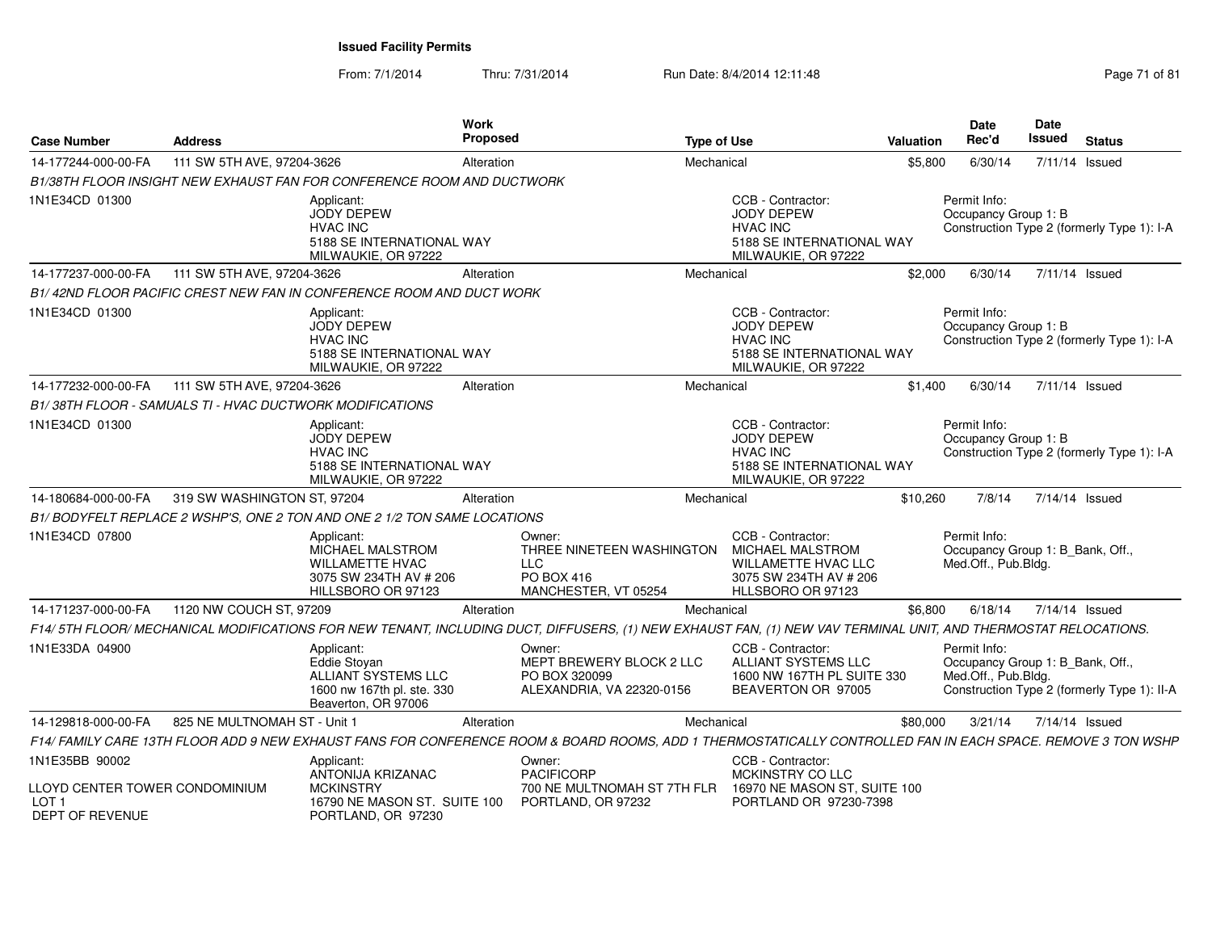**Issued Facility Permits**

From: 7/1/2014 Thru: 7/31/2014 Run Date: 8/4/2014 12:11:48

| Case Number | Address | Work Proposed | Type of Use | Valuation | Date Rec'd | Date Issued | Status |
|---|---|---|---|---|---|---|---|
| 14-177244-000-00-FA | 111 SW 5TH AVE, 97204-3626 | Alteration | Mechanical | $5,800 | 6/30/14 | 7/11/14 | Issued |

*B1/38TH FLOOR INSIGHT NEW EXHAUST FAN FOR CONFERENCE ROOM AND DUCTWORK*

1N1E34CD 01300

Applicant: JODY DEPEW, HVAC INC, 5188 SE INTERNATIONAL WAY, MILWAUKIE, OR 97222

CCB - Contractor: JODY DEPEW, HVAC INC, 5188 SE INTERNATIONAL WAY, MILWAUKIE, OR 97222

Permit Info: Occupancy Group 1: B; Construction Type 2 (formerly Type 1): I-A

| Case Number | Address | Work Proposed | Type of Use | Valuation | Date Rec'd | Date Issued | Status |
|---|---|---|---|---|---|---|---|
| 14-177237-000-00-FA | 111 SW 5TH AVE, 97204-3626 | Alteration | Mechanical | $2,000 | 6/30/14 | 7/11/14 | Issued |

*B1/ 42ND FLOOR PACIFIC CREST NEW FAN IN CONFERENCE ROOM AND DUCT WORK*

1N1E34CD 01300

Applicant: JODY DEPEW, HVAC INC, 5188 SE INTERNATIONAL WAY, MILWAUKIE, OR 97222

CCB - Contractor: JODY DEPEW, HVAC INC, 5188 SE INTERNATIONAL WAY, MILWAUKIE, OR 97222

Permit Info: Occupancy Group 1: B; Construction Type 2 (formerly Type 1): I-A

| Case Number | Address | Work Proposed | Type of Use | Valuation | Date Rec'd | Date Issued | Status |
|---|---|---|---|---|---|---|---|
| 14-177232-000-00-FA | 111 SW 5TH AVE, 97204-3626 | Alteration | Mechanical | $1,400 | 6/30/14 | 7/11/14 | Issued |

*B1/ 38TH FLOOR - SAMUALS TI - HVAC DUCTWORK MODIFICATIONS*

1N1E34CD 01300

Applicant: JODY DEPEW, HVAC INC, 5188 SE INTERNATIONAL WAY, MILWAUKIE, OR 97222

CCB - Contractor: JODY DEPEW, HVAC INC, 5188 SE INTERNATIONAL WAY, MILWAUKIE, OR 97222

Permit Info: Occupancy Group 1: B; Construction Type 2 (formerly Type 1): I-A

| Case Number | Address | Work Proposed | Type of Use | Valuation | Date Rec'd | Date Issued | Status |
|---|---|---|---|---|---|---|---|
| 14-180684-000-00-FA | 319 SW WASHINGTON ST, 97204 | Alteration | Mechanical | $10,260 | 7/8/14 | 7/14/14 | Issued |

*B1/ BODYFELT REPLACE 2 WSHP'S, ONE 2 TON AND ONE 2 1/2 TON SAME LOCATIONS*

1N1E34CD 07800

Applicant: MICHAEL MALSTROM, WILLAMETTE HVAC, 3075 SW 234TH AV # 206, HILLSBORO OR 97123

Owner: THREE NINETEEN WASHINGTON LLC, PO BOX 416, MANCHESTER, VT 05254

CCB - Contractor: MICHAEL MALSTROM, WILLAMETTE HVAC LLC, 3075 SW 234TH AV # 206, HLLSBORO OR 97123

Permit Info: Occupancy Group 1: B_Bank, Off., Med.Off., Pub.Bldg.

| Case Number | Address | Work Proposed | Type of Use | Valuation | Date Rec'd | Date Issued | Status |
|---|---|---|---|---|---|---|---|
| 14-171237-000-00-FA | 1120 NW COUCH ST, 97209 | Alteration | Mechanical | $6,800 | 6/18/14 | 7/14/14 | Issued |

*F14/ 5TH FLOOR/ MECHANICAL MODIFICATIONS FOR NEW TENANT, INCLUDING DUCT, DIFFUSERS, (1) NEW EXHAUST FAN, (1) NEW VAV TERMINAL UNIT, AND THERMOSTAT RELOCATIONS.*

1N1E33DA 04900

Applicant: Eddie Stoyan, ALLIANT SYSTEMS LLC, 1600 nw 167th pl. ste. 330, Beaverton, OR 97006

Owner: MEPT BREWERY BLOCK 2 LLC, PO BOX 320099, ALEXANDRIA, VA 22320-0156

CCB - Contractor: ALLIANT SYSTEMS LLC, 1600 NW 167TH PL SUITE 330, BEAVERTON OR 97005

Permit Info: Occupancy Group 1: B_Bank, Off., Med.Off., Pub.Bldg.; Construction Type 2 (formerly Type 1): II-A

| Case Number | Address | Work Proposed | Type of Use | Valuation | Date Rec'd | Date Issued | Status |
|---|---|---|---|---|---|---|---|
| 14-129818-000-00-FA | 825 NE MULTNOMAH ST - Unit 1 | Alteration | Mechanical | $80,000 | 3/21/14 | 7/14/14 | Issued |

*F14/ FAMILY CARE 13TH FLOOR ADD 9 NEW EXHAUST FANS FOR CONFERENCE ROOM & BOARD ROOMS, ADD 1 THERMOSTATICALLY CONTROLLED FAN IN EACH SPACE. REMOVE 3 TON WSHP*

1N1E35BB 90002

LLOYD CENTER TOWER CONDOMINIUM
LOT 1
DEPT OF REVENUE

Applicant: ANTONIJA KRIZANAC, MCKINSTRY, 16790 NE MASON ST. SUITE 100, PORTLAND, OR 97230

Owner: PACIFICORP, 700 NE MULTNOMAH ST 7TH FLR, PORTLAND, OR 97232

CCB - Contractor: MCKINSTRY CO LLC, 16970 NE MASON ST, SUITE 100, PORTLAND OR 97230-7398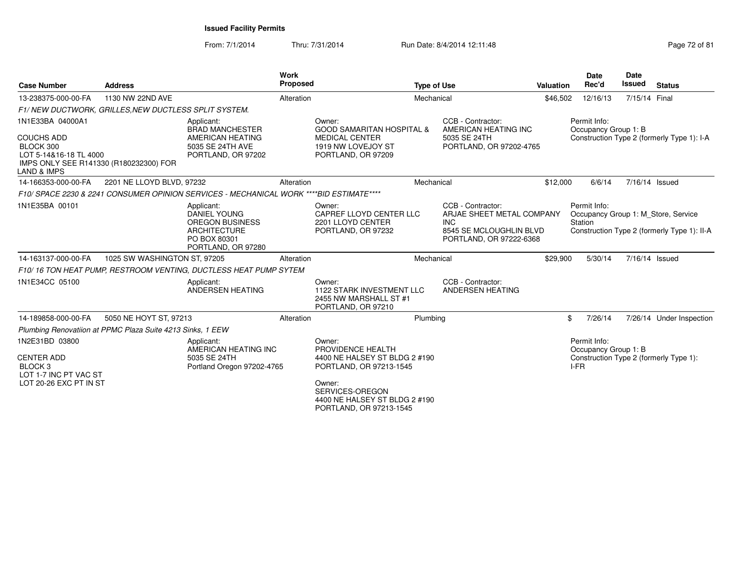**Issued Facility Permits**

From: 7/1/2014 Thru: 7/31/2014 Run Date: 8/4/2014 12:11:48

| Case Number | Address | Work Proposed | Type of Use | Valuation | Date Rec'd | Date Issued | Status |
|---|---|---|---|---|---|---|---|
| 13-238375-000-00-FA | 1130 NW 22ND AVE | Alteration | Mechanical | $46,502 | 12/16/13 | 7/15/14 | Final |

F1/ NEW DUCTWORK, GRILLES,NEW DUCTLESS SPLIT SYSTEM.

1N1E33BA 04000A1

COUCHS ADD
BLOCK 300
LOT 5-14&16-18 TL 4000
IMPS ONLY SEE R141330 (R180232300) FOR LAND & IMPS

Applicant:
BRAD MANCHESTER
AMERICAN HEATING
5035 SE 24TH AVE
PORTLAND, OR 97202

Owner:
GOOD SAMARITAN HOSPITAL & MEDICAL CENTER
1919 NW LOVEJOY ST
PORTLAND, OR 97209

CCB - Contractor:
AMERICAN HEATING INC
5035 SE 24TH
PORTLAND, OR 97202-4765

Permit Info:
Occupancy Group 1: B
Construction Type 2 (formerly Type 1): I-A

| Case Number | Address | Work Proposed | Type of Use | Valuation | Date Rec'd | Date Issued | Status |
|---|---|---|---|---|---|---|---|
| 14-166353-000-00-FA | 2201 NE LLOYD BLVD, 97232 | Alteration | Mechanical | $12,000 | 6/6/14 | 7/16/14 | Issued |

F10/ SPACE 2230 & 2241 CONSUMER OPINION SERVICES - MECHANICAL WORK ****BID ESTIMATE****

1N1E35BA 00101

Applicant:
DANIEL YOUNG
OREGON BUSINESS ARCHITECTURE
PO BOX 80301
PORTLAND, OR 97280

Owner:
CAPREF LLOYD CENTER LLC
2201 LLOYD CENTER
PORTLAND, OR 97232

CCB - Contractor:
ARJAE SHEET METAL COMPANY INC
8545 SE MCLOUGHLIN BLVD
PORTLAND, OR 97222-6368

Permit Info:
Occupancy Group 1: M_Store, Service Station
Construction Type 2 (formerly Type 1): II-A

| Case Number | Address | Work Proposed | Type of Use | Valuation | Date Rec'd | Date Issued | Status |
|---|---|---|---|---|---|---|---|
| 14-163137-000-00-FA | 1025 SW WASHINGTON ST, 97205 | Alteration | Mechanical | $29,900 | 5/30/14 | 7/16/14 | Issued |

F10/ 16 TON HEAT PUMP, RESTROOM VENTING, DUCTLESS HEAT PUMP SYTEM

1N1E34CC 05100

Applicant:
ANDERSEN HEATING

Owner:
1122 STARK INVESTMENT LLC
2455 NW MARSHALL ST #1
PORTLAND, OR 97210

CCB - Contractor:
ANDERSEN HEATING

| Case Number | Address | Work Proposed | Type of Use | Valuation | Date Rec'd | Date Issued | Status |
|---|---|---|---|---|---|---|---|
| 14-189858-000-00-FA | 5050 NE HOYT ST, 97213 | Alteration | Plumbing | $ | 7/26/14 | 7/26/14 | Under Inspection |

Plumbing Renovatiion at PPMC Plaza Suite 4213 Sinks, 1 EEW

1N2E31BD 03800

CENTER ADD
BLOCK 3
LOT 1-7 INC PT VAC ST
LOT 20-26 EXC PT IN ST

Applicant:
AMERICAN HEATING INC
5035 SE 24TH
Portland Oregon 97202-4765

Owner:
PROVIDENCE HEALTH
4400 NE HALSEY ST BLDG 2 #190
PORTLAND, OR 97213-1545

Owner:
SERVICES-OREGON
4400 NE HALSEY ST BLDG 2 #190
PORTLAND, OR 97213-1545

Permit Info:
Occupancy Group 1: B
Construction Type 2 (formerly Type 1): I-FR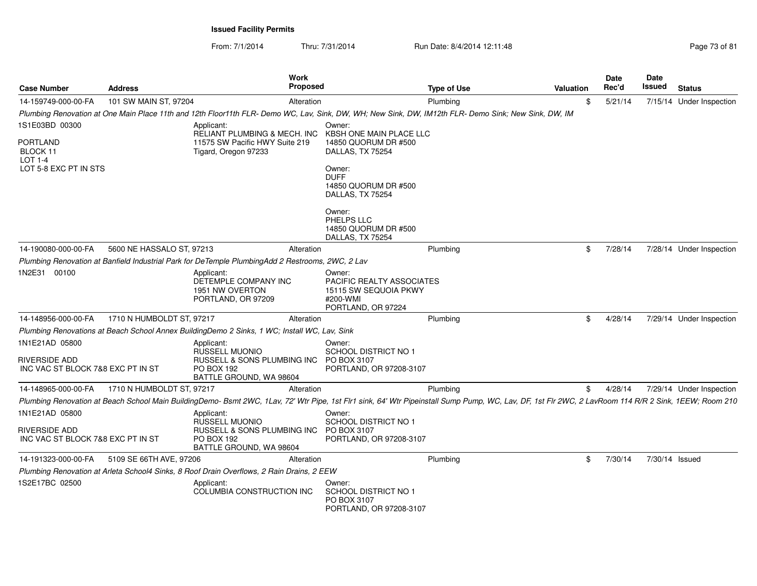**Issued Facility Permits**

From: 7/1/2014 Thru: 7/31/2014 Run Date: 8/4/2014 12:11:48

| Case Number | Address | Work Proposed | Type of Use | Valuation | Date Rec'd | Date Issued | Status |
|---|---|---|---|---|---|---|---|
| 14-159749-000-00-FA | 101 SW MAIN ST, 97204 | Alteration | Plumbing | $ | 5/21/14 | 7/15/14 | Under Inspection |

*Plumbing Renovation at One Main Place 11th and 12th Floor11th FLR- Demo WC, Lav, Sink, DW, WH; New Sink, DW, IM12th FLR- Demo Sink; New Sink, DW, IM*

1S1E03BD 00300

PORTLAND
BLOCK 11
LOT 1-4
LOT 5-8 EXC PT IN STS

Applicant:
RELIANT PLUMBING & MECH. INC
11575 SW Pacific HWY Suite 219
Tigard, Oregon 97233

Owner:
KBSH ONE MAIN PLACE LLC
14850 QUORUM DR #500
DALLAS, TX 75254

Owner:
DUFF
14850 QUORUM DR #500
DALLAS, TX 75254

Owner:
PHELPS LLC
14850 QUORUM DR #500
DALLAS, TX 75254

| Case Number | Address | Work Proposed | Type of Use | Valuation | Date Rec'd | Date Issued | Status |
|---|---|---|---|---|---|---|---|
| 14-190080-000-00-FA | 5600 NE HASSALO ST, 97213 | Alteration | Plumbing | $ | 7/28/14 | 7/28/14 | Under Inspection |

*Plumbing Renovation at Banfield Industrial Park for DeTemple PlumbingAdd 2 Restrooms, 2WC, 2 Lav*

1N2E31 00100

Applicant:
DETEMPLE COMPANY INC
1951 NW OVERTON
PORTLAND, OR 97209

Owner:
PACIFIC REALTY ASSOCIATES
15115 SW SEQUOIA PKWY
#200-WMI
PORTLAND, OR 97224

| Case Number | Address | Work Proposed | Type of Use | Valuation | Date Rec'd | Date Issued | Status |
|---|---|---|---|---|---|---|---|
| 14-148956-000-00-FA | 1710 N HUMBOLDT ST, 97217 | Alteration | Plumbing | $ | 4/28/14 | 7/29/14 | Under Inspection |

*Plumbing Renovations at Beach School Annex BuildingDemo 2 Sinks, 1 WC; Install WC, Lav, Sink*

1N1E21AD 05800

RIVERSIDE ADD
INC VAC ST BLOCK 7&8 EXC PT IN ST

Applicant:
RUSSELL MUONIO
RUSSELL & SONS PLUMBING INC
PO BOX 192
BATTLE GROUND, WA 98604

Owner:
SCHOOL DISTRICT NO 1
PO BOX 3107
PORTLAND, OR 97208-3107

| Case Number | Address | Work Proposed | Type of Use | Valuation | Date Rec'd | Date Issued | Status |
|---|---|---|---|---|---|---|---|
| 14-148965-000-00-FA | 1710 N HUMBOLDT ST, 97217 | Alteration | Plumbing | $ | 4/28/14 | 7/29/14 | Under Inspection |

*Plumbing Renovation at Beach School Main BuildingDemo- Bsmt 2WC, 1Lav, 72' Wtr Pipe, 1st Flr1 sink, 64' Wtr Pipeinstall Sump Pump, WC, Lav, DF, 1st Flr 2WC, 2 LavRoom 114 R/R 2 Sink, 1EEW; Room 210*

1N1E21AD 05800

RIVERSIDE ADD
INC VAC ST BLOCK 7&8 EXC PT IN ST

Applicant:
RUSSELL MUONIO
RUSSELL & SONS PLUMBING INC
PO BOX 192
BATTLE GROUND, WA 98604

Owner:
SCHOOL DISTRICT NO 1
PO BOX 3107
PORTLAND, OR 97208-3107

| Case Number | Address | Work Proposed | Type of Use | Valuation | Date Rec'd | Date Issued | Status |
|---|---|---|---|---|---|---|---|
| 14-191323-000-00-FA | 5109 SE 66TH AVE, 97206 | Alteration | Plumbing | $ | 7/30/14 | 7/30/14 | Issued |

*Plumbing Renovation at Arleta School4 Sinks, 8 Roof Drain Overflows, 2 Rain Drains, 2 EEW*

1S2E17BC 02500

Applicant:
COLUMBIA CONSTRUCTION INC

Owner:
SCHOOL DISTRICT NO 1
PO BOX 3107
PORTLAND, OR 97208-3107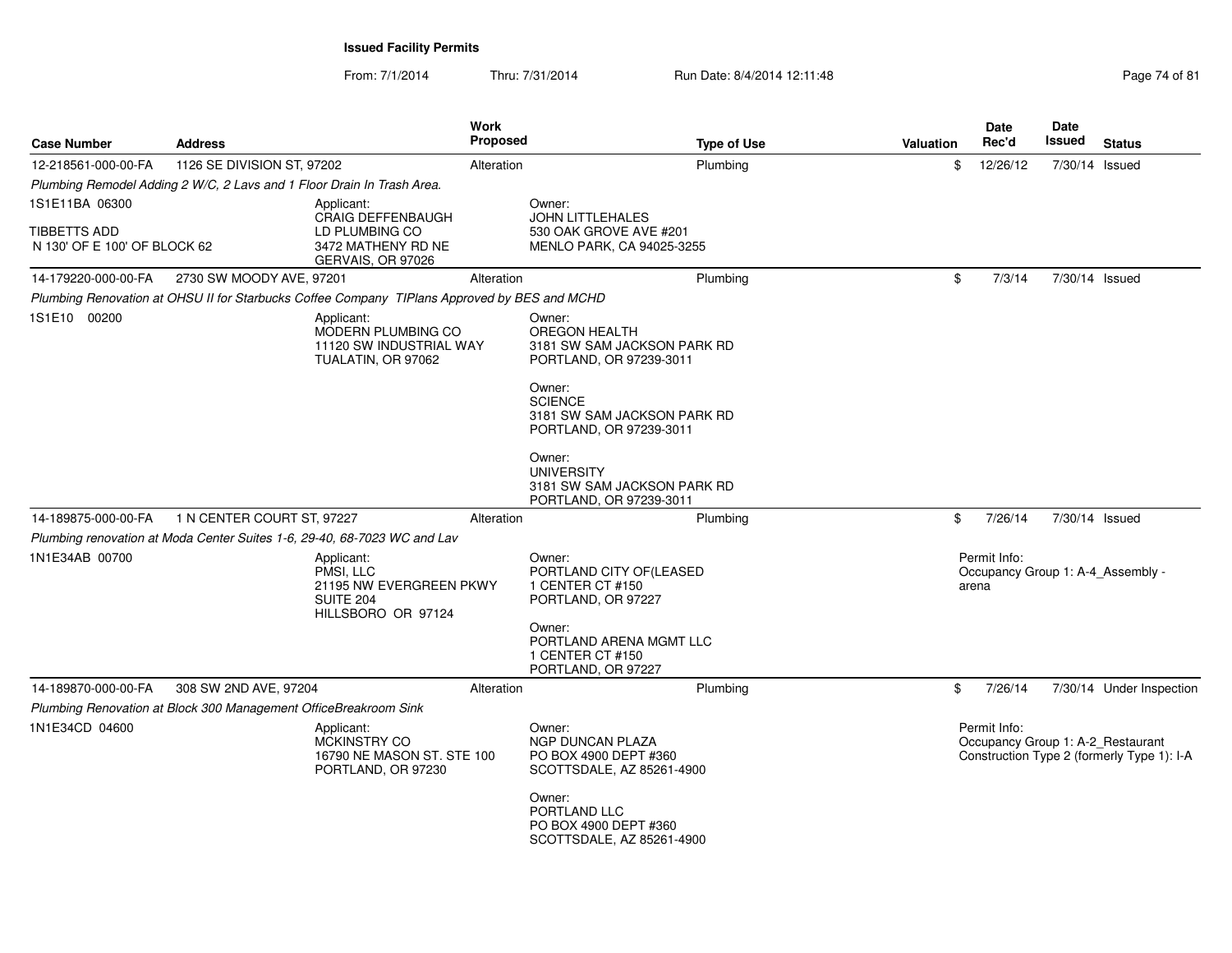**Issued Facility Permits**

From: 7/1/2014 Thru: 7/31/2014 Run Date: 8/4/2014 12:11:48

| Case Number | Address | Work Proposed | Type of Use | Valuation | Date Rec'd | Date Issued | Status |
|---|---|---|---|---|---|---|---|
| 12-218561-000-00-FA | 1126 SE DIVISION ST, 97202 | Alteration | Plumbing | $ | 12/26/12 | 7/30/14 | Issued |
| 14-179220-000-00-FA | 2730 SW MOODY AVE, 97201 | Alteration | Plumbing | $ | 7/3/14 | 7/30/14 | Issued |
| 14-189875-000-00-FA | 1 N CENTER COURT ST, 97227 | Alteration | Plumbing | $ | 7/26/14 | 7/30/14 | Issued |
| 14-189870-000-00-FA | 308 SW 2ND AVE, 97204 | Alteration | Plumbing | $ | 7/26/14 | 7/30/14 | Under Inspection |

**12-218561-000-00-FA**

*Plumbing Remodel Adding 2 W/C, 2 Lavs and 1 Floor Drain In Trash Area.*

1S1E11BA 06300

TIBBETTS ADD
N 130' OF E 100' OF BLOCK 62

Applicant:
CRAIG DEFFENBAUGH
LD PLUMBING CO
3472 MATHENY RD NE
GERVAIS, OR 97026

Owner:
JOHN LITTLEHALES
530 OAK GROVE AVE #201
MENLO PARK, CA 94025-3255

**14-179220-000-00-FA**

*Plumbing Renovation at OHSU II for Starbucks Coffee Company TIPlans Approved by BES and MCHD*

1S1E10 00200

Applicant:
MODERN PLUMBING CO
11120 SW INDUSTRIAL WAY
TUALATIN, OR 97062

Owner:
OREGON HEALTH
3181 SW SAM JACKSON PARK RD
PORTLAND, OR 97239-3011

Owner:
SCIENCE
3181 SW SAM JACKSON PARK RD
PORTLAND, OR 97239-3011

Owner:
UNIVERSITY
3181 SW SAM JACKSON PARK RD
PORTLAND, OR 97239-3011

**14-189875-000-00-FA**

*Plumbing renovation at Moda Center Suites 1-6, 29-40, 68-7023 WC and Lav*

1N1E34AB 00700

Applicant:
PMSI, LLC
21195 NW EVERGREEN PKWY
SUITE 204
HILLSBORO OR 97124

Owner:
PORTLAND CITY OF(LEASED
1 CENTER CT #150
PORTLAND, OR 97227

Owner:
PORTLAND ARENA MGMT LLC
1 CENTER CT #150
PORTLAND, OR 97227

Permit Info:
Occupancy Group 1: A-4_Assembly - arena

**14-189870-000-00-FA**

*Plumbing Renovation at Block 300 Management OfficeBreakroom Sink*

1N1E34CD 04600

Applicant:
MCKINSTRY CO
16790 NE MASON ST. STE 100
PORTLAND, OR 97230

Owner:
NGP DUNCAN PLAZA
PO BOX 4900 DEPT #360
SCOTTSDALE, AZ 85261-4900

Owner:
PORTLAND LLC
PO BOX 4900 DEPT #360
SCOTTSDALE, AZ 85261-4900

Permit Info:
Occupancy Group 1: A-2_Restaurant
Construction Type 2 (formerly Type 1): I-A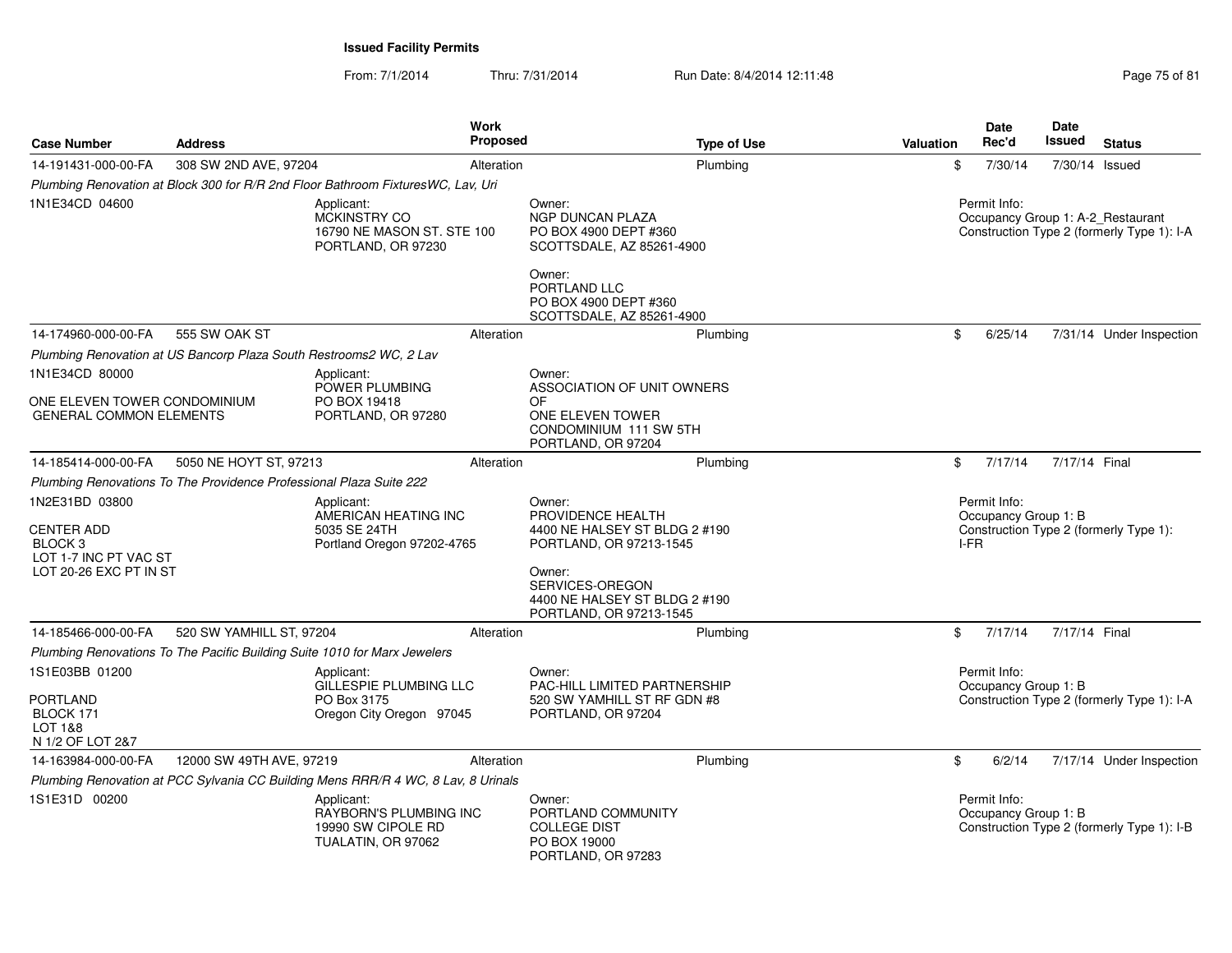# Issued Facility Permits

From: 7/1/2014 Thru: 7/31/2014 Run Date: 8/4/2014 12:11:48

| Case Number | Address | Work Proposed | Type of Use | Valuation | Date Rec'd | Date Issued | Status |
|---|---|---|---|---|---|---|---|
| 14-191431-000-00-FA | 308 SW 2ND AVE, 97204 | Alteration | Plumbing | $ | 7/30/14 | 7/30/14 | Issued |
| *Plumbing Renovation at Block 300 for R/R 2nd Floor Bathroom FixturesWC, Lav, Uri* | | | | | | | |
| 1N1E34CD 04600 | Applicant: MCKINSTRY CO 16790 NE MASON ST. STE 100 PORTLAND, OR 97230 | | Owner: NGP DUNCAN PLAZA PO BOX 4900 DEPT #360 SCOTTSDALE, AZ 85261-4900<br>Owner: PORTLAND LLC PO BOX 4900 DEPT #360 SCOTTSDALE, AZ 85261-4900 | | Permit Info: Occupancy Group 1: A-2_Restaurant Construction Type 2 (formerly Type 1): I-A | | |
| 14-174960-000-00-FA | 555 SW OAK ST | Alteration | Plumbing | $ | 6/25/14 | 7/31/14 | Under Inspection |
| *Plumbing Renovation at US Bancorp Plaza South Restrooms2 WC, 2 Lav* | | | | | | | |
| 1N1E34CD 80000<br>ONE ELEVEN TOWER CONDOMINIUM GENERAL COMMON ELEMENTS | Applicant: POWER PLUMBING PO BOX 19418 PORTLAND, OR 97280 | | Owner: ASSOCIATION OF UNIT OWNERS OF ONE ELEVEN TOWER CONDOMINIUM 111 SW 5TH PORTLAND, OR 97204 | | | | |
| 14-185414-000-00-FA | 5050 NE HOYT ST, 97213 | Alteration | Plumbing | $ | 7/17/14 | 7/17/14 | Final |
| *Plumbing Renovations To The Providence Professional Plaza Suite 222* | | | | | | | |
| 1N2E31BD 03800<br>CENTER ADD BLOCK 3 LOT 1-7 INC PT VAC ST LOT 20-26 EXC PT IN ST | Applicant: AMERICAN HEATING INC 5035 SE 24TH Portland Oregon 97202-4765 | | Owner: PROVIDENCE HEALTH 4400 NE HALSEY ST BLDG 2 #190 PORTLAND, OR 97213-1545<br>Owner: SERVICES-OREGON 4400 NE HALSEY ST BLDG 2 #190 PORTLAND, OR 97213-1545 | | Permit Info: Occupancy Group 1: B Construction Type 2 (formerly Type 1): I-FR | | |
| 14-185466-000-00-FA | 520 SW YAMHILL ST, 97204 | Alteration | Plumbing | $ | 7/17/14 | 7/17/14 | Final |
| *Plumbing Renovations To The Pacific Building Suite 1010 for Marx Jewelers* | | | | | | | |
| 1S1E03BB 01200<br>PORTLAND BLOCK 171 LOT 1&8 N 1/2 OF LOT 2&7 | Applicant: GILLESPIE PLUMBING LLC PO Box 3175 Oregon City Oregon 97045 | | Owner: PAC-HILL LIMITED PARTNERSHIP 520 SW YAMHILL ST RF GDN #8 PORTLAND, OR 97204 | | Permit Info: Occupancy Group 1: B Construction Type 2 (formerly Type 1): I-A | | |
| 14-163984-000-00-FA | 12000 SW 49TH AVE, 97219 | Alteration | Plumbing | $ | 6/2/14 | 7/17/14 | Under Inspection |
| *Plumbing Renovation at PCC Sylvania CC Building Mens RRR/R 4 WC, 8 Lav, 8 Urinals* | | | | | | | |
| 1S1E31D 00200 | Applicant: RAYBORN'S PLUMBING INC 19990 SW CIPOLE RD TUALATIN, OR 97062 | | Owner: PORTLAND COMMUNITY COLLEGE DIST PO BOX 19000 PORTLAND, OR 97283 | | Permit Info: Occupancy Group 1: B Construction Type 2 (formerly Type 1): I-B | | |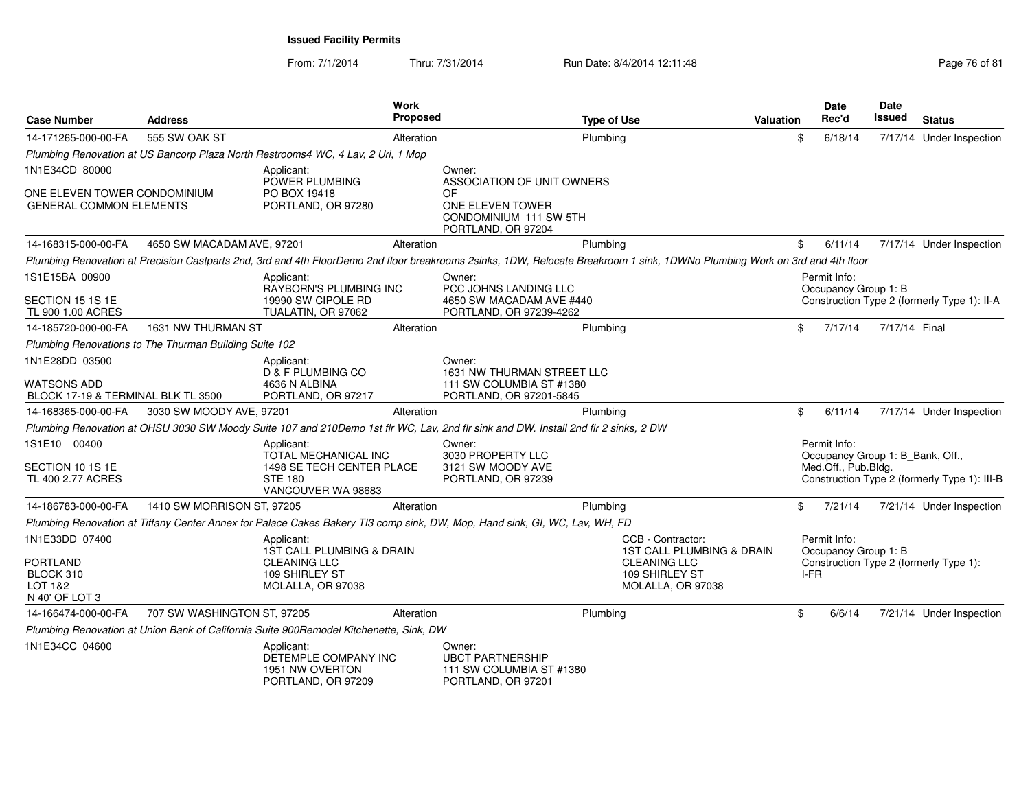**Issued Facility Permits**

From: 7/1/2014 Thru: 7/31/2014 Run Date: 8/4/2014 12:11:48

| Case Number | Address | Work Proposed | Type of Use | Valuation | Date Rec'd | Date Issued | Status |
|---|---|---|---|---|---|---|---|
| 14-171265-000-00-FA | 555 SW OAK ST | Alteration | Plumbing | $ | 6/18/14 | 7/17/14 | Under Inspection |

*Plumbing Renovation at US Bancorp Plaza North Restrooms4 WC, 4 Lav, 2 Uri, 1 Mop*

1N1E34CD 80000

ONE ELEVEN TOWER CONDOMINIUM GENERAL COMMON ELEMENTS

Applicant: POWER PLUMBING, PO BOX 19418, PORTLAND, OR 97280

Owner: ASSOCIATION OF UNIT OWNERS OF ONE ELEVEN TOWER CONDOMINIUM 111 SW 5TH, PORTLAND, OR 97204

| Case Number | Address | Work Proposed | Type of Use | Valuation | Date Rec'd | Date Issued | Status |
|---|---|---|---|---|---|---|---|
| 14-168315-000-00-FA | 4650 SW MACADAM AVE, 97201 | Alteration | Plumbing | $ | 6/11/14 | 7/17/14 | Under Inspection |

*Plumbing Renovation at Precision Castparts 2nd, 3rd and 4th FloorDemo 2nd floor breakrooms 2sinks, 1DW, Relocate Breakroom 1 sink, 1DWNo Plumbing Work on 3rd and 4th floor*

1S1E15BA 00900

SECTION 15 1S 1E TL 900 1.00 ACRES

Applicant: RAYBORN'S PLUMBING INC, 19990 SW CIPOLE RD, TUALATIN, OR 97062

Owner: PCC JOHNS LANDING LLC, 4650 SW MACADAM AVE #440, PORTLAND, OR 97239-4262

Permit Info: Occupancy Group 1: B; Construction Type 2 (formerly Type 1): II-A

| Case Number | Address | Work Proposed | Type of Use | Valuation | Date Rec'd | Date Issued | Status |
|---|---|---|---|---|---|---|---|
| 14-185720-000-00-FA | 1631 NW THURMAN ST | Alteration | Plumbing | $ | 7/17/14 | 7/17/14 | Final |

*Plumbing Renovations to The Thurman Building Suite 102*

1N1E28DD 03500

WATSONS ADD BLOCK 17-19 & TERMINAL BLK TL 3500

Applicant: D & F PLUMBING CO, 4636 N ALBINA, PORTLAND, OR 97217

Owner: 1631 NW THURMAN STREET LLC, 111 SW COLUMBIA ST #1380, PORTLAND, OR 97201-5845

| Case Number | Address | Work Proposed | Type of Use | Valuation | Date Rec'd | Date Issued | Status |
|---|---|---|---|---|---|---|---|
| 14-168365-000-00-FA | 3030 SW MOODY AVE, 97201 | Alteration | Plumbing | $ | 6/11/14 | 7/17/14 | Under Inspection |

*Plumbing Renovation at OHSU 3030 SW Moody Suite 107 and 210Demo 1st flr WC, Lav, 2nd flr sink and DW. Install 2nd flr 2 sinks, 2 DW*

1S1E10 00400

SECTION 10 1S 1E TL 400 2.77 ACRES

Applicant: TOTAL MECHANICAL INC, 1498 SE TECH CENTER PLACE STE 180, VANCOUVER WA 98683

Owner: 3030 PROPERTY LLC, 3121 SW MOODY AVE, PORTLAND, OR 97239

Permit Info: Occupancy Group 1: B_Bank, Off., Med.Off., Pub.Bldg.; Construction Type 2 (formerly Type 1): III-B

| Case Number | Address | Work Proposed | Type of Use | Valuation | Date Rec'd | Date Issued | Status |
|---|---|---|---|---|---|---|---|
| 14-186783-000-00-FA | 1410 SW MORRISON ST, 97205 | Alteration | Plumbing | $ | 7/21/14 | 7/21/14 | Under Inspection |

*Plumbing Renovation at Tiffany Center Annex for Palace Cakes Bakery TI3 comp sink, DW, Mop, Hand sink, GI, WC, Lav, WH, FD*

1N1E33DD 07400

PORTLAND BLOCK 310 LOT 1&2 N 40' OF LOT 3

Applicant: 1ST CALL PLUMBING & DRAIN CLEANING LLC, 109 SHIRLEY ST, MOLALLA, OR 97038

CCB - Contractor: 1ST CALL PLUMBING & DRAIN CLEANING LLC, 109 SHIRLEY ST, MOLALLA, OR 97038

Permit Info: Occupancy Group 1: B; Construction Type 2 (formerly Type 1): I-FR

| Case Number | Address | Work Proposed | Type of Use | Valuation | Date Rec'd | Date Issued | Status |
|---|---|---|---|---|---|---|---|
| 14-166474-000-00-FA | 707 SW WASHINGTON ST, 97205 | Alteration | Plumbing | $ | 6/6/14 | 7/21/14 | Under Inspection |

*Plumbing Renovation at Union Bank of California Suite 900Remodel Kitchenette, Sink, DW*

1N1E34CC 04600

Applicant: DETEMPLE COMPANY INC, 1951 NW OVERTON, PORTLAND, OR 97209

Owner: UBCT PARTNERSHIP, 111 SW COLUMBIA ST #1380, PORTLAND, OR 97201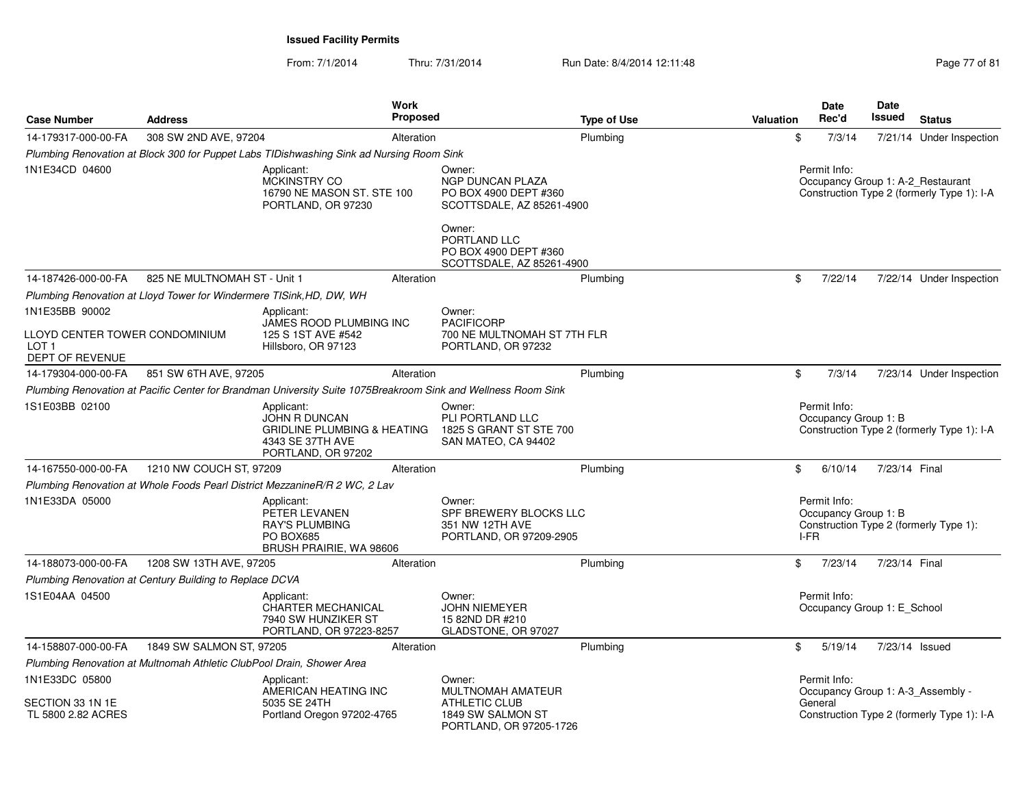# Issued Facility Permits

From: 7/1/2014 Thru: 7/31/2014 Run Date: 8/4/2014 12:11:48

| Case Number | Address | Work Proposed | Type of Use | Valuation | Date Rec'd | Date Issued | Status |
|---|---|---|---|---|---|---|---|
| 14-179317-000-00-FA | 308 SW 2ND AVE, 97204 | Alteration | Plumbing | $ | 7/3/14 | 7/21/14 | Under Inspection |
| *Plumbing Renovation at Block 300 for Puppet Labs TIDishwashing Sink ad Nursing Room Sink* | | | | | | | |
| 1N1E34CD 04600 | Applicant: MCKINSTRY CO 16790 NE MASON ST. STE 100 PORTLAND, OR 97230 | Owner: NGP DUNCAN PLAZA PO BOX 4900 DEPT #360 SCOTTSDALE, AZ 85261-4900<br>Owner: PORTLAND LLC PO BOX 4900 DEPT #360 SCOTTSDALE, AZ 85261-4900 | | | Permit Info: Occupancy Group 1: A-2_Restaurant Construction Type 2 (formerly Type 1): I-A | | |
| 14-187426-000-00-FA | 825 NE MULTNOMAH ST - Unit 1 | Alteration | Plumbing | $ | 7/22/14 | 7/22/14 | Under Inspection |
| *Plumbing Renovation at Lloyd Tower for Windermere TISink,HD, DW, WH* | | | | | | | |
| 1N1E35BB 90002<br>LLOYD CENTER TOWER CONDOMINIUM LOT 1 DEPT OF REVENUE | Applicant: JAMES ROOD PLUMBING INC 125 S 1ST AVE #542 Hillsboro, OR 97123 | Owner: PACIFICORP 700 NE MULTNOMAH ST 7TH FLR PORTLAND, OR 97232 | | | | | |
| 14-179304-000-00-FA | 851 SW 6TH AVE, 97205 | Alteration | Plumbing | $ | 7/3/14 | 7/23/14 | Under Inspection |
| *Plumbing Renovation at Pacific Center for Brandman University Suite 1075Breakroom Sink and Wellness Room Sink* | | | | | | | |
| 1S1E03BB 02100 | Applicant: JOHN R DUNCAN GRIDLINE PLUMBING & HEATING 4343 SE 37TH AVE PORTLAND, OR 97202 | Owner: PLI PORTLAND LLC 1825 S GRANT ST STE 700 SAN MATEO, CA 94402 | | | Permit Info: Occupancy Group 1: B Construction Type 2 (formerly Type 1): I-A | | |
| 14-167550-000-00-FA | 1210 NW COUCH ST, 97209 | Alteration | Plumbing | $ | 6/10/14 | 7/23/14 | Final |
| *Plumbing Renovation at Whole Foods Pearl District MezzanineR/R 2 WC, 2 Lav* | | | | | | | |
| 1N1E33DA 05000 | Applicant: PETER LEVANEN RAY'S PLUMBING PO BOX685 BRUSH PRAIRIE, WA 98606 | Owner: SPF BREWERY BLOCKS LLC 351 NW 12TH AVE PORTLAND, OR 97209-2905 | | | Permit Info: Occupancy Group 1: B Construction Type 2 (formerly Type 1): I-FR | | |
| 14-188073-000-00-FA | 1208 SW 13TH AVE, 97205 | Alteration | Plumbing | $ | 7/23/14 | 7/23/14 | Final |
| *Plumbing Renovation at Century Building to Replace DCVA* | | | | | | | |
| 1S1E04AA 04500 | Applicant: CHARTER MECHANICAL 7940 SW HUNZIKER ST PORTLAND, OR 97223-8257 | Owner: JOHN NIEMEYER 15 82ND DR #210 GLADSTONE, OR 97027 | | | Permit Info: Occupancy Group 1: E_School | | |
| 14-158807-000-00-FA | 1849 SW SALMON ST, 97205 | Alteration | Plumbing | $ | 5/19/14 | 7/23/14 | Issued |
| *Plumbing Renovation at Multnomah Athletic ClubPool Drain, Shower Area* | | | | | | | |
| 1N1E33DC 05800<br>SECTION 33 1N 1E TL 5800 2.82 ACRES | Applicant: AMERICAN HEATING INC 5035 SE 24TH Portland Oregon 97202-4765 | Owner: MULTNOMAH AMATEUR ATHLETIC CLUB 1849 SW SALMON ST PORTLAND, OR 97205-1726 | | | Permit Info: Occupancy Group 1: A-3_Assembly - General Construction Type 2 (formerly Type 1): I-A | | |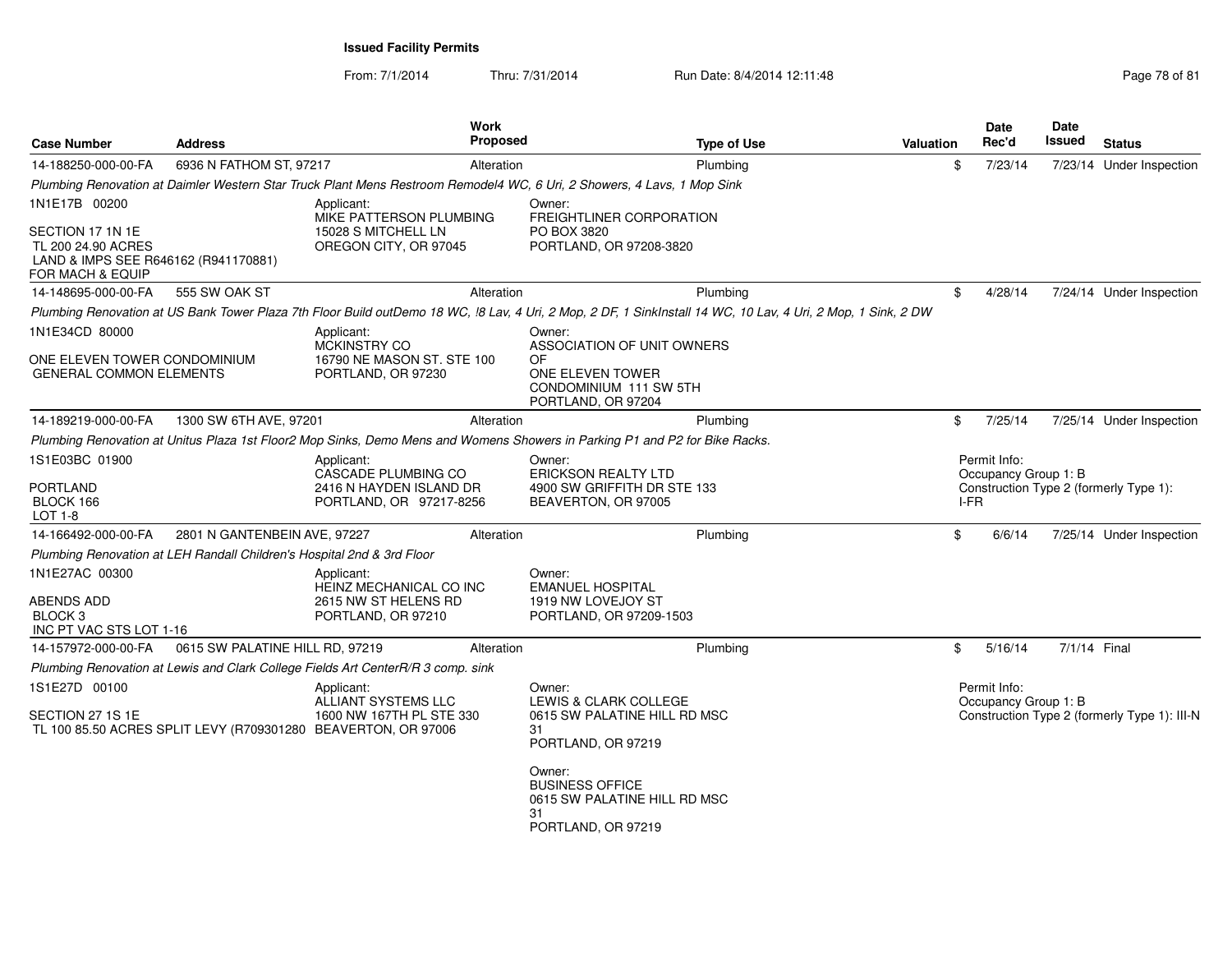# Issued Facility Permits

From: 7/1/2014 Thru: 7/31/2014 Run Date: 8/4/2014 12:11:48

| Case Number | Address | Work Proposed | Type of Use | Valuation | Date Rec'd | Date Issued | Status |
|---|---|---|---|---|---|---|---|
| 14-188250-000-00-FA | 6936 N FATHOM ST, 97217 | Alteration | Plumbing | $ | 7/23/14 | 7/23/14 | Under Inspection |

*Plumbing Renovation at Daimler Western Star Truck Plant Mens Restroom Remodel4 WC, 6 Uri, 2 Showers, 4 Lavs, 1 Mop Sink*

1N1E17B 00200

SECTION 17 1N 1E
TL 200 24.90 ACRES
LAND & IMPS SEE R646162 (R941170881)
FOR MACH & EQUIP

Applicant:
MIKE PATTERSON PLUMBING
15028 S MITCHELL LN
OREGON CITY, OR 97045

Owner:
FREIGHTLINER CORPORATION
PO BOX 3820
PORTLAND, OR 97208-3820

| Case Number | Address | Work Proposed | Type of Use | Valuation | Date Rec'd | Date Issued | Status |
|---|---|---|---|---|---|---|---|
| 14-148695-000-00-FA | 555 SW OAK ST | Alteration | Plumbing | $ | 4/28/14 | 7/24/14 | Under Inspection |

*Plumbing Renovation at US Bank Tower Plaza 7th Floor Build outDemo 18 WC, !8 Lav, 4 Uri, 2 Mop, 2 DF, 1 SinkInstall 14 WC, 10 Lav, 4 Uri, 2 Mop, 1 Sink, 2 DW*

1N1E34CD 80000

ONE ELEVEN TOWER CONDOMINIUM
GENERAL COMMON ELEMENTS

Applicant:
MCKINSTRY CO
16790 NE MASON ST. STE 100
PORTLAND, OR 97230

Owner:
ASSOCIATION OF UNIT OWNERS
OF
ONE ELEVEN TOWER
CONDOMINIUM 111 SW 5TH
PORTLAND, OR 97204

| Case Number | Address | Work Proposed | Type of Use | Valuation | Date Rec'd | Date Issued | Status |
|---|---|---|---|---|---|---|---|
| 14-189219-000-00-FA | 1300 SW 6TH AVE, 97201 | Alteration | Plumbing | $ | 7/25/14 | 7/25/14 | Under Inspection |

*Plumbing Renovation at Unitus Plaza 1st Floor2 Mop Sinks, Demo Mens and Womens Showers in Parking P1 and P2 for Bike Racks.*

1S1E03BC 01900

PORTLAND
BLOCK 166
LOT 1-8

Applicant:
CASCADE PLUMBING CO
2416 N HAYDEN ISLAND DR
PORTLAND, OR 97217-8256

Owner:
ERICKSON REALTY LTD
4900 SW GRIFFITH DR STE 133
BEAVERTON, OR 97005

Permit Info:
Occupancy Group 1: B
Construction Type 2 (formerly Type 1): I-FR

| Case Number | Address | Work Proposed | Type of Use | Valuation | Date Rec'd | Date Issued | Status |
|---|---|---|---|---|---|---|---|
| 14-166492-000-00-FA | 2801 N GANTENBEIN AVE, 97227 | Alteration | Plumbing | $ | 6/6/14 | 7/25/14 | Under Inspection |

*Plumbing Renovation at LEH Randall Children's Hospital 2nd & 3rd Floor*

1N1E27AC 00300

ABENDS ADD
BLOCK 3
INC PT VAC STS LOT 1-16

Applicant:
HEINZ MECHANICAL CO INC
2615 NW ST HELENS RD
PORTLAND, OR 97210

Owner:
EMANUEL HOSPITAL
1919 NW LOVEJOY ST
PORTLAND, OR 97209-1503

| Case Number | Address | Work Proposed | Type of Use | Valuation | Date Rec'd | Date Issued | Status |
|---|---|---|---|---|---|---|---|
| 14-157972-000-00-FA | 0615 SW PALATINE HILL RD, 97219 | Alteration | Plumbing | $ | 5/16/14 | 7/1/14 | Final |

*Plumbing Renovation at Lewis and Clark College Fields Art CenterR/R 3 comp. sink*

1S1E27D 00100

SECTION 27 1S 1E
TL 100 85.50 ACRES SPLIT LEVY (R709301280

Applicant:
ALLIANT SYSTEMS LLC
1600 NW 167TH PL STE 330
BEAVERTON, OR 97006

Owner:
LEWIS & CLARK COLLEGE
0615 SW PALATINE HILL RD MSC
31
PORTLAND, OR 97219

Owner:
BUSINESS OFFICE
0615 SW PALATINE HILL RD MSC
31
PORTLAND, OR 97219

Permit Info:
Occupancy Group 1: B
Construction Type 2 (formerly Type 1): III-N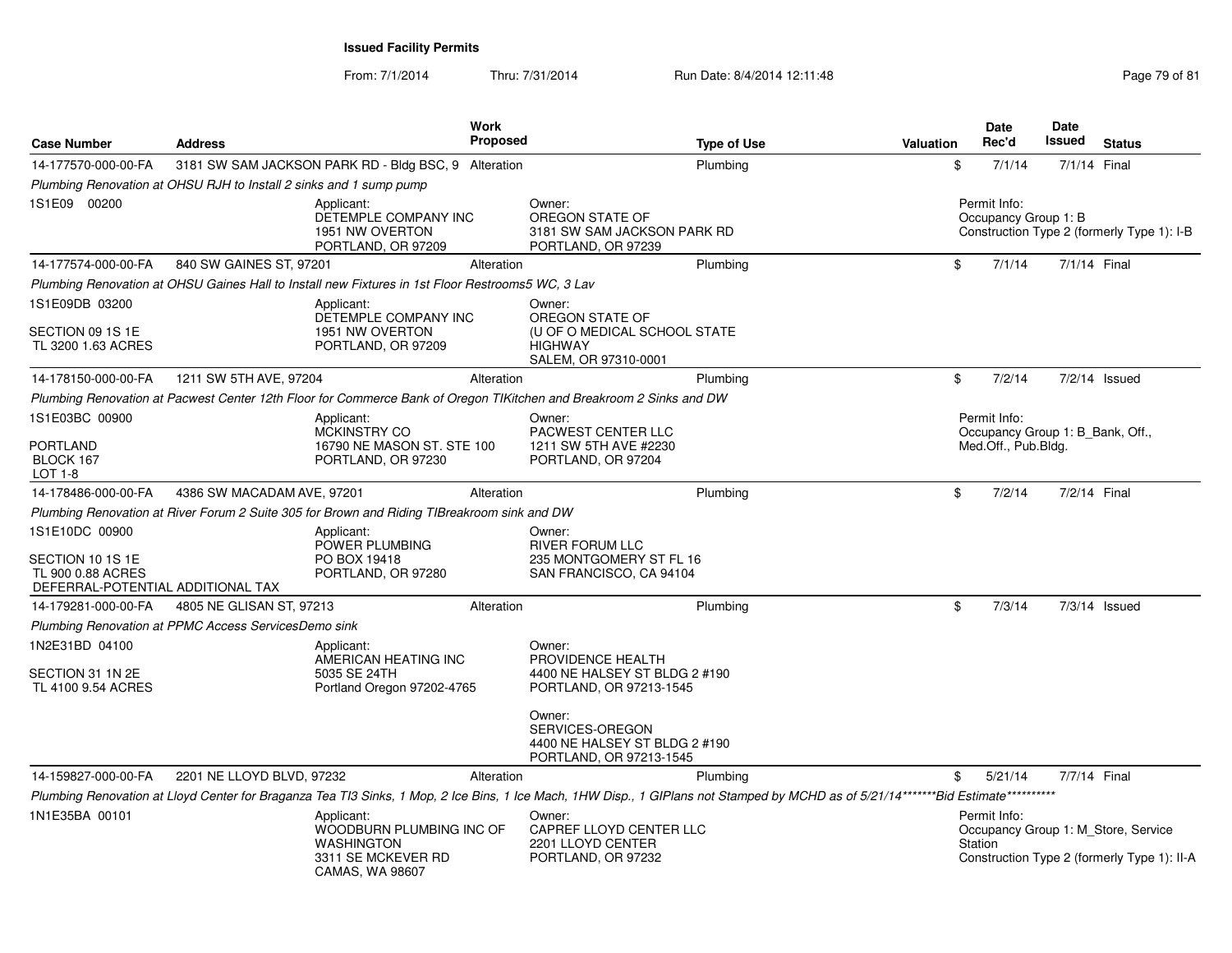**Issued Facility Permits**

From: 7/1/2014 Thru: 7/31/2014 Run Date: 8/4/2014 12:11:48

| Case Number | Address | Work Proposed | Type of Use | Valuation | Date Rec'd | Date Issued | Status |
|---|---|---|---|---|---|---|---|
| 14-177570-000-00-FA | 3181 SW SAM JACKSON PARK RD - Bldg BSC, 9 | Alteration | Plumbing | $ | 7/1/14 | 7/1/14 | Final |
| *Plumbing Renovation at OHSU RJH to Install 2 sinks and 1 sump pump* | | | | | | | |
| 1S1E09 00200 | Applicant: DETEMPLE COMPANY INC 1951 NW OVERTON PORTLAND, OR 97209 | | Owner: OREGON STATE OF 3181 SW SAM JACKSON PARK RD PORTLAND, OR 97239 | | Permit Info: Occupancy Group 1: B Construction Type 2 (formerly Type 1): I-B | | |
| 14-177574-000-00-FA | 840 SW GAINES ST, 97201 | Alteration | Plumbing | $ | 7/1/14 | 7/1/14 | Final |
| *Plumbing Renovation at OHSU Gaines Hall to Install new Fixtures in 1st Floor Restrooms5 WC, 3 Lav* | | | | | | | |
| 1S1E09DB 03200 SECTION 09 1S 1E TL 3200 1.63 ACRES | Applicant: DETEMPLE COMPANY INC 1951 NW OVERTON PORTLAND, OR 97209 | | Owner: OREGON STATE OF (U OF O MEDICAL SCHOOL STATE HIGHWAY SALEM, OR 97310-0001 | | | | |
| 14-178150-000-00-FA | 1211 SW 5TH AVE, 97204 | Alteration | Plumbing | $ | 7/2/14 | 7/2/14 | Issued |
| *Plumbing Renovation at Pacwest Center 12th Floor for Commerce Bank of Oregon TIKitchen and Breakroom 2 Sinks and DW* | | | | | | | |
| 1S1E03BC 00900 PORTLAND BLOCK 167 LOT 1-8 | Applicant: MCKINSTRY CO 16790 NE MASON ST. STE 100 PORTLAND, OR 97230 | | Owner: PACWEST CENTER LLC 1211 SW 5TH AVE #2230 PORTLAND, OR 97204 | | Permit Info: Occupancy Group 1: B_Bank, Off., Med.Off., Pub.Bldg. | | |
| 14-178486-000-00-FA | 4386 SW MACADAM AVE, 97201 | Alteration | Plumbing | $ | 7/2/14 | 7/2/14 | Final |
| *Plumbing Renovation at River Forum 2 Suite 305 for Brown and Riding TIBreakroom sink and DW* | | | | | | | |
| 1S1E10DC 00900 SECTION 10 1S 1E TL 900 0.88 ACRES DEFERRAL-POTENTIAL ADDITIONAL TAX | Applicant: POWER PLUMBING PO BOX 19418 PORTLAND, OR 97280 | | Owner: RIVER FORUM LLC 235 MONTGOMERY ST FL 16 SAN FRANCISCO, CA 94104 | | | | |
| 14-179281-000-00-FA | 4805 NE GLISAN ST, 97213 | Alteration | Plumbing | $ | 7/3/14 | 7/3/14 | Issued |
| *Plumbing Renovation at PPMC Access ServicesDemo sink* | | | | | | | |
| 1N2E31BD 04100 SECTION 31 1N 2E TL 4100 9.54 ACRES | Applicant: AMERICAN HEATING INC 5035 SE 24TH Portland Oregon 97202-4765 | | Owner: PROVIDENCE HEALTH 4400 NE HALSEY ST BLDG 2 #190 PORTLAND, OR 97213-1545 Owner: SERVICES-OREGON 4400 NE HALSEY ST BLDG 2 #190 PORTLAND, OR 97213-1545 | | | | |
| 14-159827-000-00-FA | 2201 NE LLOYD BLVD, 97232 | Alteration | Plumbing | $ | 5/21/14 | 7/7/14 | Final |
| *Plumbing Renovation at Lloyd Center for Braganza Tea TI3 Sinks, 1 Mop, 2 Ice Bins, 1 Ice Mach, 1HW Disp., 1 GIPlans not Stamped by MCHD as of 5/21/14*******Bid Estimate*********** | | | | | | | |
| 1N1E35BA 00101 | Applicant: WOODBURN PLUMBING INC OF WASHINGTON 3311 SE MCKEVER RD CAMAS, WA 98607 | | Owner: CAPREF LLOYD CENTER LLC 2201 LLOYD CENTER PORTLAND, OR 97232 | | Permit Info: Occupancy Group 1: M_Store, Service Station Construction Type 2 (formerly Type 1): II-A | | |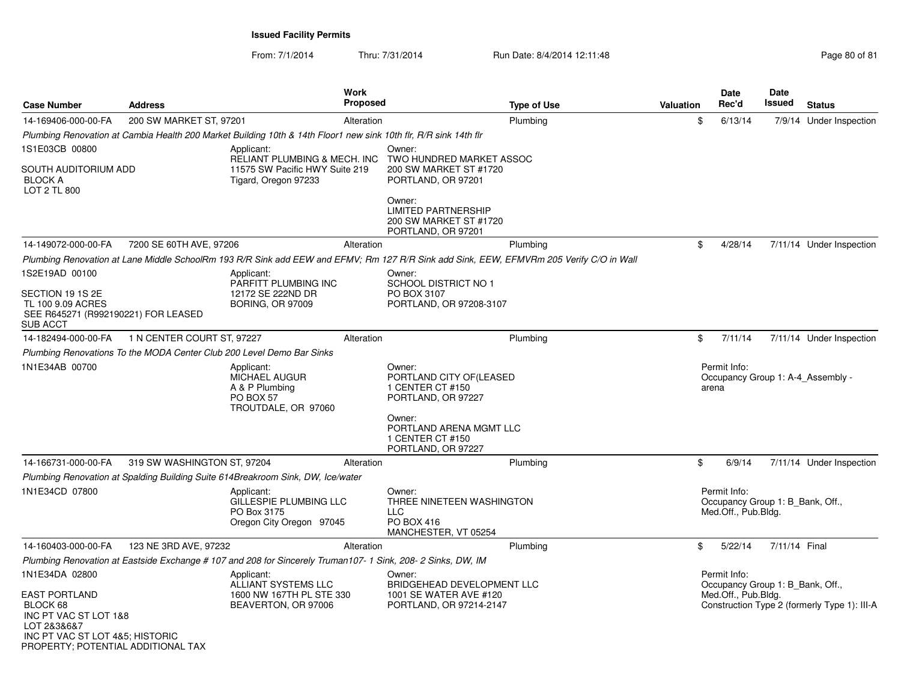**Issued Facility Permits**

From: 7/1/2014 Thru: 7/31/2014 Run Date: 8/4/2014 12:11:48

| Case Number | Address | Work Proposed | Type of Use | Valuation | Date Rec'd | Date Issued | Status |
|---|---|---|---|---|---|---|---|
| 14-169406-000-00-FA | 200 SW MARKET ST, 97201 | Alteration | Plumbing | $ | 6/13/14 | 7/9/14 | Under Inspection |

*Plumbing Renovation at Cambia Health 200 Market Building 10th & 14th Floor1 new sink 10th flr, R/R sink 14th flr*

1S1E03CB 00800

SOUTH AUDITORIUM ADD
BLOCK A
LOT 2 TL 800

Applicant:
RELIANT PLUMBING & MECH. INC
11575 SW Pacific HWY Suite 219
Tigard, Oregon 97233

Owner:
TWO HUNDRED MARKET ASSOC
200 SW MARKET ST #1720
PORTLAND, OR 97201

Owner:
LIMITED PARTNERSHIP
200 SW MARKET ST #1720
PORTLAND, OR 97201

| Case Number | Address | Work Proposed | Type of Use | Valuation | Date Rec'd | Date Issued | Status |
|---|---|---|---|---|---|---|---|
| 14-149072-000-00-FA | 7200 SE 60TH AVE, 97206 | Alteration | Plumbing | $ | 4/28/14 | 7/11/14 | Under Inspection |

*Plumbing Renovation at Lane Middle SchoolRm 193 R/R Sink add EEW and EFMV; Rm 127 R/R Sink add Sink, EEW, EFMVRm 205 Verify C/O in Wall*

1S2E19AD 00100

SECTION 19 1S 2E
TL 100 9.09 ACRES
SEE R645271 (R992190221) FOR LEASED SUB ACCT

Applicant:
PARFITT PLUMBING INC
12172 SE 222ND DR
BORING, OR 97009

Owner:
SCHOOL DISTRICT NO 1
PO BOX 3107
PORTLAND, OR 97208-3107

| Case Number | Address | Work Proposed | Type of Use | Valuation | Date Rec'd | Date Issued | Status |
|---|---|---|---|---|---|---|---|
| 14-182494-000-00-FA | 1 N CENTER COURT ST, 97227 | Alteration | Plumbing | $ | 7/11/14 | 7/11/14 | Under Inspection |

*Plumbing Renovations To the MODA Center Club 200 Level Demo Bar Sinks*

1N1E34AB 00700

Applicant:
MICHAEL AUGUR
A & P Plumbing
PO BOX 57
TROUTDALE, OR 97060

Owner:
PORTLAND CITY OF(LEASED
1 CENTER CT #150
PORTLAND, OR 97227

Owner:
PORTLAND ARENA MGMT LLC
1 CENTER CT #150
PORTLAND, OR 97227

Permit Info:
Occupancy Group 1: A-4_Assembly - arena

| Case Number | Address | Work Proposed | Type of Use | Valuation | Date Rec'd | Date Issued | Status |
|---|---|---|---|---|---|---|---|
| 14-166731-000-00-FA | 319 SW WASHINGTON ST, 97204 | Alteration | Plumbing | $ | 6/9/14 | 7/11/14 | Under Inspection |

*Plumbing Renovation at Spalding Building Suite 614Breakroom Sink, DW, Ice/water*

1N1E34CD 07800

Applicant:
GILLESPIE PLUMBING LLC
PO Box 3175
Oregon City Oregon 97045

Owner:
THREE NINETEEN WASHINGTON LLC
PO BOX 416
MANCHESTER, VT 05254

Permit Info:
Occupancy Group 1: B_Bank, Off., Med.Off., Pub.Bldg.

| Case Number | Address | Work Proposed | Type of Use | Valuation | Date Rec'd | Date Issued | Status |
|---|---|---|---|---|---|---|---|
| 14-160403-000-00-FA | 123 NE 3RD AVE, 97232 | Alteration | Plumbing | $ | 5/22/14 | 7/11/14 | Final |

*Plumbing Renovation at Eastside Exchange # 107 and 208 for Sincerely Truman107- 1 Sink, 208- 2 Sinks, DW, IM*

1N1E34DA 02800

EAST PORTLAND
BLOCK 68
INC PT VAC ST LOT 1&8
LOT 2&3&6&7
INC PT VAC ST LOT 4&5; HISTORIC PROPERTY; POTENTIAL ADDITIONAL TAX

Applicant:
ALLIANT SYSTEMS LLC
1600 NW 167TH PL STE 330
BEAVERTON, OR 97006

Owner:
BRIDGEHEAD DEVELOPMENT LLC
1001 SE WATER AVE #120
PORTLAND, OR 97214-2147

Permit Info:
Occupancy Group 1: B_Bank, Off., Med.Off., Pub.Bldg.
Construction Type 2 (formerly Type 1): III-A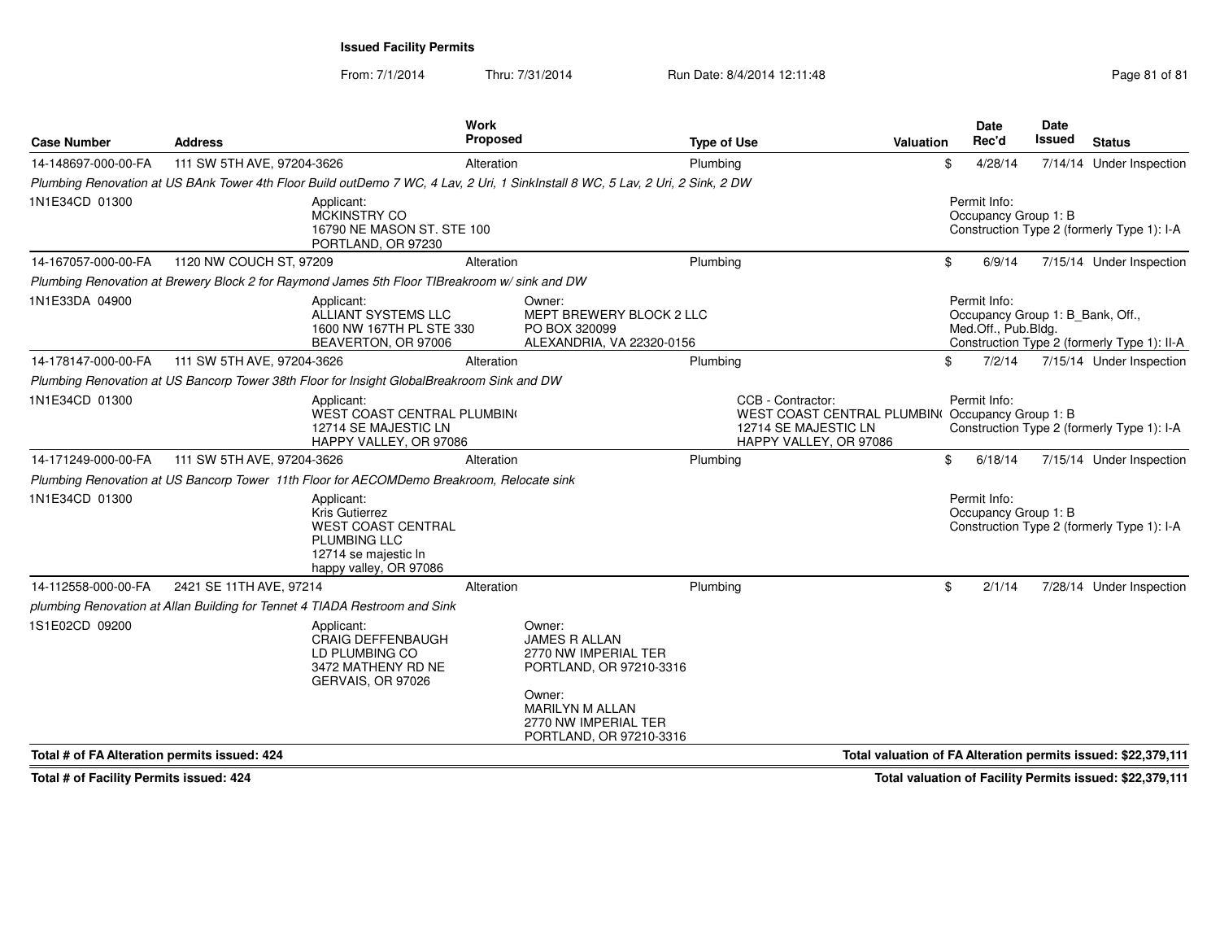**Issued Facility Permits**

From: 7/1/2014 Thru: 7/31/2014 Run Date: 8/4/2014 12:11:48

| Case Number | Address | Work Proposed | Type of Use | Valuation | Date Rec'd | Date Issued | Status |
|---|---|---|---|---|---|---|---|
| 14-148697-000-00-FA | 111 SW 5TH AVE, 97204-3626 | Alteration | Plumbing | $ | 4/28/14 | 7/14/14 | Under Inspection |

*Plumbing Renovation at US BAnk Tower 4th Floor Build outDemo 7 WC, 4 Lav, 2 Uri, 1 SinkInstall 8 WC, 5 Lav, 2 Uri, 2 Sink, 2 DW*

1N1E34CD 01300

Applicant:
MCKINSTRY CO
16790 NE MASON ST. STE 100
PORTLAND, OR 97230

Permit Info:
Occupancy Group 1: B
Construction Type 2 (formerly Type 1): I-A

| Case Number | Address | Work Proposed | Type of Use | Valuation | Date Rec'd | Date Issued | Status |
|---|---|---|---|---|---|---|---|
| 14-167057-000-00-FA | 1120 NW COUCH ST, 97209 | Alteration | Plumbing | $ | 6/9/14 | 7/15/14 | Under Inspection |

*Plumbing Renovation at Brewery Block 2 for Raymond James 5th Floor TIBreakroom w/ sink and DW*

1N1E33DA 04900

Applicant:
ALLIANT SYSTEMS LLC
1600 NW 167TH PL STE 330
BEAVERTON, OR 97006

Owner:
MEPT BREWERY BLOCK 2 LLC
PO BOX 320099
ALEXANDRIA, VA 22320-0156

Permit Info:
Occupancy Group 1: B_Bank, Off., Med.Off., Pub.Bldg.
Construction Type 2 (formerly Type 1): II-A

| Case Number | Address | Work Proposed | Type of Use | Valuation | Date Rec'd | Date Issued | Status |
|---|---|---|---|---|---|---|---|
| 14-178147-000-00-FA | 111 SW 5TH AVE, 97204-3626 | Alteration | Plumbing | $ | 7/2/14 | 7/15/14 | Under Inspection |

*Plumbing Renovation at US Bancorp Tower 38th Floor for Insight GlobalBreakroom Sink and DW*

1N1E34CD 01300

Applicant:
WEST COAST CENTRAL PLUMBIN(
12714 SE MAJESTIC LN
HAPPY VALLEY, OR 97086

CCB - Contractor:
WEST COAST CENTRAL PLUMBIN(
12714 SE MAJESTIC LN
HAPPY VALLEY, OR 97086

Permit Info:
Occupancy Group 1: B
Construction Type 2 (formerly Type 1): I-A

| Case Number | Address | Work Proposed | Type of Use | Valuation | Date Rec'd | Date Issued | Status |
|---|---|---|---|---|---|---|---|
| 14-171249-000-00-FA | 111 SW 5TH AVE, 97204-3626 | Alteration | Plumbing | $ | 6/18/14 | 7/15/14 | Under Inspection |

*Plumbing Renovation at US Bancorp Tower 11th Floor for AECOMDemo Breakroom, Relocate sink*

1N1E34CD 01300

Applicant:
Kris Gutierrez
WEST COAST CENTRAL PLUMBING LLC
12714 se majestic ln
happy valley, OR 97086

Permit Info:
Occupancy Group 1: B
Construction Type 2 (formerly Type 1): I-A

| Case Number | Address | Work Proposed | Type of Use | Valuation | Date Rec'd | Date Issued | Status |
|---|---|---|---|---|---|---|---|
| 14-112558-000-00-FA | 2421 SE 11TH AVE, 97214 | Alteration | Plumbing | $ | 2/1/14 | 7/28/14 | Under Inspection |

*plumbing Renovation at Allan Building for Tennet 4 TIADA Restroom and Sink*

1S1E02CD 09200

Applicant:
CRAIG DEFFENBAUGH
LD PLUMBING CO
3472 MATHENY RD NE
GERVAIS, OR 97026

Owner:
JAMES R ALLAN
2770 NW IMPERIAL TER
PORTLAND, OR 97210-3316

Owner:
MARILYN M ALLAN
2770 NW IMPERIAL TER
PORTLAND, OR 97210-3316

**Total # of FA Alteration permits issued: 424** — **Total valuation of FA Alteration permits issued: $22,379,111**

**Total # of Facility Permits issued: 424** — **Total valuation of Facility Permits issued: $22,379,111**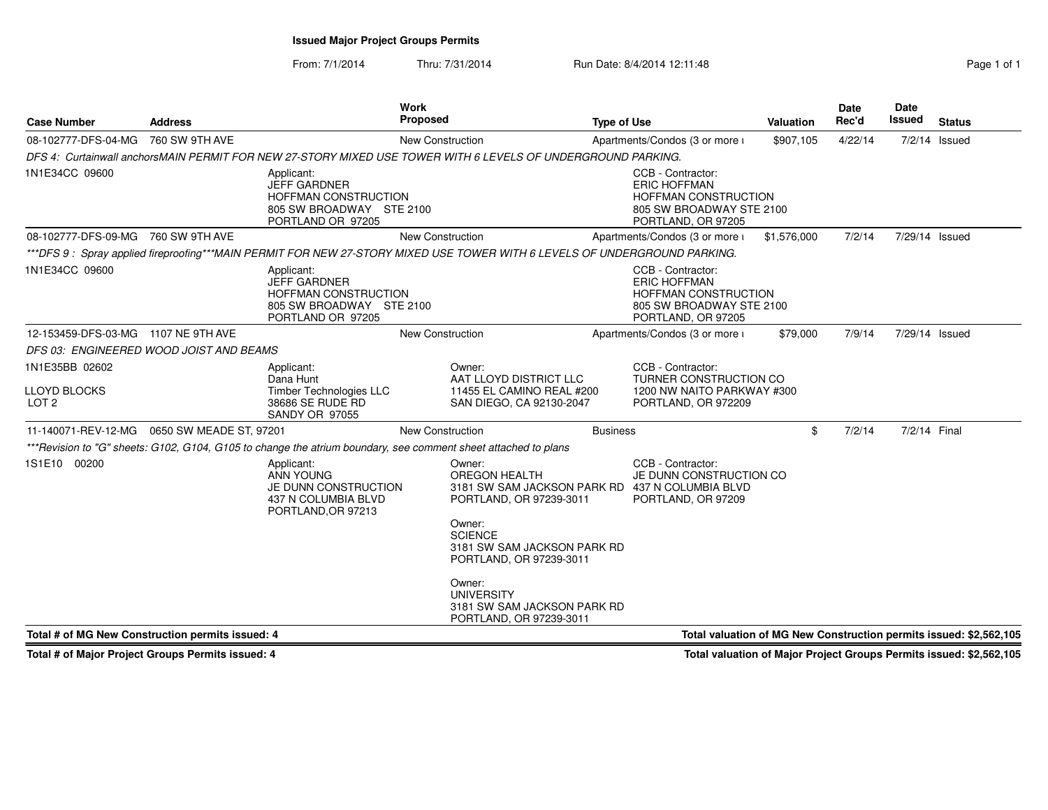**Issued Major Project Groups Permits**

From: 7/1/2014 Thru: 7/31/2014 Run Date: 8/4/2014 12:11:48

| Case Number | Address | Work Proposed | Type of Use | Valuation | Date Rec'd | Date Issued | Status |
|---|---|---|---|---|---|---|---|
| 08-102777-DFS-04-MG | 760 SW 9TH AVE | New Construction | Apartments/Condos (3 or more ı | $907,105 | 4/22/14 | 7/2/14 | Issued |

*DFS 4: Curtainwall anchorsMAIN PERMIT FOR NEW 27-STORY MIXED USE TOWER WITH 6 LEVELS OF UNDERGROUND PARKING.*

1N1E34CC 09600

Applicant:
JEFF GARDNER
HOFFMAN CONSTRUCTION
805 SW BROADWAY STE 2100
PORTLAND OR 97205

CCB - Contractor:
ERIC HOFFMAN
HOFFMAN CONSTRUCTION
805 SW BROADWAY STE 2100
PORTLAND, OR 97205

| Case Number | Address | Work Proposed | Type of Use | Valuation | Date Rec'd | Date Issued | Status |
|---|---|---|---|---|---|---|---|
| 08-102777-DFS-09-MG | 760 SW 9TH AVE | New Construction | Apartments/Condos (3 or more ı | $1,576,000 | 7/2/14 | 7/29/14 | Issued |

*\*\*\*DFS 9 : Spray applied fireproofing\*\*\*MAIN PERMIT FOR NEW 27-STORY MIXED USE TOWER WITH 6 LEVELS OF UNDERGROUND PARKING.*

1N1E34CC 09600

Applicant:
JEFF GARDNER
HOFFMAN CONSTRUCTION
805 SW BROADWAY STE 2100
PORTLAND OR 97205

CCB - Contractor:
ERIC HOFFMAN
HOFFMAN CONSTRUCTION
805 SW BROADWAY STE 2100
PORTLAND, OR 97205

| Case Number | Address | Work Proposed | Type of Use | Valuation | Date Rec'd | Date Issued | Status |
|---|---|---|---|---|---|---|---|
| 12-153459-DFS-03-MG | 1107 NE 9TH AVE | New Construction | Apartments/Condos (3 or more ı | $79,000 | 7/9/14 | 7/29/14 | Issued |

*DFS 03: ENGINEERED WOOD JOIST AND BEAMS*

1N1E35BB 02602

LLOYD BLOCKS
LOT 2

Applicant:
Dana Hunt
Timber Technologies LLC
38686 SE RUDE RD
SANDY OR 97055

Owner:
AAT LLOYD DISTRICT LLC
11455 EL CAMINO REAL #200
SAN DIEGO, CA 92130-2047

CCB - Contractor:
TURNER CONSTRUCTION CO
1200 NW NAITO PARKWAY #300
PORTLAND, OR 972209

| Case Number | Address | Work Proposed | Type of Use | Valuation | Date Rec'd | Date Issued | Status |
|---|---|---|---|---|---|---|---|
| 11-140071-REV-12-MG | 0650 SW MEADE ST, 97201 | New Construction | Business | $ | 7/2/14 | 7/2/14 | Final |

*\*\*\*Revision to "G" sheets: G102, G104, G105 to change the atrium boundary, see comment sheet attached to plans*

1S1E10 00200

Applicant:
ANN YOUNG
JE DUNN CONSTRUCTION
437 N COLUMBIA BLVD
PORTLAND,OR 97213

Owner:
OREGON HEALTH
3181 SW SAM JACKSON PARK RD
PORTLAND, OR 97239-3011

Owner:
SCIENCE
3181 SW SAM JACKSON PARK RD
PORTLAND, OR 97239-3011

Owner:
UNIVERSITY
3181 SW SAM JACKSON PARK RD
PORTLAND, OR 97239-3011

CCB - Contractor:
JE DUNN CONSTRUCTION CO
437 N COLUMBIA BLVD
PORTLAND, OR 97209

**Total # of MG New Construction permits issued: 4** — **Total valuation of MG New Construction permits issued: $2,562,105**

**Total # of Major Project Groups Permits issued: 4** — **Total valuation of Major Project Groups Permits issued: $2,562,105**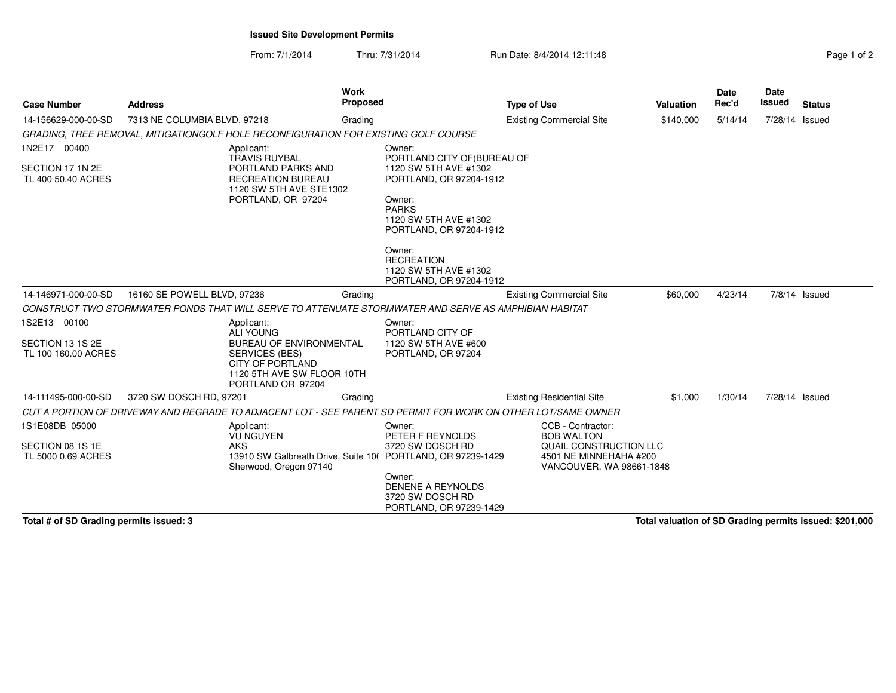# Issued Site Development Permits

From: 7/1/2014 Thru: 7/31/2014 Run Date: 8/4/2014 12:11:48

| Case Number | Address | Work Proposed | Type of Use | Valuation | Date Rec'd | Date Issued | Status |
|---|---|---|---|---|---|---|---|
| 14-156629-000-00-SD | 7313 NE COLUMBIA BLVD, 97218 | Grading | Existing Commercial Site | $140,000 | 5/14/14 | 7/28/14 | Issued |

*GRADING, TREE REMOVAL, MITIGATIONGOLF HOLE RECONFIGURATION FOR EXISTING GOLF COURSE*

1N2E17 00400

SECTION 17 1N 2E
TL 400 50.40 ACRES

Applicant:
TRAVIS RUYBAL
PORTLAND PARKS AND RECREATION BUREAU
1120 SW 5TH AVE STE1302
PORTLAND, OR 97204

Owner:
PORTLAND CITY OF(BUREAU OF
1120 SW 5TH AVE #1302
PORTLAND, OR 97204-1912

Owner:
PARKS
1120 SW 5TH AVE #1302
PORTLAND, OR 97204-1912

Owner:
RECREATION
1120 SW 5TH AVE #1302
PORTLAND, OR 97204-1912

| Case Number | Address | Work Proposed | Type of Use | Valuation | Date Rec'd | Date Issued | Status |
|---|---|---|---|---|---|---|---|
| 14-146971-000-00-SD | 16160 SE POWELL BLVD, 97236 | Grading | Existing Commercial Site | $60,000 | 4/23/14 | 7/8/14 | Issued |

*CONSTRUCT TWO STORMWATER PONDS THAT WILL SERVE TO ATTENUATE STORMWATER AND SERVE AS AMPHIBIAN HABITAT*

1S2E13 00100

SECTION 13 1S 2E
TL 100 160.00 ACRES

Applicant:
ALI YOUNG
BUREAU OF ENVIRONMENTAL SERVICES (BES)
CITY OF PORTLAND
1120 5TH AVE SW FLOOR 10TH
PORTLAND OR 97204

Owner:
PORTLAND CITY OF
1120 SW 5TH AVE #600
PORTLAND, OR 97204

| Case Number | Address | Work Proposed | Type of Use | Valuation | Date Rec'd | Date Issued | Status |
|---|---|---|---|---|---|---|---|
| 14-111495-000-00-SD | 3720 SW DOSCH RD, 97201 | Grading | Existing Residential Site | $1,000 | 1/30/14 | 7/28/14 | Issued |

*CUT A PORTION OF DRIVEWAY AND REGRADE TO ADJACENT LOT - SEE PARENT SD PERMIT FOR WORK ON OTHER LOT/SAME OWNER*

1S1E08DB 05000

SECTION 08 1S 1E
TL 5000 0.69 ACRES

Applicant:
VU NGUYEN
AKS
13910 SW Galbreath Drive, Suite 10(
Sherwood, Oregon 97140

Owner:
PETER F REYNOLDS
3720 SW DOSCH RD
PORTLAND, OR 97239-1429

Owner:
DENENE A REYNOLDS
3720 SW DOSCH RD
PORTLAND, OR 97239-1429

CCB - Contractor:
BOB WALTON
QUAIL CONSTRUCTION LLC
4501 NE MINNEHAHA #200
VANCOUVER, WA 98661-1848

**Total # of SD Grading permits issued: 3**

**Total valuation of SD Grading permits issued: $201,000**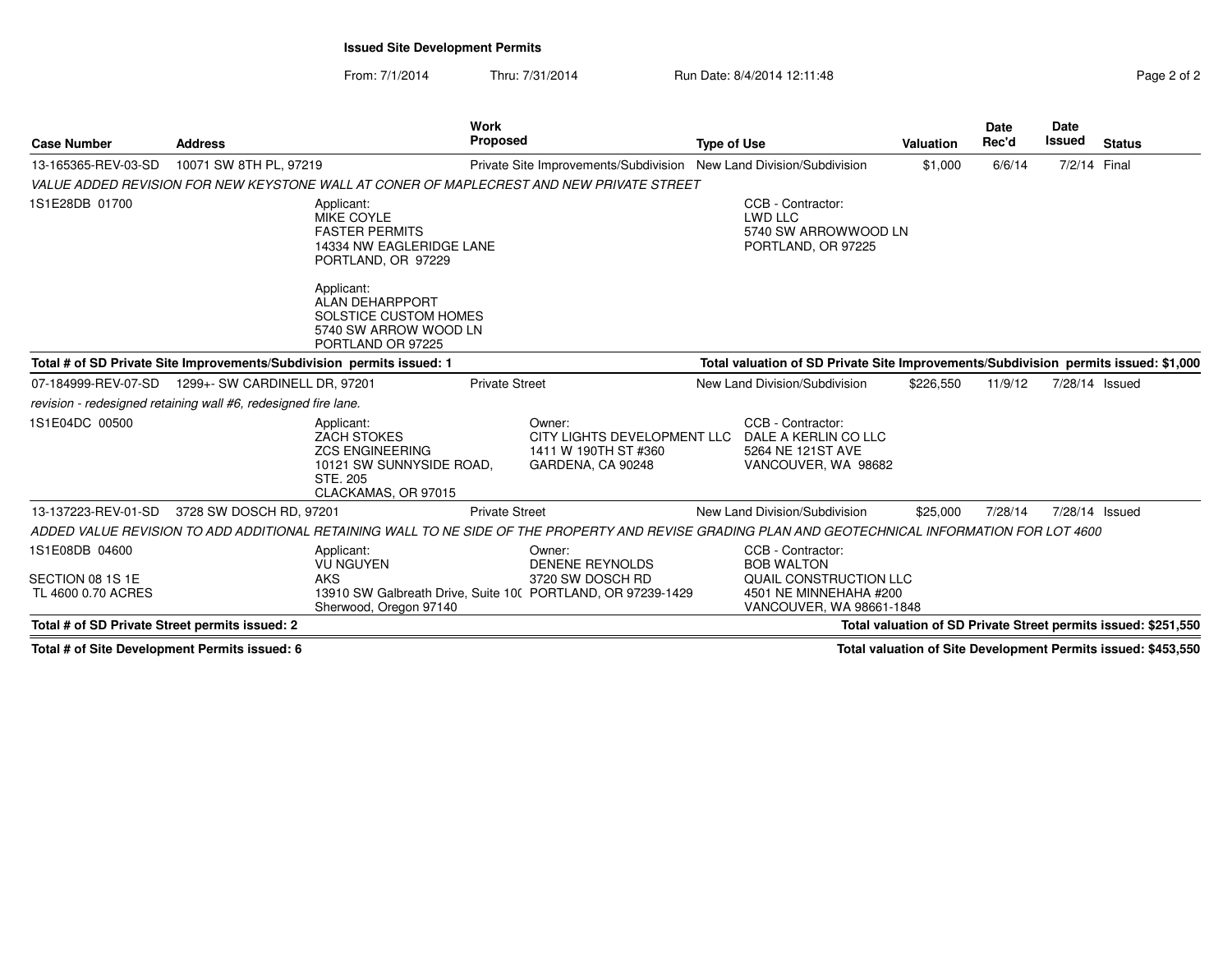**Issued Site Development Permits**

From: 7/1/2014 Thru: 7/31/2014 Run Date: 8/4/2014 12:11:48

| Case Number | Address | Work Proposed | Type of Use | Valuation | Date Rec'd | Date Issued | Status |
|---|---|---|---|---|---|---|---|
| 13-165365-REV-03-SD | 10071 SW 8TH PL, 97219 | Private Site Improvements/Subdivision | New Land Division/Subdivision | $1,000 | 6/6/14 | 7/2/14 | Final |

*VALUE ADDED REVISION FOR NEW KEYSTONE WALL AT CONER OF MAPLECREST AND NEW PRIVATE STREET*

1S1E28DB 01700

Applicant:
MIKE COYLE
FASTER PERMITS
14334 NW EAGLERIDGE LANE
PORTLAND, OR 97229

Applicant:
ALAN DEHARPPORT
SOLSTICE CUSTOM HOMES
5740 SW ARROW WOOD LN
PORTLAND OR 97225

CCB - Contractor:
LWD LLC
5740 SW ARROWWOOD LN
PORTLAND, OR 97225

**Total # of SD Private Site Improvements/Subdivision permits issued: 1** — **Total valuation of SD Private Site Improvements/Subdivision permits issued: $1,000**

| Case Number | Address | Work Proposed | Type of Use | Valuation | Date Rec'd | Date Issued | Status |
|---|---|---|---|---|---|---|---|
| 07-184999-REV-07-SD | 1299+- SW CARDINELL DR, 97201 | Private Street | New Land Division/Subdivision | $226,550 | 11/9/12 | 7/28/14 | Issued |

*revision - redesigned retaining wall #6, redesigned fire lane.*

1S1E04DC 00500

Applicant:
ZACH STOKES
ZCS ENGINEERING
10121 SW SUNNYSIDE ROAD, STE. 205
CLACKAMAS, OR 97015

Owner:
CITY LIGHTS DEVELOPMENT LLC
1411 W 190TH ST #360
GARDENA, CA 90248

CCB - Contractor:
DALE A KERLIN CO LLC
5264 NE 121ST AVE
VANCOUVER, WA 98682

| Case Number | Address | Work Proposed | Type of Use | Valuation | Date Rec'd | Date Issued | Status |
|---|---|---|---|---|---|---|---|
| 13-137223-REV-01-SD | 3728 SW DOSCH RD, 97201 | Private Street | New Land Division/Subdivision | $25,000 | 7/28/14 | 7/28/14 | Issued |

*ADDED VALUE REVISION TO ADD ADDITIONAL RETAINING WALL TO NE SIDE OF THE PROPERTY AND REVISE GRADING PLAN AND GEOTECHNICAL INFORMATION FOR LOT 4600*

1S1E08DB 04600

SECTION 08 1S 1E
TL 4600 0.70 ACRES

Applicant:
VU NGUYEN
AKS
13910 SW Galbreath Drive, Suite 10(
Sherwood, Oregon 97140

Owner:
DENENE REYNOLDS
3720 SW DOSCH RD
PORTLAND, OR 97239-1429

CCB - Contractor:
BOB WALTON
QUAIL CONSTRUCTION LLC
4501 NE MINNEHAHA #200
VANCOUVER, WA 98661-1848

**Total # of SD Private Street permits issued: 2** — **Total valuation of SD Private Street permits issued: $251,550**

**Total # of Site Development Permits issued: 6** — **Total valuation of Site Development Permits issued: $453,550**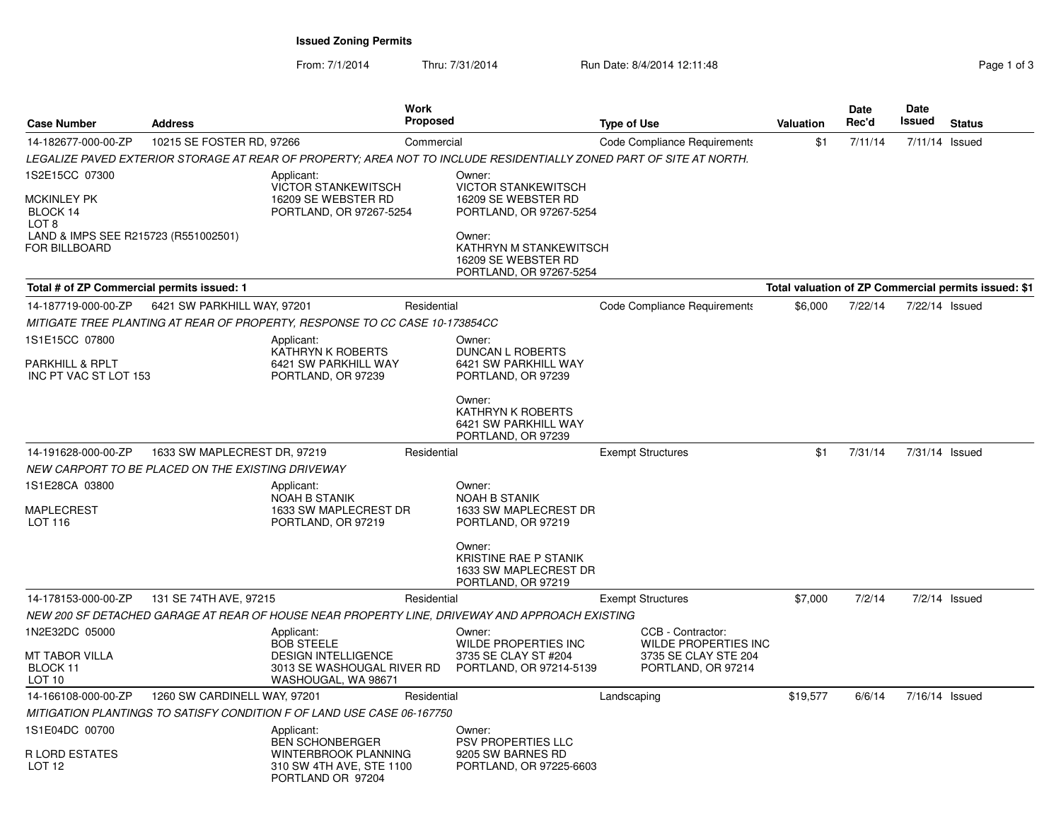## Issued Zoning Permits

From: 7/1/2014 Thru: 7/31/2014 Run Date: 8/4/2014 12:11:48

| Case Number | Address | Work Proposed | Type of Use | Valuation | Date Rec'd | Date Issued | Status |
|---|---|---|---|---|---|---|---|
| 14-182677-000-00-ZP | 10215 SE FOSTER RD, 97266 | Commercial | Code Compliance Requirements | $1 | 7/11/14 | 7/11/14 | Issued |

*LEGALIZE PAVED EXTERIOR STORAGE AT REAR OF PROPERTY; AREA NOT TO INCLUDE RESIDENTIALLY ZONED PART OF SITE AT NORTH.*

1S2E15CC 07300
MCKINLEY PK
BLOCK 14
LOT 8
LAND & IMPS SEE R215723 (R551002501)
FOR BILLBOARD

Applicant:
VICTOR STANKEWITSCH
16209 SE WEBSTER RD
PORTLAND, OR 97267-5254

Owner:
VICTOR STANKEWITSCH
16209 SE WEBSTER RD
PORTLAND, OR 97267-5254

Owner:
KATHRYN M STANKEWITSCH
16209 SE WEBSTER RD
PORTLAND, OR 97267-5254

**Total # of ZP Commercial permits issued: 1** **Total valuation of ZP Commercial permits issued: $1**

| Case Number | Address | Work Proposed | Type of Use | Valuation | Date Rec'd | Date Issued | Status |
|---|---|---|---|---|---|---|---|
| 14-187719-000-00-ZP | 6421 SW PARKHILL WAY, 97201 | Residential | Code Compliance Requirements | $6,000 | 7/22/14 | 7/22/14 | Issued |

*MITIGATE TREE PLANTING AT REAR OF PROPERTY, RESPONSE TO CC CASE 10-173854CC*

1S1E15CC 07800
PARKHILL & RPLT
INC PT VAC ST LOT 153

Applicant:
KATHRYN K ROBERTS
6421 SW PARKHILL WAY
PORTLAND, OR 97239

Owner:
DUNCAN L ROBERTS
6421 SW PARKHILL WAY
PORTLAND, OR 97239

Owner:
KATHRYN K ROBERTS
6421 SW PARKHILL WAY
PORTLAND, OR 97239

| Case Number | Address | Work Proposed | Type of Use | Valuation | Date Rec'd | Date Issued | Status |
|---|---|---|---|---|---|---|---|
| 14-191628-000-00-ZP | 1633 SW MAPLECREST DR, 97219 | Residential | Exempt Structures | $1 | 7/31/14 | 7/31/14 | Issued |

*NEW CARPORT TO BE PLACED ON THE EXISTING DRIVEWAY*

1S1E28CA 03800
MAPLECREST
LOT 116

Applicant:
NOAH B STANIK
1633 SW MAPLECREST DR
PORTLAND, OR 97219

Owner:
NOAH B STANIK
1633 SW MAPLECREST DR
PORTLAND, OR 97219

Owner:
KRISTINE RAE P STANIK
1633 SW MAPLECREST DR
PORTLAND, OR 97219

| Case Number | Address | Work Proposed | Type of Use | Valuation | Date Rec'd | Date Issued | Status |
|---|---|---|---|---|---|---|---|
| 14-178153-000-00-ZP | 131 SE 74TH AVE, 97215 | Residential | Exempt Structures | $7,000 | 7/2/14 | 7/2/14 | Issued |

*NEW 200 SF DETACHED GARAGE AT REAR OF HOUSE NEAR PROPERTY LINE, DRIVEWAY AND APPROACH EXISTING*

1N2E32DC 05000
MT TABOR VILLA
BLOCK 11
LOT 10

Applicant:
BOB STEELE
DESIGN INTELLIGENCE
3013 SE WASHOUGAL RIVER RD
WASHOUGAL, WA 98671

Owner:
WILDE PROPERTIES INC
3735 SE CLAY ST #204
PORTLAND, OR 97214-5139

CCB - Contractor:
WILDE PROPERTIES INC
3735 SE CLAY STE 204
PORTLAND, OR 97214

| Case Number | Address | Work Proposed | Type of Use | Valuation | Date Rec'd | Date Issued | Status |
|---|---|---|---|---|---|---|---|
| 14-166108-000-00-ZP | 1260 SW CARDINELL WAY, 97201 | Residential | Landscaping | $19,577 | 6/6/14 | 7/16/14 | Issued |

*MITIGATION PLANTINGS TO SATISFY CONDITION F OF LAND USE CASE 06-167750*

1S1E04DC 00700
R LORD ESTATES
LOT 12

Applicant:
BEN SCHONBERGER
WINTERBROOK PLANNING
310 SW 4TH AVE, STE 1100
PORTLAND OR 97204

Owner:
PSV PROPERTIES LLC
9205 SW BARNES RD
PORTLAND, OR 97225-6603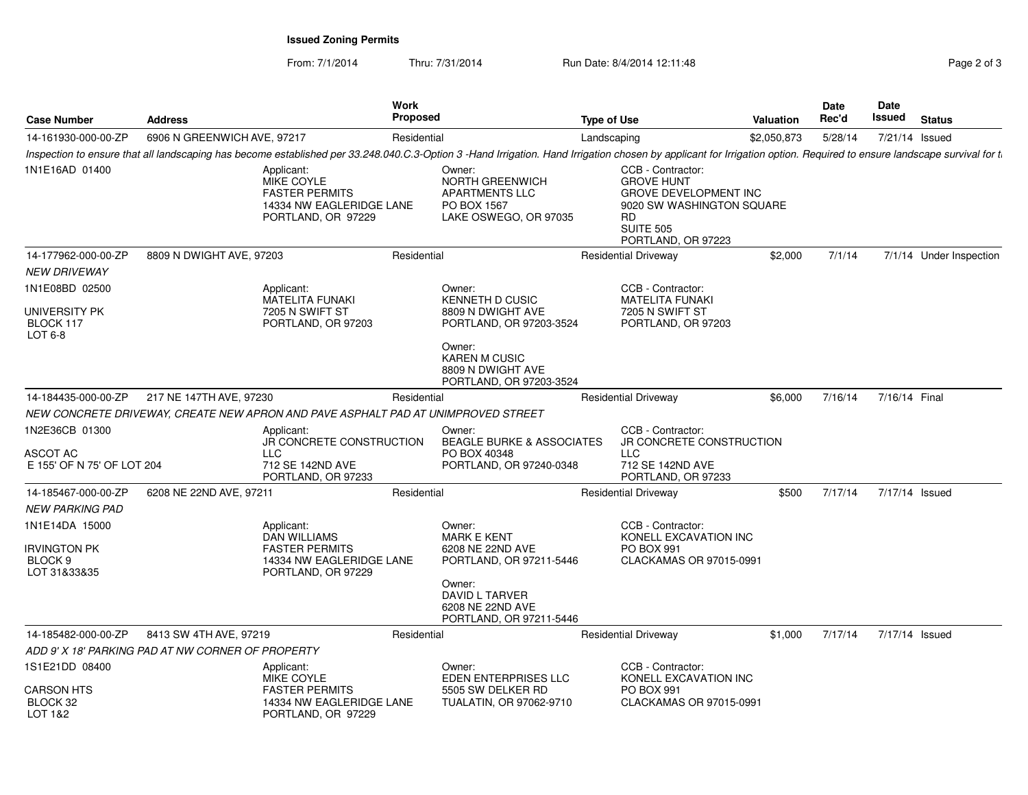## Issued Zoning Permits

From: 7/1/2014 Thru: 7/31/2014 Run Date: 8/4/2014 12:11:48

| Case Number | Address | Work Proposed | Type of Use | Valuation | Date Rec'd | Date Issued | Status |
|---|---|---|---|---|---|---|---|
| 14-161930-000-00-ZP | 6906 N GREENWICH AVE, 97217 | Residential | Landscaping | $2,050,873 | 5/28/14 | 7/21/14 | Issued |
| 14-177962-000-00-ZP | 8809 N DWIGHT AVE, 97203 | Residential | Residential Driveway | $2,000 | 7/1/14 | 7/1/14 | Under Inspection |
| 14-184435-000-00-ZP | 217 NE 147TH AVE, 97230 | Residential | Residential Driveway | $6,000 | 7/16/14 | 7/16/14 | Final |
| 14-185467-000-00-ZP | 6208 NE 22ND AVE, 97211 | Residential | Residential Driveway | $500 | 7/17/14 | 7/17/14 | Issued |
| 14-185482-000-00-ZP | 8413 SW 4TH AVE, 97219 | Residential | Residential Driveway | $1,000 | 7/17/14 | 7/17/14 | Issued |

**14-161930-000-00-ZP**

*Inspection to ensure that all landscaping has become established per 33.248.040.C.3-Option 3 -Hand Irrigation. Hand Irrigation chosen by applicant for Irrigation option. Required to ensure landscape survival for t*

1N1E16AD 01400

Applicant: MIKE COYLE, FASTER PERMITS, 14334 NW EAGLERIDGE LANE, PORTLAND, OR 97229

Owner: NORTH GREENWICH APARTMENTS LLC, PO BOX 1567, LAKE OSWEGO, OR 97035

CCB - Contractor: GROVE HUNT, GROVE DEVELOPMENT INC, 9020 SW WASHINGTON SQUARE RD, SUITE 505, PORTLAND, OR 97223

**14-177962-000-00-ZP**

*NEW DRIVEWAY*

1N1E08BD 02500

UNIVERSITY PK
BLOCK 117
LOT 6-8

Applicant: MATELITA FUNAKI, 7205 N SWIFT ST, PORTLAND, OR 97203

Owner: KENNETH D CUSIC, 8809 N DWIGHT AVE, PORTLAND, OR 97203-3524

Owner: KAREN M CUSIC, 8809 N DWIGHT AVE, PORTLAND, OR 97203-3524

CCB - Contractor: MATELITA FUNAKI, 7205 N SWIFT ST, PORTLAND, OR 97203

**14-184435-000-00-ZP**

*NEW CONCRETE DRIVEWAY, CREATE NEW APRON AND PAVE ASPHALT PAD AT UNIMPROVED STREET*

1N2E36CB 01300

ASCOT AC
E 155' OF N 75' OF LOT 204

Applicant: JR CONCRETE CONSTRUCTION LLC, 712 SE 142ND AVE, PORTLAND, OR 97233

Owner: BEAGLE BURKE & ASSOCIATES, PO BOX 40348, PORTLAND, OR 97240-0348

CCB - Contractor: JR CONCRETE CONSTRUCTION LLC, 712 SE 142ND AVE, PORTLAND, OR 97233

**14-185467-000-00-ZP**

*NEW PARKING PAD*

1N1E14DA 15000

IRVINGTON PK
BLOCK 9
LOT 31&33&35

Applicant: DAN WILLIAMS, FASTER PERMITS, 14334 NW EAGLERIDGE LANE, PORTLAND, OR 97229

Owner: MARK E KENT, 6208 NE 22ND AVE, PORTLAND, OR 97211-5446

Owner: DAVID L TARVER, 6208 NE 22ND AVE, PORTLAND, OR 97211-5446

CCB - Contractor: KONELL EXCAVATION INC, PO BOX 991, CLACKAMAS OR 97015-0991

**14-185482-000-00-ZP**

*ADD 9' X 18' PARKING PAD AT NW CORNER OF PROPERTY*

1S1E21DD 08400

CARSON HTS
BLOCK 32
LOT 1&2

Applicant: MIKE COYLE, FASTER PERMITS, 14334 NW EAGLERIDGE LANE, PORTLAND, OR 97229

Owner: EDEN ENTERPRISES LLC, 5505 SW DELKER RD, TUALATIN, OR 97062-9710

CCB - Contractor: KONELL EXCAVATION INC, PO BOX 991, CLACKAMAS OR 97015-0991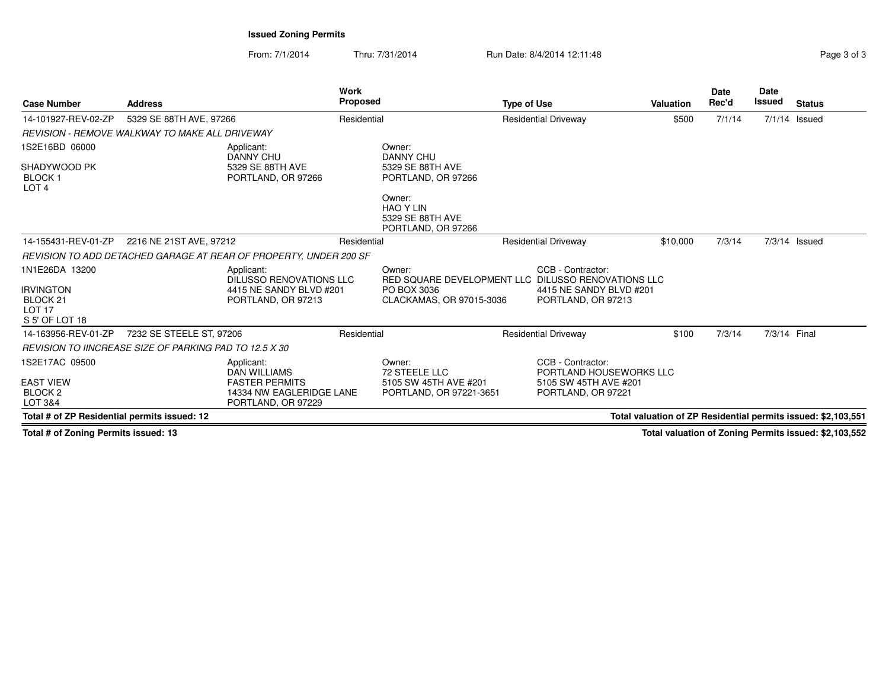**Issued Zoning Permits**

From: 7/1/2014 Thru: 7/31/2014 Run Date: 8/4/2014 12:11:48

| Case Number | Address | Work Proposed | Type of Use | Valuation | Date Rec'd | Date Issued | Status |
|---|---|---|---|---|---|---|---|
| 14-101927-REV-02-ZP | 5329 SE 88TH AVE, 97266 | Residential | Residential Driveway | $500 | 7/1/14 | 7/1/14 | Issued |
| *REVISION - REMOVE WALKWAY TO MAKE ALL DRIVEWAY* | | | | | | | |
| 1S2E16BD 06000<br>SHADYWOOD PK<br>BLOCK 1<br>LOT 4 | Applicant:<br>DANNY CHU<br>5329 SE 88TH AVE<br>PORTLAND, OR 97266 | Owner:<br>DANNY CHU<br>5329 SE 88TH AVE<br>PORTLAND, OR 97266<br><br>Owner:<br>HAO Y LIN<br>5329 SE 88TH AVE<br>PORTLAND, OR 97266 | | | | | |
| 14-155431-REV-01-ZP | 2216 NE 21ST AVE, 97212 | Residential | Residential Driveway | $10,000 | 7/3/14 | 7/3/14 | Issued |
| *REVISION TO ADD DETACHED GARAGE AT REAR OF PROPERTY, UNDER 200 SF* | | | | | | | |
| 1N1E26DA 13200<br>IRVINGTON<br>BLOCK 21<br>LOT 17<br>S 5' OF LOT 18 | Applicant:<br>DILUSSO RENOVATIONS LLC<br>4415 NE SANDY BLVD #201<br>PORTLAND, OR 97213 | Owner:<br>RED SQUARE DEVELOPMENT LLC<br>PO BOX 3036<br>CLACKAMAS, OR 97015-3036 | CCB - Contractor:<br>DILUSSO RENOVATIONS LLC<br>4415 NE SANDY BLVD #201<br>PORTLAND, OR 97213 | | | | |
| 14-163956-REV-01-ZP | 7232 SE STEELE ST, 97206 | Residential | Residential Driveway | $100 | 7/3/14 | 7/3/14 | Final |
| *REVISION TO IINCREASE SIZE OF PARKING PAD TO 12.5 X 30* | | | | | | | |
| 1S2E17AC 09500<br>EAST VIEW<br>BLOCK 2<br>LOT 3&4 | Applicant:<br>DAN WILLIAMS<br>FASTER PERMITS<br>14334 NW EAGLERIDGE LANE<br>PORTLAND, OR 97229 | Owner:<br>72 STEELE LLC<br>5105 SW 45TH AVE #201<br>PORTLAND, OR 97221-3651 | CCB - Contractor:<br>PORTLAND HOUSEWORKS LLC<br>5105 SW 45TH AVE #201<br>PORTLAND, OR 97221 | | | | |

**Total # of ZP Residential permits issued: 12** — **Total valuation of ZP Residential permits issued: $2,103,551**

**Total # of Zoning Permits issued: 13** — **Total valuation of Zoning Permits issued: $2,103,552**